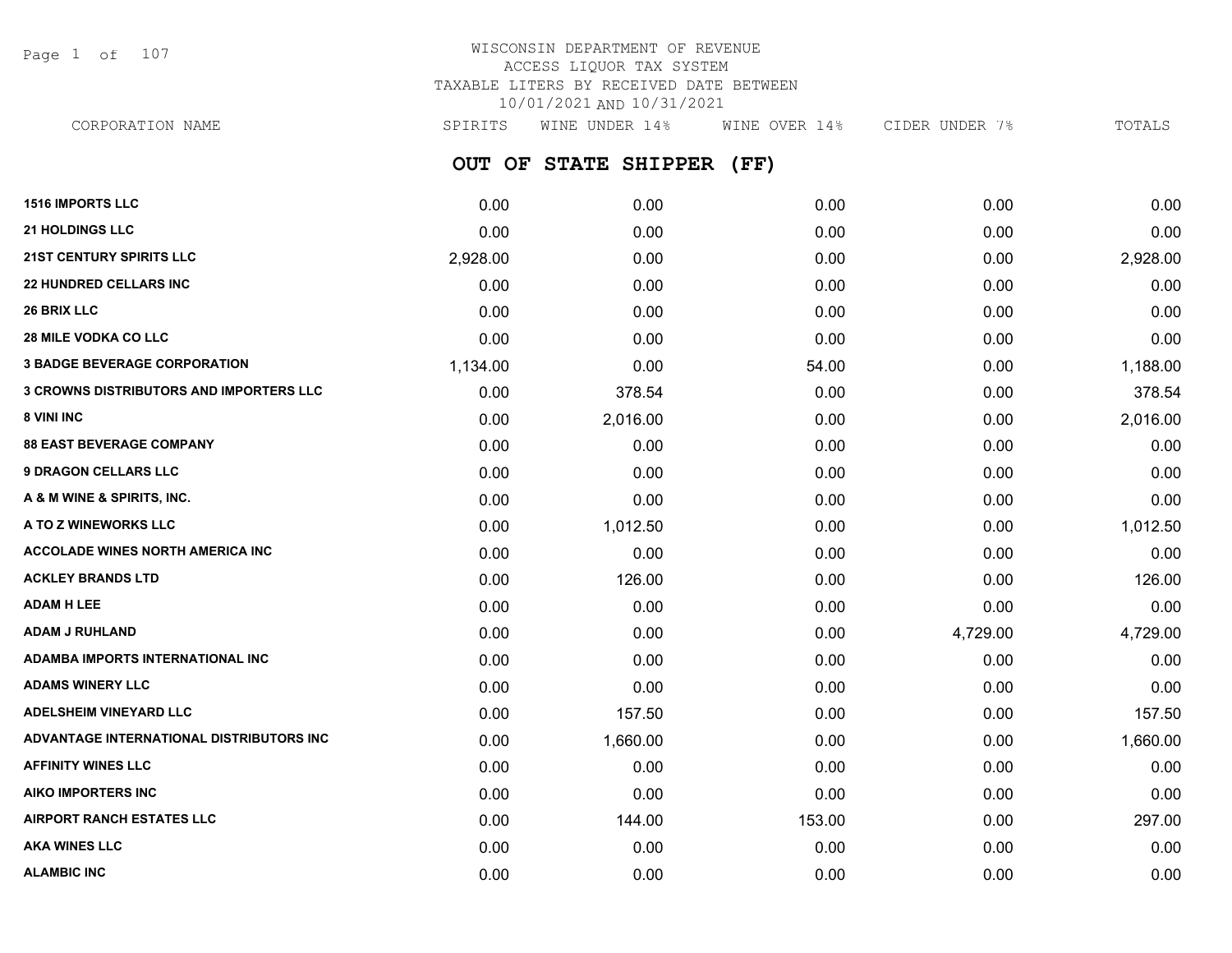WISCONSIN DEPARTMENT OF REVENUE
ACCESS LIQUOR TAX SYSTEM
TAXABLE LITERS BY RECEIVED DATE BETWEEN
10/01/2021 AND 10/31/2021

## OUT OF STATE SHIPPER (FF)

| CORPORATION NAME | SPIRITS | WINE UNDER 14% | WINE OVER 14% | CIDER UNDER 7% | TOTALS |
|---|---|---|---|---|---|
| **1516 IMPORTS LLC** | 0.00 | 0.00 | 0.00 | 0.00 | 0.00 |
| **21 HOLDINGS LLC** | 0.00 | 0.00 | 0.00 | 0.00 | 0.00 |
| **21ST CENTURY SPIRITS LLC** | 2,928.00 | 0.00 | 0.00 | 0.00 | 2,928.00 |
| **22 HUNDRED CELLARS INC** | 0.00 | 0.00 | 0.00 | 0.00 | 0.00 |
| **26 BRIX LLC** | 0.00 | 0.00 | 0.00 | 0.00 | 0.00 |
| **28 MILE VODKA CO LLC** | 0.00 | 0.00 | 0.00 | 0.00 | 0.00 |
| **3 BADGE BEVERAGE CORPORATION** | 1,134.00 | 0.00 | 54.00 | 0.00 | 1,188.00 |
| **3 CROWNS DISTRIBUTORS AND IMPORTERS LLC** | 0.00 | 378.54 | 0.00 | 0.00 | 378.54 |
| **8 VINI INC** | 0.00 | 2,016.00 | 0.00 | 0.00 | 2,016.00 |
| **88 EAST BEVERAGE COMPANY** | 0.00 | 0.00 | 0.00 | 0.00 | 0.00 |
| **9 DRAGON CELLARS LLC** | 0.00 | 0.00 | 0.00 | 0.00 | 0.00 |
| **A & M WINE & SPIRITS, INC.** | 0.00 | 0.00 | 0.00 | 0.00 | 0.00 |
| **A TO Z WINEWORKS LLC** | 0.00 | 1,012.50 | 0.00 | 0.00 | 1,012.50 |
| **ACCOLADE WINES NORTH AMERICA INC** | 0.00 | 0.00 | 0.00 | 0.00 | 0.00 |
| **ACKLEY BRANDS LTD** | 0.00 | 126.00 | 0.00 | 0.00 | 126.00 |
| **ADAM H LEE** | 0.00 | 0.00 | 0.00 | 0.00 | 0.00 |
| **ADAM J RUHLAND** | 0.00 | 0.00 | 0.00 | 4,729.00 | 4,729.00 |
| **ADAMBA IMPORTS INTERNATIONAL INC** | 0.00 | 0.00 | 0.00 | 0.00 | 0.00 |
| **ADAMS WINERY LLC** | 0.00 | 0.00 | 0.00 | 0.00 | 0.00 |
| **ADELSHEIM VINEYARD LLC** | 0.00 | 157.50 | 0.00 | 0.00 | 157.50 |
| **ADVANTAGE INTERNATIONAL DISTRIBUTORS INC** | 0.00 | 1,660.00 | 0.00 | 0.00 | 1,660.00 |
| **AFFINITY WINES LLC** | 0.00 | 0.00 | 0.00 | 0.00 | 0.00 |
| **AIKO IMPORTERS INC** | 0.00 | 0.00 | 0.00 | 0.00 | 0.00 |
| **AIRPORT RANCH ESTATES LLC** | 0.00 | 144.00 | 153.00 | 0.00 | 297.00 |
| **AKA WINES LLC** | 0.00 | 0.00 | 0.00 | 0.00 | 0.00 |
| **ALAMBIC INC** | 0.00 | 0.00 | 0.00 | 0.00 | 0.00 |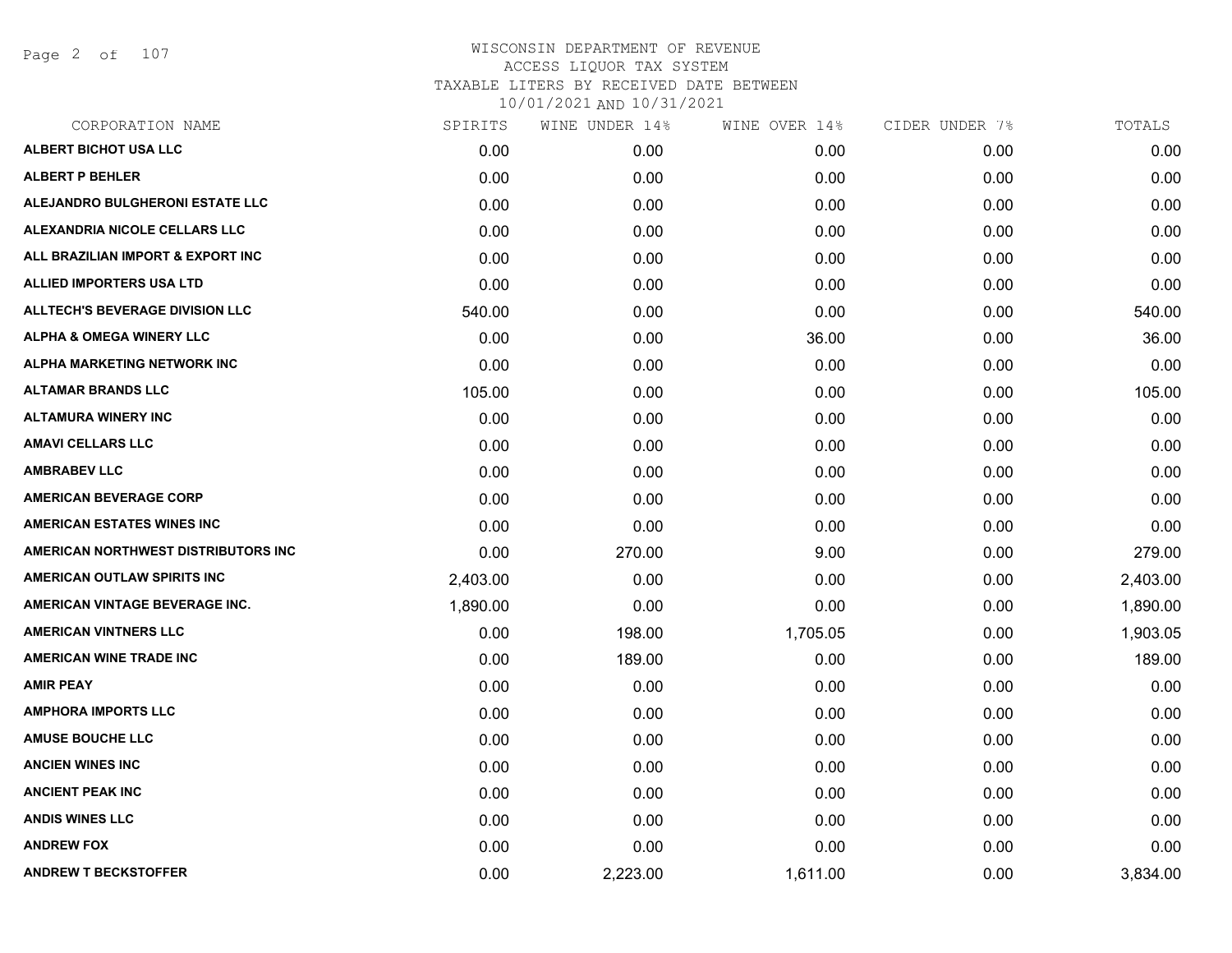# WISCONSIN DEPARTMENT OF REVENUE
## ACCESS LIQUOR TAX SYSTEM
### TAXABLE LITERS BY RECEIVED DATE BETWEEN 10/01/2021 AND 10/31/2021

| CORPORATION NAME | SPIRITS | WINE UNDER 14% | WINE OVER 14% | CIDER UNDER 7% | TOTALS |
|---|---|---|---|---|---|
| ALBERT BICHOT USA LLC | 0.00 | 0.00 | 0.00 | 0.00 | 0.00 |
| ALBERT P BEHLER | 0.00 | 0.00 | 0.00 | 0.00 | 0.00 |
| ALEJANDRO BULGHERONI ESTATE LLC | 0.00 | 0.00 | 0.00 | 0.00 | 0.00 |
| ALEXANDRIA NICOLE CELLARS LLC | 0.00 | 0.00 | 0.00 | 0.00 | 0.00 |
| ALL BRAZILIAN IMPORT & EXPORT INC | 0.00 | 0.00 | 0.00 | 0.00 | 0.00 |
| ALLIED IMPORTERS USA LTD | 0.00 | 0.00 | 0.00 | 0.00 | 0.00 |
| ALLTECH'S BEVERAGE DIVISION LLC | 540.00 | 0.00 | 0.00 | 0.00 | 540.00 |
| ALPHA & OMEGA WINERY LLC | 0.00 | 0.00 | 36.00 | 0.00 | 36.00 |
| ALPHA MARKETING NETWORK INC | 0.00 | 0.00 | 0.00 | 0.00 | 0.00 |
| ALTAMAR BRANDS LLC | 105.00 | 0.00 | 0.00 | 0.00 | 105.00 |
| ALTAMURA WINERY INC | 0.00 | 0.00 | 0.00 | 0.00 | 0.00 |
| AMAVI CELLARS LLC | 0.00 | 0.00 | 0.00 | 0.00 | 0.00 |
| AMBRABEV LLC | 0.00 | 0.00 | 0.00 | 0.00 | 0.00 |
| AMERICAN BEVERAGE CORP | 0.00 | 0.00 | 0.00 | 0.00 | 0.00 |
| AMERICAN ESTATES WINES INC | 0.00 | 0.00 | 0.00 | 0.00 | 0.00 |
| AMERICAN NORTHWEST DISTRIBUTORS INC | 0.00 | 270.00 | 9.00 | 0.00 | 279.00 |
| AMERICAN OUTLAW SPIRITS INC | 2,403.00 | 0.00 | 0.00 | 0.00 | 2,403.00 |
| AMERICAN VINTAGE BEVERAGE INC. | 1,890.00 | 0.00 | 0.00 | 0.00 | 1,890.00 |
| AMERICAN VINTNERS LLC | 0.00 | 198.00 | 1,705.05 | 0.00 | 1,903.05 |
| AMERICAN WINE TRADE INC | 0.00 | 189.00 | 0.00 | 0.00 | 189.00 |
| AMIR PEAY | 0.00 | 0.00 | 0.00 | 0.00 | 0.00 |
| AMPHORA IMPORTS LLC | 0.00 | 0.00 | 0.00 | 0.00 | 0.00 |
| AMUSE BOUCHE LLC | 0.00 | 0.00 | 0.00 | 0.00 | 0.00 |
| ANCIEN WINES INC | 0.00 | 0.00 | 0.00 | 0.00 | 0.00 |
| ANCIENT PEAK INC | 0.00 | 0.00 | 0.00 | 0.00 | 0.00 |
| ANDIS WINES LLC | 0.00 | 0.00 | 0.00 | 0.00 | 0.00 |
| ANDREW FOX | 0.00 | 0.00 | 0.00 | 0.00 | 0.00 |
| ANDREW T BECKSTOFFER | 0.00 | 2,223.00 | 1,611.00 | 0.00 | 3,834.00 |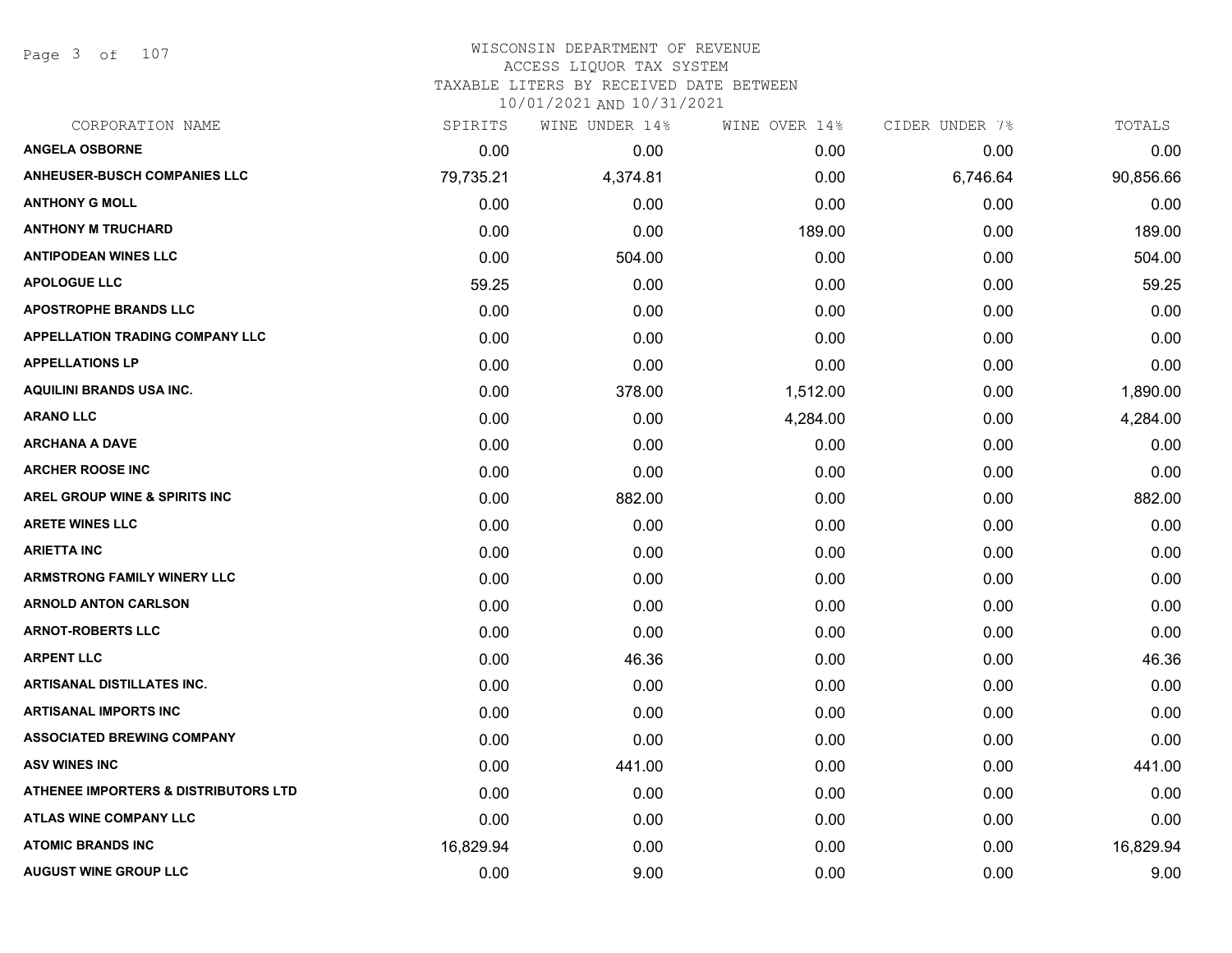WISCONSIN DEPARTMENT OF REVENUE
ACCESS LIQUOR TAX SYSTEM
TAXABLE LITERS BY RECEIVED DATE BETWEEN
10/01/2021 AND 10/31/2021

| CORPORATION NAME | SPIRITS | WINE UNDER 14% | WINE OVER 14% | CIDER UNDER 7% | TOTALS |
|---|---|---|---|---|---|
| ANGELA OSBORNE | 0.00 | 0.00 | 0.00 | 0.00 | 0.00 |
| ANHEUSER-BUSCH COMPANIES LLC | 79,735.21 | 4,374.81 | 0.00 | 6,746.64 | 90,856.66 |
| ANTHONY G MOLL | 0.00 | 0.00 | 0.00 | 0.00 | 0.00 |
| ANTHONY M TRUCHARD | 0.00 | 0.00 | 189.00 | 0.00 | 189.00 |
| ANTIPODEAN WINES LLC | 0.00 | 504.00 | 0.00 | 0.00 | 504.00 |
| APOLOGUE LLC | 59.25 | 0.00 | 0.00 | 0.00 | 59.25 |
| APOSTROPHE BRANDS LLC | 0.00 | 0.00 | 0.00 | 0.00 | 0.00 |
| APPELLATION TRADING COMPANY LLC | 0.00 | 0.00 | 0.00 | 0.00 | 0.00 |
| APPELLATIONS LP | 0.00 | 0.00 | 0.00 | 0.00 | 0.00 |
| AQUILINI BRANDS USA INC. | 0.00 | 378.00 | 1,512.00 | 0.00 | 1,890.00 |
| ARANO LLC | 0.00 | 0.00 | 4,284.00 | 0.00 | 4,284.00 |
| ARCHANA A DAVE | 0.00 | 0.00 | 0.00 | 0.00 | 0.00 |
| ARCHER ROOSE INC | 0.00 | 0.00 | 0.00 | 0.00 | 0.00 |
| AREL GROUP WINE & SPIRITS INC | 0.00 | 882.00 | 0.00 | 0.00 | 882.00 |
| ARETE WINES LLC | 0.00 | 0.00 | 0.00 | 0.00 | 0.00 |
| ARIETTA INC | 0.00 | 0.00 | 0.00 | 0.00 | 0.00 |
| ARMSTRONG FAMILY WINERY LLC | 0.00 | 0.00 | 0.00 | 0.00 | 0.00 |
| ARNOLD ANTON CARLSON | 0.00 | 0.00 | 0.00 | 0.00 | 0.00 |
| ARNOT-ROBERTS LLC | 0.00 | 0.00 | 0.00 | 0.00 | 0.00 |
| ARPENT LLC | 0.00 | 46.36 | 0.00 | 0.00 | 46.36 |
| ARTISANAL DISTILLATES INC. | 0.00 | 0.00 | 0.00 | 0.00 | 0.00 |
| ARTISANAL IMPORTS INC | 0.00 | 0.00 | 0.00 | 0.00 | 0.00 |
| ASSOCIATED BREWING COMPANY | 0.00 | 0.00 | 0.00 | 0.00 | 0.00 |
| ASV WINES INC | 0.00 | 441.00 | 0.00 | 0.00 | 441.00 |
| ATHENEE IMPORTERS & DISTRIBUTORS LTD | 0.00 | 0.00 | 0.00 | 0.00 | 0.00 |
| ATLAS WINE COMPANY LLC | 0.00 | 0.00 | 0.00 | 0.00 | 0.00 |
| ATOMIC BRANDS INC | 16,829.94 | 0.00 | 0.00 | 0.00 | 16,829.94 |
| AUGUST WINE GROUP LLC | 0.00 | 9.00 | 0.00 | 0.00 | 9.00 |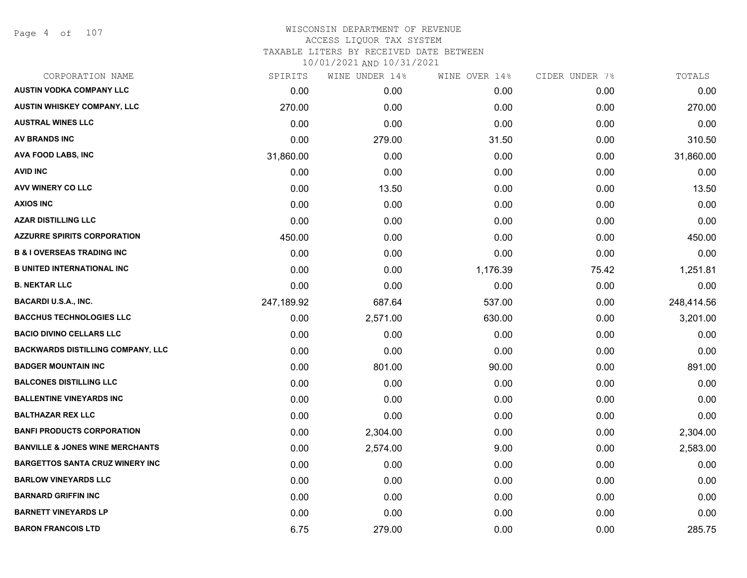WISCONSIN DEPARTMENT OF REVENUE
ACCESS LIQUOR TAX SYSTEM
TAXABLE LITERS BY RECEIVED DATE BETWEEN
10/01/2021 AND 10/31/2021

| CORPORATION NAME | SPIRITS | WINE UNDER 14% | WINE OVER 14% | CIDER UNDER 7% | TOTALS |
|---|---|---|---|---|---|
| AUSTIN VODKA COMPANY LLC | 0.00 | 0.00 | 0.00 | 0.00 | 0.00 |
| AUSTIN WHISKEY COMPANY, LLC | 270.00 | 0.00 | 0.00 | 0.00 | 270.00 |
| AUSTRAL WINES LLC | 0.00 | 0.00 | 0.00 | 0.00 | 0.00 |
| AV BRANDS INC | 0.00 | 279.00 | 31.50 | 0.00 | 310.50 |
| AVA FOOD LABS, INC | 31,860.00 | 0.00 | 0.00 | 0.00 | 31,860.00 |
| AVID INC | 0.00 | 0.00 | 0.00 | 0.00 | 0.00 |
| AVV WINERY CO LLC | 0.00 | 13.50 | 0.00 | 0.00 | 13.50 |
| AXIOS INC | 0.00 | 0.00 | 0.00 | 0.00 | 0.00 |
| AZAR DISTILLING LLC | 0.00 | 0.00 | 0.00 | 0.00 | 0.00 |
| AZZURRE SPIRITS CORPORATION | 450.00 | 0.00 | 0.00 | 0.00 | 450.00 |
| B & I OVERSEAS TRADING INC | 0.00 | 0.00 | 0.00 | 0.00 | 0.00 |
| B UNITED INTERNATIONAL INC | 0.00 | 0.00 | 1,176.39 | 75.42 | 1,251.81 |
| B. NEKTAR LLC | 0.00 | 0.00 | 0.00 | 0.00 | 0.00 |
| BACARDI U.S.A., INC. | 247,189.92 | 687.64 | 537.00 | 0.00 | 248,414.56 |
| BACCHUS TECHNOLOGIES LLC | 0.00 | 2,571.00 | 630.00 | 0.00 | 3,201.00 |
| BACIO DIVINO CELLARS LLC | 0.00 | 0.00 | 0.00 | 0.00 | 0.00 |
| BACKWARDS DISTILLING COMPANY, LLC | 0.00 | 0.00 | 0.00 | 0.00 | 0.00 |
| BADGER MOUNTAIN INC | 0.00 | 801.00 | 90.00 | 0.00 | 891.00 |
| BALCONES DISTILLING LLC | 0.00 | 0.00 | 0.00 | 0.00 | 0.00 |
| BALLENTINE VINEYARDS INC | 0.00 | 0.00 | 0.00 | 0.00 | 0.00 |
| BALTHAZAR REX LLC | 0.00 | 0.00 | 0.00 | 0.00 | 0.00 |
| BANFI PRODUCTS CORPORATION | 0.00 | 2,304.00 | 0.00 | 0.00 | 2,304.00 |
| BANVILLE & JONES WINE MERCHANTS | 0.00 | 2,574.00 | 9.00 | 0.00 | 2,583.00 |
| BARGETTOS SANTA CRUZ WINERY INC | 0.00 | 0.00 | 0.00 | 0.00 | 0.00 |
| BARLOW VINEYARDS LLC | 0.00 | 0.00 | 0.00 | 0.00 | 0.00 |
| BARNARD GRIFFIN INC | 0.00 | 0.00 | 0.00 | 0.00 | 0.00 |
| BARNETT VINEYARDS LP | 0.00 | 0.00 | 0.00 | 0.00 | 0.00 |
| BARON FRANCOIS LTD | 6.75 | 279.00 | 0.00 | 0.00 | 285.75 |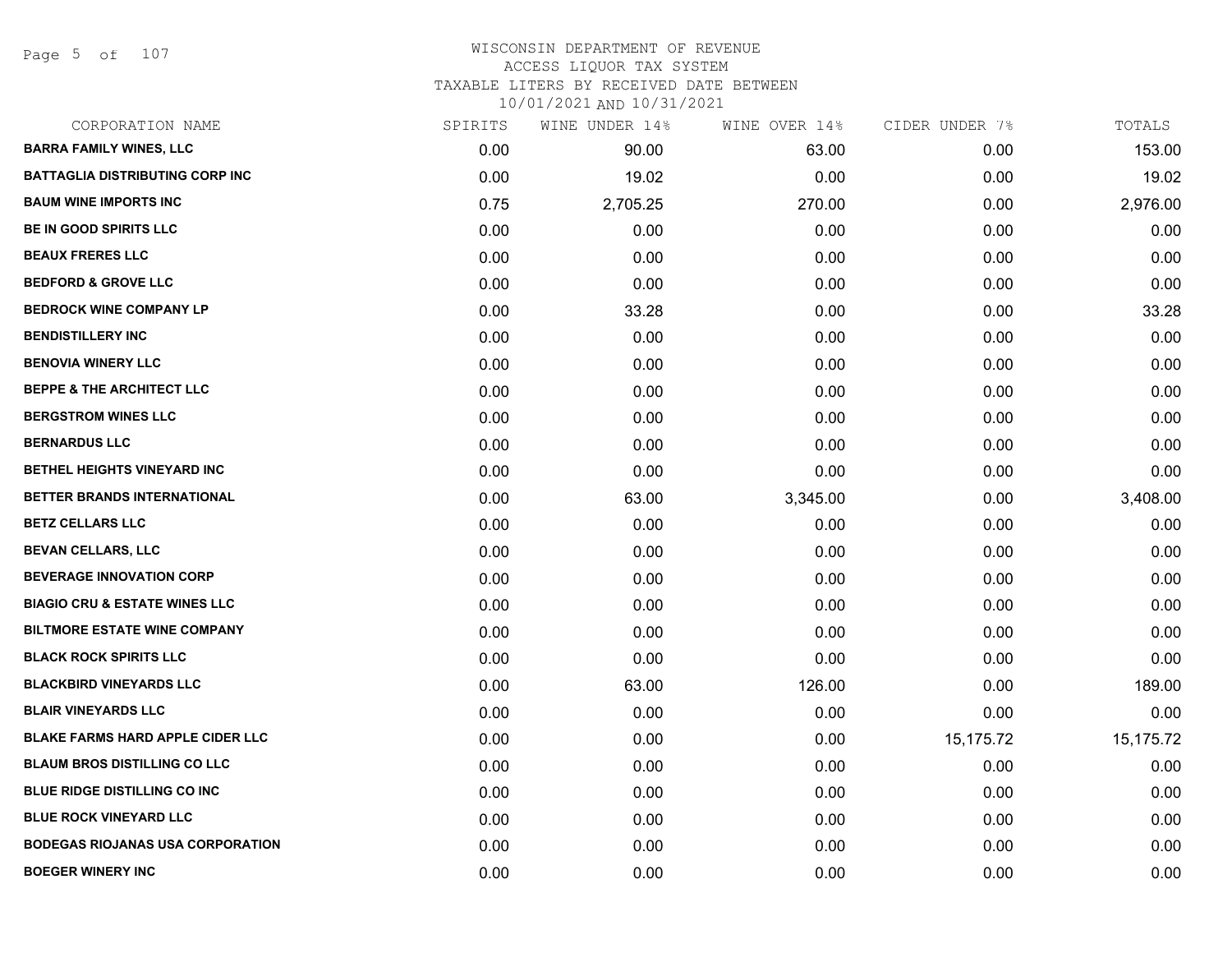# WISCONSIN DEPARTMENT OF REVENUE
ACCESS LIQUOR TAX SYSTEM
TAXABLE LITERS BY RECEIVED DATE BETWEEN
10/01/2021 AND 10/31/2021

| CORPORATION NAME | SPIRITS | WINE UNDER 14% | WINE OVER 14% | CIDER UNDER 7% | TOTALS |
|---|---|---|---|---|---|
| BARRA FAMILY WINES, LLC | 0.00 | 90.00 | 63.00 | 0.00 | 153.00 |
| BATTAGLIA DISTRIBUTING CORP INC | 0.00 | 19.02 | 0.00 | 0.00 | 19.02 |
| BAUM WINE IMPORTS INC | 0.75 | 2,705.25 | 270.00 | 0.00 | 2,976.00 |
| BE IN GOOD SPIRITS LLC | 0.00 | 0.00 | 0.00 | 0.00 | 0.00 |
| BEAUX FRERES LLC | 0.00 | 0.00 | 0.00 | 0.00 | 0.00 |
| BEDFORD & GROVE LLC | 0.00 | 0.00 | 0.00 | 0.00 | 0.00 |
| BEDROCK WINE COMPANY LP | 0.00 | 33.28 | 0.00 | 0.00 | 33.28 |
| BENDISTILLERY INC | 0.00 | 0.00 | 0.00 | 0.00 | 0.00 |
| BENOVIA WINERY LLC | 0.00 | 0.00 | 0.00 | 0.00 | 0.00 |
| BEPPE & THE ARCHITECT LLC | 0.00 | 0.00 | 0.00 | 0.00 | 0.00 |
| BERGSTROM WINES LLC | 0.00 | 0.00 | 0.00 | 0.00 | 0.00 |
| BERNARDUS LLC | 0.00 | 0.00 | 0.00 | 0.00 | 0.00 |
| BETHEL HEIGHTS VINEYARD INC | 0.00 | 0.00 | 0.00 | 0.00 | 0.00 |
| BETTER BRANDS INTERNATIONAL | 0.00 | 63.00 | 3,345.00 | 0.00 | 3,408.00 |
| BETZ CELLARS LLC | 0.00 | 0.00 | 0.00 | 0.00 | 0.00 |
| BEVAN CELLARS, LLC | 0.00 | 0.00 | 0.00 | 0.00 | 0.00 |
| BEVERAGE INNOVATION CORP | 0.00 | 0.00 | 0.00 | 0.00 | 0.00 |
| BIAGIO CRU & ESTATE WINES LLC | 0.00 | 0.00 | 0.00 | 0.00 | 0.00 |
| BILTMORE ESTATE WINE COMPANY | 0.00 | 0.00 | 0.00 | 0.00 | 0.00 |
| BLACK ROCK SPIRITS LLC | 0.00 | 0.00 | 0.00 | 0.00 | 0.00 |
| BLACKBIRD VINEYARDS LLC | 0.00 | 63.00 | 126.00 | 0.00 | 189.00 |
| BLAIR VINEYARDS LLC | 0.00 | 0.00 | 0.00 | 0.00 | 0.00 |
| BLAKE FARMS HARD APPLE CIDER LLC | 0.00 | 0.00 | 0.00 | 15,175.72 | 15,175.72 |
| BLAUM BROS DISTILLING CO LLC | 0.00 | 0.00 | 0.00 | 0.00 | 0.00 |
| BLUE RIDGE DISTILLING CO INC | 0.00 | 0.00 | 0.00 | 0.00 | 0.00 |
| BLUE ROCK VINEYARD LLC | 0.00 | 0.00 | 0.00 | 0.00 | 0.00 |
| BODEGAS RIOJANAS USA CORPORATION | 0.00 | 0.00 | 0.00 | 0.00 | 0.00 |
| BOEGER WINERY INC | 0.00 | 0.00 | 0.00 | 0.00 | 0.00 |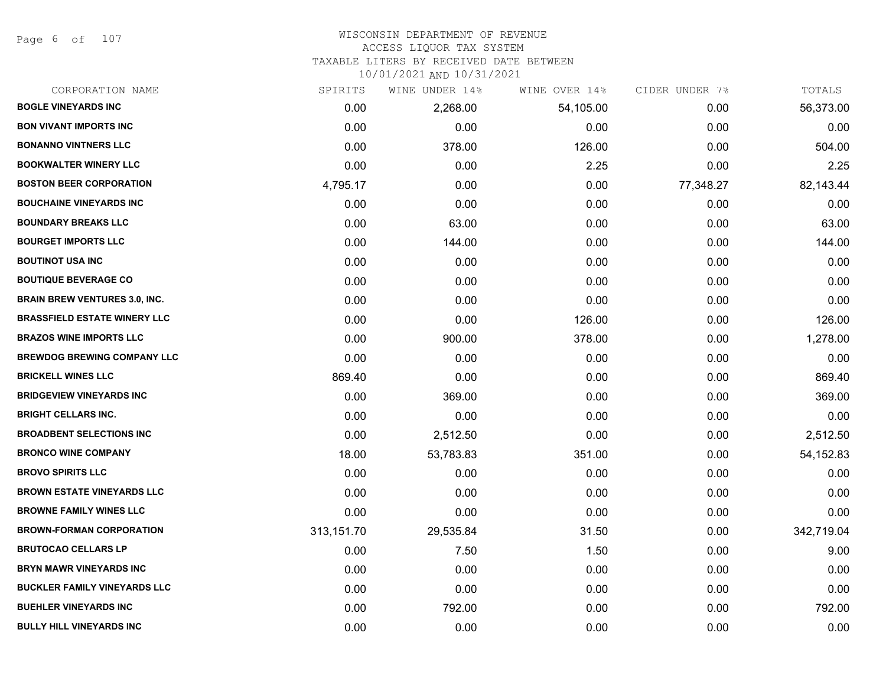# WISCONSIN DEPARTMENT OF REVENUE
## ACCESS LIQUOR TAX SYSTEM
### TAXABLE LITERS BY RECEIVED DATE BETWEEN 10/01/2021 AND 10/31/2021

| CORPORATION NAME | SPIRITS | WINE UNDER 14% | WINE OVER 14% | CIDER UNDER 7% | TOTALS |
|---|---|---|---|---|---|
| **BOGLE VINEYARDS INC** | 0.00 | 2,268.00 | 54,105.00 | 0.00 | 56,373.00 |
| **BON VIVANT IMPORTS INC** | 0.00 | 0.00 | 0.00 | 0.00 | 0.00 |
| **BONANNO VINTNERS LLC** | 0.00 | 378.00 | 126.00 | 0.00 | 504.00 |
| **BOOKWALTER WINERY LLC** | 0.00 | 0.00 | 2.25 | 0.00 | 2.25 |
| **BOSTON BEER CORPORATION** | 4,795.17 | 0.00 | 0.00 | 77,348.27 | 82,143.44 |
| **BOUCHAINE VINEYARDS INC** | 0.00 | 0.00 | 0.00 | 0.00 | 0.00 |
| **BOUNDARY BREAKS LLC** | 0.00 | 63.00 | 0.00 | 0.00 | 63.00 |
| **BOURGET IMPORTS LLC** | 0.00 | 144.00 | 0.00 | 0.00 | 144.00 |
| **BOUTINOT USA INC** | 0.00 | 0.00 | 0.00 | 0.00 | 0.00 |
| **BOUTIQUE BEVERAGE CO** | 0.00 | 0.00 | 0.00 | 0.00 | 0.00 |
| **BRAIN BREW VENTURES 3.0, INC.** | 0.00 | 0.00 | 0.00 | 0.00 | 0.00 |
| **BRASSFIELD ESTATE WINERY LLC** | 0.00 | 0.00 | 126.00 | 0.00 | 126.00 |
| **BRAZOS WINE IMPORTS LLC** | 0.00 | 900.00 | 378.00 | 0.00 | 1,278.00 |
| **BREWDOG BREWING COMPANY LLC** | 0.00 | 0.00 | 0.00 | 0.00 | 0.00 |
| **BRICKELL WINES LLC** | 869.40 | 0.00 | 0.00 | 0.00 | 869.40 |
| **BRIDGEVIEW VINEYARDS INC** | 0.00 | 369.00 | 0.00 | 0.00 | 369.00 |
| **BRIGHT CELLARS INC.** | 0.00 | 0.00 | 0.00 | 0.00 | 0.00 |
| **BROADBENT SELECTIONS INC** | 0.00 | 2,512.50 | 0.00 | 0.00 | 2,512.50 |
| **BRONCO WINE COMPANY** | 18.00 | 53,783.83 | 351.00 | 0.00 | 54,152.83 |
| **BROVO SPIRITS LLC** | 0.00 | 0.00 | 0.00 | 0.00 | 0.00 |
| **BROWN ESTATE VINEYARDS LLC** | 0.00 | 0.00 | 0.00 | 0.00 | 0.00 |
| **BROWNE FAMILY WINES LLC** | 0.00 | 0.00 | 0.00 | 0.00 | 0.00 |
| **BROWN-FORMAN CORPORATION** | 313,151.70 | 29,535.84 | 31.50 | 0.00 | 342,719.04 |
| **BRUTOCAO CELLARS LP** | 0.00 | 7.50 | 1.50 | 0.00 | 9.00 |
| **BRYN MAWR VINEYARDS INC** | 0.00 | 0.00 | 0.00 | 0.00 | 0.00 |
| **BUCKLER FAMILY VINEYARDS LLC** | 0.00 | 0.00 | 0.00 | 0.00 | 0.00 |
| **BUEHLER VINEYARDS INC** | 0.00 | 792.00 | 0.00 | 0.00 | 792.00 |
| **BULLY HILL VINEYARDS INC** | 0.00 | 0.00 | 0.00 | 0.00 | 0.00 |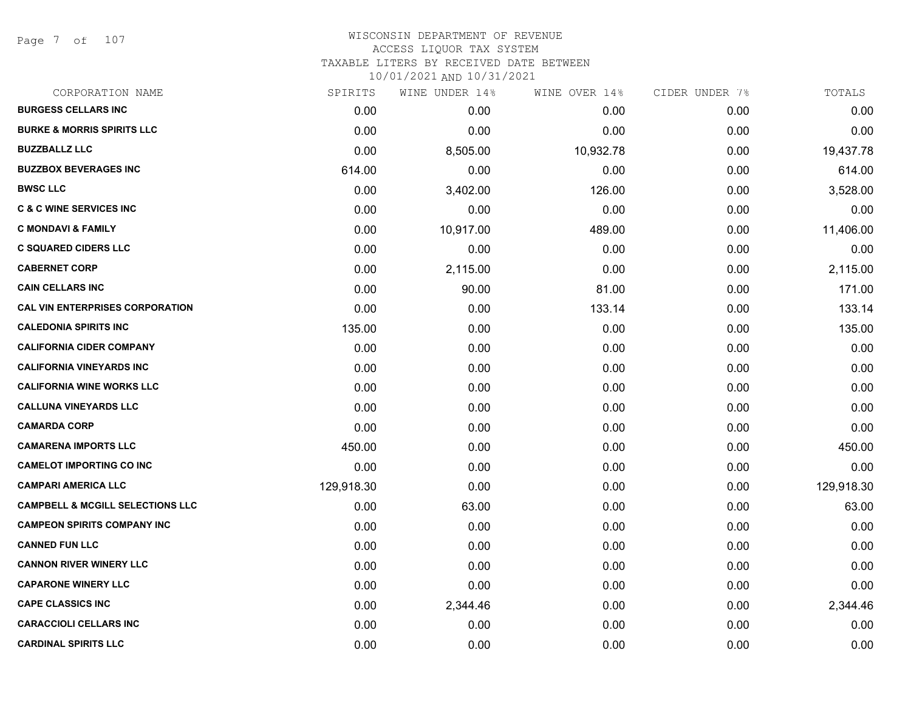# WISCONSIN DEPARTMENT OF REVENUE
## ACCESS LIQUOR TAX SYSTEM
### TAXABLE LITERS BY RECEIVED DATE BETWEEN 10/01/2021 AND 10/31/2021

| CORPORATION NAME | SPIRITS | WINE UNDER 14% | WINE OVER 14% | CIDER UNDER 7% | TOTALS |
|---|---|---|---|---|---|
| **BURGESS CELLARS INC** | 0.00 | 0.00 | 0.00 | 0.00 | 0.00 |
| **BURKE & MORRIS SPIRITS LLC** | 0.00 | 0.00 | 0.00 | 0.00 | 0.00 |
| **BUZZBALLZ LLC** | 0.00 | 8,505.00 | 10,932.78 | 0.00 | 19,437.78 |
| **BUZZBOX BEVERAGES INC** | 614.00 | 0.00 | 0.00 | 0.00 | 614.00 |
| **BWSC LLC** | 0.00 | 3,402.00 | 126.00 | 0.00 | 3,528.00 |
| **C & C WINE SERVICES INC** | 0.00 | 0.00 | 0.00 | 0.00 | 0.00 |
| **C MONDAVI & FAMILY** | 0.00 | 10,917.00 | 489.00 | 0.00 | 11,406.00 |
| **C SQUARED CIDERS LLC** | 0.00 | 0.00 | 0.00 | 0.00 | 0.00 |
| **CABERNET CORP** | 0.00 | 2,115.00 | 0.00 | 0.00 | 2,115.00 |
| **CAIN CELLARS INC** | 0.00 | 90.00 | 81.00 | 0.00 | 171.00 |
| **CAL VIN ENTERPRISES CORPORATION** | 0.00 | 0.00 | 133.14 | 0.00 | 133.14 |
| **CALEDONIA SPIRITS INC** | 135.00 | 0.00 | 0.00 | 0.00 | 135.00 |
| **CALIFORNIA CIDER COMPANY** | 0.00 | 0.00 | 0.00 | 0.00 | 0.00 |
| **CALIFORNIA VINEYARDS INC** | 0.00 | 0.00 | 0.00 | 0.00 | 0.00 |
| **CALIFORNIA WINE WORKS LLC** | 0.00 | 0.00 | 0.00 | 0.00 | 0.00 |
| **CALLUNA VINEYARDS LLC** | 0.00 | 0.00 | 0.00 | 0.00 | 0.00 |
| **CAMARDA CORP** | 0.00 | 0.00 | 0.00 | 0.00 | 0.00 |
| **CAMARENA IMPORTS LLC** | 450.00 | 0.00 | 0.00 | 0.00 | 450.00 |
| **CAMELOT IMPORTING CO INC** | 0.00 | 0.00 | 0.00 | 0.00 | 0.00 |
| **CAMPARI AMERICA LLC** | 129,918.30 | 0.00 | 0.00 | 0.00 | 129,918.30 |
| **CAMPBELL & MCGILL SELECTIONS LLC** | 0.00 | 63.00 | 0.00 | 0.00 | 63.00 |
| **CAMPEON SPIRITS COMPANY INC** | 0.00 | 0.00 | 0.00 | 0.00 | 0.00 |
| **CANNED FUN LLC** | 0.00 | 0.00 | 0.00 | 0.00 | 0.00 |
| **CANNON RIVER WINERY LLC** | 0.00 | 0.00 | 0.00 | 0.00 | 0.00 |
| **CAPARONE WINERY LLC** | 0.00 | 0.00 | 0.00 | 0.00 | 0.00 |
| **CAPE CLASSICS INC** | 0.00 | 2,344.46 | 0.00 | 0.00 | 2,344.46 |
| **CARACCIOLI CELLARS INC** | 0.00 | 0.00 | 0.00 | 0.00 | 0.00 |
| **CARDINAL SPIRITS LLC** | 0.00 | 0.00 | 0.00 | 0.00 | 0.00 |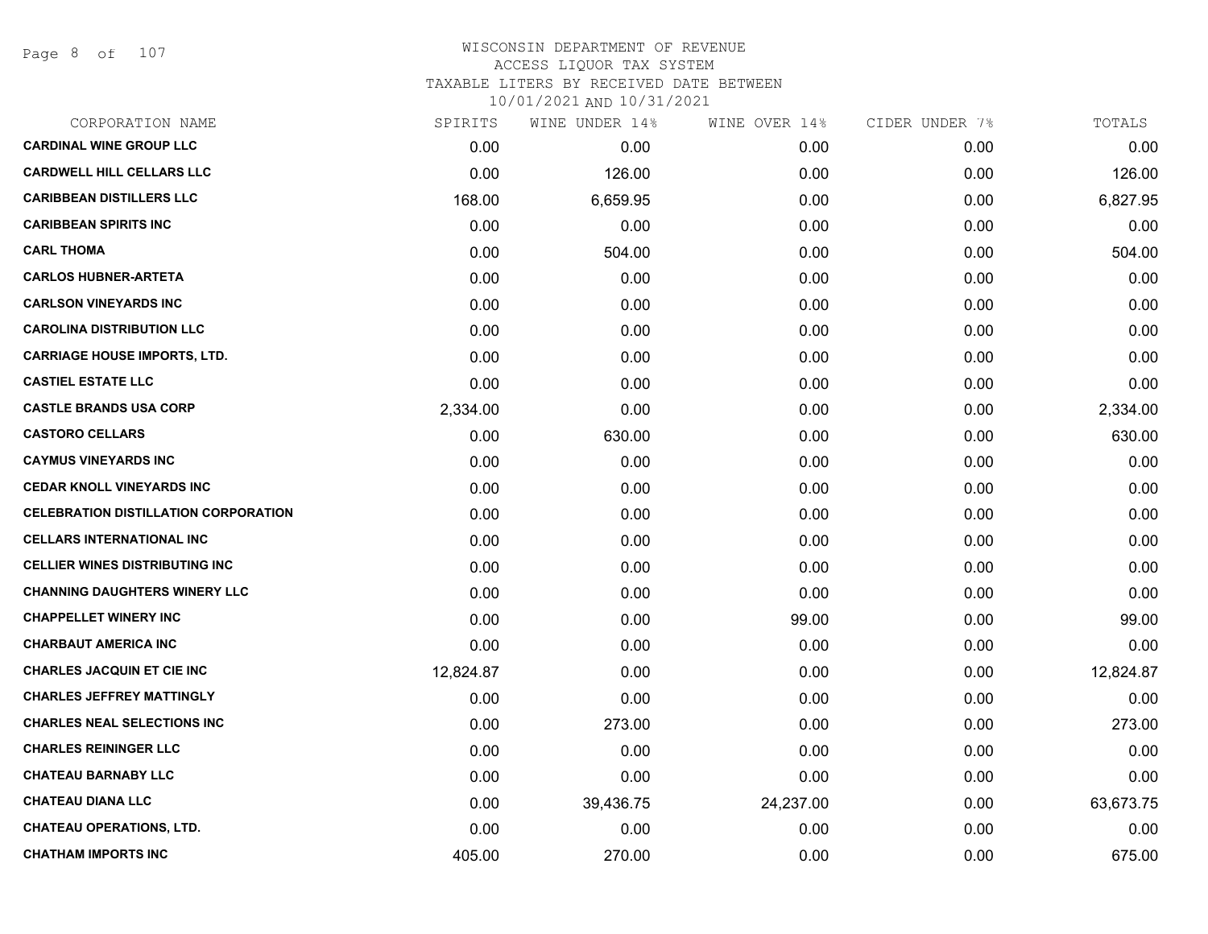# WISCONSIN DEPARTMENT OF REVENUE
## ACCESS LIQUOR TAX SYSTEM
### TAXABLE LITERS BY RECEIVED DATE BETWEEN 10/01/2021 AND 10/31/2021

| CORPORATION NAME | SPIRITS | WINE UNDER 14% | WINE OVER 14% | CIDER UNDER 7% | TOTALS |
|---|---|---|---|---|---|
| CARDINAL WINE GROUP LLC | 0.00 | 0.00 | 0.00 | 0.00 | 0.00 |
| CARDWELL HILL CELLARS LLC | 0.00 | 126.00 | 0.00 | 0.00 | 126.00 |
| CARIBBEAN DISTILLERS LLC | 168.00 | 6,659.95 | 0.00 | 0.00 | 6,827.95 |
| CARIBBEAN SPIRITS INC | 0.00 | 0.00 | 0.00 | 0.00 | 0.00 |
| CARL THOMA | 0.00 | 504.00 | 0.00 | 0.00 | 504.00 |
| CARLOS HUBNER-ARTETA | 0.00 | 0.00 | 0.00 | 0.00 | 0.00 |
| CARLSON VINEYARDS INC | 0.00 | 0.00 | 0.00 | 0.00 | 0.00 |
| CAROLINA DISTRIBUTION LLC | 0.00 | 0.00 | 0.00 | 0.00 | 0.00 |
| CARRIAGE HOUSE IMPORTS, LTD. | 0.00 | 0.00 | 0.00 | 0.00 | 0.00 |
| CASTIEL ESTATE LLC | 0.00 | 0.00 | 0.00 | 0.00 | 0.00 |
| CASTLE BRANDS USA CORP | 2,334.00 | 0.00 | 0.00 | 0.00 | 2,334.00 |
| CASTORO CELLARS | 0.00 | 630.00 | 0.00 | 0.00 | 630.00 |
| CAYMUS VINEYARDS INC | 0.00 | 0.00 | 0.00 | 0.00 | 0.00 |
| CEDAR KNOLL VINEYARDS INC | 0.00 | 0.00 | 0.00 | 0.00 | 0.00 |
| CELEBRATION DISTILLATION CORPORATION | 0.00 | 0.00 | 0.00 | 0.00 | 0.00 |
| CELLARS INTERNATIONAL INC | 0.00 | 0.00 | 0.00 | 0.00 | 0.00 |
| CELLIER WINES DISTRIBUTING INC | 0.00 | 0.00 | 0.00 | 0.00 | 0.00 |
| CHANNING DAUGHTERS WINERY LLC | 0.00 | 0.00 | 0.00 | 0.00 | 0.00 |
| CHAPPELLET WINERY INC | 0.00 | 0.00 | 99.00 | 0.00 | 99.00 |
| CHARBAUT AMERICA INC | 0.00 | 0.00 | 0.00 | 0.00 | 0.00 |
| CHARLES JACQUIN ET CIE INC | 12,824.87 | 0.00 | 0.00 | 0.00 | 12,824.87 |
| CHARLES JEFFREY MATTINGLY | 0.00 | 0.00 | 0.00 | 0.00 | 0.00 |
| CHARLES NEAL SELECTIONS INC | 0.00 | 273.00 | 0.00 | 0.00 | 273.00 |
| CHARLES REININGER LLC | 0.00 | 0.00 | 0.00 | 0.00 | 0.00 |
| CHATEAU BARNABY LLC | 0.00 | 0.00 | 0.00 | 0.00 | 0.00 |
| CHATEAU DIANA LLC | 0.00 | 39,436.75 | 24,237.00 | 0.00 | 63,673.75 |
| CHATEAU OPERATIONS, LTD. | 0.00 | 0.00 | 0.00 | 0.00 | 0.00 |
| CHATHAM IMPORTS INC | 405.00 | 270.00 | 0.00 | 0.00 | 675.00 |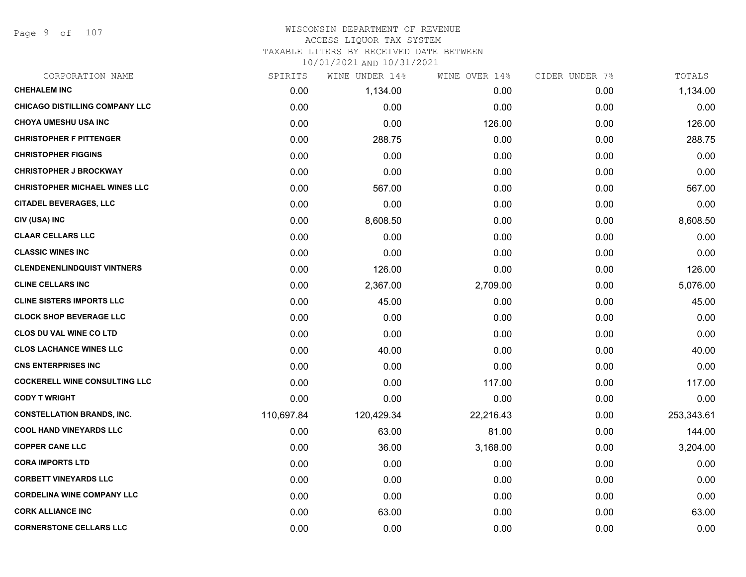WISCONSIN DEPARTMENT OF REVENUE
ACCESS LIQUOR TAX SYSTEM
TAXABLE LITERS BY RECEIVED DATE BETWEEN
10/01/2021 AND 10/31/2021

| CORPORATION NAME | SPIRITS | WINE UNDER 14% | WINE OVER 14% | CIDER UNDER 7% | TOTALS |
|---|---|---|---|---|---|
| CHEHALEM INC | 0.00 | 1,134.00 | 0.00 | 0.00 | 1,134.00 |
| CHICAGO DISTILLING COMPANY LLC | 0.00 | 0.00 | 0.00 | 0.00 | 0.00 |
| CHOYA UMESHU USA INC | 0.00 | 0.00 | 126.00 | 0.00 | 126.00 |
| CHRISTOPHER F PITTENGER | 0.00 | 288.75 | 0.00 | 0.00 | 288.75 |
| CHRISTOPHER FIGGINS | 0.00 | 0.00 | 0.00 | 0.00 | 0.00 |
| CHRISTOPHER J BROCKWAY | 0.00 | 0.00 | 0.00 | 0.00 | 0.00 |
| CHRISTOPHER MICHAEL WINES LLC | 0.00 | 567.00 | 0.00 | 0.00 | 567.00 |
| CITADEL BEVERAGES, LLC | 0.00 | 0.00 | 0.00 | 0.00 | 0.00 |
| CIV (USA) INC | 0.00 | 8,608.50 | 0.00 | 0.00 | 8,608.50 |
| CLAAR CELLARS LLC | 0.00 | 0.00 | 0.00 | 0.00 | 0.00 |
| CLASSIC WINES INC | 0.00 | 0.00 | 0.00 | 0.00 | 0.00 |
| CLENDENENLINDQUIST VINTNERS | 0.00 | 126.00 | 0.00 | 0.00 | 126.00 |
| CLINE CELLARS INC | 0.00 | 2,367.00 | 2,709.00 | 0.00 | 5,076.00 |
| CLINE SISTERS IMPORTS LLC | 0.00 | 45.00 | 0.00 | 0.00 | 45.00 |
| CLOCK SHOP BEVERAGE LLC | 0.00 | 0.00 | 0.00 | 0.00 | 0.00 |
| CLOS DU VAL WINE CO LTD | 0.00 | 0.00 | 0.00 | 0.00 | 0.00 |
| CLOS LACHANCE WINES LLC | 0.00 | 40.00 | 0.00 | 0.00 | 40.00 |
| CNS ENTERPRISES INC | 0.00 | 0.00 | 0.00 | 0.00 | 0.00 |
| COCKERELL WINE CONSULTING LLC | 0.00 | 0.00 | 117.00 | 0.00 | 117.00 |
| CODY T WRIGHT | 0.00 | 0.00 | 0.00 | 0.00 | 0.00 |
| CONSTELLATION BRANDS, INC. | 110,697.84 | 120,429.34 | 22,216.43 | 0.00 | 253,343.61 |
| COOL HAND VINEYARDS LLC | 0.00 | 63.00 | 81.00 | 0.00 | 144.00 |
| COPPER CANE LLC | 0.00 | 36.00 | 3,168.00 | 0.00 | 3,204.00 |
| CORA IMPORTS LTD | 0.00 | 0.00 | 0.00 | 0.00 | 0.00 |
| CORBETT VINEYARDS LLC | 0.00 | 0.00 | 0.00 | 0.00 | 0.00 |
| CORDELINA WINE COMPANY LLC | 0.00 | 0.00 | 0.00 | 0.00 | 0.00 |
| CORK ALLIANCE INC | 0.00 | 63.00 | 0.00 | 0.00 | 63.00 |
| CORNERSTONE CELLARS LLC | 0.00 | 0.00 | 0.00 | 0.00 | 0.00 |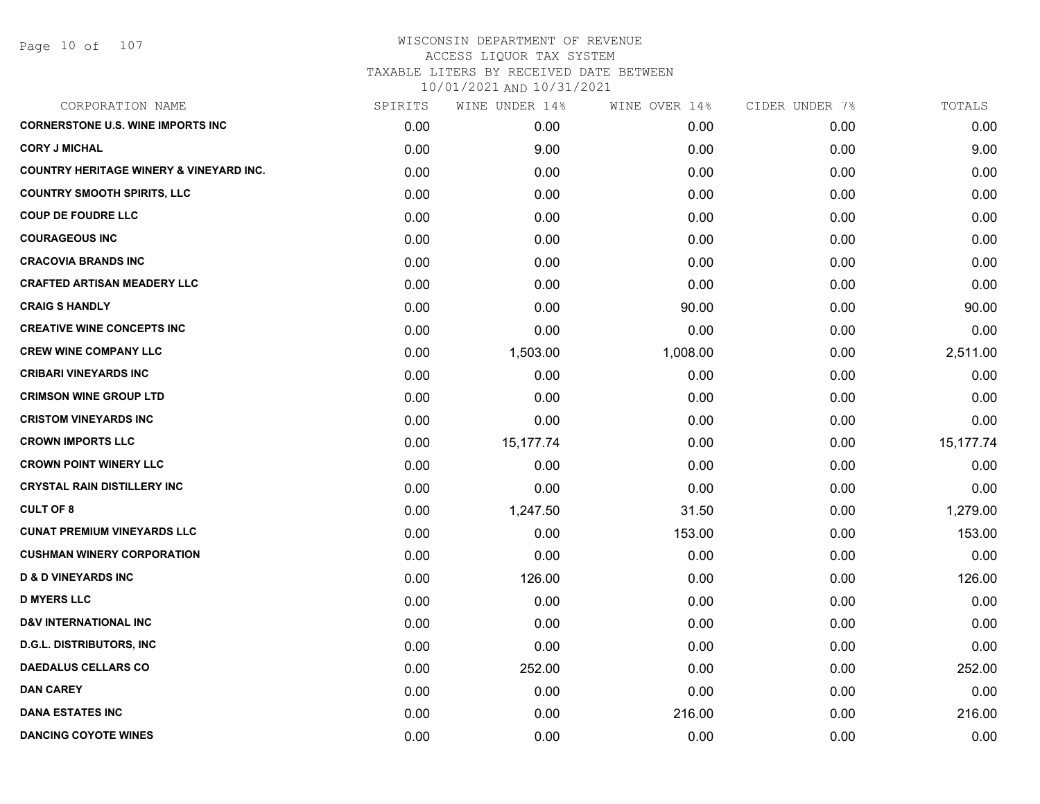# WISCONSIN DEPARTMENT OF REVENUE
## ACCESS LIQUOR TAX SYSTEM
### TAXABLE LITERS BY RECEIVED DATE BETWEEN 10/01/2021 AND 10/31/2021

| CORPORATION NAME | SPIRITS | WINE UNDER 14% | WINE OVER 14% | CIDER UNDER 7% | TOTALS |
|---|---|---|---|---|---|
| CORNERSTONE U.S. WINE IMPORTS INC | 0.00 | 0.00 | 0.00 | 0.00 | 0.00 |
| CORY J MICHAL | 0.00 | 9.00 | 0.00 | 0.00 | 9.00 |
| COUNTRY HERITAGE WINERY & VINEYARD INC. | 0.00 | 0.00 | 0.00 | 0.00 | 0.00 |
| COUNTRY SMOOTH SPIRITS, LLC | 0.00 | 0.00 | 0.00 | 0.00 | 0.00 |
| COUP DE FOUDRE LLC | 0.00 | 0.00 | 0.00 | 0.00 | 0.00 |
| COURAGEOUS INC | 0.00 | 0.00 | 0.00 | 0.00 | 0.00 |
| CRACOVIA BRANDS INC | 0.00 | 0.00 | 0.00 | 0.00 | 0.00 |
| CRAFTED ARTISAN MEADERY LLC | 0.00 | 0.00 | 0.00 | 0.00 | 0.00 |
| CRAIG S HANDLY | 0.00 | 0.00 | 90.00 | 0.00 | 90.00 |
| CREATIVE WINE CONCEPTS INC | 0.00 | 0.00 | 0.00 | 0.00 | 0.00 |
| CREW WINE COMPANY LLC | 0.00 | 1,503.00 | 1,008.00 | 0.00 | 2,511.00 |
| CRIBARI VINEYARDS INC | 0.00 | 0.00 | 0.00 | 0.00 | 0.00 |
| CRIMSON WINE GROUP LTD | 0.00 | 0.00 | 0.00 | 0.00 | 0.00 |
| CRISTOM VINEYARDS INC | 0.00 | 0.00 | 0.00 | 0.00 | 0.00 |
| CROWN IMPORTS LLC | 0.00 | 15,177.74 | 0.00 | 0.00 | 15,177.74 |
| CROWN POINT WINERY LLC | 0.00 | 0.00 | 0.00 | 0.00 | 0.00 |
| CRYSTAL RAIN DISTILLERY INC | 0.00 | 0.00 | 0.00 | 0.00 | 0.00 |
| CULT OF 8 | 0.00 | 1,247.50 | 31.50 | 0.00 | 1,279.00 |
| CUNAT PREMIUM VINEYARDS LLC | 0.00 | 0.00 | 153.00 | 0.00 | 153.00 |
| CUSHMAN WINERY CORPORATION | 0.00 | 0.00 | 0.00 | 0.00 | 0.00 |
| D & D VINEYARDS INC | 0.00 | 126.00 | 0.00 | 0.00 | 126.00 |
| D MYERS LLC | 0.00 | 0.00 | 0.00 | 0.00 | 0.00 |
| D&V INTERNATIONAL INC | 0.00 | 0.00 | 0.00 | 0.00 | 0.00 |
| D.G.L. DISTRIBUTORS, INC | 0.00 | 0.00 | 0.00 | 0.00 | 0.00 |
| DAEDALUS CELLARS CO | 0.00 | 252.00 | 0.00 | 0.00 | 252.00 |
| DAN CAREY | 0.00 | 0.00 | 0.00 | 0.00 | 0.00 |
| DANA ESTATES INC | 0.00 | 0.00 | 216.00 | 0.00 | 216.00 |
| DANCING COYOTE WINES | 0.00 | 0.00 | 0.00 | 0.00 | 0.00 |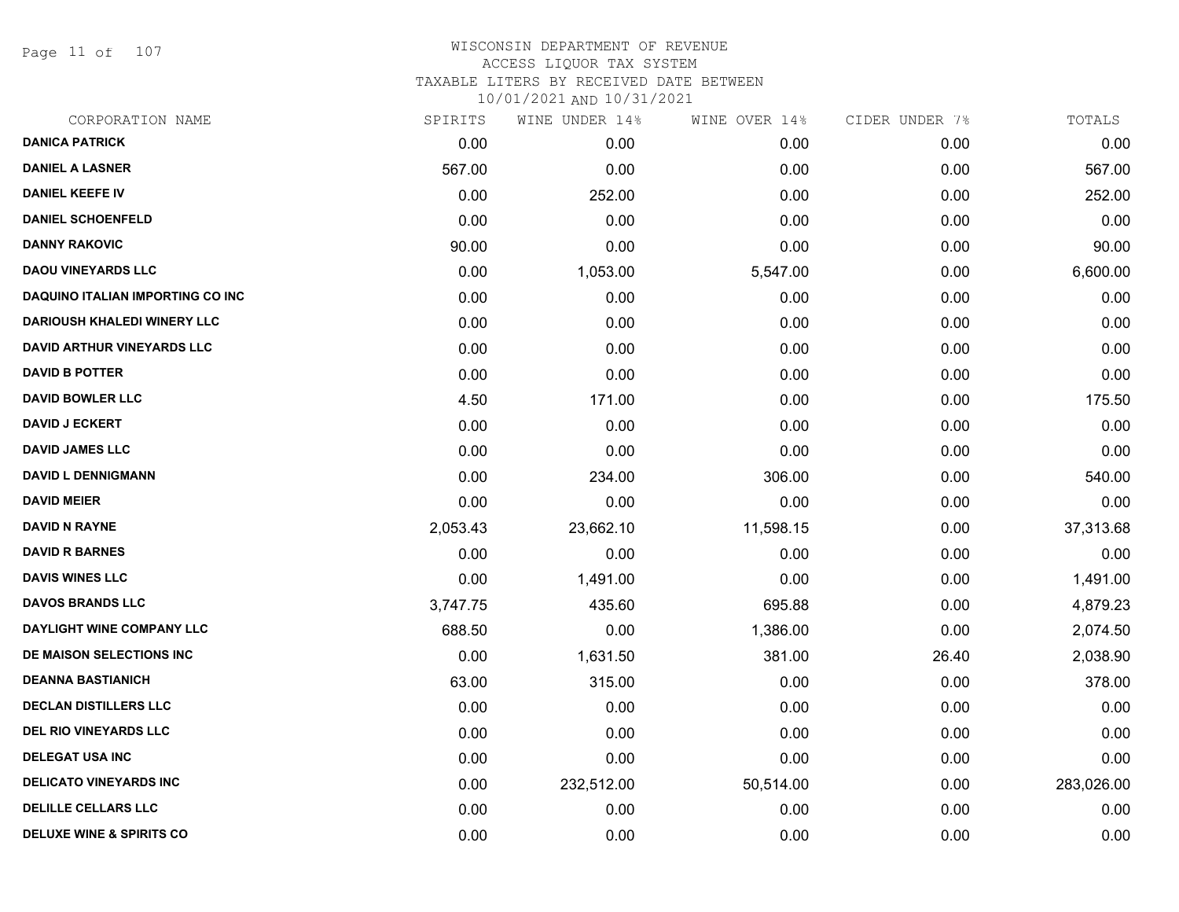# WISCONSIN DEPARTMENT OF REVENUE
## ACCESS LIQUOR TAX SYSTEM
## TAXABLE LITERS BY RECEIVED DATE BETWEEN 10/01/2021 AND 10/31/2021

| CORPORATION NAME | SPIRITS | WINE UNDER 14% | WINE OVER 14% | CIDER UNDER 7% | TOTALS |
|---|---|---|---|---|---|
| DANICA PATRICK | 0.00 | 0.00 | 0.00 | 0.00 | 0.00 |
| DANIEL A LASNER | 567.00 | 0.00 | 0.00 | 0.00 | 567.00 |
| DANIEL KEEFE IV | 0.00 | 252.00 | 0.00 | 0.00 | 252.00 |
| DANIEL SCHOENFELD | 0.00 | 0.00 | 0.00 | 0.00 | 0.00 |
| DANNY RAKOVIC | 90.00 | 0.00 | 0.00 | 0.00 | 90.00 |
| DAOU VINEYARDS LLC | 0.00 | 1,053.00 | 5,547.00 | 0.00 | 6,600.00 |
| DAQUINO ITALIAN IMPORTING CO INC | 0.00 | 0.00 | 0.00 | 0.00 | 0.00 |
| DARIOUSH KHALEDI WINERY LLC | 0.00 | 0.00 | 0.00 | 0.00 | 0.00 |
| DAVID ARTHUR VINEYARDS LLC | 0.00 | 0.00 | 0.00 | 0.00 | 0.00 |
| DAVID B POTTER | 0.00 | 0.00 | 0.00 | 0.00 | 0.00 |
| DAVID BOWLER LLC | 4.50 | 171.00 | 0.00 | 0.00 | 175.50 |
| DAVID J ECKERT | 0.00 | 0.00 | 0.00 | 0.00 | 0.00 |
| DAVID JAMES LLC | 0.00 | 0.00 | 0.00 | 0.00 | 0.00 |
| DAVID L DENNIGMANN | 0.00 | 234.00 | 306.00 | 0.00 | 540.00 |
| DAVID MEIER | 0.00 | 0.00 | 0.00 | 0.00 | 0.00 |
| DAVID N RAYNE | 2,053.43 | 23,662.10 | 11,598.15 | 0.00 | 37,313.68 |
| DAVID R BARNES | 0.00 | 0.00 | 0.00 | 0.00 | 0.00 |
| DAVIS WINES LLC | 0.00 | 1,491.00 | 0.00 | 0.00 | 1,491.00 |
| DAVOS BRANDS LLC | 3,747.75 | 435.60 | 695.88 | 0.00 | 4,879.23 |
| DAYLIGHT WINE COMPANY LLC | 688.50 | 0.00 | 1,386.00 | 0.00 | 2,074.50 |
| DE MAISON SELECTIONS INC | 0.00 | 1,631.50 | 381.00 | 26.40 | 2,038.90 |
| DEANNA BASTIANICH | 63.00 | 315.00 | 0.00 | 0.00 | 378.00 |
| DECLAN DISTILLERS LLC | 0.00 | 0.00 | 0.00 | 0.00 | 0.00 |
| DEL RIO VINEYARDS LLC | 0.00 | 0.00 | 0.00 | 0.00 | 0.00 |
| DELEGAT USA INC | 0.00 | 0.00 | 0.00 | 0.00 | 0.00 |
| DELICATO VINEYARDS INC | 0.00 | 232,512.00 | 50,514.00 | 0.00 | 283,026.00 |
| DELILLE CELLARS LLC | 0.00 | 0.00 | 0.00 | 0.00 | 0.00 |
| DELUXE WINE & SPIRITS CO | 0.00 | 0.00 | 0.00 | 0.00 | 0.00 |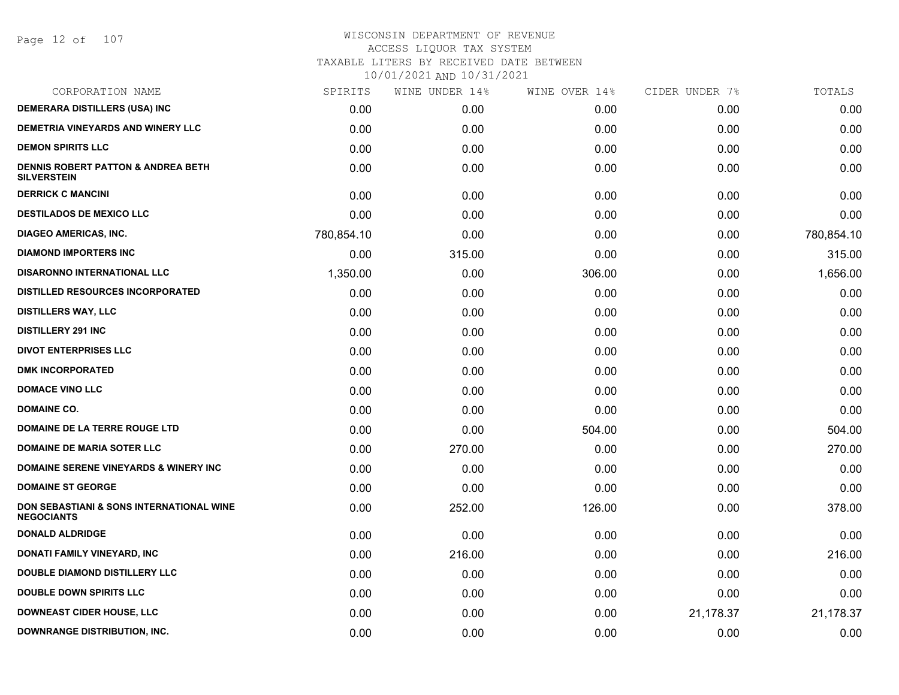# WISCONSIN DEPARTMENT OF REVENUE
## ACCESS LIQUOR TAX SYSTEM
### TAXABLE LITERS BY RECEIVED DATE BETWEEN 10/01/2021 AND 10/31/2021

| CORPORATION NAME | SPIRITS | WINE UNDER 14% | WINE OVER 14% | CIDER UNDER 7% | TOTALS |
|---|---|---|---|---|---|
| DEMERARA DISTILLERS (USA) INC | 0.00 | 0.00 | 0.00 | 0.00 | 0.00 |
| DEMETRIA VINEYARDS AND WINERY LLC | 0.00 | 0.00 | 0.00 | 0.00 | 0.00 |
| DEMON SPIRITS LLC | 0.00 | 0.00 | 0.00 | 0.00 | 0.00 |
| DENNIS ROBERT PATTON & ANDREA BETH SILVERSTEIN | 0.00 | 0.00 | 0.00 | 0.00 | 0.00 |
| DERRICK C MANCINI | 0.00 | 0.00 | 0.00 | 0.00 | 0.00 |
| DESTILADOS DE MEXICO LLC | 0.00 | 0.00 | 0.00 | 0.00 | 0.00 |
| DIAGEO AMERICAS, INC. | 780,854.10 | 0.00 | 0.00 | 0.00 | 780,854.10 |
| DIAMOND IMPORTERS INC | 0.00 | 315.00 | 0.00 | 0.00 | 315.00 |
| DISARONNO INTERNATIONAL LLC | 1,350.00 | 0.00 | 306.00 | 0.00 | 1,656.00 |
| DISTILLED RESOURCES INCORPORATED | 0.00 | 0.00 | 0.00 | 0.00 | 0.00 |
| DISTILLERS WAY, LLC | 0.00 | 0.00 | 0.00 | 0.00 | 0.00 |
| DISTILLERY 291 INC | 0.00 | 0.00 | 0.00 | 0.00 | 0.00 |
| DIVOT ENTERPRISES LLC | 0.00 | 0.00 | 0.00 | 0.00 | 0.00 |
| DMK INCORPORATED | 0.00 | 0.00 | 0.00 | 0.00 | 0.00 |
| DOMACE VINO LLC | 0.00 | 0.00 | 0.00 | 0.00 | 0.00 |
| DOMAINE CO. | 0.00 | 0.00 | 0.00 | 0.00 | 0.00 |
| DOMAINE DE LA TERRE ROUGE LTD | 0.00 | 0.00 | 504.00 | 0.00 | 504.00 |
| DOMAINE DE MARIA SOTER LLC | 0.00 | 270.00 | 0.00 | 0.00 | 270.00 |
| DOMAINE SERENE VINEYARDS & WINERY INC | 0.00 | 0.00 | 0.00 | 0.00 | 0.00 |
| DOMAINE ST GEORGE | 0.00 | 0.00 | 0.00 | 0.00 | 0.00 |
| DON SEBASTIANI & SONS INTERNATIONAL WINE NEGOCIANTS | 0.00 | 252.00 | 126.00 | 0.00 | 378.00 |
| DONALD ALDRIDGE | 0.00 | 0.00 | 0.00 | 0.00 | 0.00 |
| DONATI FAMILY VINEYARD, INC | 0.00 | 216.00 | 0.00 | 0.00 | 216.00 |
| DOUBLE DIAMOND DISTILLERY LLC | 0.00 | 0.00 | 0.00 | 0.00 | 0.00 |
| DOUBLE DOWN SPIRITS LLC | 0.00 | 0.00 | 0.00 | 0.00 | 0.00 |
| DOWNEAST CIDER HOUSE, LLC | 0.00 | 0.00 | 0.00 | 21,178.37 | 21,178.37 |
| DOWNRANGE DISTRIBUTION, INC. | 0.00 | 0.00 | 0.00 | 0.00 | 0.00 |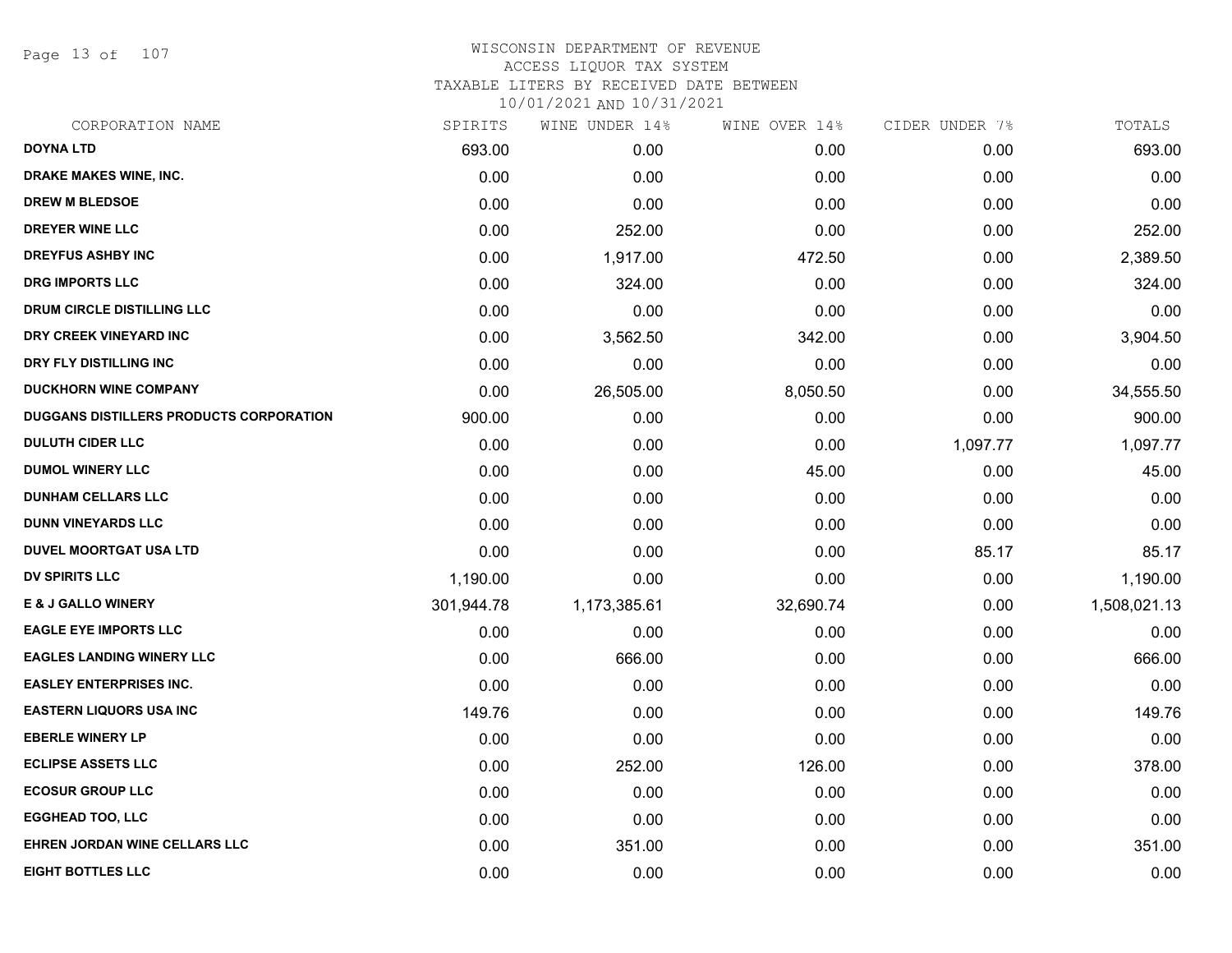# WISCONSIN DEPARTMENT OF REVENUE
ACCESS LIQUOR TAX SYSTEM
TAXABLE LITERS BY RECEIVED DATE BETWEEN
10/01/2021 AND 10/31/2021

| CORPORATION NAME | SPIRITS | WINE UNDER 14% | WINE OVER 14% | CIDER UNDER 7% | TOTALS |
|---|---|---|---|---|---|
| DOYNA LTD | 693.00 | 0.00 | 0.00 | 0.00 | 693.00 |
| DRAKE MAKES WINE, INC. | 0.00 | 0.00 | 0.00 | 0.00 | 0.00 |
| DREW M BLEDSOE | 0.00 | 0.00 | 0.00 | 0.00 | 0.00 |
| DREYER WINE LLC | 0.00 | 252.00 | 0.00 | 0.00 | 252.00 |
| DREYFUS ASHBY INC | 0.00 | 1,917.00 | 472.50 | 0.00 | 2,389.50 |
| DRG IMPORTS LLC | 0.00 | 324.00 | 0.00 | 0.00 | 324.00 |
| DRUM CIRCLE DISTILLING LLC | 0.00 | 0.00 | 0.00 | 0.00 | 0.00 |
| DRY CREEK VINEYARD INC | 0.00 | 3,562.50 | 342.00 | 0.00 | 3,904.50 |
| DRY FLY DISTILLING INC | 0.00 | 0.00 | 0.00 | 0.00 | 0.00 |
| DUCKHORN WINE COMPANY | 0.00 | 26,505.00 | 8,050.50 | 0.00 | 34,555.50 |
| DUGGANS DISTILLERS PRODUCTS CORPORATION | 900.00 | 0.00 | 0.00 | 0.00 | 900.00 |
| DULUTH CIDER LLC | 0.00 | 0.00 | 0.00 | 1,097.77 | 1,097.77 |
| DUMOL WINERY LLC | 0.00 | 0.00 | 45.00 | 0.00 | 45.00 |
| DUNHAM CELLARS LLC | 0.00 | 0.00 | 0.00 | 0.00 | 0.00 |
| DUNN VINEYARDS LLC | 0.00 | 0.00 | 0.00 | 0.00 | 0.00 |
| DUVEL MOORTGAT USA LTD | 0.00 | 0.00 | 0.00 | 85.17 | 85.17 |
| DV SPIRITS LLC | 1,190.00 | 0.00 | 0.00 | 0.00 | 1,190.00 |
| E & J GALLO WINERY | 301,944.78 | 1,173,385.61 | 32,690.74 | 0.00 | 1,508,021.13 |
| EAGLE EYE IMPORTS LLC | 0.00 | 0.00 | 0.00 | 0.00 | 0.00 |
| EAGLES LANDING WINERY LLC | 0.00 | 666.00 | 0.00 | 0.00 | 666.00 |
| EASLEY ENTERPRISES INC. | 0.00 | 0.00 | 0.00 | 0.00 | 0.00 |
| EASTERN LIQUORS USA INC | 149.76 | 0.00 | 0.00 | 0.00 | 149.76 |
| EBERLE WINERY LP | 0.00 | 0.00 | 0.00 | 0.00 | 0.00 |
| ECLIPSE ASSETS LLC | 0.00 | 252.00 | 126.00 | 0.00 | 378.00 |
| ECOSUR GROUP LLC | 0.00 | 0.00 | 0.00 | 0.00 | 0.00 |
| EGGHEAD TOO, LLC | 0.00 | 0.00 | 0.00 | 0.00 | 0.00 |
| EHREN JORDAN WINE CELLARS LLC | 0.00 | 351.00 | 0.00 | 0.00 | 351.00 |
| EIGHT BOTTLES LLC | 0.00 | 0.00 | 0.00 | 0.00 | 0.00 |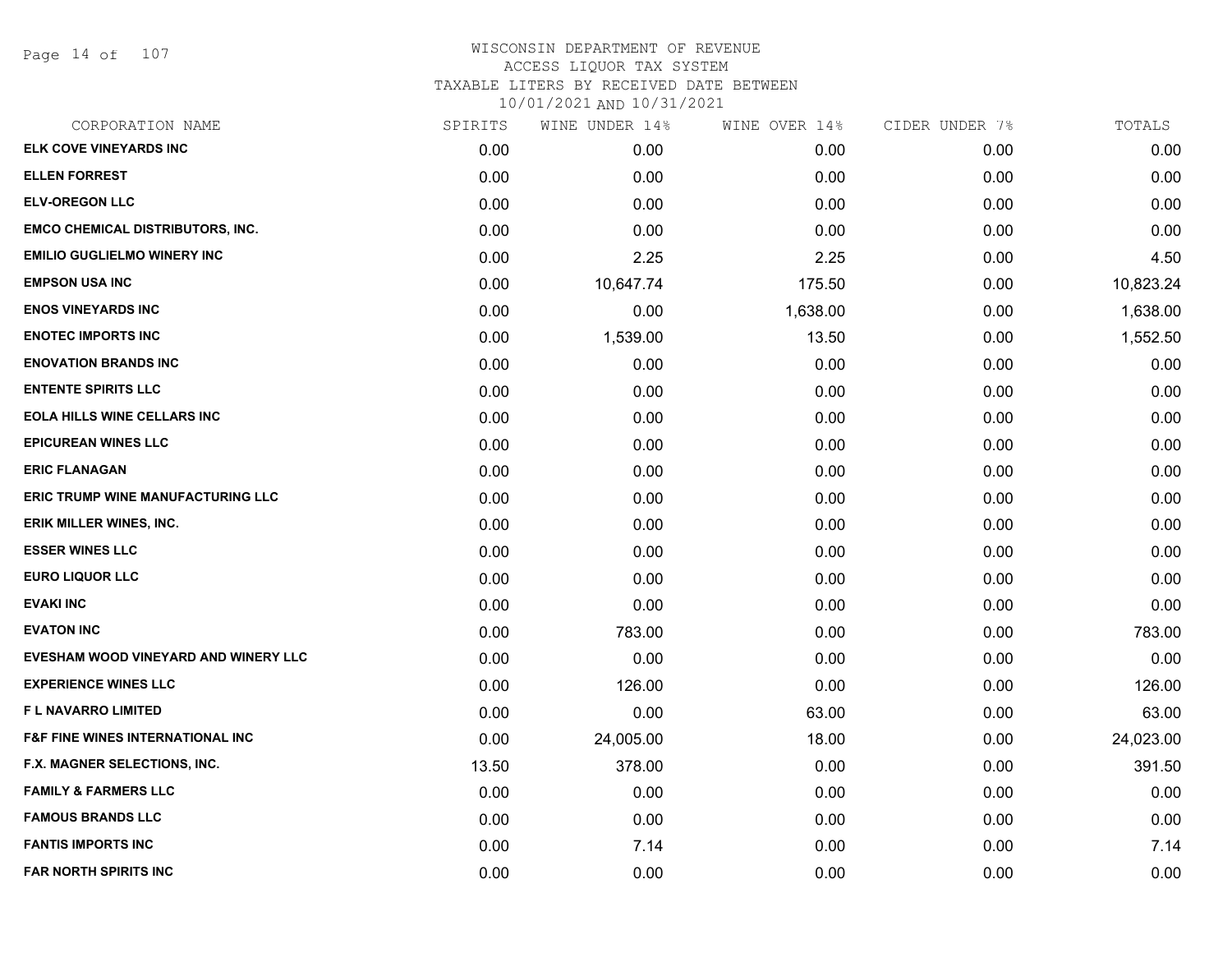# WISCONSIN DEPARTMENT OF REVENUE
## ACCESS LIQUOR TAX SYSTEM
## TAXABLE LITERS BY RECEIVED DATE BETWEEN 10/01/2021 AND 10/31/2021

| CORPORATION NAME | SPIRITS | WINE UNDER 14% | WINE OVER 14% | CIDER UNDER 7% | TOTALS |
|---|---|---|---|---|---|
| ELK COVE VINEYARDS INC | 0.00 | 0.00 | 0.00 | 0.00 | 0.00 |
| ELLEN FORREST | 0.00 | 0.00 | 0.00 | 0.00 | 0.00 |
| ELV-OREGON LLC | 0.00 | 0.00 | 0.00 | 0.00 | 0.00 |
| EMCO CHEMICAL DISTRIBUTORS, INC. | 0.00 | 0.00 | 0.00 | 0.00 | 0.00 |
| EMILIO GUGLIELMO WINERY INC | 0.00 | 2.25 | 2.25 | 0.00 | 4.50 |
| EMPSON USA INC | 0.00 | 10,647.74 | 175.50 | 0.00 | 10,823.24 |
| ENOS VINEYARDS INC | 0.00 | 0.00 | 1,638.00 | 0.00 | 1,638.00 |
| ENOTEC IMPORTS INC | 0.00 | 1,539.00 | 13.50 | 0.00 | 1,552.50 |
| ENOVATION BRANDS INC | 0.00 | 0.00 | 0.00 | 0.00 | 0.00 |
| ENTENTE SPIRITS LLC | 0.00 | 0.00 | 0.00 | 0.00 | 0.00 |
| EOLA HILLS WINE CELLARS INC | 0.00 | 0.00 | 0.00 | 0.00 | 0.00 |
| EPICUREAN WINES LLC | 0.00 | 0.00 | 0.00 | 0.00 | 0.00 |
| ERIC FLANAGAN | 0.00 | 0.00 | 0.00 | 0.00 | 0.00 |
| ERIC TRUMP WINE MANUFACTURING LLC | 0.00 | 0.00 | 0.00 | 0.00 | 0.00 |
| ERIK MILLER WINES, INC. | 0.00 | 0.00 | 0.00 | 0.00 | 0.00 |
| ESSER WINES LLC | 0.00 | 0.00 | 0.00 | 0.00 | 0.00 |
| EURO LIQUOR LLC | 0.00 | 0.00 | 0.00 | 0.00 | 0.00 |
| EVAKI INC | 0.00 | 0.00 | 0.00 | 0.00 | 0.00 |
| EVATON INC | 0.00 | 783.00 | 0.00 | 0.00 | 783.00 |
| EVESHAM WOOD VINEYARD AND WINERY LLC | 0.00 | 0.00 | 0.00 | 0.00 | 0.00 |
| EXPERIENCE WINES LLC | 0.00 | 126.00 | 0.00 | 0.00 | 126.00 |
| F L NAVARRO LIMITED | 0.00 | 0.00 | 63.00 | 0.00 | 63.00 |
| F&F FINE WINES INTERNATIONAL INC | 0.00 | 24,005.00 | 18.00 | 0.00 | 24,023.00 |
| F.X. MAGNER SELECTIONS, INC. | 13.50 | 378.00 | 0.00 | 0.00 | 391.50 |
| FAMILY & FARMERS LLC | 0.00 | 0.00 | 0.00 | 0.00 | 0.00 |
| FAMOUS BRANDS LLC | 0.00 | 0.00 | 0.00 | 0.00 | 0.00 |
| FANTIS IMPORTS INC | 0.00 | 7.14 | 0.00 | 0.00 | 7.14 |
| FAR NORTH SPIRITS INC | 0.00 | 0.00 | 0.00 | 0.00 | 0.00 |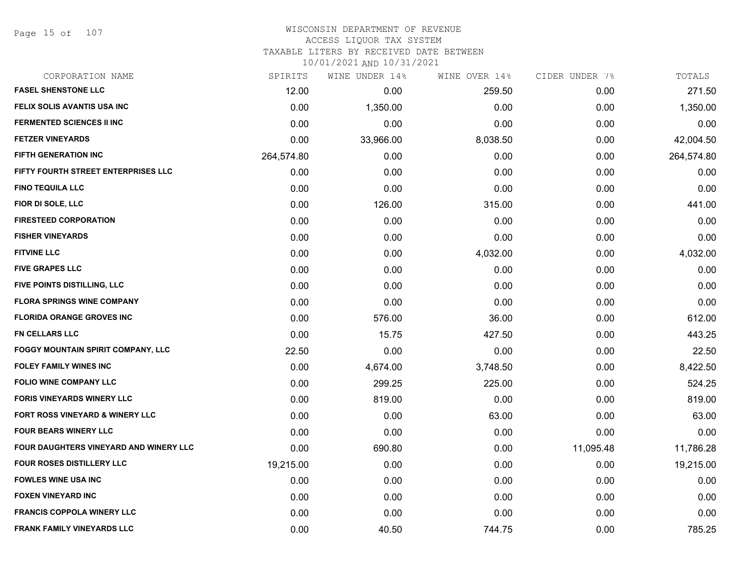# WISCONSIN DEPARTMENT OF REVENUE
## ACCESS LIQUOR TAX SYSTEM
### TAXABLE LITERS BY RECEIVED DATE BETWEEN 10/01/2021 AND 10/31/2021

| CORPORATION NAME | SPIRITS | WINE UNDER 14% | WINE OVER 14% | CIDER UNDER 7% | TOTALS |
|---|---|---|---|---|---|
| FASEL SHENSTONE LLC | 12.00 | 0.00 | 259.50 | 0.00 | 271.50 |
| FELIX SOLIS AVANTIS USA INC | 0.00 | 1,350.00 | 0.00 | 0.00 | 1,350.00 |
| FERMENTED SCIENCES II INC | 0.00 | 0.00 | 0.00 | 0.00 | 0.00 |
| FETZER VINEYARDS | 0.00 | 33,966.00 | 8,038.50 | 0.00 | 42,004.50 |
| FIFTH GENERATION INC | 264,574.80 | 0.00 | 0.00 | 0.00 | 264,574.80 |
| FIFTY FOURTH STREET ENTERPRISES LLC | 0.00 | 0.00 | 0.00 | 0.00 | 0.00 |
| FINO TEQUILA LLC | 0.00 | 0.00 | 0.00 | 0.00 | 0.00 |
| FIOR DI SOLE, LLC | 0.00 | 126.00 | 315.00 | 0.00 | 441.00 |
| FIRESTEED CORPORATION | 0.00 | 0.00 | 0.00 | 0.00 | 0.00 |
| FISHER VINEYARDS | 0.00 | 0.00 | 0.00 | 0.00 | 0.00 |
| FITVINE LLC | 0.00 | 0.00 | 4,032.00 | 0.00 | 4,032.00 |
| FIVE GRAPES LLC | 0.00 | 0.00 | 0.00 | 0.00 | 0.00 |
| FIVE POINTS DISTILLING, LLC | 0.00 | 0.00 | 0.00 | 0.00 | 0.00 |
| FLORA SPRINGS WINE COMPANY | 0.00 | 0.00 | 0.00 | 0.00 | 0.00 |
| FLORIDA ORANGE GROVES INC | 0.00 | 576.00 | 36.00 | 0.00 | 612.00 |
| FN CELLARS LLC | 0.00 | 15.75 | 427.50 | 0.00 | 443.25 |
| FOGGY MOUNTAIN SPIRIT COMPANY, LLC | 22.50 | 0.00 | 0.00 | 0.00 | 22.50 |
| FOLEY FAMILY WINES INC | 0.00 | 4,674.00 | 3,748.50 | 0.00 | 8,422.50 |
| FOLIO WINE COMPANY LLC | 0.00 | 299.25 | 225.00 | 0.00 | 524.25 |
| FORIS VINEYARDS WINERY LLC | 0.00 | 819.00 | 0.00 | 0.00 | 819.00 |
| FORT ROSS VINEYARD & WINERY LLC | 0.00 | 0.00 | 63.00 | 0.00 | 63.00 |
| FOUR BEARS WINERY LLC | 0.00 | 0.00 | 0.00 | 0.00 | 0.00 |
| FOUR DAUGHTERS VINEYARD AND WINERY LLC | 0.00 | 690.80 | 0.00 | 11,095.48 | 11,786.28 |
| FOUR ROSES DISTILLERY LLC | 19,215.00 | 0.00 | 0.00 | 0.00 | 19,215.00 |
| FOWLES WINE USA INC | 0.00 | 0.00 | 0.00 | 0.00 | 0.00 |
| FOXEN VINEYARD INC | 0.00 | 0.00 | 0.00 | 0.00 | 0.00 |
| FRANCIS COPPOLA WINERY LLC | 0.00 | 0.00 | 0.00 | 0.00 | 0.00 |
| FRANK FAMILY VINEYARDS LLC | 0.00 | 40.50 | 744.75 | 0.00 | 785.25 |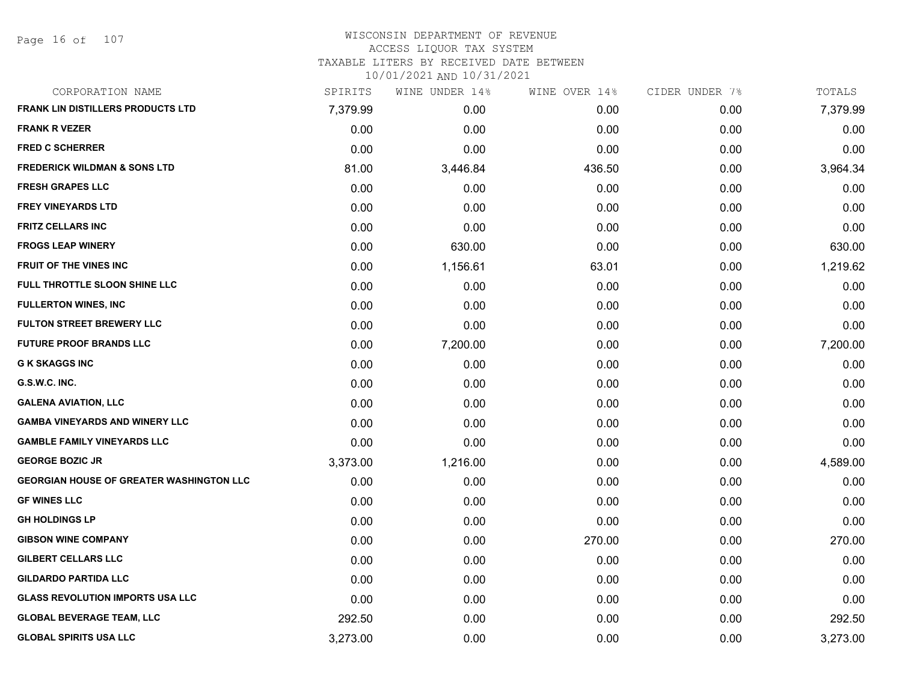# WISCONSIN DEPARTMENT OF REVENUE
## ACCESS LIQUOR TAX SYSTEM
### TAXABLE LITERS BY RECEIVED DATE BETWEEN 10/01/2021 AND 10/31/2021

| CORPORATION NAME | SPIRITS | WINE UNDER 14% | WINE OVER 14% | CIDER UNDER 7% | TOTALS |
|---|---|---|---|---|---|
| FRANK LIN DISTILLERS PRODUCTS LTD | 7,379.99 | 0.00 | 0.00 | 0.00 | 7,379.99 |
| FRANK R VEZER | 0.00 | 0.00 | 0.00 | 0.00 | 0.00 |
| FRED C SCHERRER | 0.00 | 0.00 | 0.00 | 0.00 | 0.00 |
| FREDERICK WILDMAN & SONS LTD | 81.00 | 3,446.84 | 436.50 | 0.00 | 3,964.34 |
| FRESH GRAPES LLC | 0.00 | 0.00 | 0.00 | 0.00 | 0.00 |
| FREY VINEYARDS LTD | 0.00 | 0.00 | 0.00 | 0.00 | 0.00 |
| FRITZ CELLARS INC | 0.00 | 0.00 | 0.00 | 0.00 | 0.00 |
| FROGS LEAP WINERY | 0.00 | 630.00 | 0.00 | 0.00 | 630.00 |
| FRUIT OF THE VINES INC | 0.00 | 1,156.61 | 63.01 | 0.00 | 1,219.62 |
| FULL THROTTLE SLOON SHINE LLC | 0.00 | 0.00 | 0.00 | 0.00 | 0.00 |
| FULLERTON WINES, INC | 0.00 | 0.00 | 0.00 | 0.00 | 0.00 |
| FULTON STREET BREWERY LLC | 0.00 | 0.00 | 0.00 | 0.00 | 0.00 |
| FUTURE PROOF BRANDS LLC | 0.00 | 7,200.00 | 0.00 | 0.00 | 7,200.00 |
| G K SKAGGS INC | 0.00 | 0.00 | 0.00 | 0.00 | 0.00 |
| G.S.W.C. INC. | 0.00 | 0.00 | 0.00 | 0.00 | 0.00 |
| GALENA AVIATION, LLC | 0.00 | 0.00 | 0.00 | 0.00 | 0.00 |
| GAMBA VINEYARDS AND WINERY LLC | 0.00 | 0.00 | 0.00 | 0.00 | 0.00 |
| GAMBLE FAMILY VINEYARDS LLC | 0.00 | 0.00 | 0.00 | 0.00 | 0.00 |
| GEORGE BOZIC JR | 3,373.00 | 1,216.00 | 0.00 | 0.00 | 4,589.00 |
| GEORGIAN HOUSE OF GREATER WASHINGTON LLC | 0.00 | 0.00 | 0.00 | 0.00 | 0.00 |
| GF WINES LLC | 0.00 | 0.00 | 0.00 | 0.00 | 0.00 |
| GH HOLDINGS LP | 0.00 | 0.00 | 0.00 | 0.00 | 0.00 |
| GIBSON WINE COMPANY | 0.00 | 0.00 | 270.00 | 0.00 | 270.00 |
| GILBERT CELLARS LLC | 0.00 | 0.00 | 0.00 | 0.00 | 0.00 |
| GILDARDO PARTIDA LLC | 0.00 | 0.00 | 0.00 | 0.00 | 0.00 |
| GLASS REVOLUTION IMPORTS USA LLC | 0.00 | 0.00 | 0.00 | 0.00 | 0.00 |
| GLOBAL BEVERAGE TEAM, LLC | 292.50 | 0.00 | 0.00 | 0.00 | 292.50 |
| GLOBAL SPIRITS USA LLC | 3,273.00 | 0.00 | 0.00 | 0.00 | 3,273.00 |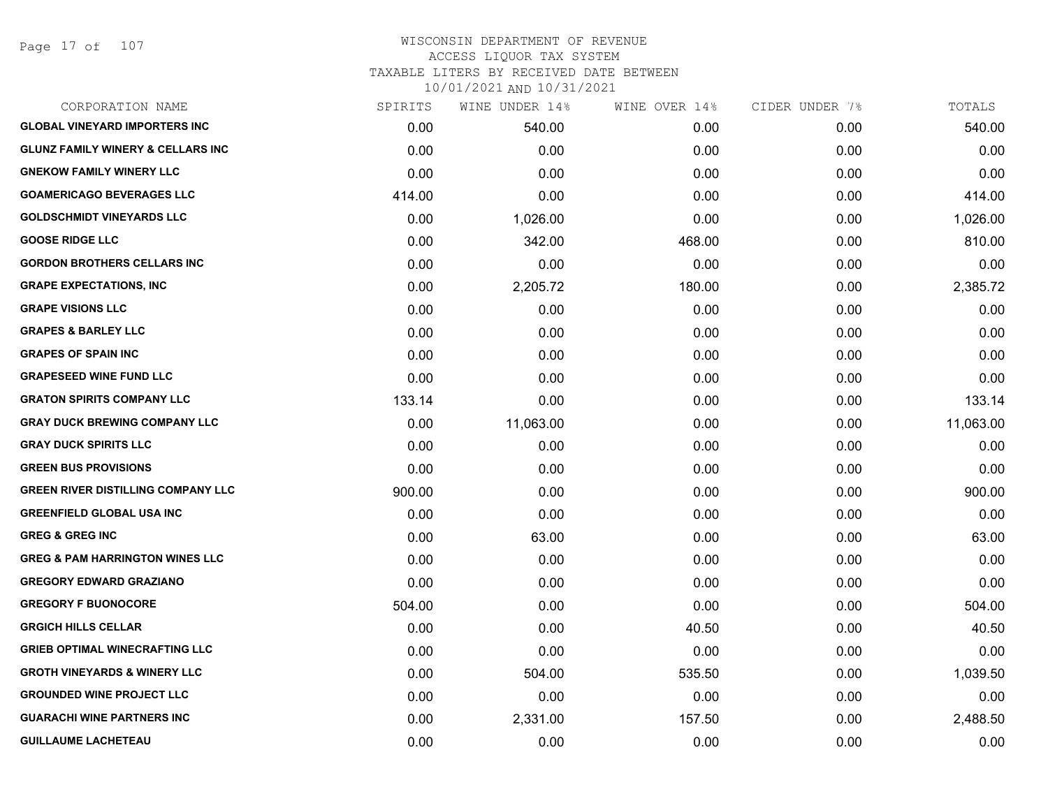# WISCONSIN DEPARTMENT OF REVENUE
## ACCESS LIQUOR TAX SYSTEM
## TAXABLE LITERS BY RECEIVED DATE BETWEEN 10/01/2021 AND 10/31/2021

| CORPORATION NAME | SPIRITS | WINE UNDER 14% | WINE OVER 14% | CIDER UNDER 7% | TOTALS |
|---|---|---|---|---|---|
| GLOBAL VINEYARD IMPORTERS INC | 0.00 | 540.00 | 0.00 | 0.00 | 540.00 |
| GLUNZ FAMILY WINERY & CELLARS INC | 0.00 | 0.00 | 0.00 | 0.00 | 0.00 |
| GNEKOW FAMILY WINERY LLC | 0.00 | 0.00 | 0.00 | 0.00 | 0.00 |
| GOAMERICAGO BEVERAGES LLC | 414.00 | 0.00 | 0.00 | 0.00 | 414.00 |
| GOLDSCHMIDT VINEYARDS LLC | 0.00 | 1,026.00 | 0.00 | 0.00 | 1,026.00 |
| GOOSE RIDGE LLC | 0.00 | 342.00 | 468.00 | 0.00 | 810.00 |
| GORDON BROTHERS CELLARS INC | 0.00 | 0.00 | 0.00 | 0.00 | 0.00 |
| GRAPE EXPECTATIONS, INC | 0.00 | 2,205.72 | 180.00 | 0.00 | 2,385.72 |
| GRAPE VISIONS LLC | 0.00 | 0.00 | 0.00 | 0.00 | 0.00 |
| GRAPES & BARLEY LLC | 0.00 | 0.00 | 0.00 | 0.00 | 0.00 |
| GRAPES OF SPAIN INC | 0.00 | 0.00 | 0.00 | 0.00 | 0.00 |
| GRAPESEED WINE FUND LLC | 0.00 | 0.00 | 0.00 | 0.00 | 0.00 |
| GRATON SPIRITS COMPANY LLC | 133.14 | 0.00 | 0.00 | 0.00 | 133.14 |
| GRAY DUCK BREWING COMPANY LLC | 0.00 | 11,063.00 | 0.00 | 0.00 | 11,063.00 |
| GRAY DUCK SPIRITS LLC | 0.00 | 0.00 | 0.00 | 0.00 | 0.00 |
| GREEN BUS PROVISIONS | 0.00 | 0.00 | 0.00 | 0.00 | 0.00 |
| GREEN RIVER DISTILLING COMPANY LLC | 900.00 | 0.00 | 0.00 | 0.00 | 900.00 |
| GREENFIELD GLOBAL USA INC | 0.00 | 0.00 | 0.00 | 0.00 | 0.00 |
| GREG & GREG INC | 0.00 | 63.00 | 0.00 | 0.00 | 63.00 |
| GREG & PAM HARRINGTON WINES LLC | 0.00 | 0.00 | 0.00 | 0.00 | 0.00 |
| GREGORY EDWARD GRAZIANO | 0.00 | 0.00 | 0.00 | 0.00 | 0.00 |
| GREGORY F BUONOCORE | 504.00 | 0.00 | 0.00 | 0.00 | 504.00 |
| GRGICH HILLS CELLAR | 0.00 | 0.00 | 40.50 | 0.00 | 40.50 |
| GRIEB OPTIMAL WINECRAFTING LLC | 0.00 | 0.00 | 0.00 | 0.00 | 0.00 |
| GROTH VINEYARDS & WINERY LLC | 0.00 | 504.00 | 535.50 | 0.00 | 1,039.50 |
| GROUNDED WINE PROJECT LLC | 0.00 | 0.00 | 0.00 | 0.00 | 0.00 |
| GUARACHI WINE PARTNERS INC | 0.00 | 2,331.00 | 157.50 | 0.00 | 2,488.50 |
| GUILLAUME LACHETEAU | 0.00 | 0.00 | 0.00 | 0.00 | 0.00 |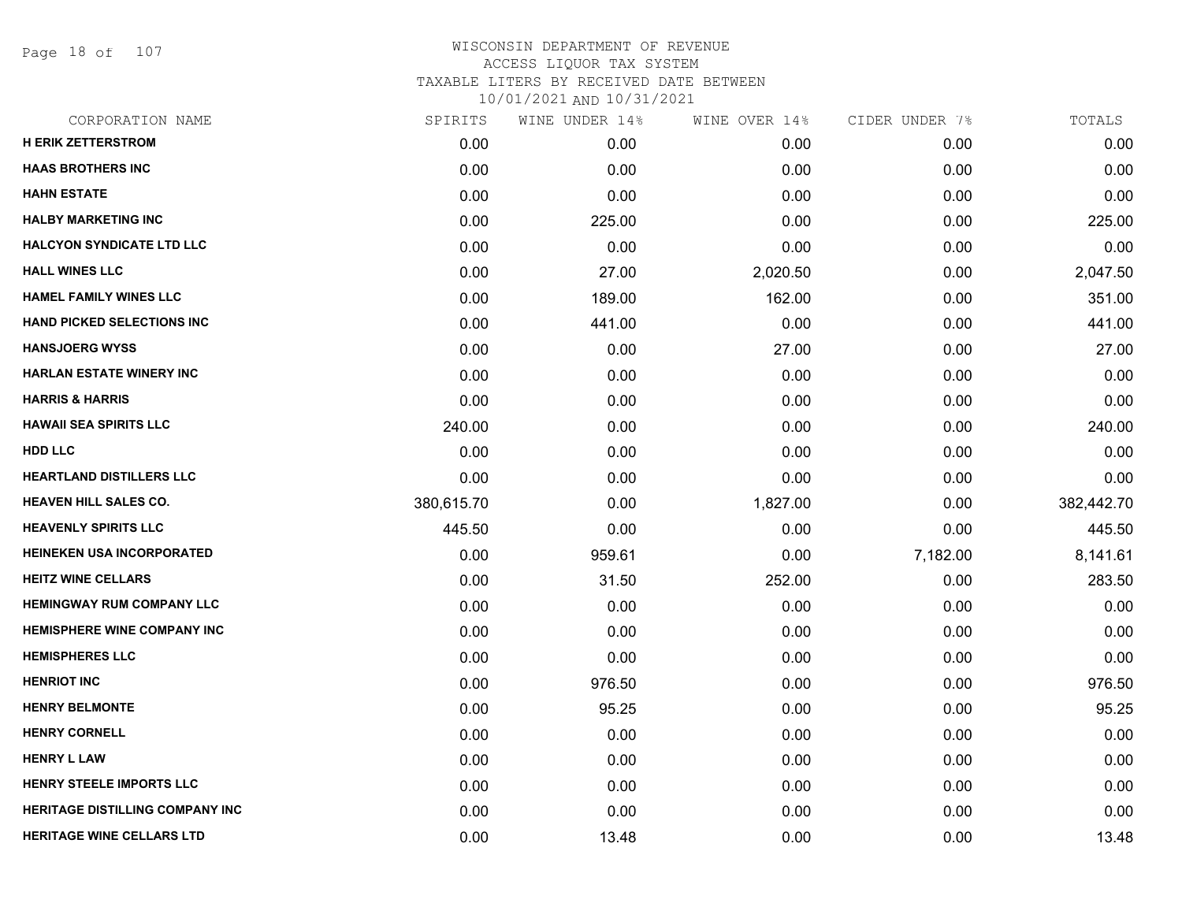WISCONSIN DEPARTMENT OF REVENUE
ACCESS LIQUOR TAX SYSTEM
TAXABLE LITERS BY RECEIVED DATE BETWEEN
10/01/2021 AND 10/31/2021

| CORPORATION NAME | SPIRITS | WINE UNDER 14% | WINE OVER 14% | CIDER UNDER 7% | TOTALS |
|---|---|---|---|---|---|
| **H ERIK ZETTERSTROM** | 0.00 | 0.00 | 0.00 | 0.00 | 0.00 |
| **HAAS BROTHERS INC** | 0.00 | 0.00 | 0.00 | 0.00 | 0.00 |
| **HAHN ESTATE** | 0.00 | 0.00 | 0.00 | 0.00 | 0.00 |
| **HALBY MARKETING INC** | 0.00 | 225.00 | 0.00 | 0.00 | 225.00 |
| **HALCYON SYNDICATE LTD LLC** | 0.00 | 0.00 | 0.00 | 0.00 | 0.00 |
| **HALL WINES LLC** | 0.00 | 27.00 | 2,020.50 | 0.00 | 2,047.50 |
| **HAMEL FAMILY WINES LLC** | 0.00 | 189.00 | 162.00 | 0.00 | 351.00 |
| **HAND PICKED SELECTIONS INC** | 0.00 | 441.00 | 0.00 | 0.00 | 441.00 |
| **HANSJOERG WYSS** | 0.00 | 0.00 | 27.00 | 0.00 | 27.00 |
| **HARLAN ESTATE WINERY INC** | 0.00 | 0.00 | 0.00 | 0.00 | 0.00 |
| **HARRIS & HARRIS** | 0.00 | 0.00 | 0.00 | 0.00 | 0.00 |
| **HAWAII SEA SPIRITS LLC** | 240.00 | 0.00 | 0.00 | 0.00 | 240.00 |
| **HDD LLC** | 0.00 | 0.00 | 0.00 | 0.00 | 0.00 |
| **HEARTLAND DISTILLERS LLC** | 0.00 | 0.00 | 0.00 | 0.00 | 0.00 |
| **HEAVEN HILL SALES CO.** | 380,615.70 | 0.00 | 1,827.00 | 0.00 | 382,442.70 |
| **HEAVENLY SPIRITS LLC** | 445.50 | 0.00 | 0.00 | 0.00 | 445.50 |
| **HEINEKEN USA INCORPORATED** | 0.00 | 959.61 | 0.00 | 7,182.00 | 8,141.61 |
| **HEITZ WINE CELLARS** | 0.00 | 31.50 | 252.00 | 0.00 | 283.50 |
| **HEMINGWAY RUM COMPANY LLC** | 0.00 | 0.00 | 0.00 | 0.00 | 0.00 |
| **HEMISPHERE WINE COMPANY INC** | 0.00 | 0.00 | 0.00 | 0.00 | 0.00 |
| **HEMISPHERES LLC** | 0.00 | 0.00 | 0.00 | 0.00 | 0.00 |
| **HENRIOT INC** | 0.00 | 976.50 | 0.00 | 0.00 | 976.50 |
| **HENRY BELMONTE** | 0.00 | 95.25 | 0.00 | 0.00 | 95.25 |
| **HENRY CORNELL** | 0.00 | 0.00 | 0.00 | 0.00 | 0.00 |
| **HENRY L LAW** | 0.00 | 0.00 | 0.00 | 0.00 | 0.00 |
| **HENRY STEELE IMPORTS LLC** | 0.00 | 0.00 | 0.00 | 0.00 | 0.00 |
| **HERITAGE DISTILLING COMPANY INC** | 0.00 | 0.00 | 0.00 | 0.00 | 0.00 |
| **HERITAGE WINE CELLARS LTD** | 0.00 | 13.48 | 0.00 | 0.00 | 13.48 |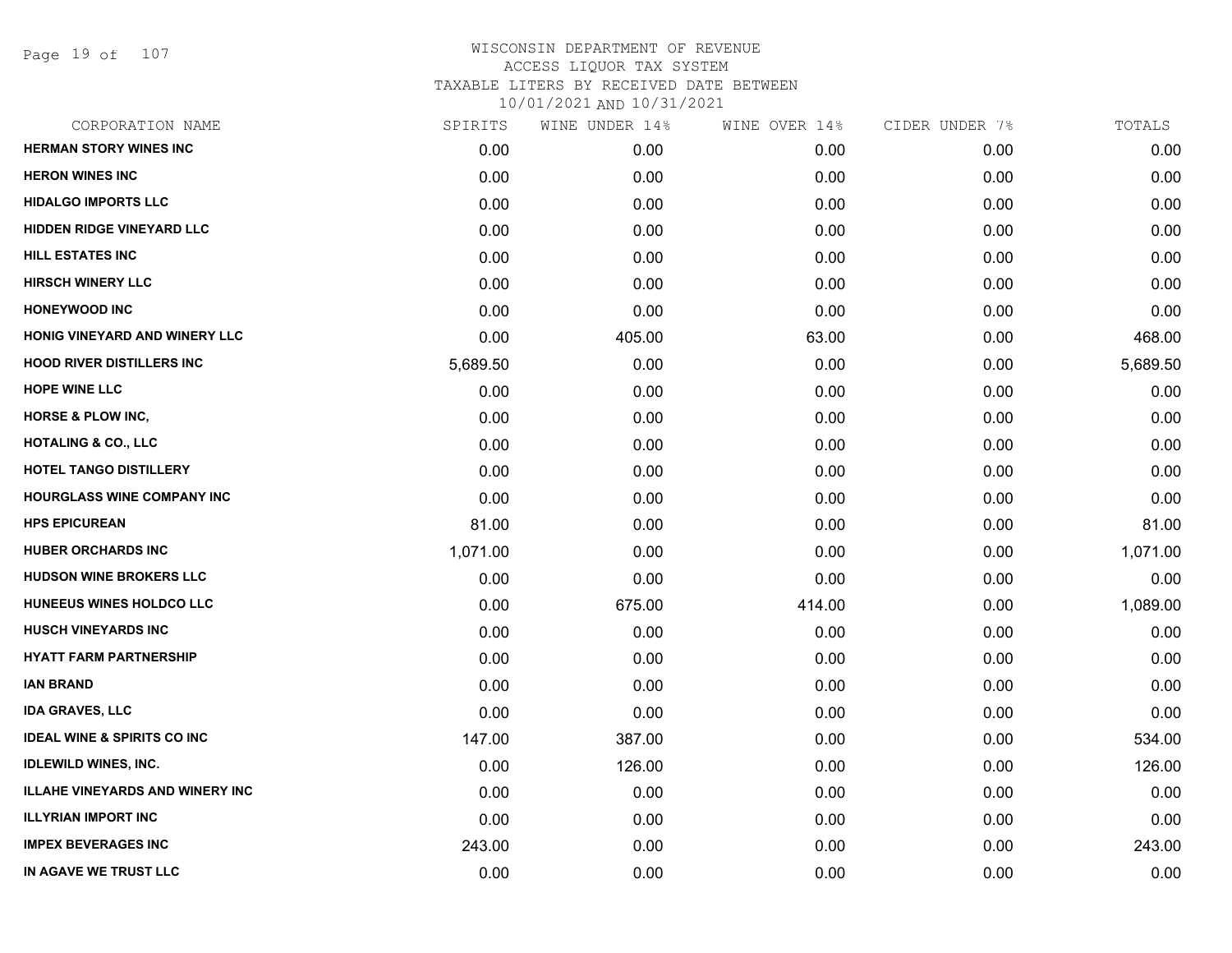# WISCONSIN DEPARTMENT OF REVENUE
ACCESS LIQUOR TAX SYSTEM
TAXABLE LITERS BY RECEIVED DATE BETWEEN
10/01/2021 AND 10/31/2021

| CORPORATION NAME | SPIRITS | WINE UNDER 14% | WINE OVER 14% | CIDER UNDER 7% | TOTALS |
|---|---|---|---|---|---|
| HERMAN STORY WINES INC | 0.00 | 0.00 | 0.00 | 0.00 | 0.00 |
| HERON WINES INC | 0.00 | 0.00 | 0.00 | 0.00 | 0.00 |
| HIDALGO IMPORTS LLC | 0.00 | 0.00 | 0.00 | 0.00 | 0.00 |
| HIDDEN RIDGE VINEYARD LLC | 0.00 | 0.00 | 0.00 | 0.00 | 0.00 |
| HILL ESTATES INC | 0.00 | 0.00 | 0.00 | 0.00 | 0.00 |
| HIRSCH WINERY LLC | 0.00 | 0.00 | 0.00 | 0.00 | 0.00 |
| HONEYWOOD INC | 0.00 | 0.00 | 0.00 | 0.00 | 0.00 |
| HONIG VINEYARD AND WINERY LLC | 0.00 | 405.00 | 63.00 | 0.00 | 468.00 |
| HOOD RIVER DISTILLERS INC | 5,689.50 | 0.00 | 0.00 | 0.00 | 5,689.50 |
| HOPE WINE LLC | 0.00 | 0.00 | 0.00 | 0.00 | 0.00 |
| HORSE & PLOW INC, | 0.00 | 0.00 | 0.00 | 0.00 | 0.00 |
| HOTALING & CO., LLC | 0.00 | 0.00 | 0.00 | 0.00 | 0.00 |
| HOTEL TANGO DISTILLERY | 0.00 | 0.00 | 0.00 | 0.00 | 0.00 |
| HOURGLASS WINE COMPANY INC | 0.00 | 0.00 | 0.00 | 0.00 | 0.00 |
| HPS EPICUREAN | 81.00 | 0.00 | 0.00 | 0.00 | 81.00 |
| HUBER ORCHARDS INC | 1,071.00 | 0.00 | 0.00 | 0.00 | 1,071.00 |
| HUDSON WINE BROKERS LLC | 0.00 | 0.00 | 0.00 | 0.00 | 0.00 |
| HUNEEUS WINES HOLDCO LLC | 0.00 | 675.00 | 414.00 | 0.00 | 1,089.00 |
| HUSCH VINEYARDS INC | 0.00 | 0.00 | 0.00 | 0.00 | 0.00 |
| HYATT FARM PARTNERSHIP | 0.00 | 0.00 | 0.00 | 0.00 | 0.00 |
| IAN BRAND | 0.00 | 0.00 | 0.00 | 0.00 | 0.00 |
| IDA GRAVES, LLC | 0.00 | 0.00 | 0.00 | 0.00 | 0.00 |
| IDEAL WINE & SPIRITS CO INC | 147.00 | 387.00 | 0.00 | 0.00 | 534.00 |
| IDLEWILD WINES, INC. | 0.00 | 126.00 | 0.00 | 0.00 | 126.00 |
| ILLAHE VINEYARDS AND WINERY INC | 0.00 | 0.00 | 0.00 | 0.00 | 0.00 |
| ILLYRIAN IMPORT INC | 0.00 | 0.00 | 0.00 | 0.00 | 0.00 |
| IMPEX BEVERAGES INC | 243.00 | 0.00 | 0.00 | 0.00 | 243.00 |
| IN AGAVE WE TRUST LLC | 0.00 | 0.00 | 0.00 | 0.00 | 0.00 |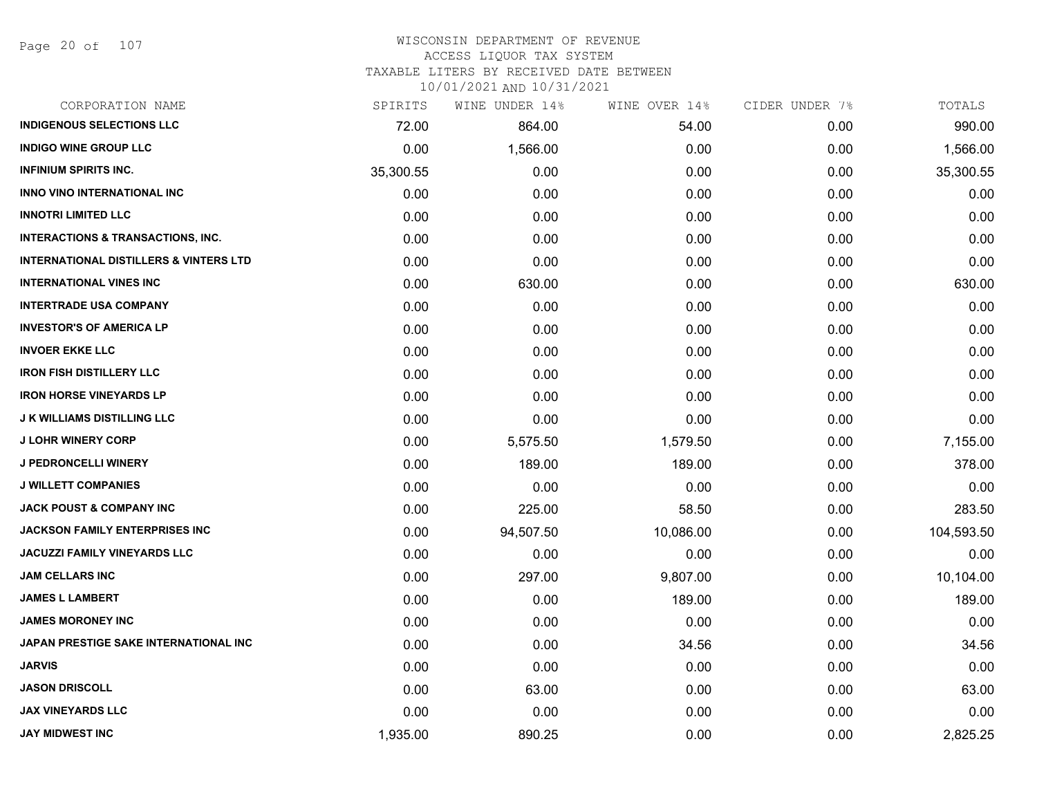WISCONSIN DEPARTMENT OF REVENUE
ACCESS LIQUOR TAX SYSTEM
TAXABLE LITERS BY RECEIVED DATE BETWEEN
10/01/2021 AND 10/31/2021

| CORPORATION NAME | SPIRITS | WINE UNDER 14% | WINE OVER 14% | CIDER UNDER 7% | TOTALS |
|---|---|---|---|---|---|
| **INDIGENOUS SELECTIONS LLC** | 72.00 | 864.00 | 54.00 | 0.00 | 990.00 |
| **INDIGO WINE GROUP LLC** | 0.00 | 1,566.00 | 0.00 | 0.00 | 1,566.00 |
| **INFINIUM SPIRITS INC.** | 35,300.55 | 0.00 | 0.00 | 0.00 | 35,300.55 |
| **INNO VINO INTERNATIONAL INC** | 0.00 | 0.00 | 0.00 | 0.00 | 0.00 |
| **INNOTRI LIMITED LLC** | 0.00 | 0.00 | 0.00 | 0.00 | 0.00 |
| **INTERACTIONS & TRANSACTIONS, INC.** | 0.00 | 0.00 | 0.00 | 0.00 | 0.00 |
| **INTERNATIONAL DISTILLERS & VINTERS LTD** | 0.00 | 0.00 | 0.00 | 0.00 | 0.00 |
| **INTERNATIONAL VINES INC** | 0.00 | 630.00 | 0.00 | 0.00 | 630.00 |
| **INTERTRADE USA COMPANY** | 0.00 | 0.00 | 0.00 | 0.00 | 0.00 |
| **INVESTOR'S OF AMERICA LP** | 0.00 | 0.00 | 0.00 | 0.00 | 0.00 |
| **INVOER EKKE LLC** | 0.00 | 0.00 | 0.00 | 0.00 | 0.00 |
| **IRON FISH DISTILLERY LLC** | 0.00 | 0.00 | 0.00 | 0.00 | 0.00 |
| **IRON HORSE VINEYARDS LP** | 0.00 | 0.00 | 0.00 | 0.00 | 0.00 |
| **J K WILLIAMS DISTILLING LLC** | 0.00 | 0.00 | 0.00 | 0.00 | 0.00 |
| **J LOHR WINERY CORP** | 0.00 | 5,575.50 | 1,579.50 | 0.00 | 7,155.00 |
| **J PEDRONCELLI WINERY** | 0.00 | 189.00 | 189.00 | 0.00 | 378.00 |
| **J WILLETT COMPANIES** | 0.00 | 0.00 | 0.00 | 0.00 | 0.00 |
| **JACK POUST & COMPANY INC** | 0.00 | 225.00 | 58.50 | 0.00 | 283.50 |
| **JACKSON FAMILY ENTERPRISES INC** | 0.00 | 94,507.50 | 10,086.00 | 0.00 | 104,593.50 |
| **JACUZZI FAMILY VINEYARDS LLC** | 0.00 | 0.00 | 0.00 | 0.00 | 0.00 |
| **JAM CELLARS INC** | 0.00 | 297.00 | 9,807.00 | 0.00 | 10,104.00 |
| **JAMES L LAMBERT** | 0.00 | 0.00 | 189.00 | 0.00 | 189.00 |
| **JAMES MORONEY INC** | 0.00 | 0.00 | 0.00 | 0.00 | 0.00 |
| **JAPAN PRESTIGE SAKE INTERNATIONAL INC** | 0.00 | 0.00 | 34.56 | 0.00 | 34.56 |
| **JARVIS** | 0.00 | 0.00 | 0.00 | 0.00 | 0.00 |
| **JASON DRISCOLL** | 0.00 | 63.00 | 0.00 | 0.00 | 63.00 |
| **JAX VINEYARDS LLC** | 0.00 | 0.00 | 0.00 | 0.00 | 0.00 |
| **JAY MIDWEST INC** | 1,935.00 | 890.25 | 0.00 | 0.00 | 2,825.25 |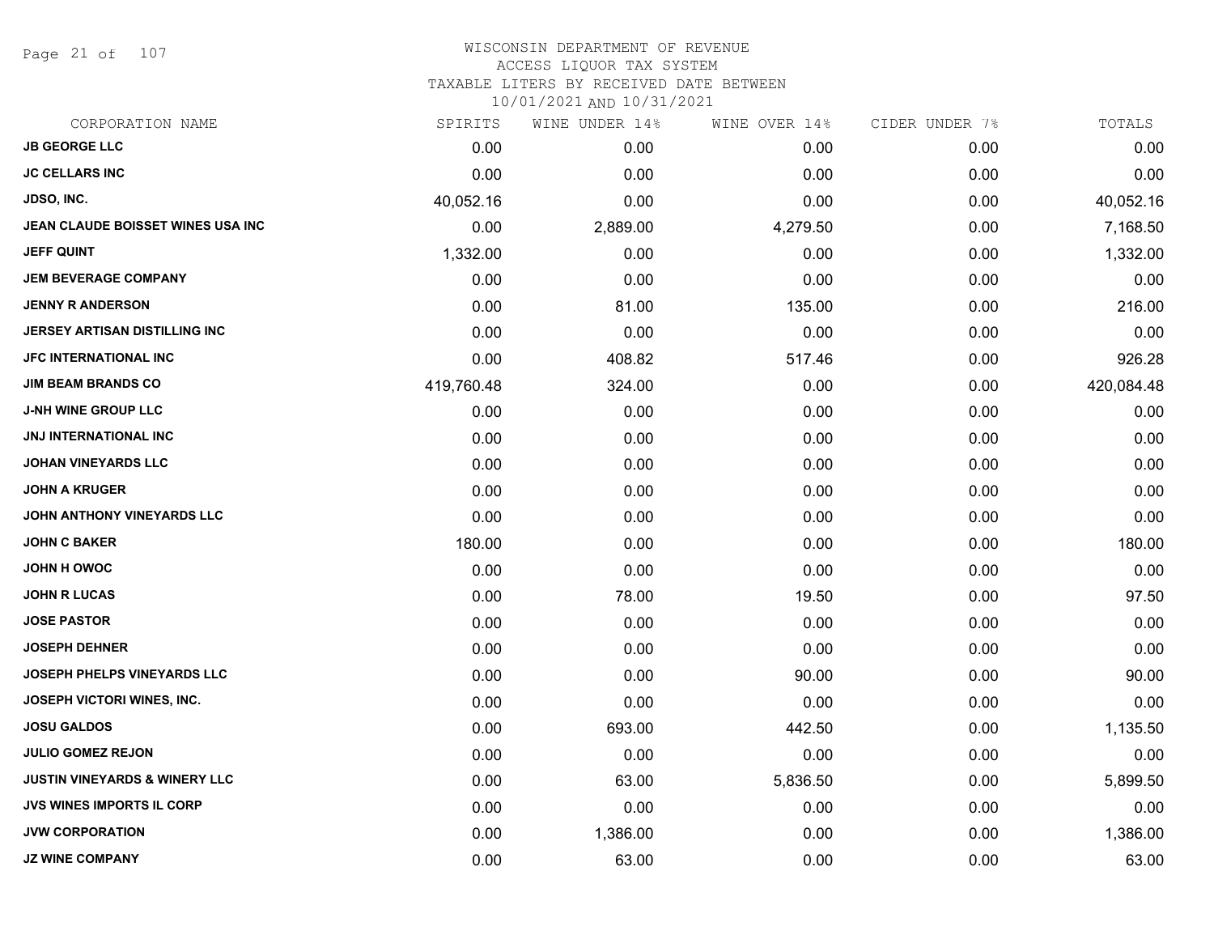# WISCONSIN DEPARTMENT OF REVENUE
## ACCESS LIQUOR TAX SYSTEM
### TAXABLE LITERS BY RECEIVED DATE BETWEEN 10/01/2021 AND 10/31/2021

| CORPORATION NAME | SPIRITS | WINE UNDER 14% | WINE OVER 14% | CIDER UNDER 7% | TOTALS |
|---|---|---|---|---|---|
| JB GEORGE LLC | 0.00 | 0.00 | 0.00 | 0.00 | 0.00 |
| JC CELLARS INC | 0.00 | 0.00 | 0.00 | 0.00 | 0.00 |
| JDSO, INC. | 40,052.16 | 0.00 | 0.00 | 0.00 | 40,052.16 |
| JEAN CLAUDE BOISSET WINES USA INC | 0.00 | 2,889.00 | 4,279.50 | 0.00 | 7,168.50 |
| JEFF QUINT | 1,332.00 | 0.00 | 0.00 | 0.00 | 1,332.00 |
| JEM BEVERAGE COMPANY | 0.00 | 0.00 | 0.00 | 0.00 | 0.00 |
| JENNY R ANDERSON | 0.00 | 81.00 | 135.00 | 0.00 | 216.00 |
| JERSEY ARTISAN DISTILLING INC | 0.00 | 0.00 | 0.00 | 0.00 | 0.00 |
| JFC INTERNATIONAL INC | 0.00 | 408.82 | 517.46 | 0.00 | 926.28 |
| JIM BEAM BRANDS CO | 419,760.48 | 324.00 | 0.00 | 0.00 | 420,084.48 |
| J-NH WINE GROUP LLC | 0.00 | 0.00 | 0.00 | 0.00 | 0.00 |
| JNJ INTERNATIONAL INC | 0.00 | 0.00 | 0.00 | 0.00 | 0.00 |
| JOHAN VINEYARDS LLC | 0.00 | 0.00 | 0.00 | 0.00 | 0.00 |
| JOHN A KRUGER | 0.00 | 0.00 | 0.00 | 0.00 | 0.00 |
| JOHN ANTHONY VINEYARDS LLC | 0.00 | 0.00 | 0.00 | 0.00 | 0.00 |
| JOHN C BAKER | 180.00 | 0.00 | 0.00 | 0.00 | 180.00 |
| JOHN H OWOC | 0.00 | 0.00 | 0.00 | 0.00 | 0.00 |
| JOHN R LUCAS | 0.00 | 78.00 | 19.50 | 0.00 | 97.50 |
| JOSE PASTOR | 0.00 | 0.00 | 0.00 | 0.00 | 0.00 |
| JOSEPH DEHNER | 0.00 | 0.00 | 0.00 | 0.00 | 0.00 |
| JOSEPH PHELPS VINEYARDS LLC | 0.00 | 0.00 | 90.00 | 0.00 | 90.00 |
| JOSEPH VICTORI WINES, INC. | 0.00 | 0.00 | 0.00 | 0.00 | 0.00 |
| JOSU GALDOS | 0.00 | 693.00 | 442.50 | 0.00 | 1,135.50 |
| JULIO GOMEZ REJON | 0.00 | 0.00 | 0.00 | 0.00 | 0.00 |
| JUSTIN VINEYARDS & WINERY LLC | 0.00 | 63.00 | 5,836.50 | 0.00 | 5,899.50 |
| JVS WINES IMPORTS IL CORP | 0.00 | 0.00 | 0.00 | 0.00 | 0.00 |
| JVW CORPORATION | 0.00 | 1,386.00 | 0.00 | 0.00 | 1,386.00 |
| JZ WINE COMPANY | 0.00 | 63.00 | 0.00 | 0.00 | 63.00 |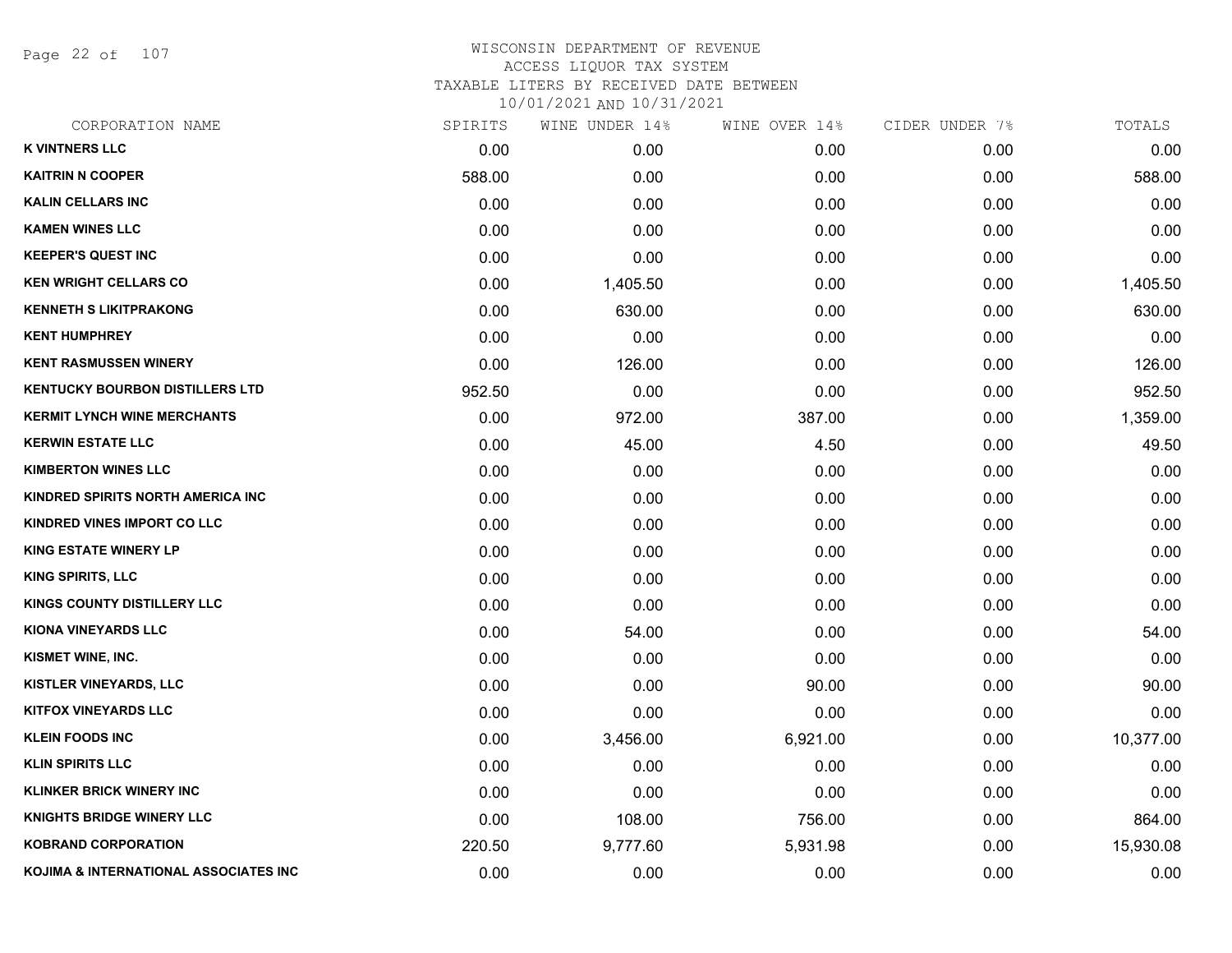# WISCONSIN DEPARTMENT OF REVENUE
ACCESS LIQUOR TAX SYSTEM
TAXABLE LITERS BY RECEIVED DATE BETWEEN
10/01/2021 AND 10/31/2021

| CORPORATION NAME | SPIRITS | WINE UNDER 14% | WINE OVER 14% | CIDER UNDER 7% | TOTALS |
|---|---|---|---|---|---|
| K VINTNERS LLC | 0.00 | 0.00 | 0.00 | 0.00 | 0.00 |
| KAITRIN N COOPER | 588.00 | 0.00 | 0.00 | 0.00 | 588.00 |
| KALIN CELLARS INC | 0.00 | 0.00 | 0.00 | 0.00 | 0.00 |
| KAMEN WINES LLC | 0.00 | 0.00 | 0.00 | 0.00 | 0.00 |
| KEEPER'S QUEST INC | 0.00 | 0.00 | 0.00 | 0.00 | 0.00 |
| KEN WRIGHT CELLARS CO | 0.00 | 1,405.50 | 0.00 | 0.00 | 1,405.50 |
| KENNETH S LIKITPRAKONG | 0.00 | 630.00 | 0.00 | 0.00 | 630.00 |
| KENT HUMPHREY | 0.00 | 0.00 | 0.00 | 0.00 | 0.00 |
| KENT RASMUSSEN WINERY | 0.00 | 126.00 | 0.00 | 0.00 | 126.00 |
| KENTUCKY BOURBON DISTILLERS LTD | 952.50 | 0.00 | 0.00 | 0.00 | 952.50 |
| KERMIT LYNCH WINE MERCHANTS | 0.00 | 972.00 | 387.00 | 0.00 | 1,359.00 |
| KERWIN ESTATE LLC | 0.00 | 45.00 | 4.50 | 0.00 | 49.50 |
| KIMBERTON WINES LLC | 0.00 | 0.00 | 0.00 | 0.00 | 0.00 |
| KINDRED SPIRITS NORTH AMERICA INC | 0.00 | 0.00 | 0.00 | 0.00 | 0.00 |
| KINDRED VINES IMPORT CO LLC | 0.00 | 0.00 | 0.00 | 0.00 | 0.00 |
| KING ESTATE WINERY LP | 0.00 | 0.00 | 0.00 | 0.00 | 0.00 |
| KING SPIRITS, LLC | 0.00 | 0.00 | 0.00 | 0.00 | 0.00 |
| KINGS COUNTY DISTILLERY LLC | 0.00 | 0.00 | 0.00 | 0.00 | 0.00 |
| KIONA VINEYARDS LLC | 0.00 | 54.00 | 0.00 | 0.00 | 54.00 |
| KISMET WINE, INC. | 0.00 | 0.00 | 0.00 | 0.00 | 0.00 |
| KISTLER VINEYARDS, LLC | 0.00 | 0.00 | 90.00 | 0.00 | 90.00 |
| KITFOX VINEYARDS LLC | 0.00 | 0.00 | 0.00 | 0.00 | 0.00 |
| KLEIN FOODS INC | 0.00 | 3,456.00 | 6,921.00 | 0.00 | 10,377.00 |
| KLIN SPIRITS LLC | 0.00 | 0.00 | 0.00 | 0.00 | 0.00 |
| KLINKER BRICK WINERY INC | 0.00 | 0.00 | 0.00 | 0.00 | 0.00 |
| KNIGHTS BRIDGE WINERY LLC | 0.00 | 108.00 | 756.00 | 0.00 | 864.00 |
| KOBRAND CORPORATION | 220.50 | 9,777.60 | 5,931.98 | 0.00 | 15,930.08 |
| KOJIMA & INTERNATIONAL ASSOCIATES INC | 0.00 | 0.00 | 0.00 | 0.00 | 0.00 |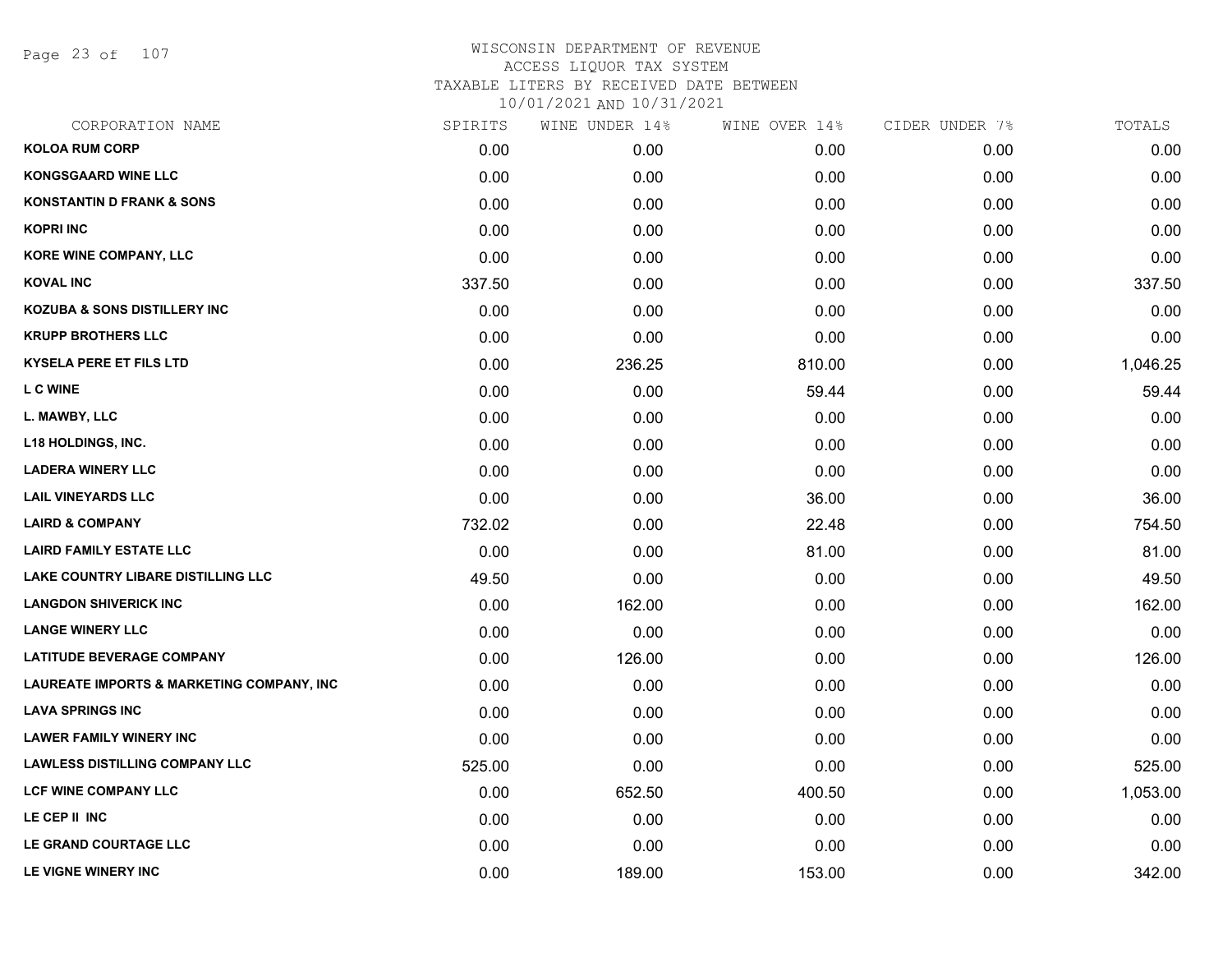# WISCONSIN DEPARTMENT OF REVENUE
ACCESS LIQUOR TAX SYSTEM
TAXABLE LITERS BY RECEIVED DATE BETWEEN
10/01/2021 AND 10/31/2021

| CORPORATION NAME | SPIRITS | WINE UNDER 14% | WINE OVER 14% | CIDER UNDER 7% | TOTALS |
|---|---|---|---|---|---|
| KOLOA RUM CORP | 0.00 | 0.00 | 0.00 | 0.00 | 0.00 |
| KONGSGAARD WINE LLC | 0.00 | 0.00 | 0.00 | 0.00 | 0.00 |
| KONSTANTIN D FRANK & SONS | 0.00 | 0.00 | 0.00 | 0.00 | 0.00 |
| KOPRI INC | 0.00 | 0.00 | 0.00 | 0.00 | 0.00 |
| KORE WINE COMPANY, LLC | 0.00 | 0.00 | 0.00 | 0.00 | 0.00 |
| KOVAL INC | 337.50 | 0.00 | 0.00 | 0.00 | 337.50 |
| KOZUBA & SONS DISTILLERY INC | 0.00 | 0.00 | 0.00 | 0.00 | 0.00 |
| KRUPP BROTHERS LLC | 0.00 | 0.00 | 0.00 | 0.00 | 0.00 |
| KYSELA PERE ET FILS LTD | 0.00 | 236.25 | 810.00 | 0.00 | 1,046.25 |
| L C WINE | 0.00 | 0.00 | 59.44 | 0.00 | 59.44 |
| L. MAWBY, LLC | 0.00 | 0.00 | 0.00 | 0.00 | 0.00 |
| L18 HOLDINGS, INC. | 0.00 | 0.00 | 0.00 | 0.00 | 0.00 |
| LADERA WINERY LLC | 0.00 | 0.00 | 0.00 | 0.00 | 0.00 |
| LAIL VINEYARDS LLC | 0.00 | 0.00 | 36.00 | 0.00 | 36.00 |
| LAIRD & COMPANY | 732.02 | 0.00 | 22.48 | 0.00 | 754.50 |
| LAIRD FAMILY ESTATE LLC | 0.00 | 0.00 | 81.00 | 0.00 | 81.00 |
| LAKE COUNTRY LIBARE DISTILLING LLC | 49.50 | 0.00 | 0.00 | 0.00 | 49.50 |
| LANGDON SHIVERICK INC | 0.00 | 162.00 | 0.00 | 0.00 | 162.00 |
| LANGE WINERY LLC | 0.00 | 0.00 | 0.00 | 0.00 | 0.00 |
| LATITUDE BEVERAGE COMPANY | 0.00 | 126.00 | 0.00 | 0.00 | 126.00 |
| LAUREATE IMPORTS & MARKETING COMPANY, INC | 0.00 | 0.00 | 0.00 | 0.00 | 0.00 |
| LAVA SPRINGS INC | 0.00 | 0.00 | 0.00 | 0.00 | 0.00 |
| LAWER FAMILY WINERY INC | 0.00 | 0.00 | 0.00 | 0.00 | 0.00 |
| LAWLESS DISTILLING COMPANY LLC | 525.00 | 0.00 | 0.00 | 0.00 | 525.00 |
| LCF WINE COMPANY LLC | 0.00 | 652.50 | 400.50 | 0.00 | 1,053.00 |
| LE CEP II INC | 0.00 | 0.00 | 0.00 | 0.00 | 0.00 |
| LE GRAND COURTAGE LLC | 0.00 | 0.00 | 0.00 | 0.00 | 0.00 |
| LE VIGNE WINERY INC | 0.00 | 189.00 | 153.00 | 0.00 | 342.00 |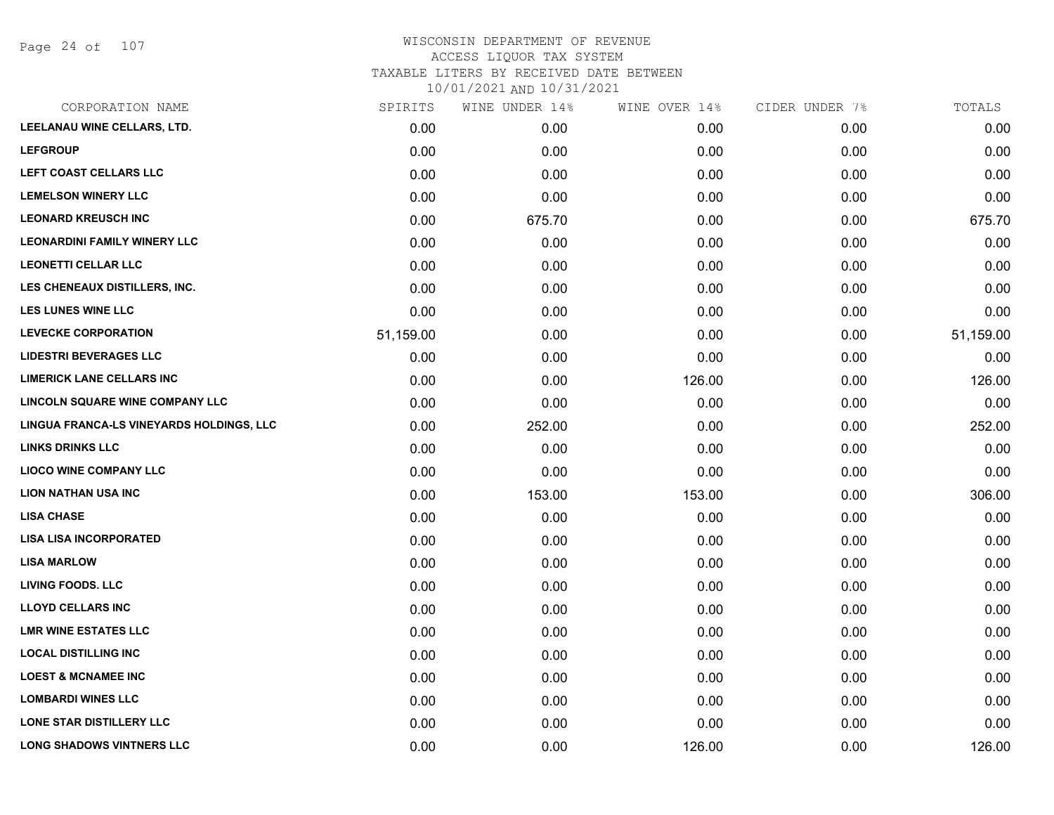# WISCONSIN DEPARTMENT OF REVENUE
## ACCESS LIQUOR TAX SYSTEM
### TAXABLE LITERS BY RECEIVED DATE BETWEEN 10/01/2021 AND 10/31/2021

| CORPORATION NAME | SPIRITS | WINE UNDER 14% | WINE OVER 14% | CIDER UNDER 7% | TOTALS |
|---|---|---|---|---|---|
| LEELANAU WINE CELLARS, LTD. | 0.00 | 0.00 | 0.00 | 0.00 | 0.00 |
| LEFGROUP | 0.00 | 0.00 | 0.00 | 0.00 | 0.00 |
| LEFT COAST CELLARS LLC | 0.00 | 0.00 | 0.00 | 0.00 | 0.00 |
| LEMELSON WINERY LLC | 0.00 | 0.00 | 0.00 | 0.00 | 0.00 |
| LEONARD KREUSCH INC | 0.00 | 675.70 | 0.00 | 0.00 | 675.70 |
| LEONARDINI FAMILY WINERY LLC | 0.00 | 0.00 | 0.00 | 0.00 | 0.00 |
| LEONETTI CELLAR LLC | 0.00 | 0.00 | 0.00 | 0.00 | 0.00 |
| LES CHENEAUX DISTILLERS, INC. | 0.00 | 0.00 | 0.00 | 0.00 | 0.00 |
| LES LUNES WINE LLC | 0.00 | 0.00 | 0.00 | 0.00 | 0.00 |
| LEVECKE CORPORATION | 51,159.00 | 0.00 | 0.00 | 0.00 | 51,159.00 |
| LIDESTRI BEVERAGES LLC | 0.00 | 0.00 | 0.00 | 0.00 | 0.00 |
| LIMERICK LANE CELLARS INC | 0.00 | 0.00 | 126.00 | 0.00 | 126.00 |
| LINCOLN SQUARE WINE COMPANY LLC | 0.00 | 0.00 | 0.00 | 0.00 | 0.00 |
| LINGUA FRANCA-LS VINEYARDS HOLDINGS, LLC | 0.00 | 252.00 | 0.00 | 0.00 | 252.00 |
| LINKS DRINKS LLC | 0.00 | 0.00 | 0.00 | 0.00 | 0.00 |
| LIOCO WINE COMPANY LLC | 0.00 | 0.00 | 0.00 | 0.00 | 0.00 |
| LION NATHAN USA INC | 0.00 | 153.00 | 153.00 | 0.00 | 306.00 |
| LISA CHASE | 0.00 | 0.00 | 0.00 | 0.00 | 0.00 |
| LISA LISA INCORPORATED | 0.00 | 0.00 | 0.00 | 0.00 | 0.00 |
| LISA MARLOW | 0.00 | 0.00 | 0.00 | 0.00 | 0.00 |
| LIVING FOODS. LLC | 0.00 | 0.00 | 0.00 | 0.00 | 0.00 |
| LLOYD CELLARS INC | 0.00 | 0.00 | 0.00 | 0.00 | 0.00 |
| LMR WINE ESTATES LLC | 0.00 | 0.00 | 0.00 | 0.00 | 0.00 |
| LOCAL DISTILLING INC | 0.00 | 0.00 | 0.00 | 0.00 | 0.00 |
| LOEST & MCNAMEE INC | 0.00 | 0.00 | 0.00 | 0.00 | 0.00 |
| LOMBARDI WINES LLC | 0.00 | 0.00 | 0.00 | 0.00 | 0.00 |
| LONE STAR DISTILLERY LLC | 0.00 | 0.00 | 0.00 | 0.00 | 0.00 |
| LONG SHADOWS VINTNERS LLC | 0.00 | 0.00 | 126.00 | 0.00 | 126.00 |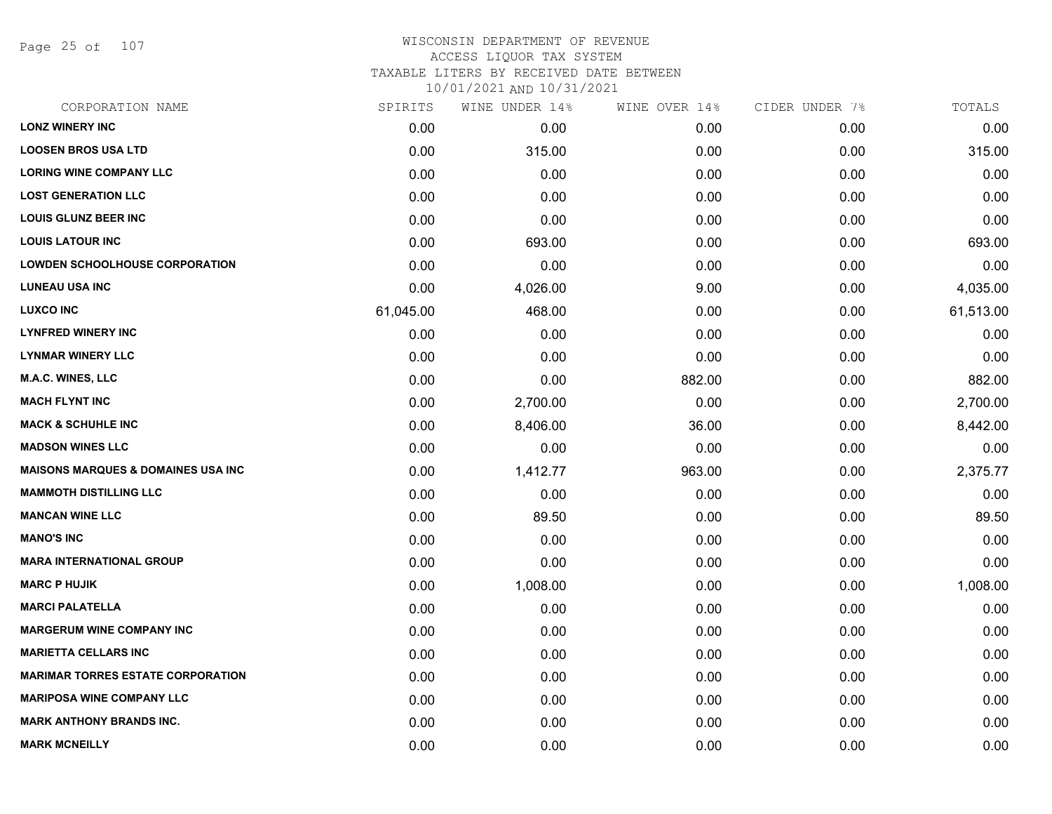WISCONSIN DEPARTMENT OF REVENUE
ACCESS LIQUOR TAX SYSTEM
TAXABLE LITERS BY RECEIVED DATE BETWEEN
10/01/2021 AND 10/31/2021

| CORPORATION NAME | SPIRITS | WINE UNDER 14% | WINE OVER 14% | CIDER UNDER 7% | TOTALS |
|---|---|---|---|---|---|
| LONZ WINERY INC | 0.00 | 0.00 | 0.00 | 0.00 | 0.00 |
| LOOSEN BROS USA LTD | 0.00 | 315.00 | 0.00 | 0.00 | 315.00 |
| LORING WINE COMPANY LLC | 0.00 | 0.00 | 0.00 | 0.00 | 0.00 |
| LOST GENERATION LLC | 0.00 | 0.00 | 0.00 | 0.00 | 0.00 |
| LOUIS GLUNZ BEER INC | 0.00 | 0.00 | 0.00 | 0.00 | 0.00 |
| LOUIS LATOUR INC | 0.00 | 693.00 | 0.00 | 0.00 | 693.00 |
| LOWDEN SCHOOLHOUSE CORPORATION | 0.00 | 0.00 | 0.00 | 0.00 | 0.00 |
| LUNEAU USA INC | 0.00 | 4,026.00 | 9.00 | 0.00 | 4,035.00 |
| LUXCO INC | 61,045.00 | 468.00 | 0.00 | 0.00 | 61,513.00 |
| LYNFRED WINERY INC | 0.00 | 0.00 | 0.00 | 0.00 | 0.00 |
| LYNMAR WINERY LLC | 0.00 | 0.00 | 0.00 | 0.00 | 0.00 |
| M.A.C. WINES, LLC | 0.00 | 0.00 | 882.00 | 0.00 | 882.00 |
| MACH FLYNT INC | 0.00 | 2,700.00 | 0.00 | 0.00 | 2,700.00 |
| MACK & SCHUHLE INC | 0.00 | 8,406.00 | 36.00 | 0.00 | 8,442.00 |
| MADSON WINES LLC | 0.00 | 0.00 | 0.00 | 0.00 | 0.00 |
| MAISONS MARQUES & DOMAINES USA INC | 0.00 | 1,412.77 | 963.00 | 0.00 | 2,375.77 |
| MAMMOTH DISTILLING LLC | 0.00 | 0.00 | 0.00 | 0.00 | 0.00 |
| MANCAN WINE LLC | 0.00 | 89.50 | 0.00 | 0.00 | 89.50 |
| MANO'S INC | 0.00 | 0.00 | 0.00 | 0.00 | 0.00 |
| MARA INTERNATIONAL GROUP | 0.00 | 0.00 | 0.00 | 0.00 | 0.00 |
| MARC P HUJIK | 0.00 | 1,008.00 | 0.00 | 0.00 | 1,008.00 |
| MARCI PALATELLA | 0.00 | 0.00 | 0.00 | 0.00 | 0.00 |
| MARGERUM WINE COMPANY INC | 0.00 | 0.00 | 0.00 | 0.00 | 0.00 |
| MARIETTA CELLARS INC | 0.00 | 0.00 | 0.00 | 0.00 | 0.00 |
| MARIMAR TORRES ESTATE CORPORATION | 0.00 | 0.00 | 0.00 | 0.00 | 0.00 |
| MARIPOSA WINE COMPANY LLC | 0.00 | 0.00 | 0.00 | 0.00 | 0.00 |
| MARK ANTHONY BRANDS INC. | 0.00 | 0.00 | 0.00 | 0.00 | 0.00 |
| MARK MCNEILLY | 0.00 | 0.00 | 0.00 | 0.00 | 0.00 |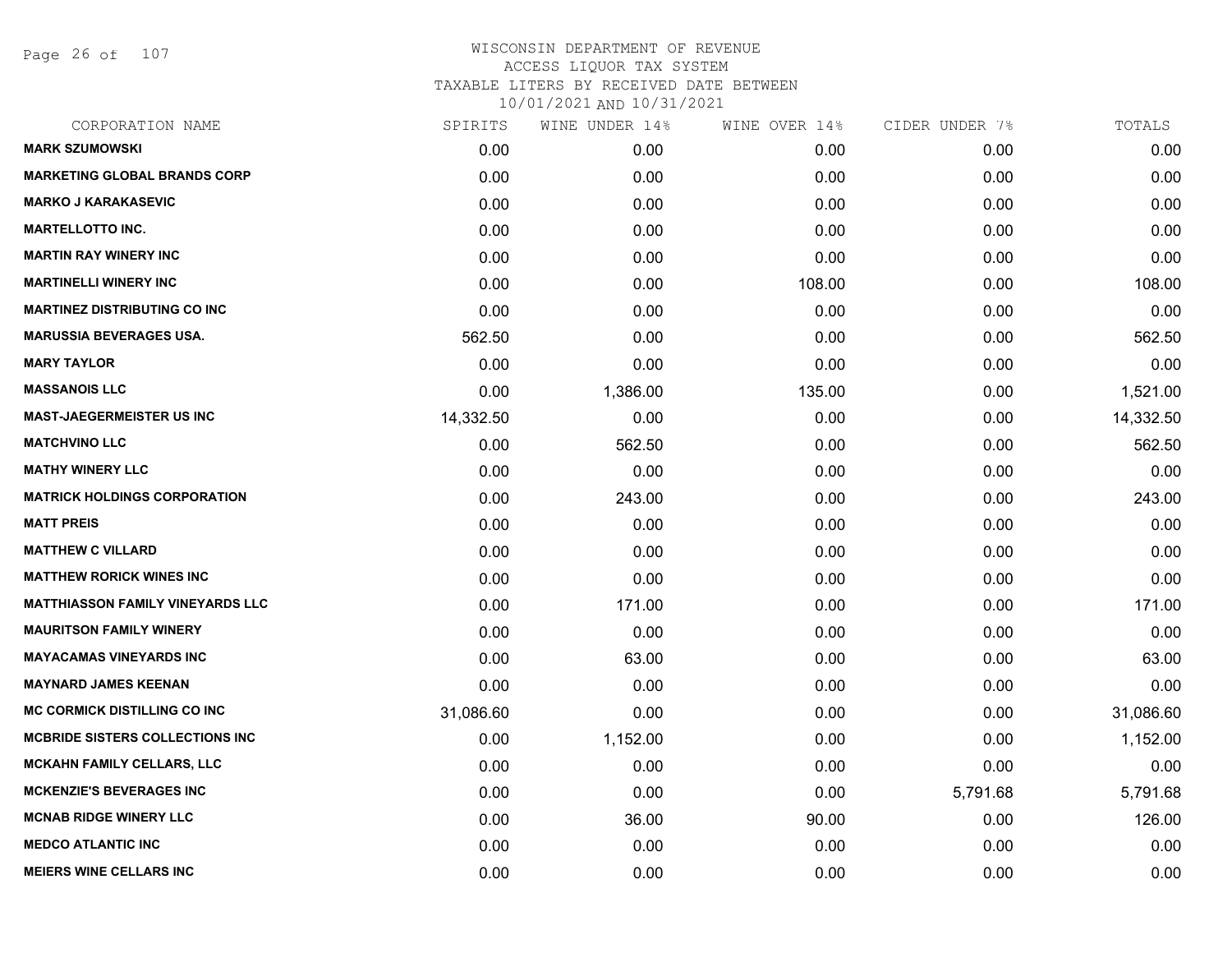WISCONSIN DEPARTMENT OF REVENUE
ACCESS LIQUOR TAX SYSTEM
TAXABLE LITERS BY RECEIVED DATE BETWEEN
10/01/2021 AND 10/31/2021

| CORPORATION NAME | SPIRITS | WINE UNDER 14% | WINE OVER 14% | CIDER UNDER 7% | TOTALS |
|---|---|---|---|---|---|
| MARK SZUMOWSKI | 0.00 | 0.00 | 0.00 | 0.00 | 0.00 |
| MARKETING GLOBAL BRANDS CORP | 0.00 | 0.00 | 0.00 | 0.00 | 0.00 |
| MARKO J KARAKASEVIC | 0.00 | 0.00 | 0.00 | 0.00 | 0.00 |
| MARTELLOTTO INC. | 0.00 | 0.00 | 0.00 | 0.00 | 0.00 |
| MARTIN RAY WINERY INC | 0.00 | 0.00 | 0.00 | 0.00 | 0.00 |
| MARTINELLI WINERY INC | 0.00 | 0.00 | 108.00 | 0.00 | 108.00 |
| MARTINEZ DISTRIBUTING CO INC | 0.00 | 0.00 | 0.00 | 0.00 | 0.00 |
| MARUSSIA BEVERAGES USA. | 562.50 | 0.00 | 0.00 | 0.00 | 562.50 |
| MARY TAYLOR | 0.00 | 0.00 | 0.00 | 0.00 | 0.00 |
| MASSANOIS LLC | 0.00 | 1,386.00 | 135.00 | 0.00 | 1,521.00 |
| MAST-JAEGERMEISTER US INC | 14,332.50 | 0.00 | 0.00 | 0.00 | 14,332.50 |
| MATCHVINO LLC | 0.00 | 562.50 | 0.00 | 0.00 | 562.50 |
| MATHY WINERY LLC | 0.00 | 0.00 | 0.00 | 0.00 | 0.00 |
| MATRICK HOLDINGS CORPORATION | 0.00 | 243.00 | 0.00 | 0.00 | 243.00 |
| MATT PREIS | 0.00 | 0.00 | 0.00 | 0.00 | 0.00 |
| MATTHEW C VILLARD | 0.00 | 0.00 | 0.00 | 0.00 | 0.00 |
| MATTHEW RORICK WINES INC | 0.00 | 0.00 | 0.00 | 0.00 | 0.00 |
| MATTHIASSON FAMILY VINEYARDS LLC | 0.00 | 171.00 | 0.00 | 0.00 | 171.00 |
| MAURITSON FAMILY WINERY | 0.00 | 0.00 | 0.00 | 0.00 | 0.00 |
| MAYACAMAS VINEYARDS INC | 0.00 | 63.00 | 0.00 | 0.00 | 63.00 |
| MAYNARD JAMES KEENAN | 0.00 | 0.00 | 0.00 | 0.00 | 0.00 |
| MC CORMICK DISTILLING CO INC | 31,086.60 | 0.00 | 0.00 | 0.00 | 31,086.60 |
| MCBRIDE SISTERS COLLECTIONS INC | 0.00 | 1,152.00 | 0.00 | 0.00 | 1,152.00 |
| MCKAHN FAMILY CELLARS, LLC | 0.00 | 0.00 | 0.00 | 0.00 | 0.00 |
| MCKENZIE'S BEVERAGES INC | 0.00 | 0.00 | 0.00 | 5,791.68 | 5,791.68 |
| MCNAB RIDGE WINERY LLC | 0.00 | 36.00 | 90.00 | 0.00 | 126.00 |
| MEDCO ATLANTIC INC | 0.00 | 0.00 | 0.00 | 0.00 | 0.00 |
| MEIERS WINE CELLARS INC | 0.00 | 0.00 | 0.00 | 0.00 | 0.00 |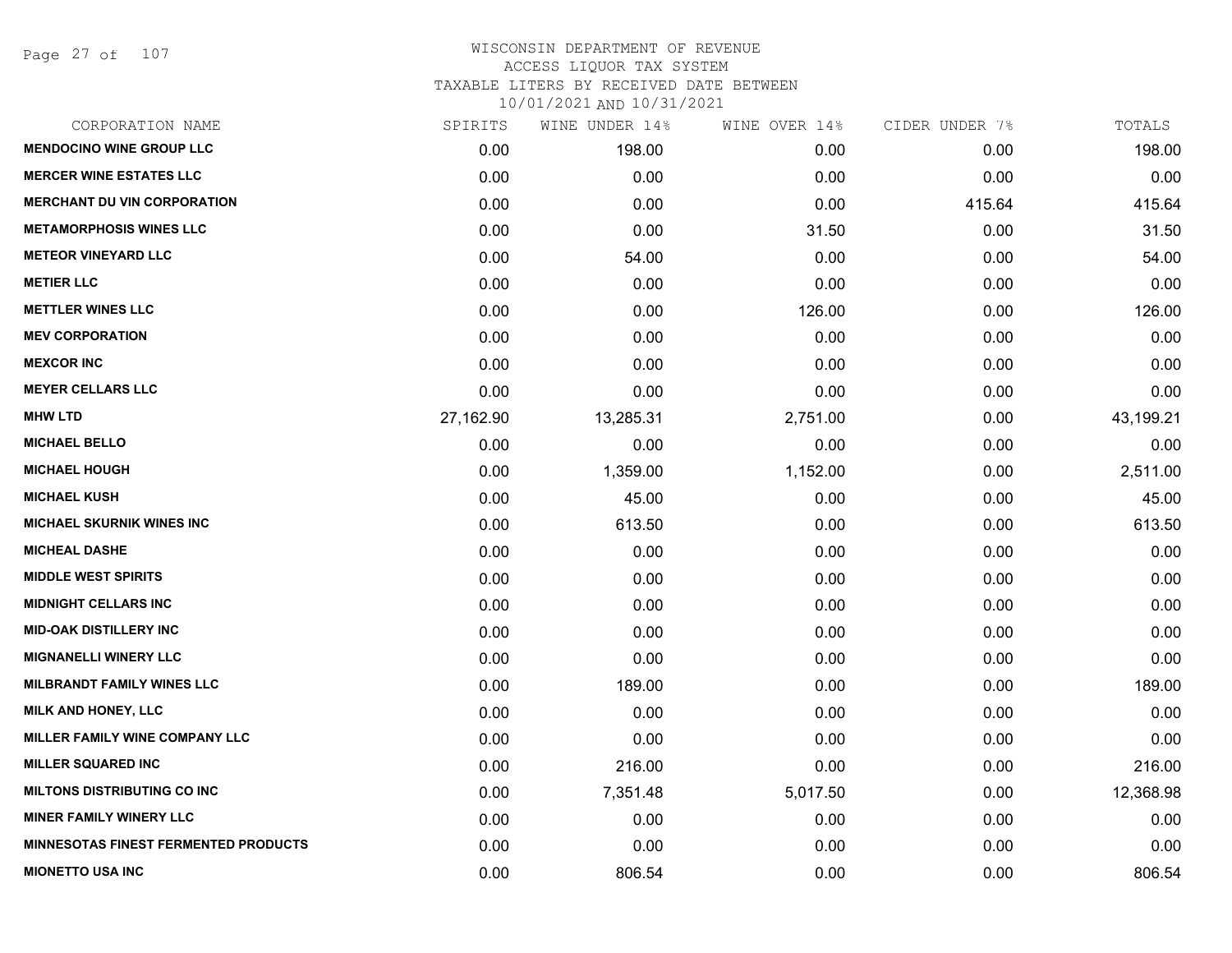# WISCONSIN DEPARTMENT OF REVENUE
## ACCESS LIQUOR TAX SYSTEM
## TAXABLE LITERS BY RECEIVED DATE BETWEEN 10/01/2021 AND 10/31/2021

| CORPORATION NAME | SPIRITS | WINE UNDER 14% | WINE OVER 14% | CIDER UNDER 7% | TOTALS |
|---|---|---|---|---|---|
| MENDOCINO WINE GROUP LLC | 0.00 | 198.00 | 0.00 | 0.00 | 198.00 |
| MERCER WINE ESTATES LLC | 0.00 | 0.00 | 0.00 | 0.00 | 0.00 |
| MERCHANT DU VIN CORPORATION | 0.00 | 0.00 | 0.00 | 415.64 | 415.64 |
| METAMORPHOSIS WINES LLC | 0.00 | 0.00 | 31.50 | 0.00 | 31.50 |
| METEOR VINEYARD LLC | 0.00 | 54.00 | 0.00 | 0.00 | 54.00 |
| METIER LLC | 0.00 | 0.00 | 0.00 | 0.00 | 0.00 |
| METTLER WINES LLC | 0.00 | 0.00 | 126.00 | 0.00 | 126.00 |
| MEV CORPORATION | 0.00 | 0.00 | 0.00 | 0.00 | 0.00 |
| MEXCOR INC | 0.00 | 0.00 | 0.00 | 0.00 | 0.00 |
| MEYER CELLARS LLC | 0.00 | 0.00 | 0.00 | 0.00 | 0.00 |
| MHW LTD | 27,162.90 | 13,285.31 | 2,751.00 | 0.00 | 43,199.21 |
| MICHAEL BELLO | 0.00 | 0.00 | 0.00 | 0.00 | 0.00 |
| MICHAEL HOUGH | 0.00 | 1,359.00 | 1,152.00 | 0.00 | 2,511.00 |
| MICHAEL KUSH | 0.00 | 45.00 | 0.00 | 0.00 | 45.00 |
| MICHAEL SKURNIK WINES INC | 0.00 | 613.50 | 0.00 | 0.00 | 613.50 |
| MICHEAL DASHE | 0.00 | 0.00 | 0.00 | 0.00 | 0.00 |
| MIDDLE WEST SPIRITS | 0.00 | 0.00 | 0.00 | 0.00 | 0.00 |
| MIDNIGHT CELLARS INC | 0.00 | 0.00 | 0.00 | 0.00 | 0.00 |
| MID-OAK DISTILLERY INC | 0.00 | 0.00 | 0.00 | 0.00 | 0.00 |
| MIGNANELLI WINERY LLC | 0.00 | 0.00 | 0.00 | 0.00 | 0.00 |
| MILBRANDT FAMILY WINES LLC | 0.00 | 189.00 | 0.00 | 0.00 | 189.00 |
| MILK AND HONEY, LLC | 0.00 | 0.00 | 0.00 | 0.00 | 0.00 |
| MILLER FAMILY WINE COMPANY LLC | 0.00 | 0.00 | 0.00 | 0.00 | 0.00 |
| MILLER SQUARED INC | 0.00 | 216.00 | 0.00 | 0.00 | 216.00 |
| MILTONS DISTRIBUTING CO INC | 0.00 | 7,351.48 | 5,017.50 | 0.00 | 12,368.98 |
| MINER FAMILY WINERY LLC | 0.00 | 0.00 | 0.00 | 0.00 | 0.00 |
| MINNESOTAS FINEST FERMENTED PRODUCTS | 0.00 | 0.00 | 0.00 | 0.00 | 0.00 |
| MIONETTO USA INC | 0.00 | 806.54 | 0.00 | 0.00 | 806.54 |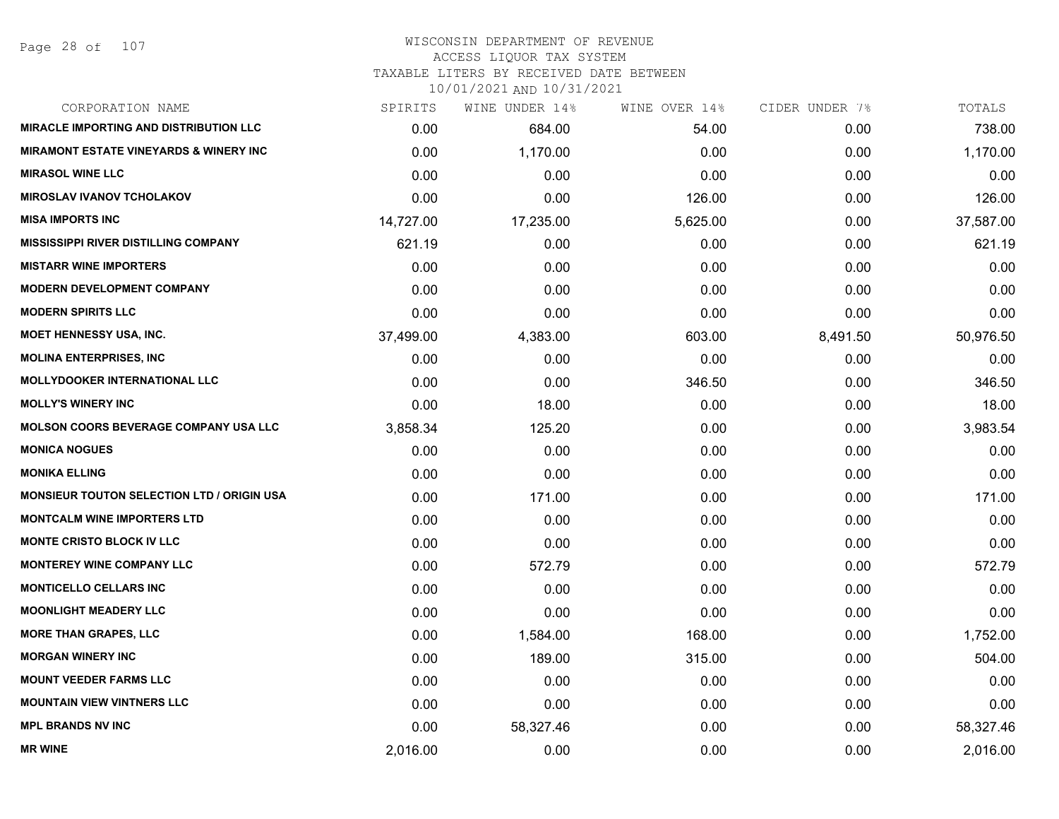WISCONSIN DEPARTMENT OF REVENUE
ACCESS LIQUOR TAX SYSTEM
TAXABLE LITERS BY RECEIVED DATE BETWEEN
10/01/2021 AND 10/31/2021

| CORPORATION NAME | SPIRITS | WINE UNDER 14% | WINE OVER 14% | CIDER UNDER 7% | TOTALS |
|---|---|---|---|---|---|
| MIRACLE IMPORTING AND DISTRIBUTION LLC | 0.00 | 684.00 | 54.00 | 0.00 | 738.00 |
| MIRAMONT ESTATE VINEYARDS & WINERY INC | 0.00 | 1,170.00 | 0.00 | 0.00 | 1,170.00 |
| MIRASOL WINE LLC | 0.00 | 0.00 | 0.00 | 0.00 | 0.00 |
| MIROSLAV IVANOV TCHOLAKOV | 0.00 | 0.00 | 126.00 | 0.00 | 126.00 |
| MISA IMPORTS INC | 14,727.00 | 17,235.00 | 5,625.00 | 0.00 | 37,587.00 |
| MISSISSIPPI RIVER DISTILLING COMPANY | 621.19 | 0.00 | 0.00 | 0.00 | 621.19 |
| MISTARR WINE IMPORTERS | 0.00 | 0.00 | 0.00 | 0.00 | 0.00 |
| MODERN DEVELOPMENT COMPANY | 0.00 | 0.00 | 0.00 | 0.00 | 0.00 |
| MODERN SPIRITS LLC | 0.00 | 0.00 | 0.00 | 0.00 | 0.00 |
| MOET HENNESSY USA, INC. | 37,499.00 | 4,383.00 | 603.00 | 8,491.50 | 50,976.50 |
| MOLINA ENTERPRISES, INC | 0.00 | 0.00 | 0.00 | 0.00 | 0.00 |
| MOLLYDOOKER INTERNATIONAL LLC | 0.00 | 0.00 | 346.50 | 0.00 | 346.50 |
| MOLLY'S WINERY INC | 0.00 | 18.00 | 0.00 | 0.00 | 18.00 |
| MOLSON COORS BEVERAGE COMPANY USA LLC | 3,858.34 | 125.20 | 0.00 | 0.00 | 3,983.54 |
| MONICA NOGUES | 0.00 | 0.00 | 0.00 | 0.00 | 0.00 |
| MONIKA ELLING | 0.00 | 0.00 | 0.00 | 0.00 | 0.00 |
| MONSIEUR TOUTON SELECTION LTD / ORIGIN USA | 0.00 | 171.00 | 0.00 | 0.00 | 171.00 |
| MONTCALM WINE IMPORTERS LTD | 0.00 | 0.00 | 0.00 | 0.00 | 0.00 |
| MONTE CRISTO BLOCK IV LLC | 0.00 | 0.00 | 0.00 | 0.00 | 0.00 |
| MONTEREY WINE COMPANY LLC | 0.00 | 572.79 | 0.00 | 0.00 | 572.79 |
| MONTICELLO CELLARS INC | 0.00 | 0.00 | 0.00 | 0.00 | 0.00 |
| MOONLIGHT MEADERY LLC | 0.00 | 0.00 | 0.00 | 0.00 | 0.00 |
| MORE THAN GRAPES, LLC | 0.00 | 1,584.00 | 168.00 | 0.00 | 1,752.00 |
| MORGAN WINERY INC | 0.00 | 189.00 | 315.00 | 0.00 | 504.00 |
| MOUNT VEEDER FARMS LLC | 0.00 | 0.00 | 0.00 | 0.00 | 0.00 |
| MOUNTAIN VIEW VINTNERS LLC | 0.00 | 0.00 | 0.00 | 0.00 | 0.00 |
| MPL BRANDS NV INC | 0.00 | 58,327.46 | 0.00 | 0.00 | 58,327.46 |
| MR WINE | 2,016.00 | 0.00 | 0.00 | 0.00 | 2,016.00 |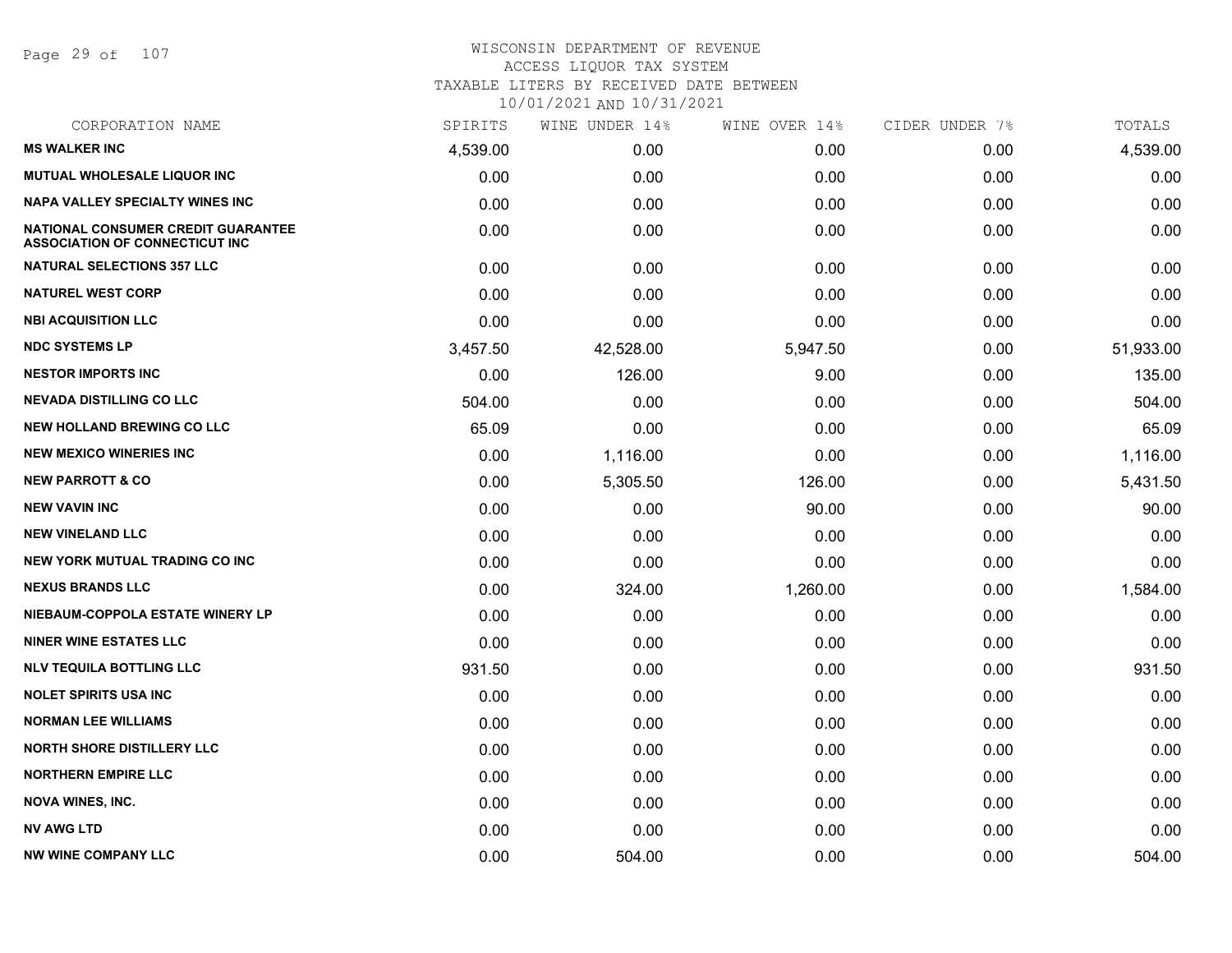WISCONSIN DEPARTMENT OF REVENUE
ACCESS LIQUOR TAX SYSTEM
TAXABLE LITERS BY RECEIVED DATE BETWEEN
10/01/2021 AND 10/31/2021

| CORPORATION NAME | SPIRITS | WINE UNDER 14% | WINE OVER 14% | CIDER UNDER 7% | TOTALS |
|---|---|---|---|---|---|
| **MS WALKER INC** | 4,539.00 | 0.00 | 0.00 | 0.00 | 4,539.00 |
| **MUTUAL WHOLESALE LIQUOR INC** | 0.00 | 0.00 | 0.00 | 0.00 | 0.00 |
| **NAPA VALLEY SPECIALTY WINES INC** | 0.00 | 0.00 | 0.00 | 0.00 | 0.00 |
| **NATIONAL CONSUMER CREDIT GUARANTEE ASSOCIATION OF CONNECTICUT INC** | 0.00 | 0.00 | 0.00 | 0.00 | 0.00 |
| **NATURAL SELECTIONS 357 LLC** | 0.00 | 0.00 | 0.00 | 0.00 | 0.00 |
| **NATUREL WEST CORP** | 0.00 | 0.00 | 0.00 | 0.00 | 0.00 |
| **NBI ACQUISITION LLC** | 0.00 | 0.00 | 0.00 | 0.00 | 0.00 |
| **NDC SYSTEMS LP** | 3,457.50 | 42,528.00 | 5,947.50 | 0.00 | 51,933.00 |
| **NESTOR IMPORTS INC** | 0.00 | 126.00 | 9.00 | 0.00 | 135.00 |
| **NEVADA DISTILLING CO LLC** | 504.00 | 0.00 | 0.00 | 0.00 | 504.00 |
| **NEW HOLLAND BREWING CO LLC** | 65.09 | 0.00 | 0.00 | 0.00 | 65.09 |
| **NEW MEXICO WINERIES INC** | 0.00 | 1,116.00 | 0.00 | 0.00 | 1,116.00 |
| **NEW PARROTT & CO** | 0.00 | 5,305.50 | 126.00 | 0.00 | 5,431.50 |
| **NEW VAVIN INC** | 0.00 | 0.00 | 90.00 | 0.00 | 90.00 |
| **NEW VINELAND LLC** | 0.00 | 0.00 | 0.00 | 0.00 | 0.00 |
| **NEW YORK MUTUAL TRADING CO INC** | 0.00 | 0.00 | 0.00 | 0.00 | 0.00 |
| **NEXUS BRANDS LLC** | 0.00 | 324.00 | 1,260.00 | 0.00 | 1,584.00 |
| **NIEBAUM-COPPOLA ESTATE WINERY LP** | 0.00 | 0.00 | 0.00 | 0.00 | 0.00 |
| **NINER WINE ESTATES LLC** | 0.00 | 0.00 | 0.00 | 0.00 | 0.00 |
| **NLV TEQUILA BOTTLING LLC** | 931.50 | 0.00 | 0.00 | 0.00 | 931.50 |
| **NOLET SPIRITS USA INC** | 0.00 | 0.00 | 0.00 | 0.00 | 0.00 |
| **NORMAN LEE WILLIAMS** | 0.00 | 0.00 | 0.00 | 0.00 | 0.00 |
| **NORTH SHORE DISTILLERY LLC** | 0.00 | 0.00 | 0.00 | 0.00 | 0.00 |
| **NORTHERN EMPIRE LLC** | 0.00 | 0.00 | 0.00 | 0.00 | 0.00 |
| **NOVA WINES, INC.** | 0.00 | 0.00 | 0.00 | 0.00 | 0.00 |
| **NV AWG LTD** | 0.00 | 0.00 | 0.00 | 0.00 | 0.00 |
| **NW WINE COMPANY LLC** | 0.00 | 504.00 | 0.00 | 0.00 | 504.00 |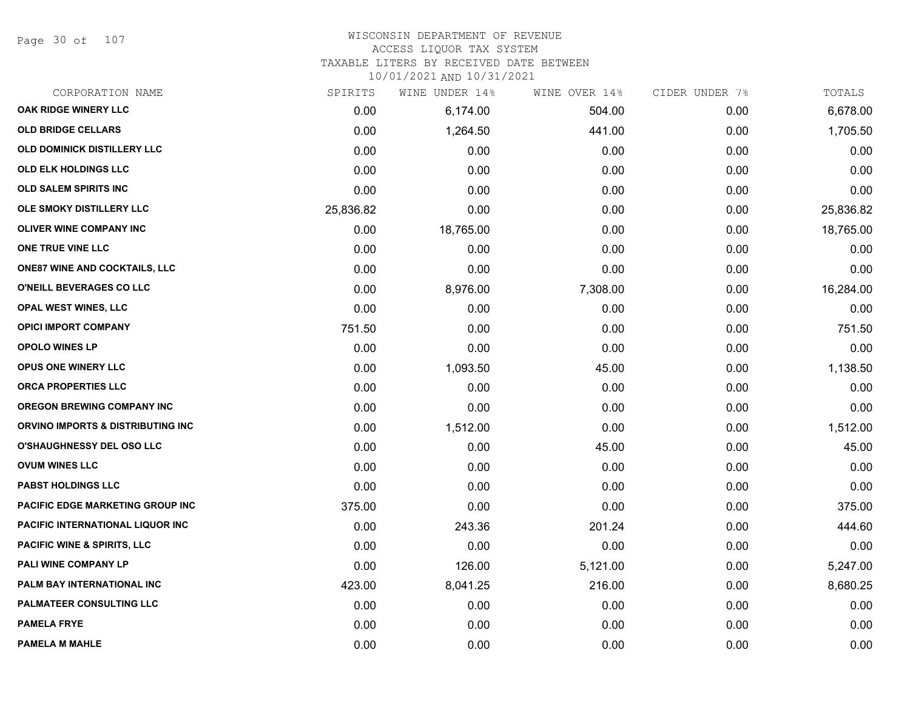# WISCONSIN DEPARTMENT OF REVENUE
ACCESS LIQUOR TAX SYSTEM
TAXABLE LITERS BY RECEIVED DATE BETWEEN
10/01/2021 AND 10/31/2021

| CORPORATION NAME | SPIRITS | WINE UNDER 14% | WINE OVER 14% | CIDER UNDER 7% | TOTALS |
|---|---|---|---|---|---|
| OAK RIDGE WINERY LLC | 0.00 | 6,174.00 | 504.00 | 0.00 | 6,678.00 |
| OLD BRIDGE CELLARS | 0.00 | 1,264.50 | 441.00 | 0.00 | 1,705.50 |
| OLD DOMINICK DISTILLERY LLC | 0.00 | 0.00 | 0.00 | 0.00 | 0.00 |
| OLD ELK HOLDINGS LLC | 0.00 | 0.00 | 0.00 | 0.00 | 0.00 |
| OLD SALEM SPIRITS INC | 0.00 | 0.00 | 0.00 | 0.00 | 0.00 |
| OLE SMOKY DISTILLERY LLC | 25,836.82 | 0.00 | 0.00 | 0.00 | 25,836.82 |
| OLIVER WINE COMPANY INC | 0.00 | 18,765.00 | 0.00 | 0.00 | 18,765.00 |
| ONE TRUE VINE LLC | 0.00 | 0.00 | 0.00 | 0.00 | 0.00 |
| ONE87 WINE AND COCKTAILS, LLC | 0.00 | 0.00 | 0.00 | 0.00 | 0.00 |
| O'NEILL BEVERAGES CO LLC | 0.00 | 8,976.00 | 7,308.00 | 0.00 | 16,284.00 |
| OPAL WEST WINES, LLC | 0.00 | 0.00 | 0.00 | 0.00 | 0.00 |
| OPICI IMPORT COMPANY | 751.50 | 0.00 | 0.00 | 0.00 | 751.50 |
| OPOLO WINES LP | 0.00 | 0.00 | 0.00 | 0.00 | 0.00 |
| OPUS ONE WINERY LLC | 0.00 | 1,093.50 | 45.00 | 0.00 | 1,138.50 |
| ORCA PROPERTIES LLC | 0.00 | 0.00 | 0.00 | 0.00 | 0.00 |
| OREGON BREWING COMPANY INC | 0.00 | 0.00 | 0.00 | 0.00 | 0.00 |
| ORVINO IMPORTS & DISTRIBUTING INC | 0.00 | 1,512.00 | 0.00 | 0.00 | 1,512.00 |
| O'SHAUGHNESSY DEL OSO LLC | 0.00 | 0.00 | 45.00 | 0.00 | 45.00 |
| OVUM WINES LLC | 0.00 | 0.00 | 0.00 | 0.00 | 0.00 |
| PABST HOLDINGS LLC | 0.00 | 0.00 | 0.00 | 0.00 | 0.00 |
| PACIFIC EDGE MARKETING GROUP INC | 375.00 | 0.00 | 0.00 | 0.00 | 375.00 |
| PACIFIC INTERNATIONAL LIQUOR INC | 0.00 | 243.36 | 201.24 | 0.00 | 444.60 |
| PACIFIC WINE & SPIRITS, LLC | 0.00 | 0.00 | 0.00 | 0.00 | 0.00 |
| PALI WINE COMPANY LP | 0.00 | 126.00 | 5,121.00 | 0.00 | 5,247.00 |
| PALM BAY INTERNATIONAL INC | 423.00 | 8,041.25 | 216.00 | 0.00 | 8,680.25 |
| PALMATEER CONSULTING LLC | 0.00 | 0.00 | 0.00 | 0.00 | 0.00 |
| PAMELA FRYE | 0.00 | 0.00 | 0.00 | 0.00 | 0.00 |
| PAMELA M MAHLE | 0.00 | 0.00 | 0.00 | 0.00 | 0.00 |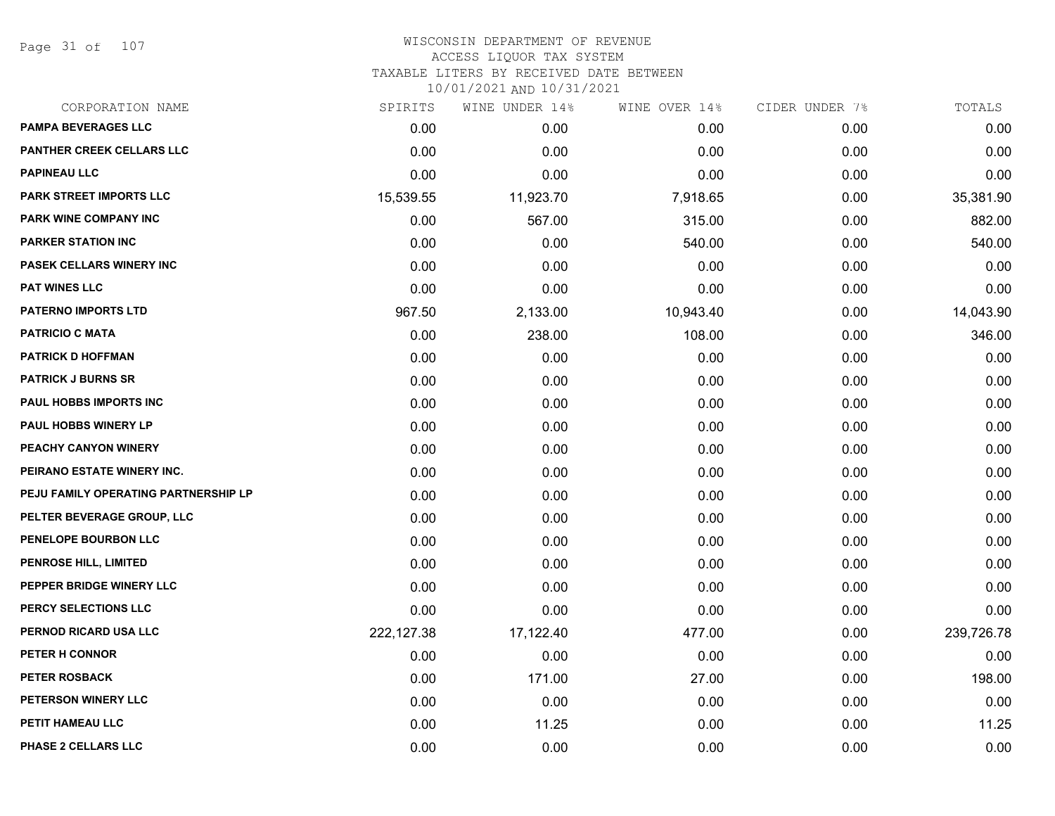# WISCONSIN DEPARTMENT OF REVENUE
## ACCESS LIQUOR TAX SYSTEM
## TAXABLE LITERS BY RECEIVED DATE BETWEEN 10/01/2021 AND 10/31/2021

| CORPORATION NAME | SPIRITS | WINE UNDER 14% | WINE OVER 14% | CIDER UNDER 7% | TOTALS |
|---|---|---|---|---|---|
| PAMPA BEVERAGES LLC | 0.00 | 0.00 | 0.00 | 0.00 | 0.00 |
| PANTHER CREEK CELLARS LLC | 0.00 | 0.00 | 0.00 | 0.00 | 0.00 |
| PAPINEAU LLC | 0.00 | 0.00 | 0.00 | 0.00 | 0.00 |
| PARK STREET IMPORTS LLC | 15,539.55 | 11,923.70 | 7,918.65 | 0.00 | 35,381.90 |
| PARK WINE COMPANY INC | 0.00 | 567.00 | 315.00 | 0.00 | 882.00 |
| PARKER STATION INC | 0.00 | 0.00 | 540.00 | 0.00 | 540.00 |
| PASEK CELLARS WINERY INC | 0.00 | 0.00 | 0.00 | 0.00 | 0.00 |
| PAT WINES LLC | 0.00 | 0.00 | 0.00 | 0.00 | 0.00 |
| PATERNO IMPORTS LTD | 967.50 | 2,133.00 | 10,943.40 | 0.00 | 14,043.90 |
| PATRICIO C MATA | 0.00 | 238.00 | 108.00 | 0.00 | 346.00 |
| PATRICK D HOFFMAN | 0.00 | 0.00 | 0.00 | 0.00 | 0.00 |
| PATRICK J BURNS SR | 0.00 | 0.00 | 0.00 | 0.00 | 0.00 |
| PAUL HOBBS IMPORTS INC | 0.00 | 0.00 | 0.00 | 0.00 | 0.00 |
| PAUL HOBBS WINERY LP | 0.00 | 0.00 | 0.00 | 0.00 | 0.00 |
| PEACHY CANYON WINERY | 0.00 | 0.00 | 0.00 | 0.00 | 0.00 |
| PEIRANO ESTATE WINERY INC. | 0.00 | 0.00 | 0.00 | 0.00 | 0.00 |
| PEJU FAMILY OPERATING PARTNERSHIP LP | 0.00 | 0.00 | 0.00 | 0.00 | 0.00 |
| PELTER BEVERAGE GROUP, LLC | 0.00 | 0.00 | 0.00 | 0.00 | 0.00 |
| PENELOPE BOURBON LLC | 0.00 | 0.00 | 0.00 | 0.00 | 0.00 |
| PENROSE HILL, LIMITED | 0.00 | 0.00 | 0.00 | 0.00 | 0.00 |
| PEPPER BRIDGE WINERY LLC | 0.00 | 0.00 | 0.00 | 0.00 | 0.00 |
| PERCY SELECTIONS LLC | 0.00 | 0.00 | 0.00 | 0.00 | 0.00 |
| PERNOD RICARD USA LLC | 222,127.38 | 17,122.40 | 477.00 | 0.00 | 239,726.78 |
| PETER H CONNOR | 0.00 | 0.00 | 0.00 | 0.00 | 0.00 |
| PETER ROSBACK | 0.00 | 171.00 | 27.00 | 0.00 | 198.00 |
| PETERSON WINERY LLC | 0.00 | 0.00 | 0.00 | 0.00 | 0.00 |
| PETIT HAMEAU LLC | 0.00 | 11.25 | 0.00 | 0.00 | 11.25 |
| PHASE 2 CELLARS LLC | 0.00 | 0.00 | 0.00 | 0.00 | 0.00 |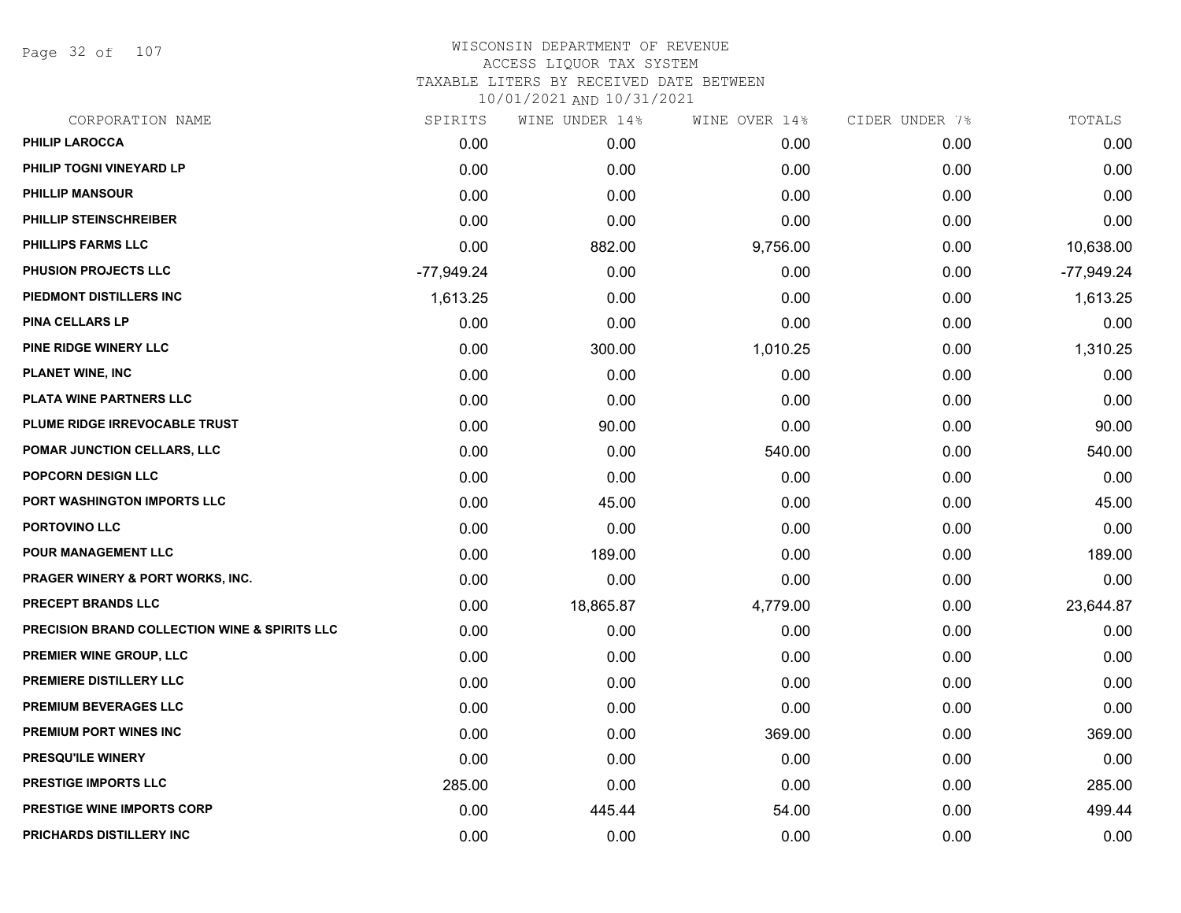# WISCONSIN DEPARTMENT OF REVENUE
ACCESS LIQUOR TAX SYSTEM
TAXABLE LITERS BY RECEIVED DATE BETWEEN
10/01/2021 AND 10/31/2021

| CORPORATION NAME | SPIRITS | WINE UNDER 14% | WINE OVER 14% | CIDER UNDER 7% | TOTALS |
|---|---|---|---|---|---|
| PHILIP LAROCCA | 0.00 | 0.00 | 0.00 | 0.00 | 0.00 |
| PHILIP TOGNI VINEYARD LP | 0.00 | 0.00 | 0.00 | 0.00 | 0.00 |
| PHILLIP MANSOUR | 0.00 | 0.00 | 0.00 | 0.00 | 0.00 |
| PHILLIP STEINSCHREIBER | 0.00 | 0.00 | 0.00 | 0.00 | 0.00 |
| PHILLIPS FARMS LLC | 0.00 | 882.00 | 9,756.00 | 0.00 | 10,638.00 |
| PHUSION PROJECTS LLC | -77,949.24 | 0.00 | 0.00 | 0.00 | -77,949.24 |
| PIEDMONT DISTILLERS INC | 1,613.25 | 0.00 | 0.00 | 0.00 | 1,613.25 |
| PINA CELLARS LP | 0.00 | 0.00 | 0.00 | 0.00 | 0.00 |
| PINE RIDGE WINERY LLC | 0.00 | 300.00 | 1,010.25 | 0.00 | 1,310.25 |
| PLANET WINE, INC | 0.00 | 0.00 | 0.00 | 0.00 | 0.00 |
| PLATA WINE PARTNERS LLC | 0.00 | 0.00 | 0.00 | 0.00 | 0.00 |
| PLUME RIDGE IRREVOCABLE TRUST | 0.00 | 90.00 | 0.00 | 0.00 | 90.00 |
| POMAR JUNCTION CELLARS, LLC | 0.00 | 0.00 | 540.00 | 0.00 | 540.00 |
| POPCORN DESIGN LLC | 0.00 | 0.00 | 0.00 | 0.00 | 0.00 |
| PORT WASHINGTON IMPORTS LLC | 0.00 | 45.00 | 0.00 | 0.00 | 45.00 |
| PORTOVINO LLC | 0.00 | 0.00 | 0.00 | 0.00 | 0.00 |
| POUR MANAGEMENT LLC | 0.00 | 189.00 | 0.00 | 0.00 | 189.00 |
| PRAGER WINERY & PORT WORKS, INC. | 0.00 | 0.00 | 0.00 | 0.00 | 0.00 |
| PRECEPT BRANDS LLC | 0.00 | 18,865.87 | 4,779.00 | 0.00 | 23,644.87 |
| PRECISION BRAND COLLECTION WINE & SPIRITS LLC | 0.00 | 0.00 | 0.00 | 0.00 | 0.00 |
| PREMIER WINE GROUP, LLC | 0.00 | 0.00 | 0.00 | 0.00 | 0.00 |
| PREMIERE DISTILLERY LLC | 0.00 | 0.00 | 0.00 | 0.00 | 0.00 |
| PREMIUM BEVERAGES LLC | 0.00 | 0.00 | 0.00 | 0.00 | 0.00 |
| PREMIUM PORT WINES INC | 0.00 | 0.00 | 369.00 | 0.00 | 369.00 |
| PRESQU'ILE WINERY | 0.00 | 0.00 | 0.00 | 0.00 | 0.00 |
| PRESTIGE IMPORTS LLC | 285.00 | 0.00 | 0.00 | 0.00 | 285.00 |
| PRESTIGE WINE IMPORTS CORP | 0.00 | 445.44 | 54.00 | 0.00 | 499.44 |
| PRICHARDS DISTILLERY INC | 0.00 | 0.00 | 0.00 | 0.00 | 0.00 |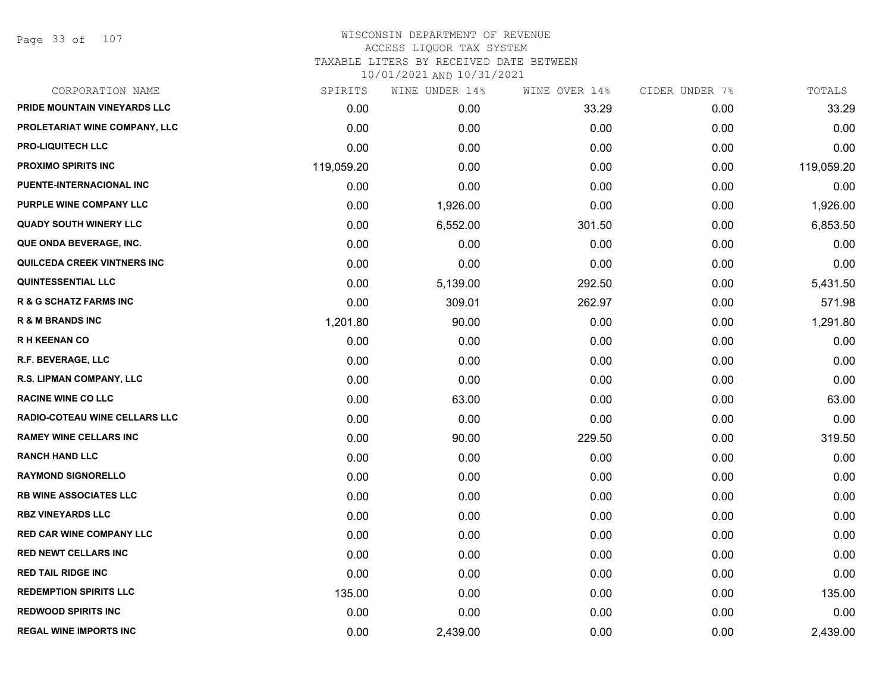WISCONSIN DEPARTMENT OF REVENUE
ACCESS LIQUOR TAX SYSTEM
TAXABLE LITERS BY RECEIVED DATE BETWEEN
10/01/2021 AND 10/31/2021

| CORPORATION NAME | SPIRITS | WINE UNDER 14% | WINE OVER 14% | CIDER UNDER 7% | TOTALS |
|---|---|---|---|---|---|
| PRIDE MOUNTAIN VINEYARDS LLC | 0.00 | 0.00 | 33.29 | 0.00 | 33.29 |
| PROLETARIAT WINE COMPANY, LLC | 0.00 | 0.00 | 0.00 | 0.00 | 0.00 |
| PRO-LIQUITECH LLC | 0.00 | 0.00 | 0.00 | 0.00 | 0.00 |
| PROXIMO SPIRITS INC | 119,059.20 | 0.00 | 0.00 | 0.00 | 119,059.20 |
| PUENTE-INTERNACIONAL INC | 0.00 | 0.00 | 0.00 | 0.00 | 0.00 |
| PURPLE WINE COMPANY LLC | 0.00 | 1,926.00 | 0.00 | 0.00 | 1,926.00 |
| QUADY SOUTH WINERY LLC | 0.00 | 6,552.00 | 301.50 | 0.00 | 6,853.50 |
| QUE ONDA BEVERAGE, INC. | 0.00 | 0.00 | 0.00 | 0.00 | 0.00 |
| QUILCEDA CREEK VINTNERS INC | 0.00 | 0.00 | 0.00 | 0.00 | 0.00 |
| QUINTESSENTIAL LLC | 0.00 | 5,139.00 | 292.50 | 0.00 | 5,431.50 |
| R & G SCHATZ FARMS INC | 0.00 | 309.01 | 262.97 | 0.00 | 571.98 |
| R & M BRANDS INC | 1,201.80 | 90.00 | 0.00 | 0.00 | 1,291.80 |
| R H KEENAN CO | 0.00 | 0.00 | 0.00 | 0.00 | 0.00 |
| R.F. BEVERAGE, LLC | 0.00 | 0.00 | 0.00 | 0.00 | 0.00 |
| R.S. LIPMAN COMPANY, LLC | 0.00 | 0.00 | 0.00 | 0.00 | 0.00 |
| RACINE WINE CO LLC | 0.00 | 63.00 | 0.00 | 0.00 | 63.00 |
| RADIO-COTEAU WINE CELLARS LLC | 0.00 | 0.00 | 0.00 | 0.00 | 0.00 |
| RAMEY WINE CELLARS INC | 0.00 | 90.00 | 229.50 | 0.00 | 319.50 |
| RANCH HAND LLC | 0.00 | 0.00 | 0.00 | 0.00 | 0.00 |
| RAYMOND SIGNORELLO | 0.00 | 0.00 | 0.00 | 0.00 | 0.00 |
| RB WINE ASSOCIATES LLC | 0.00 | 0.00 | 0.00 | 0.00 | 0.00 |
| RBZ VINEYARDS LLC | 0.00 | 0.00 | 0.00 | 0.00 | 0.00 |
| RED CAR WINE COMPANY LLC | 0.00 | 0.00 | 0.00 | 0.00 | 0.00 |
| RED NEWT CELLARS INC | 0.00 | 0.00 | 0.00 | 0.00 | 0.00 |
| RED TAIL RIDGE INC | 0.00 | 0.00 | 0.00 | 0.00 | 0.00 |
| REDEMPTION SPIRITS LLC | 135.00 | 0.00 | 0.00 | 0.00 | 135.00 |
| REDWOOD SPIRITS INC | 0.00 | 0.00 | 0.00 | 0.00 | 0.00 |
| REGAL WINE IMPORTS INC | 0.00 | 2,439.00 | 0.00 | 0.00 | 2,439.00 |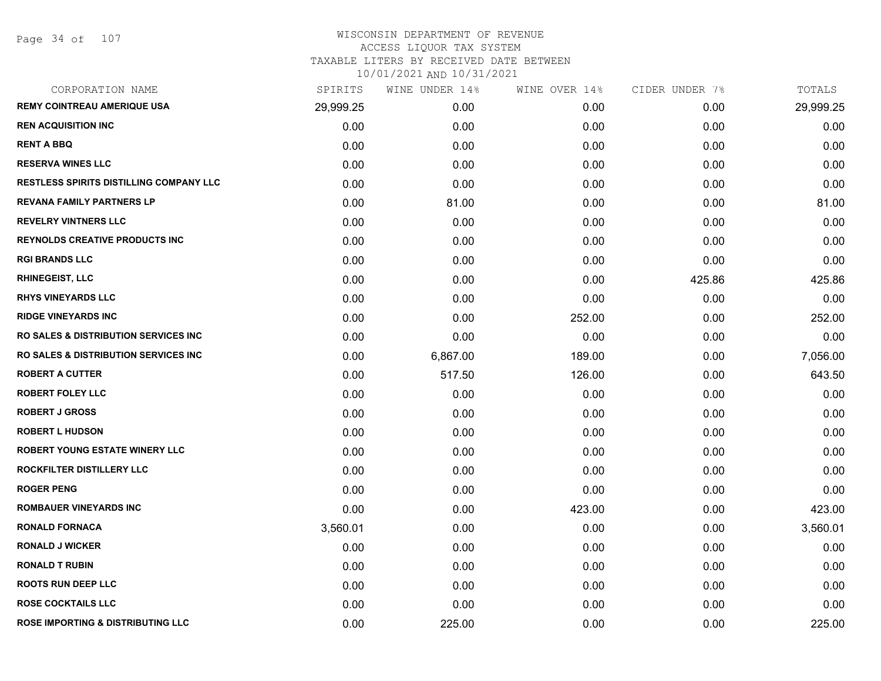# WISCONSIN DEPARTMENT OF REVENUE
## ACCESS LIQUOR TAX SYSTEM
### TAXABLE LITERS BY RECEIVED DATE BETWEEN 10/01/2021 AND 10/31/2021

| CORPORATION NAME | SPIRITS | WINE UNDER 14% | WINE OVER 14% | CIDER UNDER 7% | TOTALS |
|---|---|---|---|---|---|
| REMY COINTREAU AMERIQUE USA | 29,999.25 | 0.00 | 0.00 | 0.00 | 29,999.25 |
| REN ACQUISITION INC | 0.00 | 0.00 | 0.00 | 0.00 | 0.00 |
| RENT A BBQ | 0.00 | 0.00 | 0.00 | 0.00 | 0.00 |
| RESERVA WINES LLC | 0.00 | 0.00 | 0.00 | 0.00 | 0.00 |
| RESTLESS SPIRITS DISTILLING COMPANY LLC | 0.00 | 0.00 | 0.00 | 0.00 | 0.00 |
| REVANA FAMILY PARTNERS LP | 0.00 | 81.00 | 0.00 | 0.00 | 81.00 |
| REVELRY VINTNERS LLC | 0.00 | 0.00 | 0.00 | 0.00 | 0.00 |
| REYNOLDS CREATIVE PRODUCTS INC | 0.00 | 0.00 | 0.00 | 0.00 | 0.00 |
| RGI BRANDS LLC | 0.00 | 0.00 | 0.00 | 0.00 | 0.00 |
| RHINEGEIST, LLC | 0.00 | 0.00 | 0.00 | 425.86 | 425.86 |
| RHYS VINEYARDS LLC | 0.00 | 0.00 | 0.00 | 0.00 | 0.00 |
| RIDGE VINEYARDS INC | 0.00 | 0.00 | 252.00 | 0.00 | 252.00 |
| RO SALES & DISTRIBUTION SERVICES INC | 0.00 | 0.00 | 0.00 | 0.00 | 0.00 |
| RO SALES & DISTRIBUTION SERVICES INC | 0.00 | 6,867.00 | 189.00 | 0.00 | 7,056.00 |
| ROBERT A CUTTER | 0.00 | 517.50 | 126.00 | 0.00 | 643.50 |
| ROBERT FOLEY LLC | 0.00 | 0.00 | 0.00 | 0.00 | 0.00 |
| ROBERT J GROSS | 0.00 | 0.00 | 0.00 | 0.00 | 0.00 |
| ROBERT L HUDSON | 0.00 | 0.00 | 0.00 | 0.00 | 0.00 |
| ROBERT YOUNG ESTATE WINERY LLC | 0.00 | 0.00 | 0.00 | 0.00 | 0.00 |
| ROCKFILTER DISTILLERY LLC | 0.00 | 0.00 | 0.00 | 0.00 | 0.00 |
| ROGER PENG | 0.00 | 0.00 | 0.00 | 0.00 | 0.00 |
| ROMBAUER VINEYARDS INC | 0.00 | 0.00 | 423.00 | 0.00 | 423.00 |
| RONALD FORNACA | 3,560.01 | 0.00 | 0.00 | 0.00 | 3,560.01 |
| RONALD J WICKER | 0.00 | 0.00 | 0.00 | 0.00 | 0.00 |
| RONALD T RUBIN | 0.00 | 0.00 | 0.00 | 0.00 | 0.00 |
| ROOTS RUN DEEP LLC | 0.00 | 0.00 | 0.00 | 0.00 | 0.00 |
| ROSE COCKTAILS LLC | 0.00 | 0.00 | 0.00 | 0.00 | 0.00 |
| ROSE IMPORTING & DISTRIBUTING LLC | 0.00 | 225.00 | 0.00 | 0.00 | 225.00 |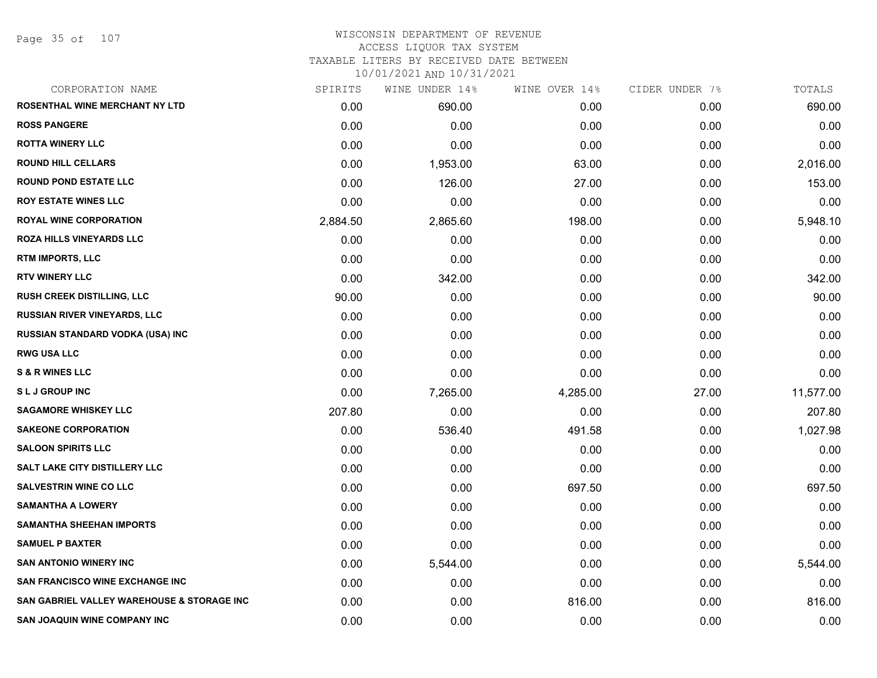# WISCONSIN DEPARTMENT OF REVENUE
ACCESS LIQUOR TAX SYSTEM
TAXABLE LITERS BY RECEIVED DATE BETWEEN
10/01/2021 AND 10/31/2021

| CORPORATION NAME | SPIRITS | WINE UNDER 14% | WINE OVER 14% | CIDER UNDER 7% | TOTALS |
|---|---|---|---|---|---|
| ROSENTHAL WINE MERCHANT NY LTD | 0.00 | 690.00 | 0.00 | 0.00 | 690.00 |
| ROSS PANGERE | 0.00 | 0.00 | 0.00 | 0.00 | 0.00 |
| ROTTA WINERY LLC | 0.00 | 0.00 | 0.00 | 0.00 | 0.00 |
| ROUND HILL CELLARS | 0.00 | 1,953.00 | 63.00 | 0.00 | 2,016.00 |
| ROUND POND ESTATE LLC | 0.00 | 126.00 | 27.00 | 0.00 | 153.00 |
| ROY ESTATE WINES LLC | 0.00 | 0.00 | 0.00 | 0.00 | 0.00 |
| ROYAL WINE CORPORATION | 2,884.50 | 2,865.60 | 198.00 | 0.00 | 5,948.10 |
| ROZA HILLS VINEYARDS LLC | 0.00 | 0.00 | 0.00 | 0.00 | 0.00 |
| RTM IMPORTS, LLC | 0.00 | 0.00 | 0.00 | 0.00 | 0.00 |
| RTV WINERY LLC | 0.00 | 342.00 | 0.00 | 0.00 | 342.00 |
| RUSH CREEK DISTILLING, LLC | 90.00 | 0.00 | 0.00 | 0.00 | 90.00 |
| RUSSIAN RIVER VINEYARDS, LLC | 0.00 | 0.00 | 0.00 | 0.00 | 0.00 |
| RUSSIAN STANDARD VODKA (USA) INC | 0.00 | 0.00 | 0.00 | 0.00 | 0.00 |
| RWG USA LLC | 0.00 | 0.00 | 0.00 | 0.00 | 0.00 |
| S & R WINES LLC | 0.00 | 0.00 | 0.00 | 0.00 | 0.00 |
| S L J GROUP INC | 0.00 | 7,265.00 | 4,285.00 | 27.00 | 11,577.00 |
| SAGAMORE WHISKEY LLC | 207.80 | 0.00 | 0.00 | 0.00 | 207.80 |
| SAKEONE CORPORATION | 0.00 | 536.40 | 491.58 | 0.00 | 1,027.98 |
| SALOON SPIRITS LLC | 0.00 | 0.00 | 0.00 | 0.00 | 0.00 |
| SALT LAKE CITY DISTILLERY LLC | 0.00 | 0.00 | 0.00 | 0.00 | 0.00 |
| SALVESTRIN WINE CO LLC | 0.00 | 0.00 | 697.50 | 0.00 | 697.50 |
| SAMANTHA A LOWERY | 0.00 | 0.00 | 0.00 | 0.00 | 0.00 |
| SAMANTHA SHEEHAN IMPORTS | 0.00 | 0.00 | 0.00 | 0.00 | 0.00 |
| SAMUEL P BAXTER | 0.00 | 0.00 | 0.00 | 0.00 | 0.00 |
| SAN ANTONIO WINERY INC | 0.00 | 5,544.00 | 0.00 | 0.00 | 5,544.00 |
| SAN FRANCISCO WINE EXCHANGE INC | 0.00 | 0.00 | 0.00 | 0.00 | 0.00 |
| SAN GABRIEL VALLEY WAREHOUSE & STORAGE INC | 0.00 | 0.00 | 816.00 | 0.00 | 816.00 |
| SAN JOAQUIN WINE COMPANY INC | 0.00 | 0.00 | 0.00 | 0.00 | 0.00 |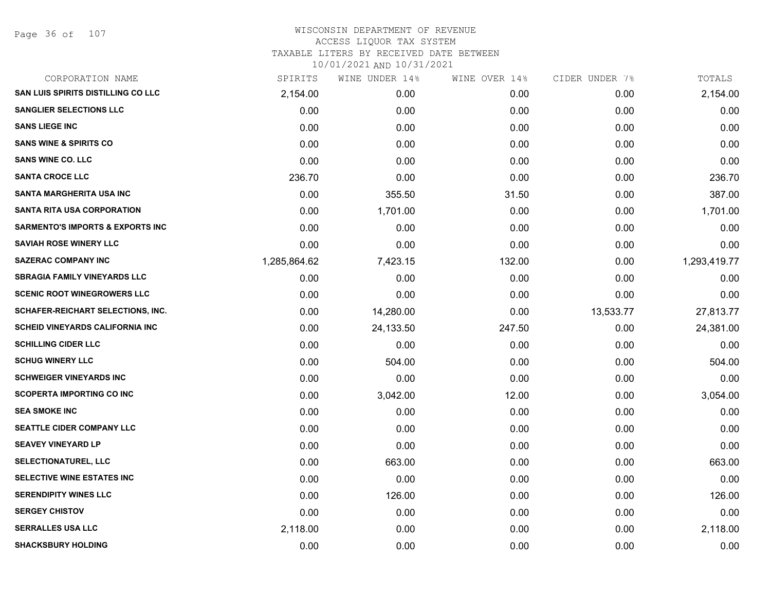# WISCONSIN DEPARTMENT OF REVENUE
## ACCESS LIQUOR TAX SYSTEM
### TAXABLE LITERS BY RECEIVED DATE BETWEEN 10/01/2021 AND 10/31/2021

| CORPORATION NAME | SPIRITS | WINE UNDER 14% | WINE OVER 14% | CIDER UNDER 7% | TOTALS |
|---|---|---|---|---|---|
| SAN LUIS SPIRITS DISTILLING CO LLC | 2,154.00 | 0.00 | 0.00 | 0.00 | 2,154.00 |
| SANGLIER SELECTIONS LLC | 0.00 | 0.00 | 0.00 | 0.00 | 0.00 |
| SANS LIEGE INC | 0.00 | 0.00 | 0.00 | 0.00 | 0.00 |
| SANS WINE & SPIRITS CO | 0.00 | 0.00 | 0.00 | 0.00 | 0.00 |
| SANS WINE CO. LLC | 0.00 | 0.00 | 0.00 | 0.00 | 0.00 |
| SANTA CROCE LLC | 236.70 | 0.00 | 0.00 | 0.00 | 236.70 |
| SANTA MARGHERITA USA INC | 0.00 | 355.50 | 31.50 | 0.00 | 387.00 |
| SANTA RITA USA CORPORATION | 0.00 | 1,701.00 | 0.00 | 0.00 | 1,701.00 |
| SARMENTO'S IMPORTS & EXPORTS INC | 0.00 | 0.00 | 0.00 | 0.00 | 0.00 |
| SAVIAH ROSE WINERY LLC | 0.00 | 0.00 | 0.00 | 0.00 | 0.00 |
| SAZERAC COMPANY INC | 1,285,864.62 | 7,423.15 | 132.00 | 0.00 | 1,293,419.77 |
| SBRAGIA FAMILY VINEYARDS LLC | 0.00 | 0.00 | 0.00 | 0.00 | 0.00 |
| SCENIC ROOT WINEGROWERS LLC | 0.00 | 0.00 | 0.00 | 0.00 | 0.00 |
| SCHAFER-REICHART SELECTIONS, INC. | 0.00 | 14,280.00 | 0.00 | 13,533.77 | 27,813.77 |
| SCHEID VINEYARDS CALIFORNIA INC | 0.00 | 24,133.50 | 247.50 | 0.00 | 24,381.00 |
| SCHILLING CIDER LLC | 0.00 | 0.00 | 0.00 | 0.00 | 0.00 |
| SCHUG WINERY LLC | 0.00 | 504.00 | 0.00 | 0.00 | 504.00 |
| SCHWEIGER VINEYARDS INC | 0.00 | 0.00 | 0.00 | 0.00 | 0.00 |
| SCOPERTA IMPORTING CO INC | 0.00 | 3,042.00 | 12.00 | 0.00 | 3,054.00 |
| SEA SMOKE INC | 0.00 | 0.00 | 0.00 | 0.00 | 0.00 |
| SEATTLE CIDER COMPANY LLC | 0.00 | 0.00 | 0.00 | 0.00 | 0.00 |
| SEAVEY VINEYARD LP | 0.00 | 0.00 | 0.00 | 0.00 | 0.00 |
| SELECTIONATUREL, LLC | 0.00 | 663.00 | 0.00 | 0.00 | 663.00 |
| SELECTIVE WINE ESTATES INC | 0.00 | 0.00 | 0.00 | 0.00 | 0.00 |
| SERENDIPITY WINES LLC | 0.00 | 126.00 | 0.00 | 0.00 | 126.00 |
| SERGEY CHISTOV | 0.00 | 0.00 | 0.00 | 0.00 | 0.00 |
| SERRALLES USA LLC | 2,118.00 | 0.00 | 0.00 | 0.00 | 2,118.00 |
| SHACKSBURY HOLDING | 0.00 | 0.00 | 0.00 | 0.00 | 0.00 |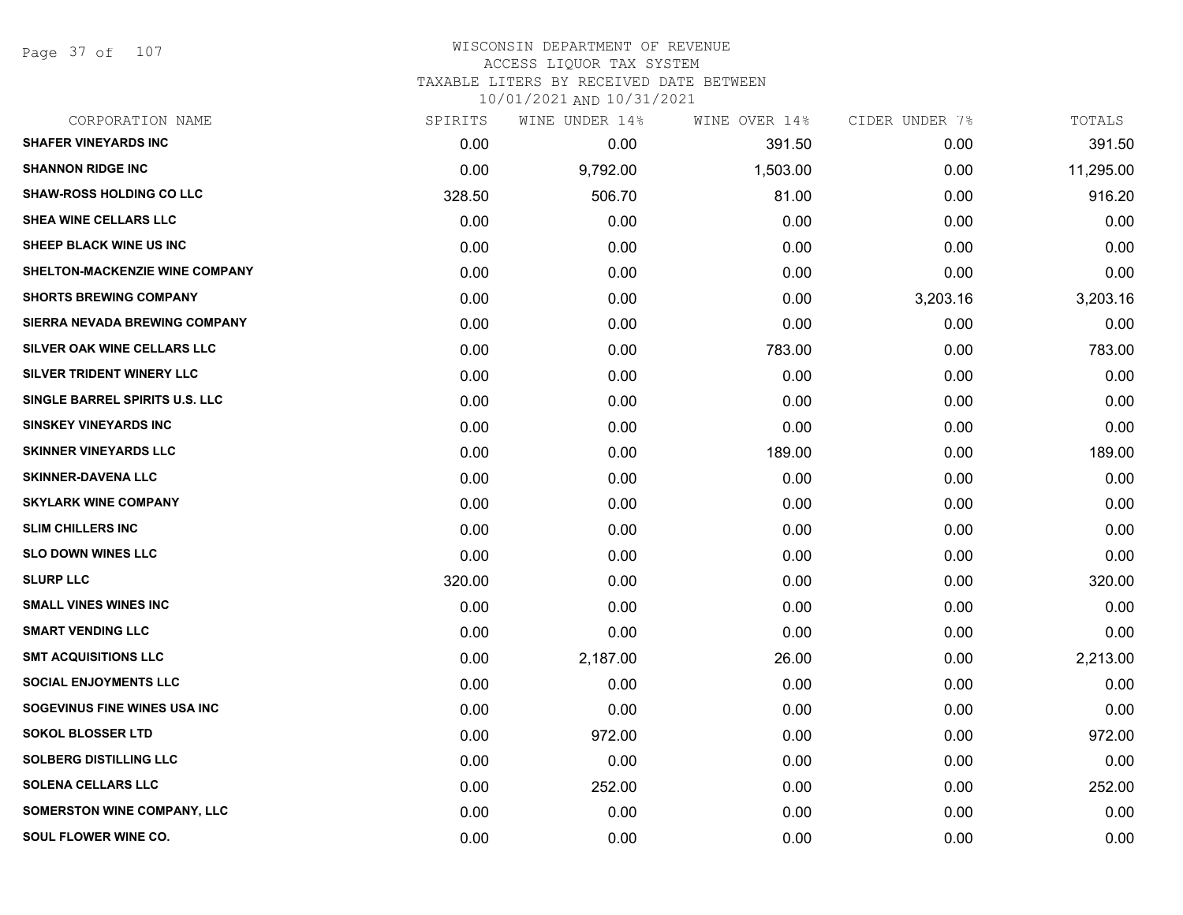# WISCONSIN DEPARTMENT OF REVENUE
ACCESS LIQUOR TAX SYSTEM
TAXABLE LITERS BY RECEIVED DATE BETWEEN
10/01/2021 AND 10/31/2021

| CORPORATION NAME | SPIRITS | WINE UNDER 14% | WINE OVER 14% | CIDER UNDER 7% | TOTALS |
|---|---|---|---|---|---|
| SHAFER VINEYARDS INC | 0.00 | 0.00 | 391.50 | 0.00 | 391.50 |
| SHANNON RIDGE INC | 0.00 | 9,792.00 | 1,503.00 | 0.00 | 11,295.00 |
| SHAW-ROSS HOLDING CO LLC | 328.50 | 506.70 | 81.00 | 0.00 | 916.20 |
| SHEA WINE CELLARS LLC | 0.00 | 0.00 | 0.00 | 0.00 | 0.00 |
| SHEEP BLACK WINE US INC | 0.00 | 0.00 | 0.00 | 0.00 | 0.00 |
| SHELTON-MACKENZIE WINE COMPANY | 0.00 | 0.00 | 0.00 | 0.00 | 0.00 |
| SHORTS BREWING COMPANY | 0.00 | 0.00 | 0.00 | 3,203.16 | 3,203.16 |
| SIERRA NEVADA BREWING COMPANY | 0.00 | 0.00 | 0.00 | 0.00 | 0.00 |
| SILVER OAK WINE CELLARS LLC | 0.00 | 0.00 | 783.00 | 0.00 | 783.00 |
| SILVER TRIDENT WINERY LLC | 0.00 | 0.00 | 0.00 | 0.00 | 0.00 |
| SINGLE BARREL SPIRITS U.S. LLC | 0.00 | 0.00 | 0.00 | 0.00 | 0.00 |
| SINSKEY VINEYARDS INC | 0.00 | 0.00 | 0.00 | 0.00 | 0.00 |
| SKINNER VINEYARDS LLC | 0.00 | 0.00 | 189.00 | 0.00 | 189.00 |
| SKINNER-DAVENA LLC | 0.00 | 0.00 | 0.00 | 0.00 | 0.00 |
| SKYLARK WINE COMPANY | 0.00 | 0.00 | 0.00 | 0.00 | 0.00 |
| SLIM CHILLERS INC | 0.00 | 0.00 | 0.00 | 0.00 | 0.00 |
| SLO DOWN WINES LLC | 0.00 | 0.00 | 0.00 | 0.00 | 0.00 |
| SLURP LLC | 320.00 | 0.00 | 0.00 | 0.00 | 320.00 |
| SMALL VINES WINES INC | 0.00 | 0.00 | 0.00 | 0.00 | 0.00 |
| SMART VENDING LLC | 0.00 | 0.00 | 0.00 | 0.00 | 0.00 |
| SMT ACQUISITIONS LLC | 0.00 | 2,187.00 | 26.00 | 0.00 | 2,213.00 |
| SOCIAL ENJOYMENTS LLC | 0.00 | 0.00 | 0.00 | 0.00 | 0.00 |
| SOGEVINUS FINE WINES USA INC | 0.00 | 0.00 | 0.00 | 0.00 | 0.00 |
| SOKOL BLOSSER LTD | 0.00 | 972.00 | 0.00 | 0.00 | 972.00 |
| SOLBERG DISTILLING LLC | 0.00 | 0.00 | 0.00 | 0.00 | 0.00 |
| SOLENA CELLARS LLC | 0.00 | 252.00 | 0.00 | 0.00 | 252.00 |
| SOMERSTON WINE COMPANY, LLC | 0.00 | 0.00 | 0.00 | 0.00 | 0.00 |
| SOUL FLOWER WINE CO. | 0.00 | 0.00 | 0.00 | 0.00 | 0.00 |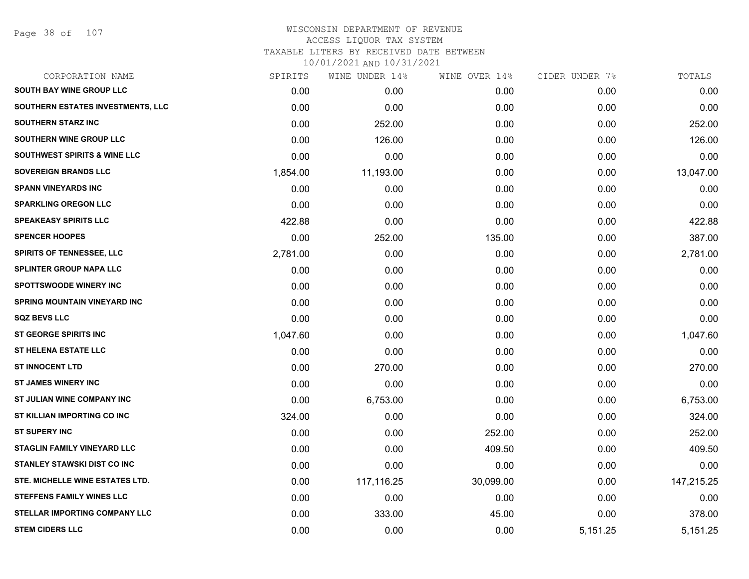# WISCONSIN DEPARTMENT OF REVENUE
ACCESS LIQUOR TAX SYSTEM
TAXABLE LITERS BY RECEIVED DATE BETWEEN
10/01/2021 AND 10/31/2021

| CORPORATION NAME | SPIRITS | WINE UNDER 14% | WINE OVER 14% | CIDER UNDER 7% | TOTALS |
|---|---|---|---|---|---|
| SOUTH BAY WINE GROUP LLC | 0.00 | 0.00 | 0.00 | 0.00 | 0.00 |
| SOUTHERN ESTATES INVESTMENTS, LLC | 0.00 | 0.00 | 0.00 | 0.00 | 0.00 |
| SOUTHERN STARZ INC | 0.00 | 252.00 | 0.00 | 0.00 | 252.00 |
| SOUTHERN WINE GROUP LLC | 0.00 | 126.00 | 0.00 | 0.00 | 126.00 |
| SOUTHWEST SPIRITS & WINE LLC | 0.00 | 0.00 | 0.00 | 0.00 | 0.00 |
| SOVEREIGN BRANDS LLC | 1,854.00 | 11,193.00 | 0.00 | 0.00 | 13,047.00 |
| SPANN VINEYARDS INC | 0.00 | 0.00 | 0.00 | 0.00 | 0.00 |
| SPARKLING OREGON LLC | 0.00 | 0.00 | 0.00 | 0.00 | 0.00 |
| SPEAKEASY SPIRITS LLC | 422.88 | 0.00 | 0.00 | 0.00 | 422.88 |
| SPENCER HOOPES | 0.00 | 252.00 | 135.00 | 0.00 | 387.00 |
| SPIRITS OF TENNESSEE, LLC | 2,781.00 | 0.00 | 0.00 | 0.00 | 2,781.00 |
| SPLINTER GROUP NAPA LLC | 0.00 | 0.00 | 0.00 | 0.00 | 0.00 |
| SPOTTSWOODE WINERY INC | 0.00 | 0.00 | 0.00 | 0.00 | 0.00 |
| SPRING MOUNTAIN VINEYARD INC | 0.00 | 0.00 | 0.00 | 0.00 | 0.00 |
| SQZ BEVS LLC | 0.00 | 0.00 | 0.00 | 0.00 | 0.00 |
| ST GEORGE SPIRITS INC | 1,047.60 | 0.00 | 0.00 | 0.00 | 1,047.60 |
| ST HELENA ESTATE LLC | 0.00 | 0.00 | 0.00 | 0.00 | 0.00 |
| ST INNOCENT LTD | 0.00 | 270.00 | 0.00 | 0.00 | 270.00 |
| ST JAMES WINERY INC | 0.00 | 0.00 | 0.00 | 0.00 | 0.00 |
| ST JULIAN WINE COMPANY INC | 0.00 | 6,753.00 | 0.00 | 0.00 | 6,753.00 |
| ST KILLIAN IMPORTING CO INC | 324.00 | 0.00 | 0.00 | 0.00 | 324.00 |
| ST SUPERY INC | 0.00 | 0.00 | 252.00 | 0.00 | 252.00 |
| STAGLIN FAMILY VINEYARD LLC | 0.00 | 0.00 | 409.50 | 0.00 | 409.50 |
| STANLEY STAWSKI DIST CO INC | 0.00 | 0.00 | 0.00 | 0.00 | 0.00 |
| STE. MICHELLE WINE ESTATES LTD. | 0.00 | 117,116.25 | 30,099.00 | 0.00 | 147,215.25 |
| STEFFENS FAMILY WINES LLC | 0.00 | 0.00 | 0.00 | 0.00 | 0.00 |
| STELLAR IMPORTING COMPANY LLC | 0.00 | 333.00 | 45.00 | 0.00 | 378.00 |
| STEM CIDERS LLC | 0.00 | 0.00 | 0.00 | 5,151.25 | 5,151.25 |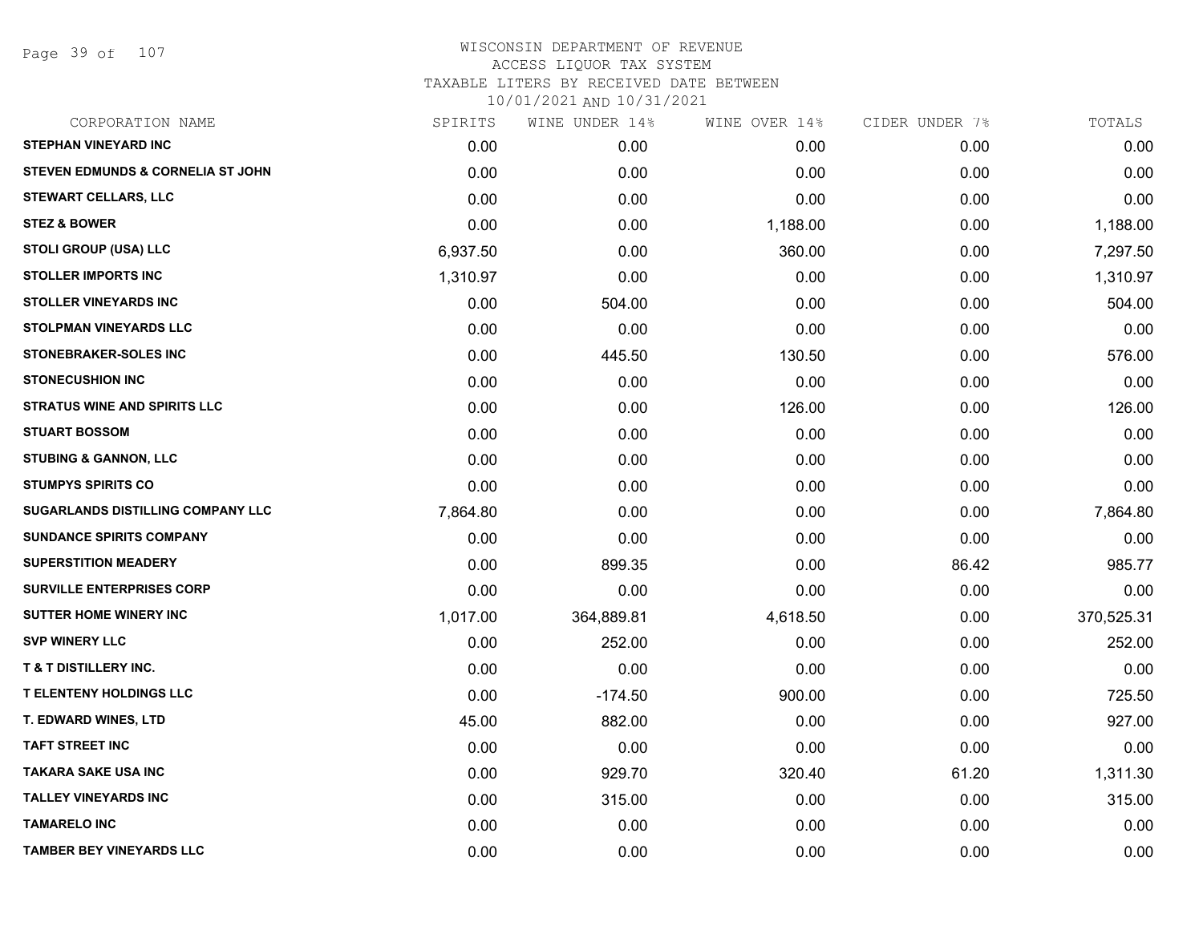# WISCONSIN DEPARTMENT OF REVENUE
## ACCESS LIQUOR TAX SYSTEM
## TAXABLE LITERS BY RECEIVED DATE BETWEEN 10/01/2021 AND 10/31/2021

| CORPORATION NAME | SPIRITS | WINE UNDER 14% | WINE OVER 14% | CIDER UNDER 7% | TOTALS |
|---|---|---|---|---|---|
| STEPHAN VINEYARD INC | 0.00 | 0.00 | 0.00 | 0.00 | 0.00 |
| STEVEN EDMUNDS & CORNELIA ST JOHN | 0.00 | 0.00 | 0.00 | 0.00 | 0.00 |
| STEWART CELLARS, LLC | 0.00 | 0.00 | 0.00 | 0.00 | 0.00 |
| STEZ & BOWER | 0.00 | 0.00 | 1,188.00 | 0.00 | 1,188.00 |
| STOLI GROUP (USA) LLC | 6,937.50 | 0.00 | 360.00 | 0.00 | 7,297.50 |
| STOLLER IMPORTS INC | 1,310.97 | 0.00 | 0.00 | 0.00 | 1,310.97 |
| STOLLER VINEYARDS INC | 0.00 | 504.00 | 0.00 | 0.00 | 504.00 |
| STOLPMAN VINEYARDS LLC | 0.00 | 0.00 | 0.00 | 0.00 | 0.00 |
| STONEBRAKER-SOLES INC | 0.00 | 445.50 | 130.50 | 0.00 | 576.00 |
| STONECUSHION INC | 0.00 | 0.00 | 0.00 | 0.00 | 0.00 |
| STRATUS WINE AND SPIRITS LLC | 0.00 | 0.00 | 126.00 | 0.00 | 126.00 |
| STUART BOSSOM | 0.00 | 0.00 | 0.00 | 0.00 | 0.00 |
| STUBING & GANNON, LLC | 0.00 | 0.00 | 0.00 | 0.00 | 0.00 |
| STUMPYS SPIRITS CO | 0.00 | 0.00 | 0.00 | 0.00 | 0.00 |
| SUGARLANDS DISTILLING COMPANY LLC | 7,864.80 | 0.00 | 0.00 | 0.00 | 7,864.80 |
| SUNDANCE SPIRITS COMPANY | 0.00 | 0.00 | 0.00 | 0.00 | 0.00 |
| SUPERSTITION MEADERY | 0.00 | 899.35 | 0.00 | 86.42 | 985.77 |
| SURVILLE ENTERPRISES CORP | 0.00 | 0.00 | 0.00 | 0.00 | 0.00 |
| SUTTER HOME WINERY INC | 1,017.00 | 364,889.81 | 4,618.50 | 0.00 | 370,525.31 |
| SVP WINERY LLC | 0.00 | 252.00 | 0.00 | 0.00 | 252.00 |
| T & T DISTILLERY INC. | 0.00 | 0.00 | 0.00 | 0.00 | 0.00 |
| T ELENTENY HOLDINGS LLC | 0.00 | -174.50 | 900.00 | 0.00 | 725.50 |
| T. EDWARD WINES, LTD | 45.00 | 882.00 | 0.00 | 0.00 | 927.00 |
| TAFT STREET INC | 0.00 | 0.00 | 0.00 | 0.00 | 0.00 |
| TAKARA SAKE USA INC | 0.00 | 929.70 | 320.40 | 61.20 | 1,311.30 |
| TALLEY VINEYARDS INC | 0.00 | 315.00 | 0.00 | 0.00 | 315.00 |
| TAMARELO INC | 0.00 | 0.00 | 0.00 | 0.00 | 0.00 |
| TAMBER BEY VINEYARDS LLC | 0.00 | 0.00 | 0.00 | 0.00 | 0.00 |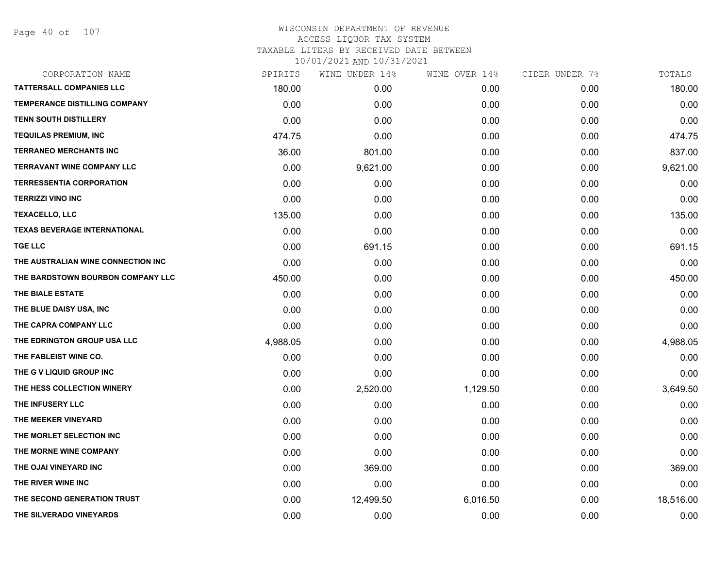# WISCONSIN DEPARTMENT OF REVENUE
## ACCESS LIQUOR TAX SYSTEM
### TAXABLE LITERS BY RECEIVED DATE BETWEEN 10/01/2021 AND 10/31/2021

| CORPORATION NAME | SPIRITS | WINE UNDER 14% | WINE OVER 14% | CIDER UNDER 7% | TOTALS |
|---|---|---|---|---|---|
| **TATTERSALL COMPANIES LLC** | 180.00 | 0.00 | 0.00 | 0.00 | 180.00 |
| **TEMPERANCE DISTILLING COMPANY** | 0.00 | 0.00 | 0.00 | 0.00 | 0.00 |
| **TENN SOUTH DISTILLERY** | 0.00 | 0.00 | 0.00 | 0.00 | 0.00 |
| **TEQUILAS PREMIUM, INC** | 474.75 | 0.00 | 0.00 | 0.00 | 474.75 |
| **TERRANEO MERCHANTS INC** | 36.00 | 801.00 | 0.00 | 0.00 | 837.00 |
| **TERRAVANT WINE COMPANY LLC** | 0.00 | 9,621.00 | 0.00 | 0.00 | 9,621.00 |
| **TERRESSENTIA CORPORATION** | 0.00 | 0.00 | 0.00 | 0.00 | 0.00 |
| **TERRIZZI VINO INC** | 0.00 | 0.00 | 0.00 | 0.00 | 0.00 |
| **TEXACELLO, LLC** | 135.00 | 0.00 | 0.00 | 0.00 | 135.00 |
| **TEXAS BEVERAGE INTERNATIONAL** | 0.00 | 0.00 | 0.00 | 0.00 | 0.00 |
| **TGE LLC** | 0.00 | 691.15 | 0.00 | 0.00 | 691.15 |
| **THE AUSTRALIAN WINE CONNECTION INC** | 0.00 | 0.00 | 0.00 | 0.00 | 0.00 |
| **THE BARDSTOWN BOURBON COMPANY LLC** | 450.00 | 0.00 | 0.00 | 0.00 | 450.00 |
| **THE BIALE ESTATE** | 0.00 | 0.00 | 0.00 | 0.00 | 0.00 |
| **THE BLUE DAISY USA, INC** | 0.00 | 0.00 | 0.00 | 0.00 | 0.00 |
| **THE CAPRA COMPANY LLC** | 0.00 | 0.00 | 0.00 | 0.00 | 0.00 |
| **THE EDRINGTON GROUP USA LLC** | 4,988.05 | 0.00 | 0.00 | 0.00 | 4,988.05 |
| **THE FABLEIST WINE CO.** | 0.00 | 0.00 | 0.00 | 0.00 | 0.00 |
| **THE G V LIQUID GROUP INC** | 0.00 | 0.00 | 0.00 | 0.00 | 0.00 |
| **THE HESS COLLECTION WINERY** | 0.00 | 2,520.00 | 1,129.50 | 0.00 | 3,649.50 |
| **THE INFUSERY LLC** | 0.00 | 0.00 | 0.00 | 0.00 | 0.00 |
| **THE MEEKER VINEYARD** | 0.00 | 0.00 | 0.00 | 0.00 | 0.00 |
| **THE MORLET SELECTION INC** | 0.00 | 0.00 | 0.00 | 0.00 | 0.00 |
| **THE MORNE WINE COMPANY** | 0.00 | 0.00 | 0.00 | 0.00 | 0.00 |
| **THE OJAI VINEYARD INC** | 0.00 | 369.00 | 0.00 | 0.00 | 369.00 |
| **THE RIVER WINE INC** | 0.00 | 0.00 | 0.00 | 0.00 | 0.00 |
| **THE SECOND GENERATION TRUST** | 0.00 | 12,499.50 | 6,016.50 | 0.00 | 18,516.00 |
| **THE SILVERADO VINEYARDS** | 0.00 | 0.00 | 0.00 | 0.00 | 0.00 |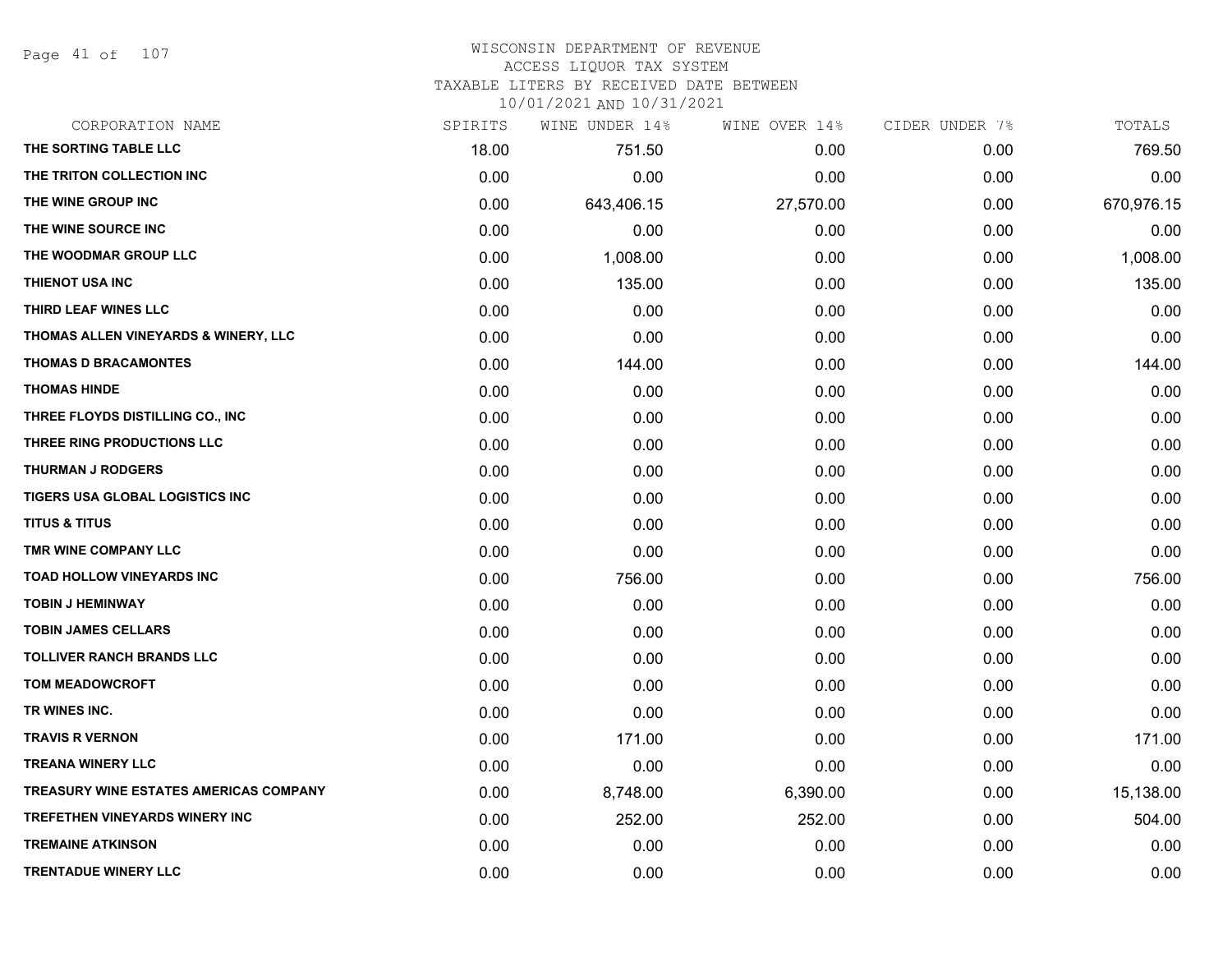# WISCONSIN DEPARTMENT OF REVENUE
ACCESS LIQUOR TAX SYSTEM
TAXABLE LITERS BY RECEIVED DATE BETWEEN
10/01/2021 AND 10/31/2021

| CORPORATION NAME | SPIRITS | WINE UNDER 14% | WINE OVER 14% | CIDER UNDER 7% | TOTALS |
|---|---|---|---|---|---|
| THE SORTING TABLE LLC | 18.00 | 751.50 | 0.00 | 0.00 | 769.50 |
| THE TRITON COLLECTION INC | 0.00 | 0.00 | 0.00 | 0.00 | 0.00 |
| THE WINE GROUP INC | 0.00 | 643,406.15 | 27,570.00 | 0.00 | 670,976.15 |
| THE WINE SOURCE INC | 0.00 | 0.00 | 0.00 | 0.00 | 0.00 |
| THE WOODMAR GROUP LLC | 0.00 | 1,008.00 | 0.00 | 0.00 | 1,008.00 |
| THIENOT USA INC | 0.00 | 135.00 | 0.00 | 0.00 | 135.00 |
| THIRD LEAF WINES LLC | 0.00 | 0.00 | 0.00 | 0.00 | 0.00 |
| THOMAS ALLEN VINEYARDS & WINERY, LLC | 0.00 | 0.00 | 0.00 | 0.00 | 0.00 |
| THOMAS D BRACAMONTES | 0.00 | 144.00 | 0.00 | 0.00 | 144.00 |
| THOMAS HINDE | 0.00 | 0.00 | 0.00 | 0.00 | 0.00 |
| THREE FLOYDS DISTILLING CO., INC | 0.00 | 0.00 | 0.00 | 0.00 | 0.00 |
| THREE RING PRODUCTIONS LLC | 0.00 | 0.00 | 0.00 | 0.00 | 0.00 |
| THURMAN J RODGERS | 0.00 | 0.00 | 0.00 | 0.00 | 0.00 |
| TIGERS USA GLOBAL LOGISTICS INC | 0.00 | 0.00 | 0.00 | 0.00 | 0.00 |
| TITUS & TITUS | 0.00 | 0.00 | 0.00 | 0.00 | 0.00 |
| TMR WINE COMPANY LLC | 0.00 | 0.00 | 0.00 | 0.00 | 0.00 |
| TOAD HOLLOW VINEYARDS INC | 0.00 | 756.00 | 0.00 | 0.00 | 756.00 |
| TOBIN J HEMINWAY | 0.00 | 0.00 | 0.00 | 0.00 | 0.00 |
| TOBIN JAMES CELLARS | 0.00 | 0.00 | 0.00 | 0.00 | 0.00 |
| TOLLIVER RANCH BRANDS LLC | 0.00 | 0.00 | 0.00 | 0.00 | 0.00 |
| TOM MEADOWCROFT | 0.00 | 0.00 | 0.00 | 0.00 | 0.00 |
| TR WINES INC. | 0.00 | 0.00 | 0.00 | 0.00 | 0.00 |
| TRAVIS R VERNON | 0.00 | 171.00 | 0.00 | 0.00 | 171.00 |
| TREANA WINERY LLC | 0.00 | 0.00 | 0.00 | 0.00 | 0.00 |
| TREASURY WINE ESTATES AMERICAS COMPANY | 0.00 | 8,748.00 | 6,390.00 | 0.00 | 15,138.00 |
| TREFETHEN VINEYARDS WINERY INC | 0.00 | 252.00 | 252.00 | 0.00 | 504.00 |
| TREMAINE ATKINSON | 0.00 | 0.00 | 0.00 | 0.00 | 0.00 |
| TRENTADUE WINERY LLC | 0.00 | 0.00 | 0.00 | 0.00 | 0.00 |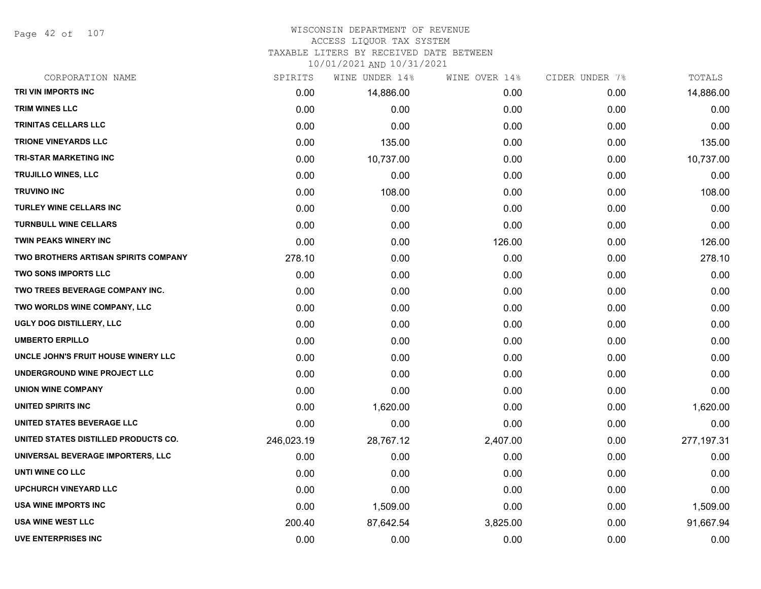WISCONSIN DEPARTMENT OF REVENUE
ACCESS LIQUOR TAX SYSTEM
TAXABLE LITERS BY RECEIVED DATE BETWEEN
10/01/2021 AND 10/31/2021

| CORPORATION NAME | SPIRITS | WINE UNDER 14% | WINE OVER 14% | CIDER UNDER 7% | TOTALS |
|---|---|---|---|---|---|
| TRI VIN IMPORTS INC | 0.00 | 14,886.00 | 0.00 | 0.00 | 14,886.00 |
| TRIM WINES LLC | 0.00 | 0.00 | 0.00 | 0.00 | 0.00 |
| TRINITAS CELLARS LLC | 0.00 | 0.00 | 0.00 | 0.00 | 0.00 |
| TRIONE VINEYARDS LLC | 0.00 | 135.00 | 0.00 | 0.00 | 135.00 |
| TRI-STAR MARKETING INC | 0.00 | 10,737.00 | 0.00 | 0.00 | 10,737.00 |
| TRUJILLO WINES, LLC | 0.00 | 0.00 | 0.00 | 0.00 | 0.00 |
| TRUVINO INC | 0.00 | 108.00 | 0.00 | 0.00 | 108.00 |
| TURLEY WINE CELLARS INC | 0.00 | 0.00 | 0.00 | 0.00 | 0.00 |
| TURNBULL WINE CELLARS | 0.00 | 0.00 | 0.00 | 0.00 | 0.00 |
| TWIN PEAKS WINERY INC | 0.00 | 0.00 | 126.00 | 0.00 | 126.00 |
| TWO BROTHERS ARTISAN SPIRITS COMPANY | 278.10 | 0.00 | 0.00 | 0.00 | 278.10 |
| TWO SONS IMPORTS LLC | 0.00 | 0.00 | 0.00 | 0.00 | 0.00 |
| TWO TREES BEVERAGE COMPANY INC. | 0.00 | 0.00 | 0.00 | 0.00 | 0.00 |
| TWO WORLDS WINE COMPANY, LLC | 0.00 | 0.00 | 0.00 | 0.00 | 0.00 |
| UGLY DOG DISTILLERY, LLC | 0.00 | 0.00 | 0.00 | 0.00 | 0.00 |
| UMBERTO ERPILLO | 0.00 | 0.00 | 0.00 | 0.00 | 0.00 |
| UNCLE JOHN'S FRUIT HOUSE WINERY LLC | 0.00 | 0.00 | 0.00 | 0.00 | 0.00 |
| UNDERGROUND WINE PROJECT LLC | 0.00 | 0.00 | 0.00 | 0.00 | 0.00 |
| UNION WINE COMPANY | 0.00 | 0.00 | 0.00 | 0.00 | 0.00 |
| UNITED SPIRITS INC | 0.00 | 1,620.00 | 0.00 | 0.00 | 1,620.00 |
| UNITED STATES BEVERAGE LLC | 0.00 | 0.00 | 0.00 | 0.00 | 0.00 |
| UNITED STATES DISTILLED PRODUCTS CO. | 246,023.19 | 28,767.12 | 2,407.00 | 0.00 | 277,197.31 |
| UNIVERSAL BEVERAGE IMPORTERS, LLC | 0.00 | 0.00 | 0.00 | 0.00 | 0.00 |
| UNTI WINE CO LLC | 0.00 | 0.00 | 0.00 | 0.00 | 0.00 |
| UPCHURCH VINEYARD LLC | 0.00 | 0.00 | 0.00 | 0.00 | 0.00 |
| USA WINE IMPORTS INC | 0.00 | 1,509.00 | 0.00 | 0.00 | 1,509.00 |
| USA WINE WEST LLC | 200.40 | 87,642.54 | 3,825.00 | 0.00 | 91,667.94 |
| UVE ENTERPRISES INC | 0.00 | 0.00 | 0.00 | 0.00 | 0.00 |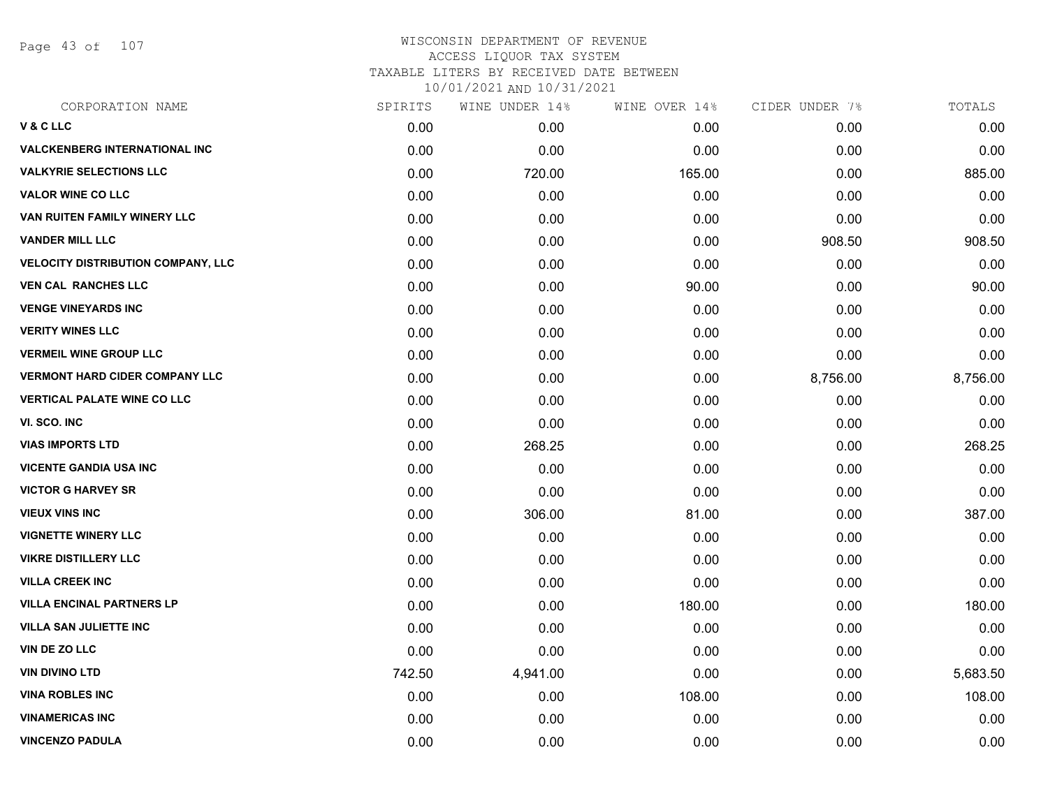# WISCONSIN DEPARTMENT OF REVENUE
## ACCESS LIQUOR TAX SYSTEM
### TAXABLE LITERS BY RECEIVED DATE BETWEEN 10/01/2021 AND 10/31/2021

| CORPORATION NAME | SPIRITS | WINE UNDER 14% | WINE OVER 14% | CIDER UNDER 7% | TOTALS |
|---|---|---|---|---|---|
| V & C LLC | 0.00 | 0.00 | 0.00 | 0.00 | 0.00 |
| VALCKENBERG INTERNATIONAL INC | 0.00 | 0.00 | 0.00 | 0.00 | 0.00 |
| VALKYRIE SELECTIONS LLC | 0.00 | 720.00 | 165.00 | 0.00 | 885.00 |
| VALOR WINE CO LLC | 0.00 | 0.00 | 0.00 | 0.00 | 0.00 |
| VAN RUITEN FAMILY WINERY LLC | 0.00 | 0.00 | 0.00 | 0.00 | 0.00 |
| VANDER MILL LLC | 0.00 | 0.00 | 0.00 | 908.50 | 908.50 |
| VELOCITY DISTRIBUTION COMPANY, LLC | 0.00 | 0.00 | 0.00 | 0.00 | 0.00 |
| VEN CAL RANCHES LLC | 0.00 | 0.00 | 90.00 | 0.00 | 90.00 |
| VENGE VINEYARDS INC | 0.00 | 0.00 | 0.00 | 0.00 | 0.00 |
| VERITY WINES LLC | 0.00 | 0.00 | 0.00 | 0.00 | 0.00 |
| VERMEIL WINE GROUP LLC | 0.00 | 0.00 | 0.00 | 0.00 | 0.00 |
| VERMONT HARD CIDER COMPANY LLC | 0.00 | 0.00 | 0.00 | 8,756.00 | 8,756.00 |
| VERTICAL PALATE WINE CO LLC | 0.00 | 0.00 | 0.00 | 0.00 | 0.00 |
| VI. SCO. INC | 0.00 | 0.00 | 0.00 | 0.00 | 0.00 |
| VIAS IMPORTS LTD | 0.00 | 268.25 | 0.00 | 0.00 | 268.25 |
| VICENTE GANDIA USA INC | 0.00 | 0.00 | 0.00 | 0.00 | 0.00 |
| VICTOR G HARVEY SR | 0.00 | 0.00 | 0.00 | 0.00 | 0.00 |
| VIEUX VINS INC | 0.00 | 306.00 | 81.00 | 0.00 | 387.00 |
| VIGNETTE WINERY LLC | 0.00 | 0.00 | 0.00 | 0.00 | 0.00 |
| VIKRE DISTILLERY LLC | 0.00 | 0.00 | 0.00 | 0.00 | 0.00 |
| VILLA CREEK INC | 0.00 | 0.00 | 0.00 | 0.00 | 0.00 |
| VILLA ENCINAL PARTNERS LP | 0.00 | 0.00 | 180.00 | 0.00 | 180.00 |
| VILLA SAN JULIETTE INC | 0.00 | 0.00 | 0.00 | 0.00 | 0.00 |
| VIN DE ZO LLC | 0.00 | 0.00 | 0.00 | 0.00 | 0.00 |
| VIN DIVINO LTD | 742.50 | 4,941.00 | 0.00 | 0.00 | 5,683.50 |
| VINA ROBLES INC | 0.00 | 0.00 | 108.00 | 0.00 | 108.00 |
| VINAMERICAS INC | 0.00 | 0.00 | 0.00 | 0.00 | 0.00 |
| VINCENZO PADULA | 0.00 | 0.00 | 0.00 | 0.00 | 0.00 |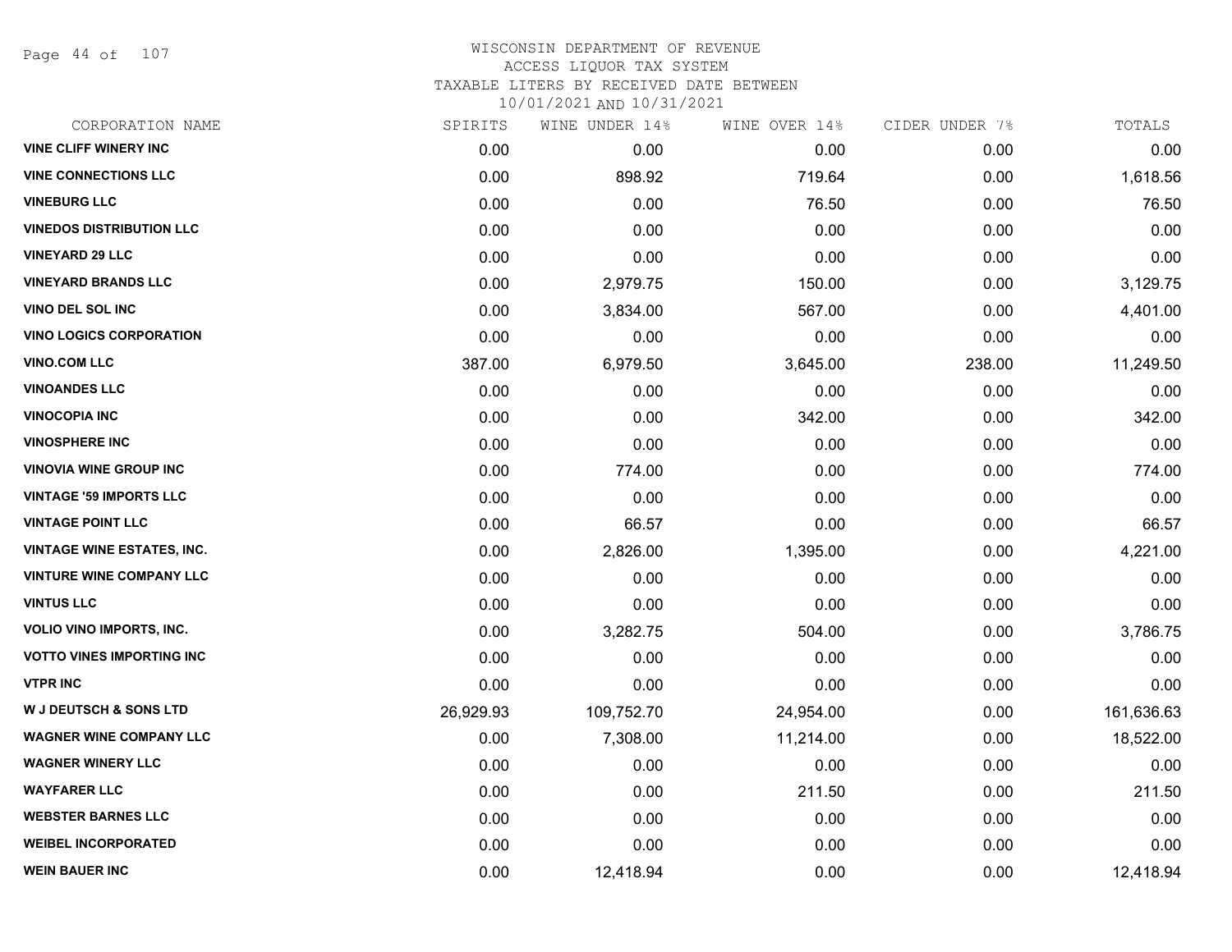WISCONSIN DEPARTMENT OF REVENUE
ACCESS LIQUOR TAX SYSTEM
TAXABLE LITERS BY RECEIVED DATE BETWEEN
10/01/2021 AND 10/31/2021

| CORPORATION NAME | SPIRITS | WINE UNDER 14% | WINE OVER 14% | CIDER UNDER 7% | TOTALS |
|---|---|---|---|---|---|
| VINE CLIFF WINERY INC | 0.00 | 0.00 | 0.00 | 0.00 | 0.00 |
| VINE CONNECTIONS LLC | 0.00 | 898.92 | 719.64 | 0.00 | 1,618.56 |
| VINEBURG LLC | 0.00 | 0.00 | 76.50 | 0.00 | 76.50 |
| VINEDOS DISTRIBUTION LLC | 0.00 | 0.00 | 0.00 | 0.00 | 0.00 |
| VINEYARD 29 LLC | 0.00 | 0.00 | 0.00 | 0.00 | 0.00 |
| VINEYARD BRANDS LLC | 0.00 | 2,979.75 | 150.00 | 0.00 | 3,129.75 |
| VINO DEL SOL INC | 0.00 | 3,834.00 | 567.00 | 0.00 | 4,401.00 |
| VINO LOGICS CORPORATION | 0.00 | 0.00 | 0.00 | 0.00 | 0.00 |
| VINO.COM LLC | 387.00 | 6,979.50 | 3,645.00 | 238.00 | 11,249.50 |
| VINOANDES LLC | 0.00 | 0.00 | 0.00 | 0.00 | 0.00 |
| VINOCOPIA INC | 0.00 | 0.00 | 342.00 | 0.00 | 342.00 |
| VINOSPHERE INC | 0.00 | 0.00 | 0.00 | 0.00 | 0.00 |
| VINOVIA WINE GROUP INC | 0.00 | 774.00 | 0.00 | 0.00 | 774.00 |
| VINTAGE '59 IMPORTS LLC | 0.00 | 0.00 | 0.00 | 0.00 | 0.00 |
| VINTAGE POINT LLC | 0.00 | 66.57 | 0.00 | 0.00 | 66.57 |
| VINTAGE WINE ESTATES, INC. | 0.00 | 2,826.00 | 1,395.00 | 0.00 | 4,221.00 |
| VINTURE WINE COMPANY LLC | 0.00 | 0.00 | 0.00 | 0.00 | 0.00 |
| VINTUS LLC | 0.00 | 0.00 | 0.00 | 0.00 | 0.00 |
| VOLIO VINO IMPORTS, INC. | 0.00 | 3,282.75 | 504.00 | 0.00 | 3,786.75 |
| VOTTO VINES IMPORTING INC | 0.00 | 0.00 | 0.00 | 0.00 | 0.00 |
| VTPR INC | 0.00 | 0.00 | 0.00 | 0.00 | 0.00 |
| W J DEUTSCH & SONS LTD | 26,929.93 | 109,752.70 | 24,954.00 | 0.00 | 161,636.63 |
| WAGNER WINE COMPANY LLC | 0.00 | 7,308.00 | 11,214.00 | 0.00 | 18,522.00 |
| WAGNER WINERY LLC | 0.00 | 0.00 | 0.00 | 0.00 | 0.00 |
| WAYFARER LLC | 0.00 | 0.00 | 211.50 | 0.00 | 211.50 |
| WEBSTER BARNES LLC | 0.00 | 0.00 | 0.00 | 0.00 | 0.00 |
| WEIBEL INCORPORATED | 0.00 | 0.00 | 0.00 | 0.00 | 0.00 |
| WEIN BAUER INC | 0.00 | 12,418.94 | 0.00 | 0.00 | 12,418.94 |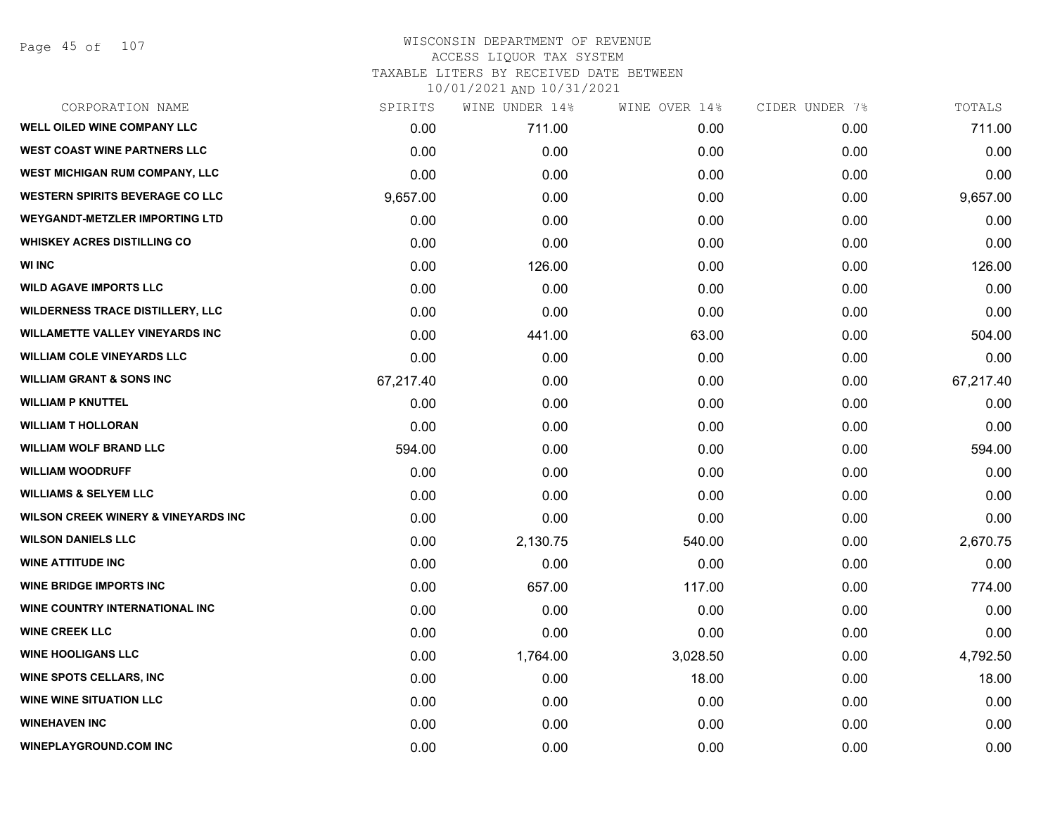# WISCONSIN DEPARTMENT OF REVENUE
## ACCESS LIQUOR TAX SYSTEM
## TAXABLE LITERS BY RECEIVED DATE BETWEEN
## 10/01/2021 AND 10/31/2021

| CORPORATION NAME | SPIRITS | WINE UNDER 14% | WINE OVER 14% | CIDER UNDER 7% | TOTALS |
|---|---|---|---|---|---|
| WELL OILED WINE COMPANY LLC | 0.00 | 711.00 | 0.00 | 0.00 | 711.00 |
| WEST COAST WINE PARTNERS LLC | 0.00 | 0.00 | 0.00 | 0.00 | 0.00 |
| WEST MICHIGAN RUM COMPANY, LLC | 0.00 | 0.00 | 0.00 | 0.00 | 0.00 |
| WESTERN SPIRITS BEVERAGE CO LLC | 9,657.00 | 0.00 | 0.00 | 0.00 | 9,657.00 |
| WEYGANDT-METZLER IMPORTING LTD | 0.00 | 0.00 | 0.00 | 0.00 | 0.00 |
| WHISKEY ACRES DISTILLING CO | 0.00 | 0.00 | 0.00 | 0.00 | 0.00 |
| WI INC | 0.00 | 126.00 | 0.00 | 0.00 | 126.00 |
| WILD AGAVE IMPORTS LLC | 0.00 | 0.00 | 0.00 | 0.00 | 0.00 |
| WILDERNESS TRACE DISTILLERY, LLC | 0.00 | 0.00 | 0.00 | 0.00 | 0.00 |
| WILLAMETTE VALLEY VINEYARDS INC | 0.00 | 441.00 | 63.00 | 0.00 | 504.00 |
| WILLIAM COLE VINEYARDS LLC | 0.00 | 0.00 | 0.00 | 0.00 | 0.00 |
| WILLIAM GRANT & SONS INC | 67,217.40 | 0.00 | 0.00 | 0.00 | 67,217.40 |
| WILLIAM P KNUTTEL | 0.00 | 0.00 | 0.00 | 0.00 | 0.00 |
| WILLIAM T HOLLORAN | 0.00 | 0.00 | 0.00 | 0.00 | 0.00 |
| WILLIAM WOLF BRAND LLC | 594.00 | 0.00 | 0.00 | 0.00 | 594.00 |
| WILLIAM WOODRUFF | 0.00 | 0.00 | 0.00 | 0.00 | 0.00 |
| WILLIAMS & SELYEM LLC | 0.00 | 0.00 | 0.00 | 0.00 | 0.00 |
| WILSON CREEK WINERY & VINEYARDS INC | 0.00 | 0.00 | 0.00 | 0.00 | 0.00 |
| WILSON DANIELS LLC | 0.00 | 2,130.75 | 540.00 | 0.00 | 2,670.75 |
| WINE ATTITUDE INC | 0.00 | 0.00 | 0.00 | 0.00 | 0.00 |
| WINE BRIDGE IMPORTS INC | 0.00 | 657.00 | 117.00 | 0.00 | 774.00 |
| WINE COUNTRY INTERNATIONAL INC | 0.00 | 0.00 | 0.00 | 0.00 | 0.00 |
| WINE CREEK LLC | 0.00 | 0.00 | 0.00 | 0.00 | 0.00 |
| WINE HOOLIGANS LLC | 0.00 | 1,764.00 | 3,028.50 | 0.00 | 4,792.50 |
| WINE SPOTS CELLARS, INC | 0.00 | 0.00 | 18.00 | 0.00 | 18.00 |
| WINE WINE SITUATION LLC | 0.00 | 0.00 | 0.00 | 0.00 | 0.00 |
| WINEHAVEN INC | 0.00 | 0.00 | 0.00 | 0.00 | 0.00 |
| WINEPLAYGROUND.COM INC | 0.00 | 0.00 | 0.00 | 0.00 | 0.00 |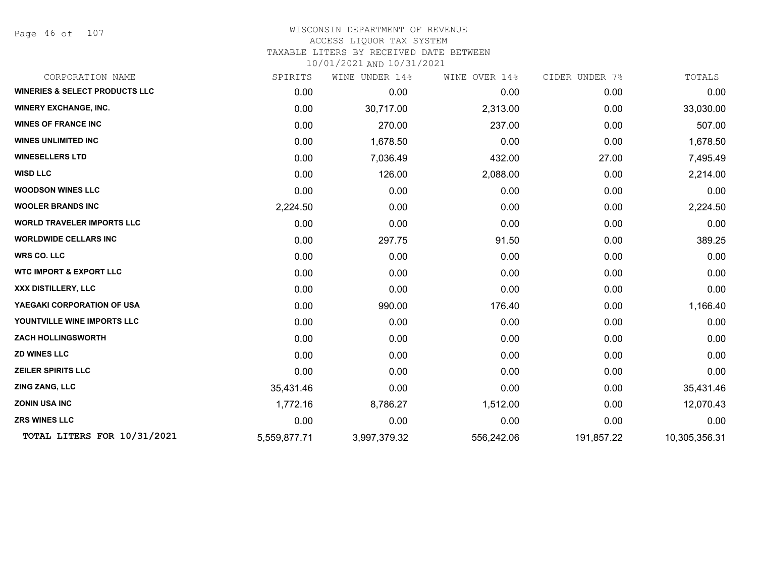# WISCONSIN DEPARTMENT OF REVENUE
## ACCESS LIQUOR TAX SYSTEM
### TAXABLE LITERS BY RECEIVED DATE BETWEEN 10/01/2021 AND 10/31/2021

| CORPORATION NAME | SPIRITS | WINE UNDER 14% | WINE OVER 14% | CIDER UNDER 7% | TOTALS |
|---|---|---|---|---|---|
| **WINERIES & SELECT PRODUCTS LLC** | 0.00 | 0.00 | 0.00 | 0.00 | 0.00 |
| **WINERY EXCHANGE, INC.** | 0.00 | 30,717.00 | 2,313.00 | 0.00 | 33,030.00 |
| **WINES OF FRANCE INC** | 0.00 | 270.00 | 237.00 | 0.00 | 507.00 |
| **WINES UNLIMITED INC** | 0.00 | 1,678.50 | 0.00 | 0.00 | 1,678.50 |
| **WINESELLERS LTD** | 0.00 | 7,036.49 | 432.00 | 27.00 | 7,495.49 |
| **WISD LLC** | 0.00 | 126.00 | 2,088.00 | 0.00 | 2,214.00 |
| **WOODSON WINES LLC** | 0.00 | 0.00 | 0.00 | 0.00 | 0.00 |
| **WOOLER BRANDS INC** | 2,224.50 | 0.00 | 0.00 | 0.00 | 2,224.50 |
| **WORLD TRAVELER IMPORTS LLC** | 0.00 | 0.00 | 0.00 | 0.00 | 0.00 |
| **WORLDWIDE CELLARS INC** | 0.00 | 297.75 | 91.50 | 0.00 | 389.25 |
| **WRS CO. LLC** | 0.00 | 0.00 | 0.00 | 0.00 | 0.00 |
| **WTC IMPORT & EXPORT LLC** | 0.00 | 0.00 | 0.00 | 0.00 | 0.00 |
| **XXX DISTILLERY, LLC** | 0.00 | 0.00 | 0.00 | 0.00 | 0.00 |
| **YAEGAKI CORPORATION OF USA** | 0.00 | 990.00 | 176.40 | 0.00 | 1,166.40 |
| **YOUNTVILLE WINE IMPORTS LLC** | 0.00 | 0.00 | 0.00 | 0.00 | 0.00 |
| **ZACH HOLLINGSWORTH** | 0.00 | 0.00 | 0.00 | 0.00 | 0.00 |
| **ZD WINES LLC** | 0.00 | 0.00 | 0.00 | 0.00 | 0.00 |
| **ZEILER SPIRITS LLC** | 0.00 | 0.00 | 0.00 | 0.00 | 0.00 |
| **ZING ZANG, LLC** | 35,431.46 | 0.00 | 0.00 | 0.00 | 35,431.46 |
| **ZONIN USA INC** | 1,772.16 | 8,786.27 | 1,512.00 | 0.00 | 12,070.43 |
| **ZRS WINES LLC** | 0.00 | 0.00 | 0.00 | 0.00 | 0.00 |
| **TOTAL LITERS FOR 10/31/2021** | 5,559,877.71 | 3,997,379.32 | 556,242.06 | 191,857.22 | 10,305,356.31 |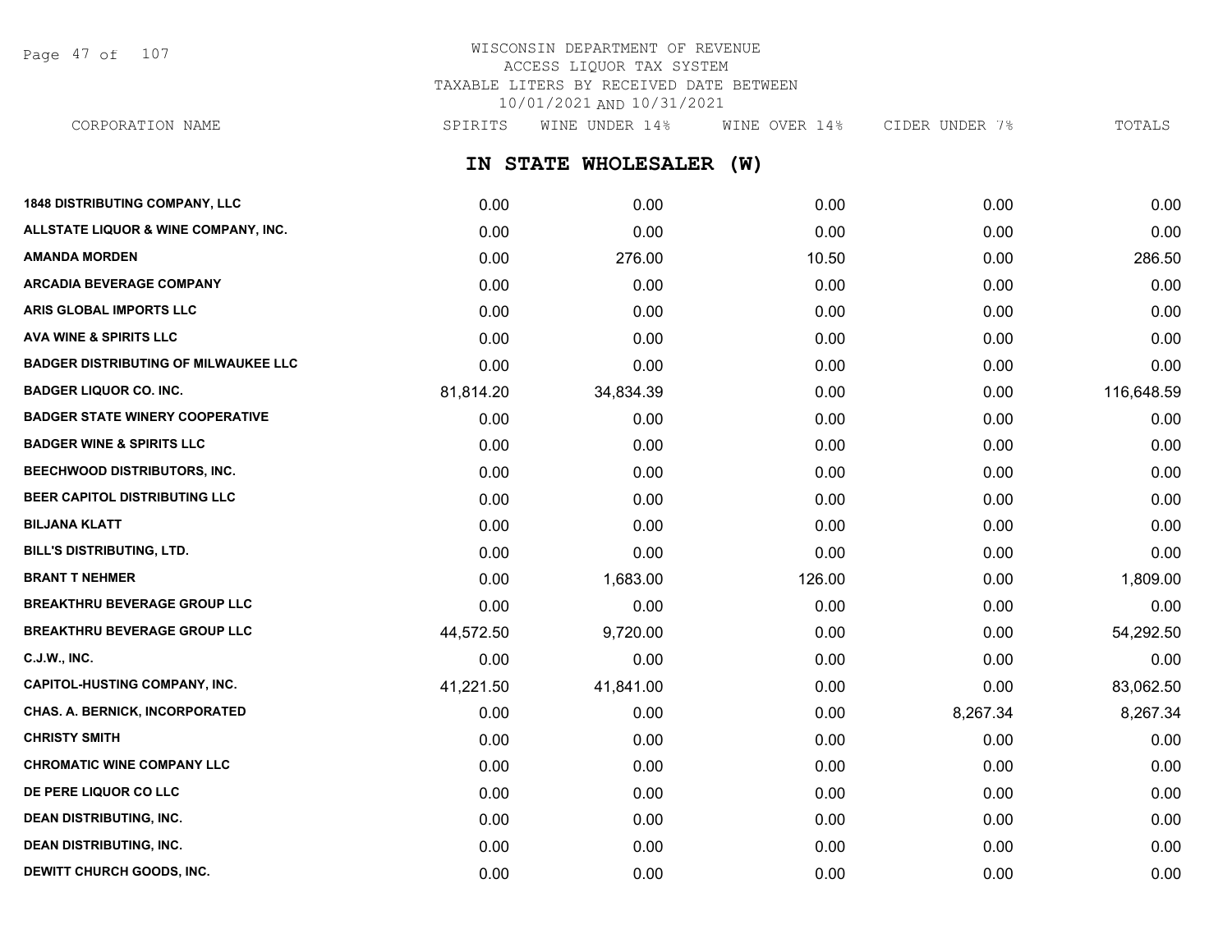# WISCONSIN DEPARTMENT OF REVENUE
## ACCESS LIQUOR TAX SYSTEM
### TAXABLE LITERS BY RECEIVED DATE BETWEEN 10/01/2021 AND 10/31/2021

## IN STATE WHOLESALER (W)

| CORPORATION NAME | SPIRITS | WINE UNDER 14% | WINE OVER 14% | CIDER UNDER 7% | TOTALS |
|---|---|---|---|---|---|
| 1848 DISTRIBUTING COMPANY, LLC | 0.00 | 0.00 | 0.00 | 0.00 | 0.00 |
| ALLSTATE LIQUOR & WINE COMPANY, INC. | 0.00 | 0.00 | 0.00 | 0.00 | 0.00 |
| AMANDA MORDEN | 0.00 | 276.00 | 10.50 | 0.00 | 286.50 |
| ARCADIA BEVERAGE COMPANY | 0.00 | 0.00 | 0.00 | 0.00 | 0.00 |
| ARIS GLOBAL IMPORTS LLC | 0.00 | 0.00 | 0.00 | 0.00 | 0.00 |
| AVA WINE & SPIRITS LLC | 0.00 | 0.00 | 0.00 | 0.00 | 0.00 |
| BADGER DISTRIBUTING OF MILWAUKEE LLC | 0.00 | 0.00 | 0.00 | 0.00 | 0.00 |
| BADGER LIQUOR CO. INC. | 81,814.20 | 34,834.39 | 0.00 | 0.00 | 116,648.59 |
| BADGER STATE WINERY COOPERATIVE | 0.00 | 0.00 | 0.00 | 0.00 | 0.00 |
| BADGER WINE & SPIRITS LLC | 0.00 | 0.00 | 0.00 | 0.00 | 0.00 |
| BEECHWOOD DISTRIBUTORS, INC. | 0.00 | 0.00 | 0.00 | 0.00 | 0.00 |
| BEER CAPITOL DISTRIBUTING LLC | 0.00 | 0.00 | 0.00 | 0.00 | 0.00 |
| BILJANA KLATT | 0.00 | 0.00 | 0.00 | 0.00 | 0.00 |
| BILL'S DISTRIBUTING, LTD. | 0.00 | 0.00 | 0.00 | 0.00 | 0.00 |
| BRANT T NEHMER | 0.00 | 1,683.00 | 126.00 | 0.00 | 1,809.00 |
| BREAKTHRU BEVERAGE GROUP LLC | 0.00 | 0.00 | 0.00 | 0.00 | 0.00 |
| BREAKTHRU BEVERAGE GROUP LLC | 44,572.50 | 9,720.00 | 0.00 | 0.00 | 54,292.50 |
| C.J.W., INC. | 0.00 | 0.00 | 0.00 | 0.00 | 0.00 |
| CAPITOL-HUSTING COMPANY, INC. | 41,221.50 | 41,841.00 | 0.00 | 0.00 | 83,062.50 |
| CHAS. A. BERNICK, INCORPORATED | 0.00 | 0.00 | 0.00 | 8,267.34 | 8,267.34 |
| CHRISTY SMITH | 0.00 | 0.00 | 0.00 | 0.00 | 0.00 |
| CHROMATIC WINE COMPANY LLC | 0.00 | 0.00 | 0.00 | 0.00 | 0.00 |
| DE PERE LIQUOR CO LLC | 0.00 | 0.00 | 0.00 | 0.00 | 0.00 |
| DEAN DISTRIBUTING, INC. | 0.00 | 0.00 | 0.00 | 0.00 | 0.00 |
| DEAN DISTRIBUTING, INC. | 0.00 | 0.00 | 0.00 | 0.00 | 0.00 |
| DEWITT CHURCH GOODS, INC. | 0.00 | 0.00 | 0.00 | 0.00 | 0.00 |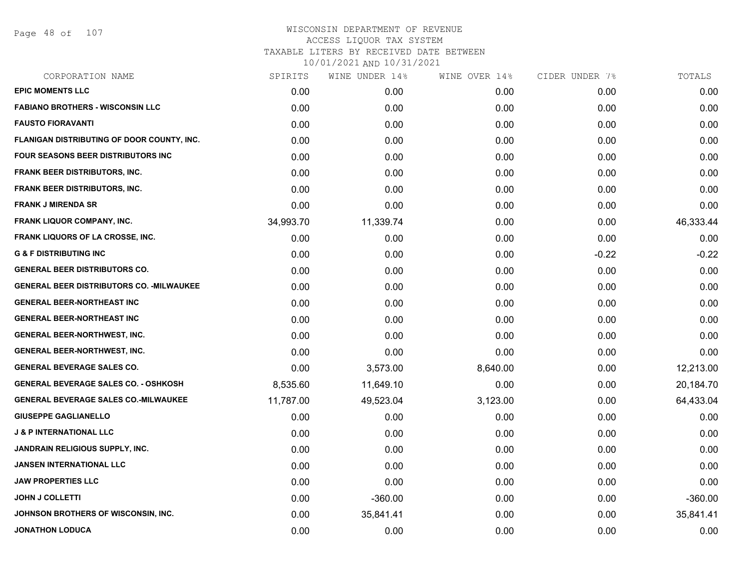# WISCONSIN DEPARTMENT OF REVENUE
## ACCESS LIQUOR TAX SYSTEM
### TAXABLE LITERS BY RECEIVED DATE BETWEEN 10/01/2021 AND 10/31/2021

| CORPORATION NAME | SPIRITS | WINE UNDER 14% | WINE OVER 14% | CIDER UNDER 7% | TOTALS |
|---|---|---|---|---|---|
| EPIC MOMENTS LLC | 0.00 | 0.00 | 0.00 | 0.00 | 0.00 |
| FABIANO BROTHERS - WISCONSIN LLC | 0.00 | 0.00 | 0.00 | 0.00 | 0.00 |
| FAUSTO FIORAVANTI | 0.00 | 0.00 | 0.00 | 0.00 | 0.00 |
| FLANIGAN DISTRIBUTING OF DOOR COUNTY, INC. | 0.00 | 0.00 | 0.00 | 0.00 | 0.00 |
| FOUR SEASONS BEER DISTRIBUTORS INC | 0.00 | 0.00 | 0.00 | 0.00 | 0.00 |
| FRANK BEER DISTRIBUTORS, INC. | 0.00 | 0.00 | 0.00 | 0.00 | 0.00 |
| FRANK BEER DISTRIBUTORS, INC. | 0.00 | 0.00 | 0.00 | 0.00 | 0.00 |
| FRANK J MIRENDA SR | 0.00 | 0.00 | 0.00 | 0.00 | 0.00 |
| FRANK LIQUOR COMPANY, INC. | 34,993.70 | 11,339.74 | 0.00 | 0.00 | 46,333.44 |
| FRANK LIQUORS OF LA CROSSE, INC. | 0.00 | 0.00 | 0.00 | 0.00 | 0.00 |
| G & F DISTRIBUTING INC | 0.00 | 0.00 | 0.00 | -0.22 | -0.22 |
| GENERAL BEER DISTRIBUTORS CO. | 0.00 | 0.00 | 0.00 | 0.00 | 0.00 |
| GENERAL BEER DISTRIBUTORS CO. -MILWAUKEE | 0.00 | 0.00 | 0.00 | 0.00 | 0.00 |
| GENERAL BEER-NORTHEAST INC | 0.00 | 0.00 | 0.00 | 0.00 | 0.00 |
| GENERAL BEER-NORTHEAST INC | 0.00 | 0.00 | 0.00 | 0.00 | 0.00 |
| GENERAL BEER-NORTHWEST, INC. | 0.00 | 0.00 | 0.00 | 0.00 | 0.00 |
| GENERAL BEER-NORTHWEST, INC. | 0.00 | 0.00 | 0.00 | 0.00 | 0.00 |
| GENERAL BEVERAGE SALES CO. | 0.00 | 3,573.00 | 8,640.00 | 0.00 | 12,213.00 |
| GENERAL BEVERAGE SALES CO. - OSHKOSH | 8,535.60 | 11,649.10 | 0.00 | 0.00 | 20,184.70 |
| GENERAL BEVERAGE SALES CO.-MILWAUKEE | 11,787.00 | 49,523.04 | 3,123.00 | 0.00 | 64,433.04 |
| GIUSEPPE GAGLIANELLO | 0.00 | 0.00 | 0.00 | 0.00 | 0.00 |
| J & P INTERNATIONAL LLC | 0.00 | 0.00 | 0.00 | 0.00 | 0.00 |
| JANDRAIN RELIGIOUS SUPPLY, INC. | 0.00 | 0.00 | 0.00 | 0.00 | 0.00 |
| JANSEN INTERNATIONAL LLC | 0.00 | 0.00 | 0.00 | 0.00 | 0.00 |
| JAW PROPERTIES LLC | 0.00 | 0.00 | 0.00 | 0.00 | 0.00 |
| JOHN J COLLETTI | 0.00 | -360.00 | 0.00 | 0.00 | -360.00 |
| JOHNSON BROTHERS OF WISCONSIN, INC. | 0.00 | 35,841.41 | 0.00 | 0.00 | 35,841.41 |
| JONATHON LODUCA | 0.00 | 0.00 | 0.00 | 0.00 | 0.00 |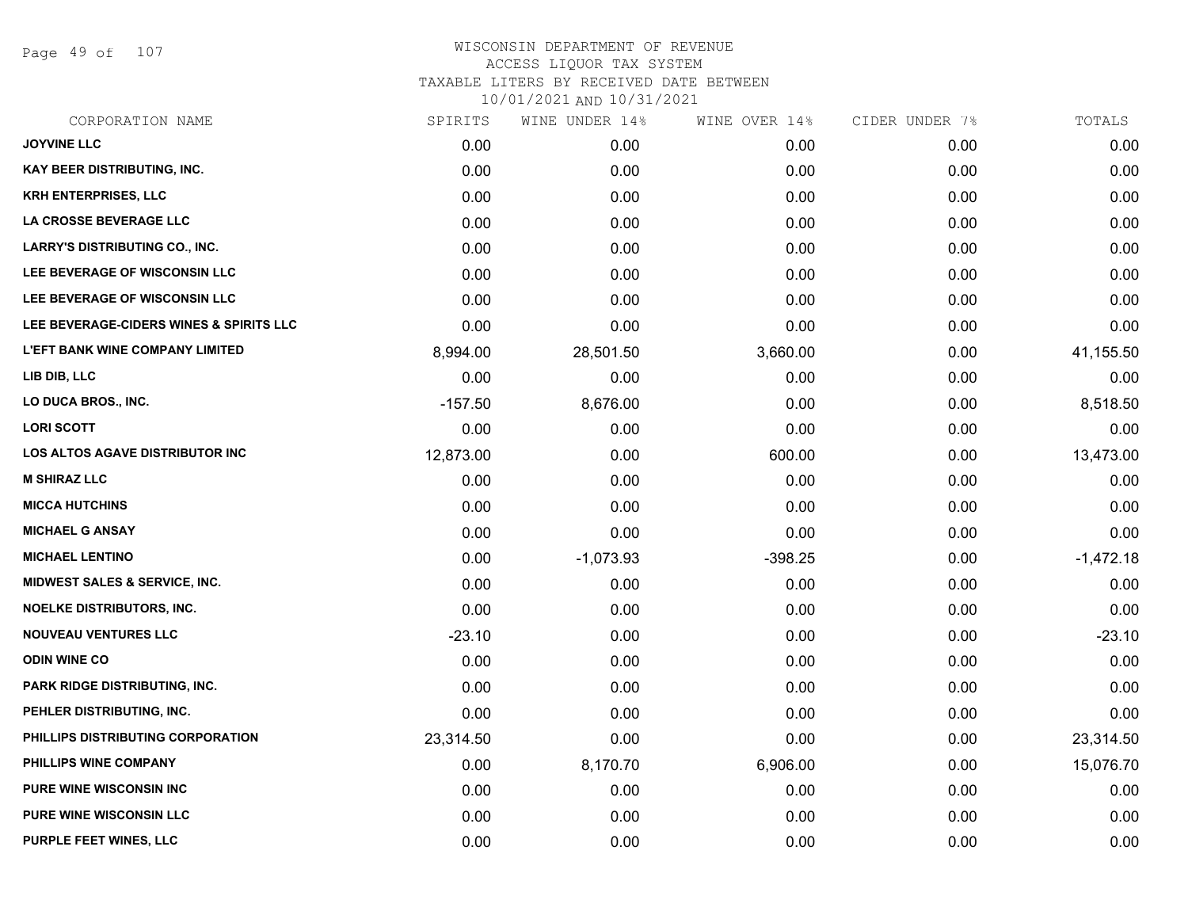# WISCONSIN DEPARTMENT OF REVENUE
## ACCESS LIQUOR TAX SYSTEM
### TAXABLE LITERS BY RECEIVED DATE BETWEEN 10/01/2021 AND 10/31/2021

| CORPORATION NAME | SPIRITS | WINE UNDER 14% | WINE OVER 14% | CIDER UNDER 7% | TOTALS |
|---|---|---|---|---|---|
| JOYVINE LLC | 0.00 | 0.00 | 0.00 | 0.00 | 0.00 |
| KAY BEER DISTRIBUTING, INC. | 0.00 | 0.00 | 0.00 | 0.00 | 0.00 |
| KRH ENTERPRISES, LLC | 0.00 | 0.00 | 0.00 | 0.00 | 0.00 |
| LA CROSSE BEVERAGE LLC | 0.00 | 0.00 | 0.00 | 0.00 | 0.00 |
| LARRY'S DISTRIBUTING CO., INC. | 0.00 | 0.00 | 0.00 | 0.00 | 0.00 |
| LEE BEVERAGE OF WISCONSIN LLC | 0.00 | 0.00 | 0.00 | 0.00 | 0.00 |
| LEE BEVERAGE OF WISCONSIN LLC | 0.00 | 0.00 | 0.00 | 0.00 | 0.00 |
| LEE BEVERAGE-CIDERS WINES & SPIRITS LLC | 0.00 | 0.00 | 0.00 | 0.00 | 0.00 |
| L'EFT BANK WINE COMPANY LIMITED | 8,994.00 | 28,501.50 | 3,660.00 | 0.00 | 41,155.50 |
| LIB DIB, LLC | 0.00 | 0.00 | 0.00 | 0.00 | 0.00 |
| LO DUCA BROS., INC. | -157.50 | 8,676.00 | 0.00 | 0.00 | 8,518.50 |
| LORI SCOTT | 0.00 | 0.00 | 0.00 | 0.00 | 0.00 |
| LOS ALTOS AGAVE DISTRIBUTOR INC | 12,873.00 | 0.00 | 600.00 | 0.00 | 13,473.00 |
| M SHIRAZ LLC | 0.00 | 0.00 | 0.00 | 0.00 | 0.00 |
| MICCA HUTCHINS | 0.00 | 0.00 | 0.00 | 0.00 | 0.00 |
| MICHAEL G ANSAY | 0.00 | 0.00 | 0.00 | 0.00 | 0.00 |
| MICHAEL LENTINO | 0.00 | -1,073.93 | -398.25 | 0.00 | -1,472.18 |
| MIDWEST SALES & SERVICE, INC. | 0.00 | 0.00 | 0.00 | 0.00 | 0.00 |
| NOELKE DISTRIBUTORS, INC. | 0.00 | 0.00 | 0.00 | 0.00 | 0.00 |
| NOUVEAU VENTURES LLC | -23.10 | 0.00 | 0.00 | 0.00 | -23.10 |
| ODIN WINE CO | 0.00 | 0.00 | 0.00 | 0.00 | 0.00 |
| PARK RIDGE DISTRIBUTING, INC. | 0.00 | 0.00 | 0.00 | 0.00 | 0.00 |
| PEHLER DISTRIBUTING, INC. | 0.00 | 0.00 | 0.00 | 0.00 | 0.00 |
| PHILLIPS DISTRIBUTING CORPORATION | 23,314.50 | 0.00 | 0.00 | 0.00 | 23,314.50 |
| PHILLIPS WINE COMPANY | 0.00 | 8,170.70 | 6,906.00 | 0.00 | 15,076.70 |
| PURE WINE WISCONSIN INC | 0.00 | 0.00 | 0.00 | 0.00 | 0.00 |
| PURE WINE WISCONSIN LLC | 0.00 | 0.00 | 0.00 | 0.00 | 0.00 |
| PURPLE FEET WINES, LLC | 0.00 | 0.00 | 0.00 | 0.00 | 0.00 |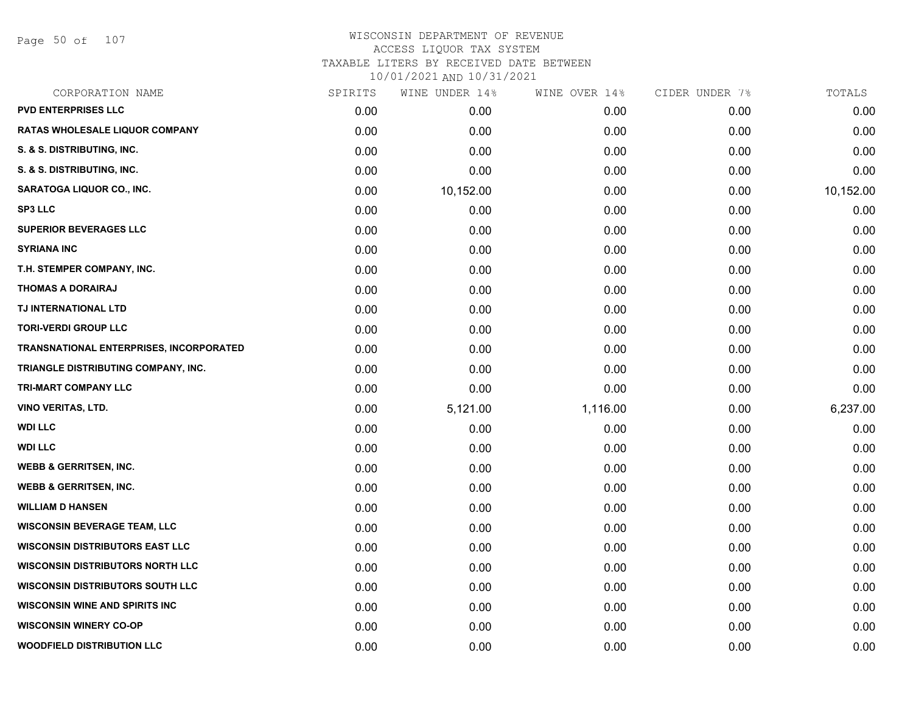# WISCONSIN DEPARTMENT OF REVENUE
## ACCESS LIQUOR TAX SYSTEM
## TAXABLE LITERS BY RECEIVED DATE BETWEEN 10/01/2021 AND 10/31/2021

| CORPORATION NAME | SPIRITS | WINE UNDER 14% | WINE OVER 14% | CIDER UNDER 7% | TOTALS |
|---|---|---|---|---|---|
| PVD ENTERPRISES LLC | 0.00 | 0.00 | 0.00 | 0.00 | 0.00 |
| RATAS WHOLESALE LIQUOR COMPANY | 0.00 | 0.00 | 0.00 | 0.00 | 0.00 |
| S. & S. DISTRIBUTING, INC. | 0.00 | 0.00 | 0.00 | 0.00 | 0.00 |
| S. & S. DISTRIBUTING, INC. | 0.00 | 0.00 | 0.00 | 0.00 | 0.00 |
| SARATOGA LIQUOR CO., INC. | 0.00 | 10,152.00 | 0.00 | 0.00 | 10,152.00 |
| SP3 LLC | 0.00 | 0.00 | 0.00 | 0.00 | 0.00 |
| SUPERIOR BEVERAGES LLC | 0.00 | 0.00 | 0.00 | 0.00 | 0.00 |
| SYRIANA INC | 0.00 | 0.00 | 0.00 | 0.00 | 0.00 |
| T.H. STEMPER COMPANY, INC. | 0.00 | 0.00 | 0.00 | 0.00 | 0.00 |
| THOMAS A DORAIRAJ | 0.00 | 0.00 | 0.00 | 0.00 | 0.00 |
| TJ INTERNATIONAL LTD | 0.00 | 0.00 | 0.00 | 0.00 | 0.00 |
| TORI-VERDI GROUP LLC | 0.00 | 0.00 | 0.00 | 0.00 | 0.00 |
| TRANSNATIONAL ENTERPRISES, INCORPORATED | 0.00 | 0.00 | 0.00 | 0.00 | 0.00 |
| TRIANGLE DISTRIBUTING COMPANY, INC. | 0.00 | 0.00 | 0.00 | 0.00 | 0.00 |
| TRI-MART COMPANY LLC | 0.00 | 0.00 | 0.00 | 0.00 | 0.00 |
| VINO VERITAS, LTD. | 0.00 | 5,121.00 | 1,116.00 | 0.00 | 6,237.00 |
| WDI LLC | 0.00 | 0.00 | 0.00 | 0.00 | 0.00 |
| WDI LLC | 0.00 | 0.00 | 0.00 | 0.00 | 0.00 |
| WEBB & GERRITSEN, INC. | 0.00 | 0.00 | 0.00 | 0.00 | 0.00 |
| WEBB & GERRITSEN, INC. | 0.00 | 0.00 | 0.00 | 0.00 | 0.00 |
| WILLIAM D HANSEN | 0.00 | 0.00 | 0.00 | 0.00 | 0.00 |
| WISCONSIN BEVERAGE TEAM, LLC | 0.00 | 0.00 | 0.00 | 0.00 | 0.00 |
| WISCONSIN DISTRIBUTORS EAST LLC | 0.00 | 0.00 | 0.00 | 0.00 | 0.00 |
| WISCONSIN DISTRIBUTORS NORTH LLC | 0.00 | 0.00 | 0.00 | 0.00 | 0.00 |
| WISCONSIN DISTRIBUTORS SOUTH LLC | 0.00 | 0.00 | 0.00 | 0.00 | 0.00 |
| WISCONSIN WINE AND SPIRITS INC | 0.00 | 0.00 | 0.00 | 0.00 | 0.00 |
| WISCONSIN WINERY CO-OP | 0.00 | 0.00 | 0.00 | 0.00 | 0.00 |
| WOODFIELD DISTRIBUTION LLC | 0.00 | 0.00 | 0.00 | 0.00 | 0.00 |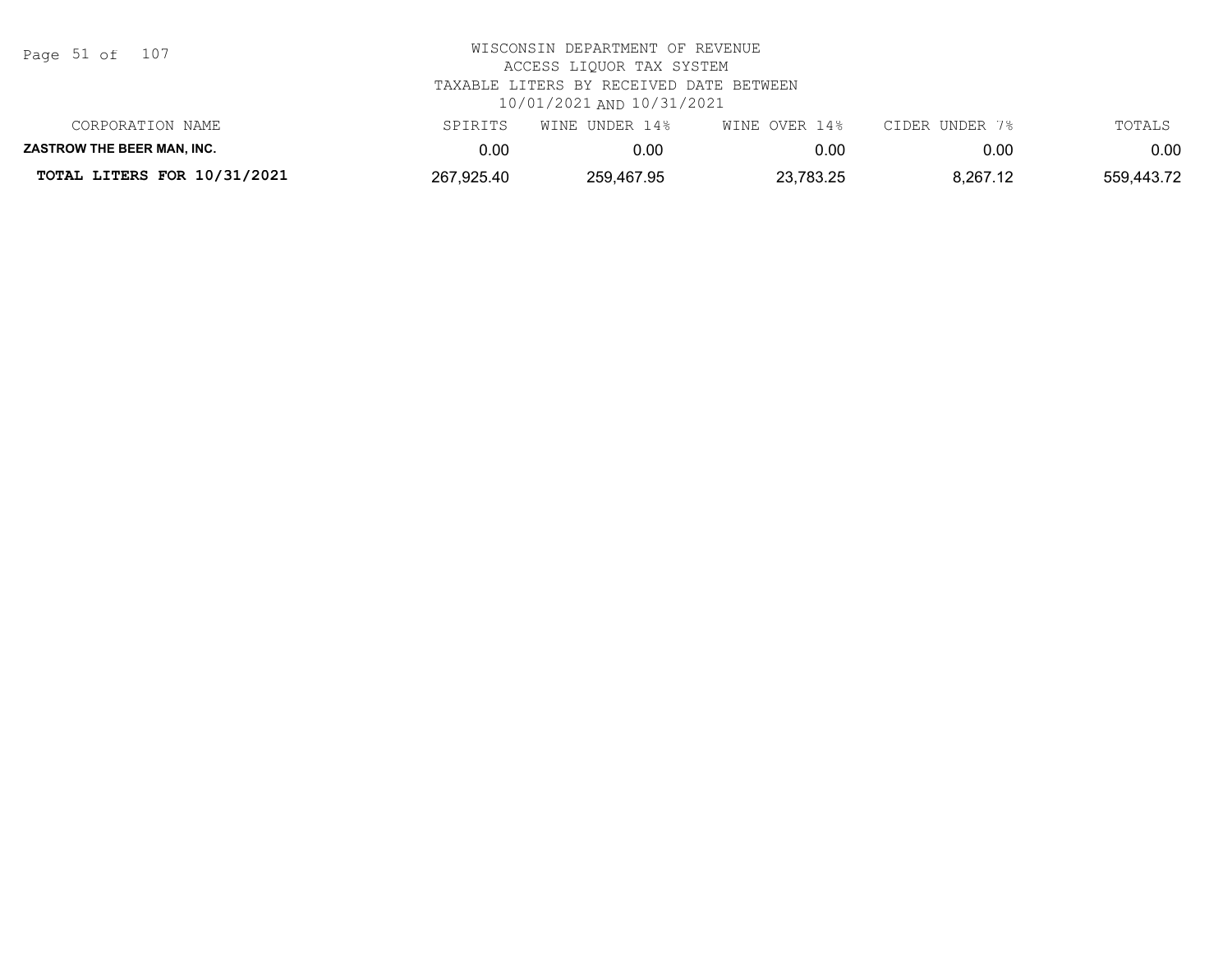WISCONSIN DEPARTMENT OF REVENUE
ACCESS LIQUOR TAX SYSTEM
TAXABLE LITERS BY RECEIVED DATE BETWEEN
10/01/2021 AND 10/31/2021

| CORPORATION NAME | SPIRITS | WINE UNDER 14% | WINE OVER 14% | CIDER UNDER 7% | TOTALS |
|---|---|---|---|---|---|
| **ZASTROW THE BEER MAN, INC.** | 0.00 | 0.00 | 0.00 | 0.00 | 0.00 |
| **TOTAL LITERS FOR 10/31/2021** | 267,925.40 | 259,467.95 | 23,783.25 | 8,267.12 | 559,443.72 |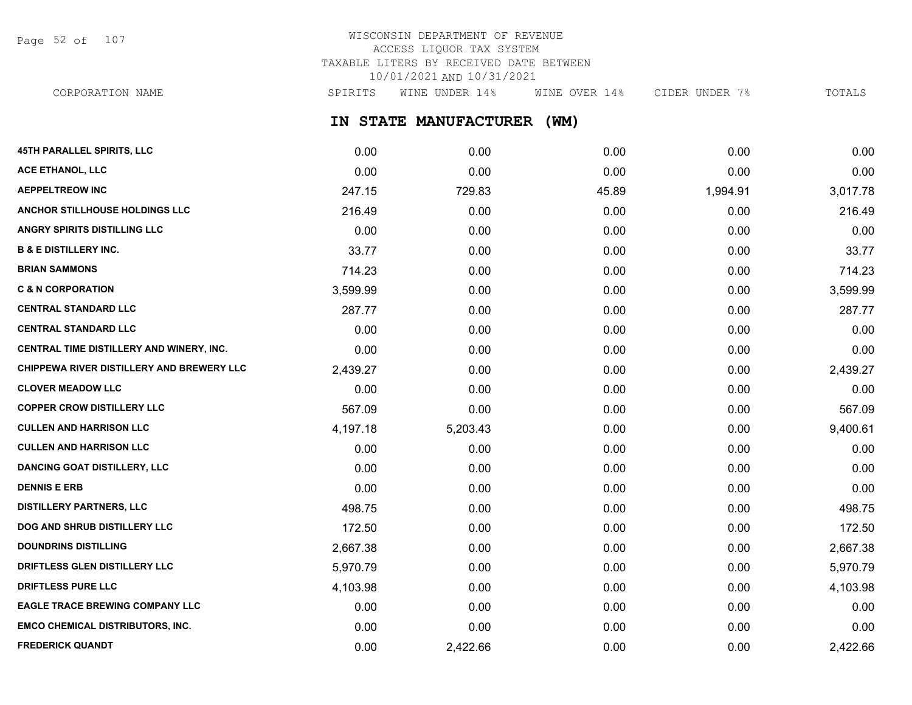# WISCONSIN DEPARTMENT OF REVENUE
ACCESS LIQUOR TAX SYSTEM
TAXABLE LITERS BY RECEIVED DATE BETWEEN
10/01/2021 AND 10/31/2021

## IN STATE MANUFACTURER (WM)

| CORPORATION NAME | SPIRITS | WINE UNDER 14% | WINE OVER 14% | CIDER UNDER 7% | TOTALS |
|---|---|---|---|---|---|
| 45TH PARALLEL SPIRITS, LLC | 0.00 | 0.00 | 0.00 | 0.00 | 0.00 |
| ACE ETHANOL, LLC | 0.00 | 0.00 | 0.00 | 0.00 | 0.00 |
| AEPPELTREOW INC | 247.15 | 729.83 | 45.89 | 1,994.91 | 3,017.78 |
| ANCHOR STILLHOUSE HOLDINGS LLC | 216.49 | 0.00 | 0.00 | 0.00 | 216.49 |
| ANGRY SPIRITS DISTILLING LLC | 0.00 | 0.00 | 0.00 | 0.00 | 0.00 |
| B & E DISTILLERY INC. | 33.77 | 0.00 | 0.00 | 0.00 | 33.77 |
| BRIAN SAMMONS | 714.23 | 0.00 | 0.00 | 0.00 | 714.23 |
| C & N CORPORATION | 3,599.99 | 0.00 | 0.00 | 0.00 | 3,599.99 |
| CENTRAL STANDARD LLC | 287.77 | 0.00 | 0.00 | 0.00 | 287.77 |
| CENTRAL STANDARD LLC | 0.00 | 0.00 | 0.00 | 0.00 | 0.00 |
| CENTRAL TIME DISTILLERY AND WINERY, INC. | 0.00 | 0.00 | 0.00 | 0.00 | 0.00 |
| CHIPPEWA RIVER DISTILLERY AND BREWERY LLC | 2,439.27 | 0.00 | 0.00 | 0.00 | 2,439.27 |
| CLOVER MEADOW LLC | 0.00 | 0.00 | 0.00 | 0.00 | 0.00 |
| COPPER CROW DISTILLERY LLC | 567.09 | 0.00 | 0.00 | 0.00 | 567.09 |
| CULLEN AND HARRISON LLC | 4,197.18 | 5,203.43 | 0.00 | 0.00 | 9,400.61 |
| CULLEN AND HARRISON LLC | 0.00 | 0.00 | 0.00 | 0.00 | 0.00 |
| DANCING GOAT DISTILLERY, LLC | 0.00 | 0.00 | 0.00 | 0.00 | 0.00 |
| DENNIS E ERB | 0.00 | 0.00 | 0.00 | 0.00 | 0.00 |
| DISTILLERY PARTNERS, LLC | 498.75 | 0.00 | 0.00 | 0.00 | 498.75 |
| DOG AND SHRUB DISTILLERY LLC | 172.50 | 0.00 | 0.00 | 0.00 | 172.50 |
| DOUNDRINS DISTILLING | 2,667.38 | 0.00 | 0.00 | 0.00 | 2,667.38 |
| DRIFTLESS GLEN DISTILLERY LLC | 5,970.79 | 0.00 | 0.00 | 0.00 | 5,970.79 |
| DRIFTLESS PURE LLC | 4,103.98 | 0.00 | 0.00 | 0.00 | 4,103.98 |
| EAGLE TRACE BREWING COMPANY LLC | 0.00 | 0.00 | 0.00 | 0.00 | 0.00 |
| EMCO CHEMICAL DISTRIBUTORS, INC. | 0.00 | 0.00 | 0.00 | 0.00 | 0.00 |
| FREDERICK QUANDT | 0.00 | 2,422.66 | 0.00 | 0.00 | 2,422.66 |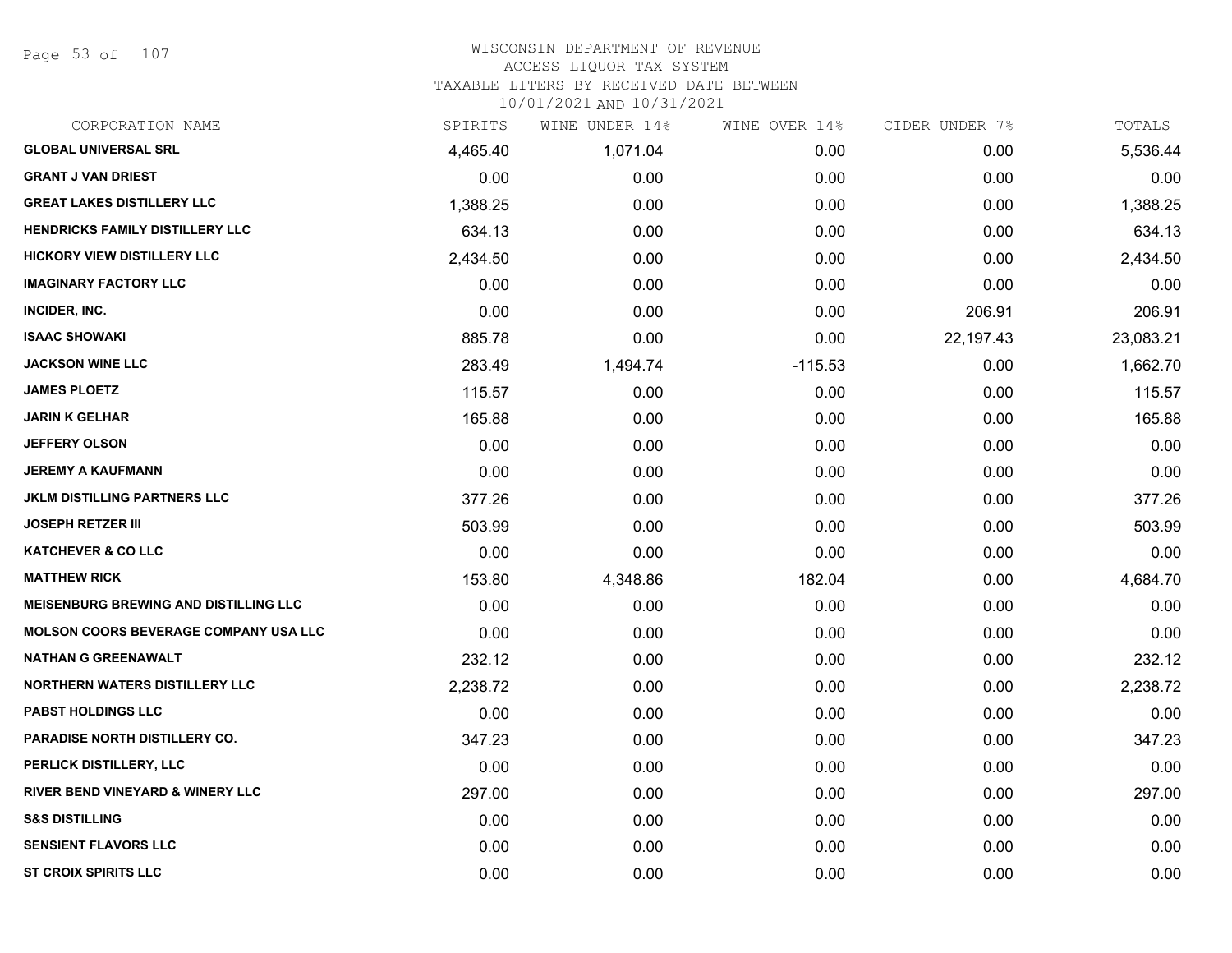# WISCONSIN DEPARTMENT OF REVENUE
## ACCESS LIQUOR TAX SYSTEM
### TAXABLE LITERS BY RECEIVED DATE BETWEEN 10/01/2021 AND 10/31/2021

| CORPORATION NAME | SPIRITS | WINE UNDER 14% | WINE OVER 14% | CIDER UNDER 7% | TOTALS |
|---|---|---|---|---|---|
| GLOBAL UNIVERSAL SRL | 4,465.40 | 1,071.04 | 0.00 | 0.00 | 5,536.44 |
| GRANT J VAN DRIEST | 0.00 | 0.00 | 0.00 | 0.00 | 0.00 |
| GREAT LAKES DISTILLERY LLC | 1,388.25 | 0.00 | 0.00 | 0.00 | 1,388.25 |
| HENDRICKS FAMILY DISTILLERY LLC | 634.13 | 0.00 | 0.00 | 0.00 | 634.13 |
| HICKORY VIEW DISTILLERY LLC | 2,434.50 | 0.00 | 0.00 | 0.00 | 2,434.50 |
| IMAGINARY FACTORY LLC | 0.00 | 0.00 | 0.00 | 0.00 | 0.00 |
| INCIDER, INC. | 0.00 | 0.00 | 0.00 | 206.91 | 206.91 |
| ISAAC SHOWAKI | 885.78 | 0.00 | 0.00 | 22,197.43 | 23,083.21 |
| JACKSON WINE LLC | 283.49 | 1,494.74 | -115.53 | 0.00 | 1,662.70 |
| JAMES PLOETZ | 115.57 | 0.00 | 0.00 | 0.00 | 115.57 |
| JARIN K GELHAR | 165.88 | 0.00 | 0.00 | 0.00 | 165.88 |
| JEFFERY OLSON | 0.00 | 0.00 | 0.00 | 0.00 | 0.00 |
| JEREMY A KAUFMANN | 0.00 | 0.00 | 0.00 | 0.00 | 0.00 |
| JKLM DISTILLING PARTNERS LLC | 377.26 | 0.00 | 0.00 | 0.00 | 377.26 |
| JOSEPH RETZER III | 503.99 | 0.00 | 0.00 | 0.00 | 503.99 |
| KATCHEVER & CO LLC | 0.00 | 0.00 | 0.00 | 0.00 | 0.00 |
| MATTHEW RICK | 153.80 | 4,348.86 | 182.04 | 0.00 | 4,684.70 |
| MEISENBURG BREWING AND DISTILLING LLC | 0.00 | 0.00 | 0.00 | 0.00 | 0.00 |
| MOLSON COORS BEVERAGE COMPANY USA LLC | 0.00 | 0.00 | 0.00 | 0.00 | 0.00 |
| NATHAN G GREENAWALT | 232.12 | 0.00 | 0.00 | 0.00 | 232.12 |
| NORTHERN WATERS DISTILLERY LLC | 2,238.72 | 0.00 | 0.00 | 0.00 | 2,238.72 |
| PABST HOLDINGS LLC | 0.00 | 0.00 | 0.00 | 0.00 | 0.00 |
| PARADISE NORTH DISTILLERY CO. | 347.23 | 0.00 | 0.00 | 0.00 | 347.23 |
| PERLICK DISTILLERY, LLC | 0.00 | 0.00 | 0.00 | 0.00 | 0.00 |
| RIVER BEND VINEYARD & WINERY LLC | 297.00 | 0.00 | 0.00 | 0.00 | 297.00 |
| S&S DISTILLING | 0.00 | 0.00 | 0.00 | 0.00 | 0.00 |
| SENSIENT FLAVORS LLC | 0.00 | 0.00 | 0.00 | 0.00 | 0.00 |
| ST CROIX SPIRITS LLC | 0.00 | 0.00 | 0.00 | 0.00 | 0.00 |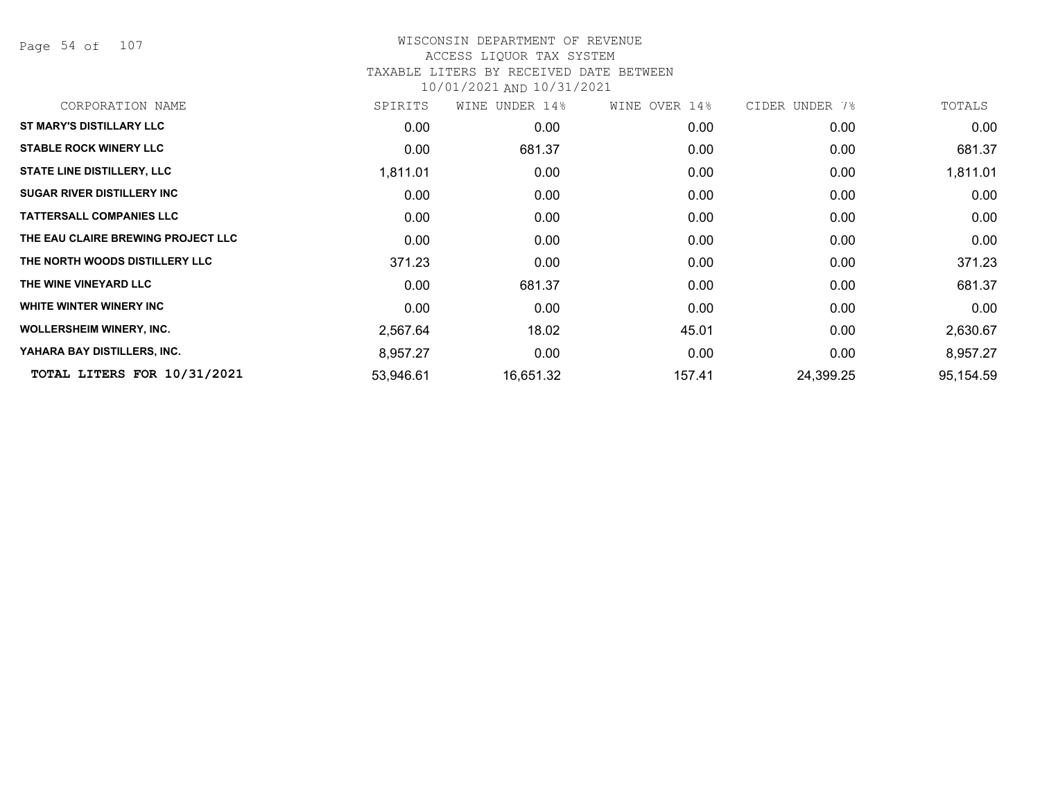# WISCONSIN DEPARTMENT OF REVENUE
## ACCESS LIQUOR TAX SYSTEM
### TAXABLE LITERS BY RECEIVED DATE BETWEEN 10/01/2021 AND 10/31/2021

| CORPORATION NAME | SPIRITS | WINE UNDER 14% | WINE OVER 14% | CIDER UNDER 7% | TOTALS |
|---|---|---|---|---|---|
| ST MARY'S DISTILLARY LLC | 0.00 | 0.00 | 0.00 | 0.00 | 0.00 |
| STABLE ROCK WINERY LLC | 0.00 | 681.37 | 0.00 | 0.00 | 681.37 |
| STATE LINE DISTILLERY, LLC | 1,811.01 | 0.00 | 0.00 | 0.00 | 1,811.01 |
| SUGAR RIVER DISTILLERY INC | 0.00 | 0.00 | 0.00 | 0.00 | 0.00 |
| TATTERSALL COMPANIES LLC | 0.00 | 0.00 | 0.00 | 0.00 | 0.00 |
| THE EAU CLAIRE BREWING PROJECT LLC | 0.00 | 0.00 | 0.00 | 0.00 | 0.00 |
| THE NORTH WOODS DISTILLERY LLC | 371.23 | 0.00 | 0.00 | 0.00 | 371.23 |
| THE WINE VINEYARD LLC | 0.00 | 681.37 | 0.00 | 0.00 | 681.37 |
| WHITE WINTER WINERY INC | 0.00 | 0.00 | 0.00 | 0.00 | 0.00 |
| WOLLERSHEIM WINERY, INC. | 2,567.64 | 18.02 | 45.01 | 0.00 | 2,630.67 |
| YAHARA BAY DISTILLERS, INC. | 8,957.27 | 0.00 | 0.00 | 0.00 | 8,957.27 |
| **TOTAL LITERS FOR 10/31/2021** | 53,946.61 | 16,651.32 | 157.41 | 24,399.25 | 95,154.59 |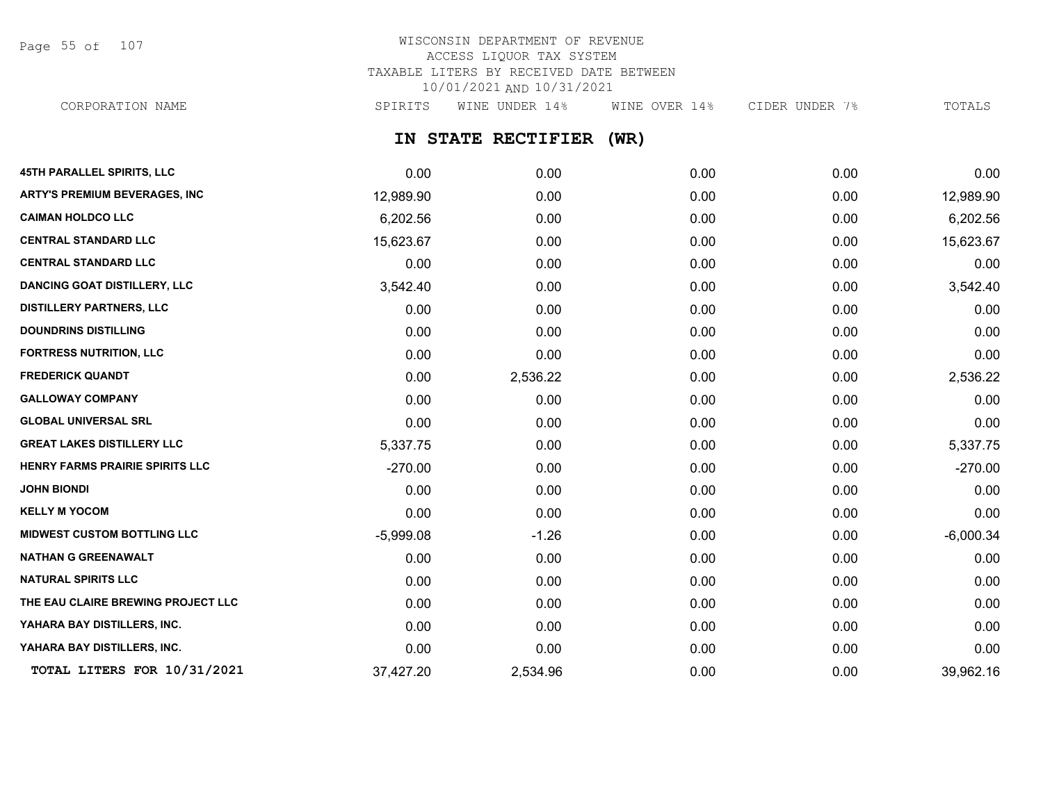WISCONSIN DEPARTMENT OF REVENUE
ACCESS LIQUOR TAX SYSTEM
TAXABLE LITERS BY RECEIVED DATE BETWEEN
10/01/2021 AND 10/31/2021

## IN STATE RECTIFIER (WR)

| CORPORATION NAME | SPIRITS | WINE UNDER 14% | WINE OVER 14% | CIDER UNDER 7% | TOTALS |
|---|---|---|---|---|---|
| 45TH PARALLEL SPIRITS, LLC | 0.00 | 0.00 | 0.00 | 0.00 | 0.00 |
| ARTY'S PREMIUM BEVERAGES, INC | 12,989.90 | 0.00 | 0.00 | 0.00 | 12,989.90 |
| CAIMAN HOLDCO LLC | 6,202.56 | 0.00 | 0.00 | 0.00 | 6,202.56 |
| CENTRAL STANDARD LLC | 15,623.67 | 0.00 | 0.00 | 0.00 | 15,623.67 |
| CENTRAL STANDARD LLC | 0.00 | 0.00 | 0.00 | 0.00 | 0.00 |
| DANCING GOAT DISTILLERY, LLC | 3,542.40 | 0.00 | 0.00 | 0.00 | 3,542.40 |
| DISTILLERY PARTNERS, LLC | 0.00 | 0.00 | 0.00 | 0.00 | 0.00 |
| DOUNDRINS DISTILLING | 0.00 | 0.00 | 0.00 | 0.00 | 0.00 |
| FORTRESS NUTRITION, LLC | 0.00 | 0.00 | 0.00 | 0.00 | 0.00 |
| FREDERICK QUANDT | 0.00 | 2,536.22 | 0.00 | 0.00 | 2,536.22 |
| GALLOWAY COMPANY | 0.00 | 0.00 | 0.00 | 0.00 | 0.00 |
| GLOBAL UNIVERSAL SRL | 0.00 | 0.00 | 0.00 | 0.00 | 0.00 |
| GREAT LAKES DISTILLERY LLC | 5,337.75 | 0.00 | 0.00 | 0.00 | 5,337.75 |
| HENRY FARMS PRAIRIE SPIRITS LLC | -270.00 | 0.00 | 0.00 | 0.00 | -270.00 |
| JOHN BIONDI | 0.00 | 0.00 | 0.00 | 0.00 | 0.00 |
| KELLY M YOCOM | 0.00 | 0.00 | 0.00 | 0.00 | 0.00 |
| MIDWEST CUSTOM BOTTLING LLC | -5,999.08 | -1.26 | 0.00 | 0.00 | -6,000.34 |
| NATHAN G GREENAWALT | 0.00 | 0.00 | 0.00 | 0.00 | 0.00 |
| NATURAL SPIRITS LLC | 0.00 | 0.00 | 0.00 | 0.00 | 0.00 |
| THE EAU CLAIRE BREWING PROJECT LLC | 0.00 | 0.00 | 0.00 | 0.00 | 0.00 |
| YAHARA BAY DISTILLERS, INC. | 0.00 | 0.00 | 0.00 | 0.00 | 0.00 |
| YAHARA BAY DISTILLERS, INC. | 0.00 | 0.00 | 0.00 | 0.00 | 0.00 |
| TOTAL LITERS FOR 10/31/2021 | 37,427.20 | 2,534.96 | 0.00 | 0.00 | 39,962.16 |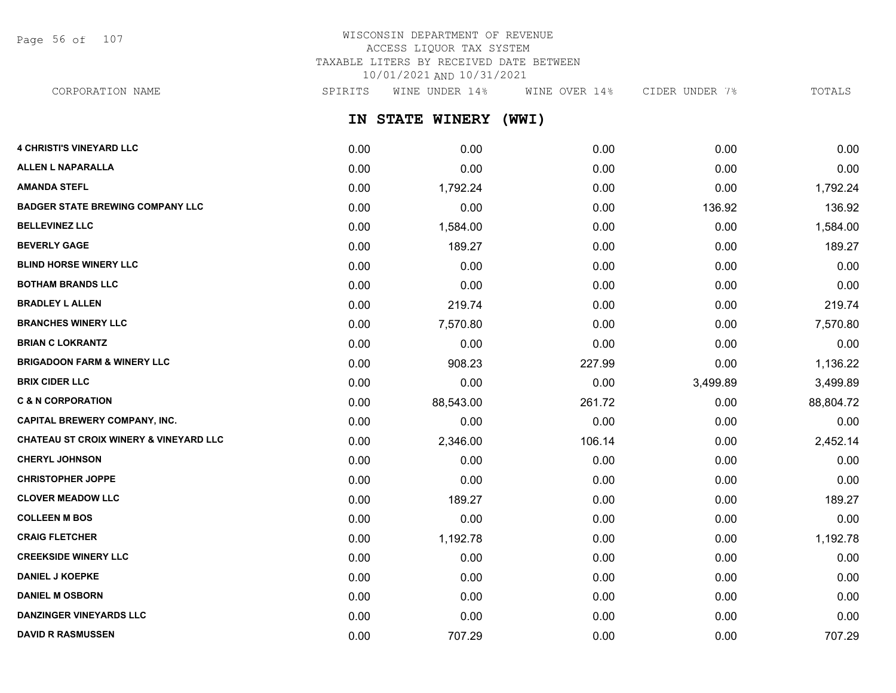# WISCONSIN DEPARTMENT OF REVENUE
## ACCESS LIQUOR TAX SYSTEM
## TAXABLE LITERS BY RECEIVED DATE BETWEEN 10/01/2021 AND 10/31/2021

## IN STATE WINERY (WWI)

| CORPORATION NAME | SPIRITS | WINE UNDER 14% | WINE OVER 14% | CIDER UNDER 7% | TOTALS |
|---|---|---|---|---|---|
| 4 CHRISTI'S VINEYARD LLC | 0.00 | 0.00 | 0.00 | 0.00 | 0.00 |
| ALLEN L NAPARALLA | 0.00 | 0.00 | 0.00 | 0.00 | 0.00 |
| AMANDA STEFL | 0.00 | 1,792.24 | 0.00 | 0.00 | 1,792.24 |
| BADGER STATE BREWING COMPANY LLC | 0.00 | 0.00 | 0.00 | 136.92 | 136.92 |
| BELLEVINEZ LLC | 0.00 | 1,584.00 | 0.00 | 0.00 | 1,584.00 |
| BEVERLY GAGE | 0.00 | 189.27 | 0.00 | 0.00 | 189.27 |
| BLIND HORSE WINERY LLC | 0.00 | 0.00 | 0.00 | 0.00 | 0.00 |
| BOTHAM BRANDS LLC | 0.00 | 0.00 | 0.00 | 0.00 | 0.00 |
| BRADLEY L ALLEN | 0.00 | 219.74 | 0.00 | 0.00 | 219.74 |
| BRANCHES WINERY LLC | 0.00 | 7,570.80 | 0.00 | 0.00 | 7,570.80 |
| BRIAN C LOKRANTZ | 0.00 | 0.00 | 0.00 | 0.00 | 0.00 |
| BRIGADOON FARM & WINERY LLC | 0.00 | 908.23 | 227.99 | 0.00 | 1,136.22 |
| BRIX CIDER LLC | 0.00 | 0.00 | 0.00 | 3,499.89 | 3,499.89 |
| C & N CORPORATION | 0.00 | 88,543.00 | 261.72 | 0.00 | 88,804.72 |
| CAPITAL BREWERY COMPANY, INC. | 0.00 | 0.00 | 0.00 | 0.00 | 0.00 |
| CHATEAU ST CROIX WINERY & VINEYARD LLC | 0.00 | 2,346.00 | 106.14 | 0.00 | 2,452.14 |
| CHERYL JOHNSON | 0.00 | 0.00 | 0.00 | 0.00 | 0.00 |
| CHRISTOPHER JOPPE | 0.00 | 0.00 | 0.00 | 0.00 | 0.00 |
| CLOVER MEADOW LLC | 0.00 | 189.27 | 0.00 | 0.00 | 189.27 |
| COLLEEN M BOS | 0.00 | 0.00 | 0.00 | 0.00 | 0.00 |
| CRAIG FLETCHER | 0.00 | 1,192.78 | 0.00 | 0.00 | 1,192.78 |
| CREEKSIDE WINERY LLC | 0.00 | 0.00 | 0.00 | 0.00 | 0.00 |
| DANIEL J KOEPKE | 0.00 | 0.00 | 0.00 | 0.00 | 0.00 |
| DANIEL M OSBORN | 0.00 | 0.00 | 0.00 | 0.00 | 0.00 |
| DANZINGER VINEYARDS LLC | 0.00 | 0.00 | 0.00 | 0.00 | 0.00 |
| DAVID R RASMUSSEN | 0.00 | 707.29 | 0.00 | 0.00 | 707.29 |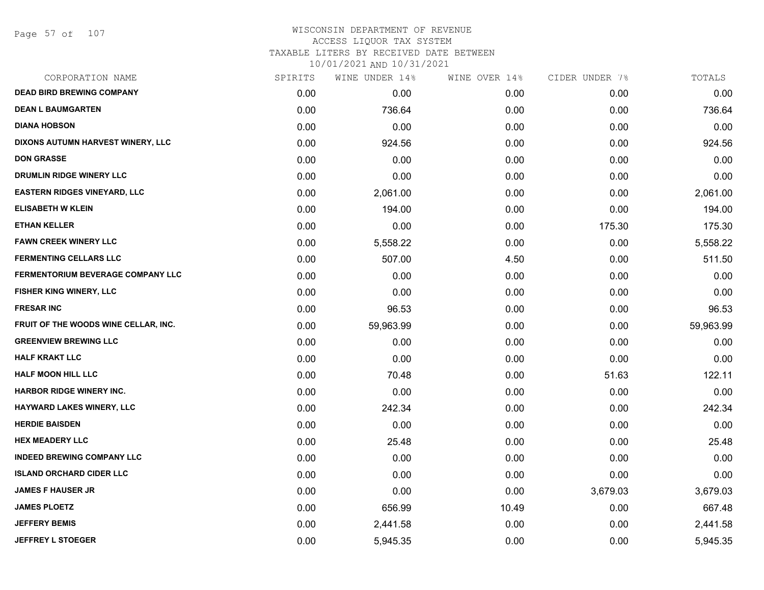# WISCONSIN DEPARTMENT OF REVENUE
## ACCESS LIQUOR TAX SYSTEM
### TAXABLE LITERS BY RECEIVED DATE BETWEEN 10/01/2021 AND 10/31/2021

| CORPORATION NAME | SPIRITS | WINE UNDER 14% | WINE OVER 14% | CIDER UNDER 7% | TOTALS |
|---|---|---|---|---|---|
| DEAD BIRD BREWING COMPANY | 0.00 | 0.00 | 0.00 | 0.00 | 0.00 |
| DEAN L BAUMGARTEN | 0.00 | 736.64 | 0.00 | 0.00 | 736.64 |
| DIANA HOBSON | 0.00 | 0.00 | 0.00 | 0.00 | 0.00 |
| DIXONS AUTUMN HARVEST WINERY, LLC | 0.00 | 924.56 | 0.00 | 0.00 | 924.56 |
| DON GRASSE | 0.00 | 0.00 | 0.00 | 0.00 | 0.00 |
| DRUMLIN RIDGE WINERY LLC | 0.00 | 0.00 | 0.00 | 0.00 | 0.00 |
| EASTERN RIDGES VINEYARD, LLC | 0.00 | 2,061.00 | 0.00 | 0.00 | 2,061.00 |
| ELISABETH W KLEIN | 0.00 | 194.00 | 0.00 | 0.00 | 194.00 |
| ETHAN KELLER | 0.00 | 0.00 | 0.00 | 175.30 | 175.30 |
| FAWN CREEK WINERY LLC | 0.00 | 5,558.22 | 0.00 | 0.00 | 5,558.22 |
| FERMENTING CELLARS LLC | 0.00 | 507.00 | 4.50 | 0.00 | 511.50 |
| FERMENTORIUM BEVERAGE COMPANY LLC | 0.00 | 0.00 | 0.00 | 0.00 | 0.00 |
| FISHER KING WINERY, LLC | 0.00 | 0.00 | 0.00 | 0.00 | 0.00 |
| FRESAR INC | 0.00 | 96.53 | 0.00 | 0.00 | 96.53 |
| FRUIT OF THE WOODS WINE CELLAR, INC. | 0.00 | 59,963.99 | 0.00 | 0.00 | 59,963.99 |
| GREENVIEW BREWING LLC | 0.00 | 0.00 | 0.00 | 0.00 | 0.00 |
| HALF KRAKT LLC | 0.00 | 0.00 | 0.00 | 0.00 | 0.00 |
| HALF MOON HILL LLC | 0.00 | 70.48 | 0.00 | 51.63 | 122.11 |
| HARBOR RIDGE WINERY INC. | 0.00 | 0.00 | 0.00 | 0.00 | 0.00 |
| HAYWARD LAKES WINERY, LLC | 0.00 | 242.34 | 0.00 | 0.00 | 242.34 |
| HERDIE BAISDEN | 0.00 | 0.00 | 0.00 | 0.00 | 0.00 |
| HEX MEADERY LLC | 0.00 | 25.48 | 0.00 | 0.00 | 25.48 |
| INDEED BREWING COMPANY LLC | 0.00 | 0.00 | 0.00 | 0.00 | 0.00 |
| ISLAND ORCHARD CIDER LLC | 0.00 | 0.00 | 0.00 | 0.00 | 0.00 |
| JAMES F HAUSER JR | 0.00 | 0.00 | 0.00 | 3,679.03 | 3,679.03 |
| JAMES PLOETZ | 0.00 | 656.99 | 10.49 | 0.00 | 667.48 |
| JEFFERY BEMIS | 0.00 | 2,441.58 | 0.00 | 0.00 | 2,441.58 |
| JEFFREY L STOEGER | 0.00 | 5,945.35 | 0.00 | 0.00 | 5,945.35 |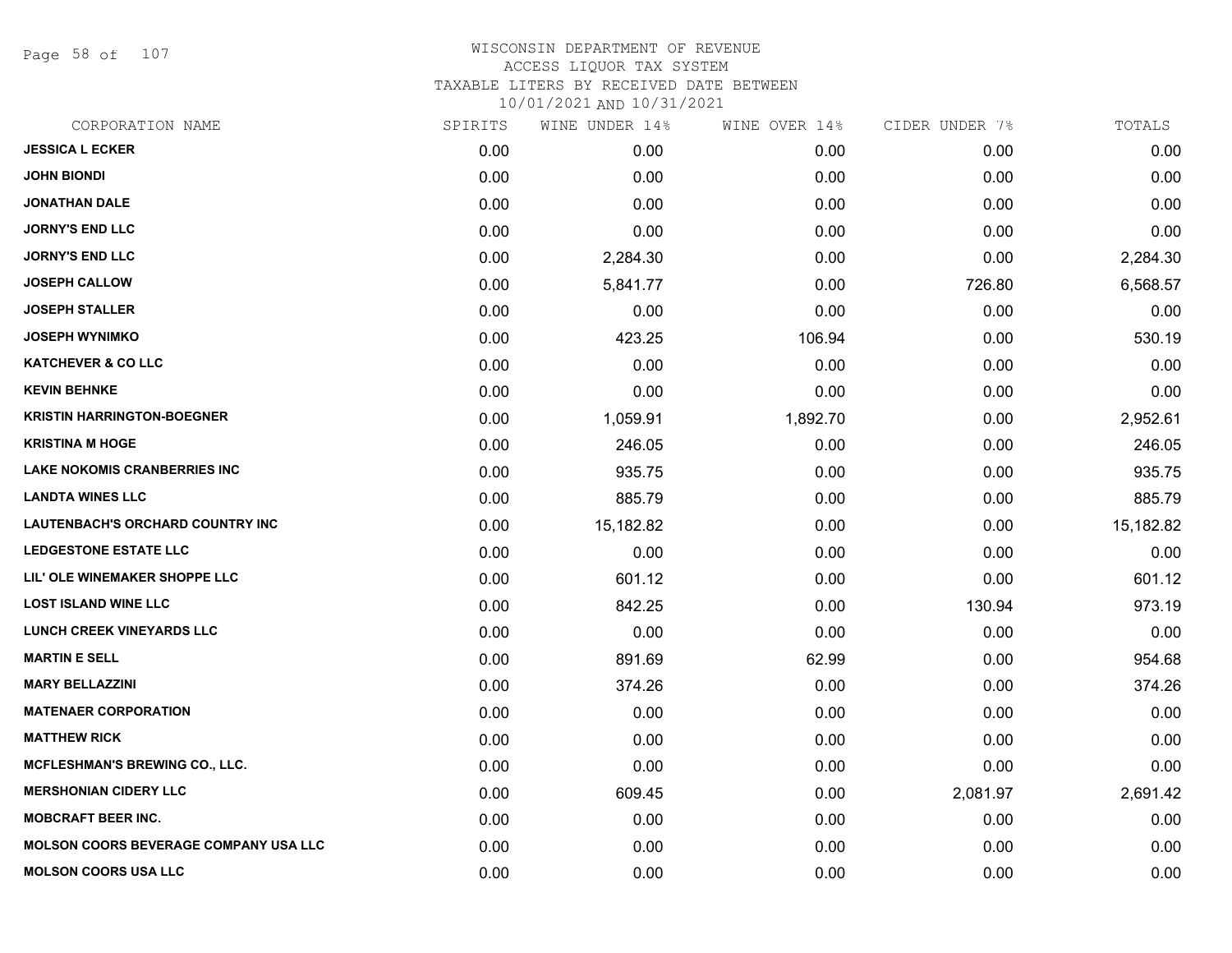# WISCONSIN DEPARTMENT OF REVENUE
## ACCESS LIQUOR TAX SYSTEM
### TAXABLE LITERS BY RECEIVED DATE BETWEEN 10/01/2021 AND 10/31/2021

| CORPORATION NAME | SPIRITS | WINE UNDER 14% | WINE OVER 14% | CIDER UNDER 7% | TOTALS |
|---|---|---|---|---|---|
| JESSICA L ECKER | 0.00 | 0.00 | 0.00 | 0.00 | 0.00 |
| JOHN BIONDI | 0.00 | 0.00 | 0.00 | 0.00 | 0.00 |
| JONATHAN DALE | 0.00 | 0.00 | 0.00 | 0.00 | 0.00 |
| JORNY'S END LLC | 0.00 | 0.00 | 0.00 | 0.00 | 0.00 |
| JORNY'S END LLC | 0.00 | 2,284.30 | 0.00 | 0.00 | 2,284.30 |
| JOSEPH CALLOW | 0.00 | 5,841.77 | 0.00 | 726.80 | 6,568.57 |
| JOSEPH STALLER | 0.00 | 0.00 | 0.00 | 0.00 | 0.00 |
| JOSEPH WYNIMKO | 0.00 | 423.25 | 106.94 | 0.00 | 530.19 |
| KATCHEVER & CO LLC | 0.00 | 0.00 | 0.00 | 0.00 | 0.00 |
| KEVIN BEHNKE | 0.00 | 0.00 | 0.00 | 0.00 | 0.00 |
| KRISTIN HARRINGTON-BOEGNER | 0.00 | 1,059.91 | 1,892.70 | 0.00 | 2,952.61 |
| KRISTINA M HOGE | 0.00 | 246.05 | 0.00 | 0.00 | 246.05 |
| LAKE NOKOMIS CRANBERRIES INC | 0.00 | 935.75 | 0.00 | 0.00 | 935.75 |
| LANDTA WINES LLC | 0.00 | 885.79 | 0.00 | 0.00 | 885.79 |
| LAUTENBACH'S ORCHARD COUNTRY INC | 0.00 | 15,182.82 | 0.00 | 0.00 | 15,182.82 |
| LEDGESTONE ESTATE LLC | 0.00 | 0.00 | 0.00 | 0.00 | 0.00 |
| LIL' OLE WINEMAKER SHOPPE LLC | 0.00 | 601.12 | 0.00 | 0.00 | 601.12 |
| LOST ISLAND WINE LLC | 0.00 | 842.25 | 0.00 | 130.94 | 973.19 |
| LUNCH CREEK VINEYARDS LLC | 0.00 | 0.00 | 0.00 | 0.00 | 0.00 |
| MARTIN E SELL | 0.00 | 891.69 | 62.99 | 0.00 | 954.68 |
| MARY BELLAZZINI | 0.00 | 374.26 | 0.00 | 0.00 | 374.26 |
| MATENAER CORPORATION | 0.00 | 0.00 | 0.00 | 0.00 | 0.00 |
| MATTHEW RICK | 0.00 | 0.00 | 0.00 | 0.00 | 0.00 |
| MCFLESHMAN'S BREWING CO., LLC. | 0.00 | 0.00 | 0.00 | 0.00 | 0.00 |
| MERSHONIAN CIDERY LLC | 0.00 | 609.45 | 0.00 | 2,081.97 | 2,691.42 |
| MOBCRAFT BEER INC. | 0.00 | 0.00 | 0.00 | 0.00 | 0.00 |
| MOLSON COORS BEVERAGE COMPANY USA LLC | 0.00 | 0.00 | 0.00 | 0.00 | 0.00 |
| MOLSON COORS USA LLC | 0.00 | 0.00 | 0.00 | 0.00 | 0.00 |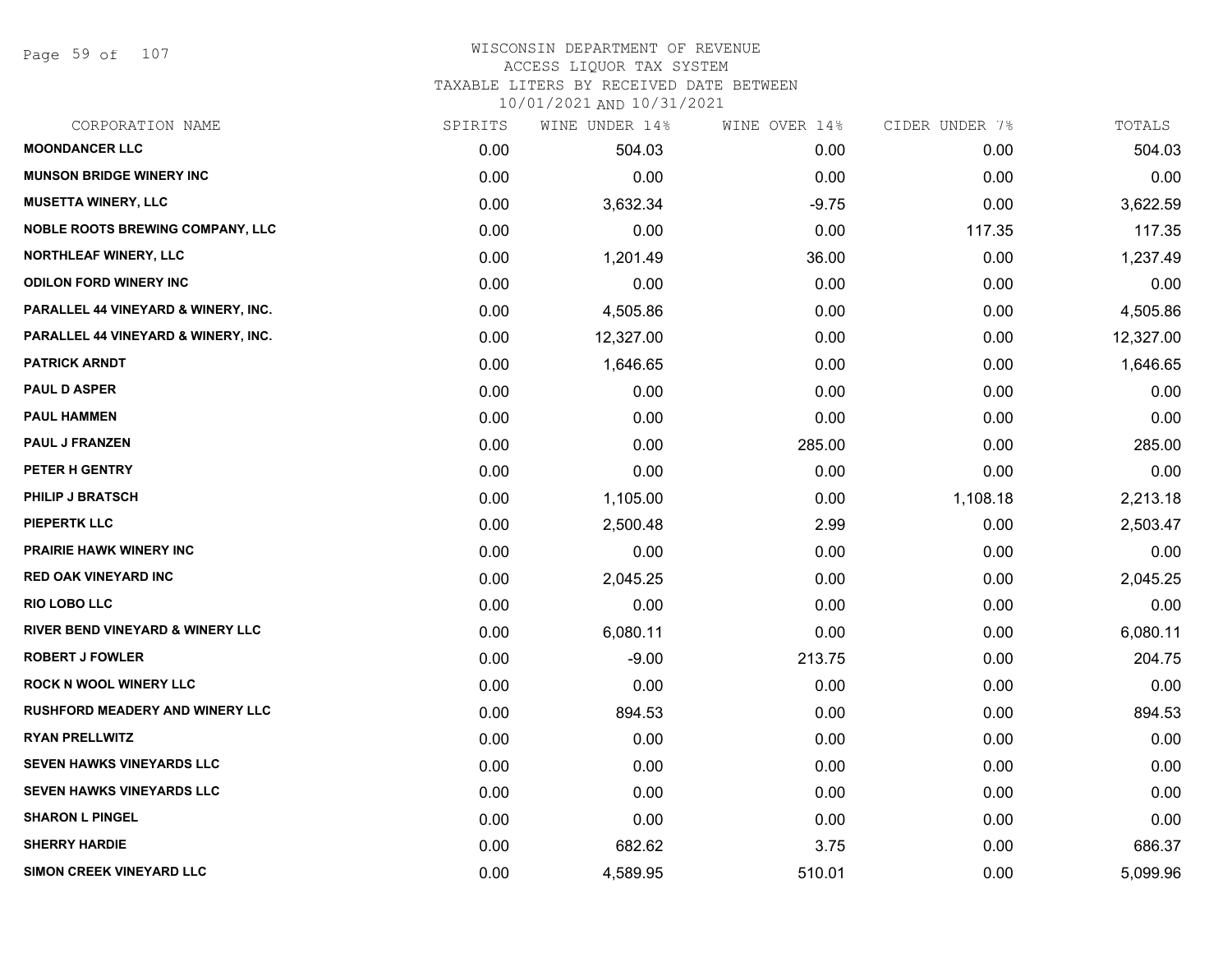# WISCONSIN DEPARTMENT OF REVENUE
## ACCESS LIQUOR TAX SYSTEM
### TAXABLE LITERS BY RECEIVED DATE BETWEEN 10/01/2021 AND 10/31/2021

| CORPORATION NAME | SPIRITS | WINE UNDER 14% | WINE OVER 14% | CIDER UNDER 7% | TOTALS |
|---|---|---|---|---|---|
| MOONDANCER LLC | 0.00 | 504.03 | 0.00 | 0.00 | 504.03 |
| MUNSON BRIDGE WINERY INC | 0.00 | 0.00 | 0.00 | 0.00 | 0.00 |
| MUSETTA WINERY, LLC | 0.00 | 3,632.34 | -9.75 | 0.00 | 3,622.59 |
| NOBLE ROOTS BREWING COMPANY, LLC | 0.00 | 0.00 | 0.00 | 117.35 | 117.35 |
| NORTHLEAF WINERY, LLC | 0.00 | 1,201.49 | 36.00 | 0.00 | 1,237.49 |
| ODILON FORD WINERY INC | 0.00 | 0.00 | 0.00 | 0.00 | 0.00 |
| PARALLEL 44 VINEYARD & WINERY, INC. | 0.00 | 4,505.86 | 0.00 | 0.00 | 4,505.86 |
| PARALLEL 44 VINEYARD & WINERY, INC. | 0.00 | 12,327.00 | 0.00 | 0.00 | 12,327.00 |
| PATRICK ARNDT | 0.00 | 1,646.65 | 0.00 | 0.00 | 1,646.65 |
| PAUL D ASPER | 0.00 | 0.00 | 0.00 | 0.00 | 0.00 |
| PAUL HAMMEN | 0.00 | 0.00 | 0.00 | 0.00 | 0.00 |
| PAUL J FRANZEN | 0.00 | 0.00 | 285.00 | 0.00 | 285.00 |
| PETER H GENTRY | 0.00 | 0.00 | 0.00 | 0.00 | 0.00 |
| PHILIP J BRATSCH | 0.00 | 1,105.00 | 0.00 | 1,108.18 | 2,213.18 |
| PIEPERTK LLC | 0.00 | 2,500.48 | 2.99 | 0.00 | 2,503.47 |
| PRAIRIE HAWK WINERY INC | 0.00 | 0.00 | 0.00 | 0.00 | 0.00 |
| RED OAK VINEYARD INC | 0.00 | 2,045.25 | 0.00 | 0.00 | 2,045.25 |
| RIO LOBO LLC | 0.00 | 0.00 | 0.00 | 0.00 | 0.00 |
| RIVER BEND VINEYARD & WINERY LLC | 0.00 | 6,080.11 | 0.00 | 0.00 | 6,080.11 |
| ROBERT J FOWLER | 0.00 | -9.00 | 213.75 | 0.00 | 204.75 |
| ROCK N WOOL WINERY LLC | 0.00 | 0.00 | 0.00 | 0.00 | 0.00 |
| RUSHFORD MEADERY AND WINERY LLC | 0.00 | 894.53 | 0.00 | 0.00 | 894.53 |
| RYAN PRELLWITZ | 0.00 | 0.00 | 0.00 | 0.00 | 0.00 |
| SEVEN HAWKS VINEYARDS LLC | 0.00 | 0.00 | 0.00 | 0.00 | 0.00 |
| SEVEN HAWKS VINEYARDS LLC | 0.00 | 0.00 | 0.00 | 0.00 | 0.00 |
| SHARON L PINGEL | 0.00 | 0.00 | 0.00 | 0.00 | 0.00 |
| SHERRY HARDIE | 0.00 | 682.62 | 3.75 | 0.00 | 686.37 |
| SIMON CREEK VINEYARD LLC | 0.00 | 4,589.95 | 510.01 | 0.00 | 5,099.96 |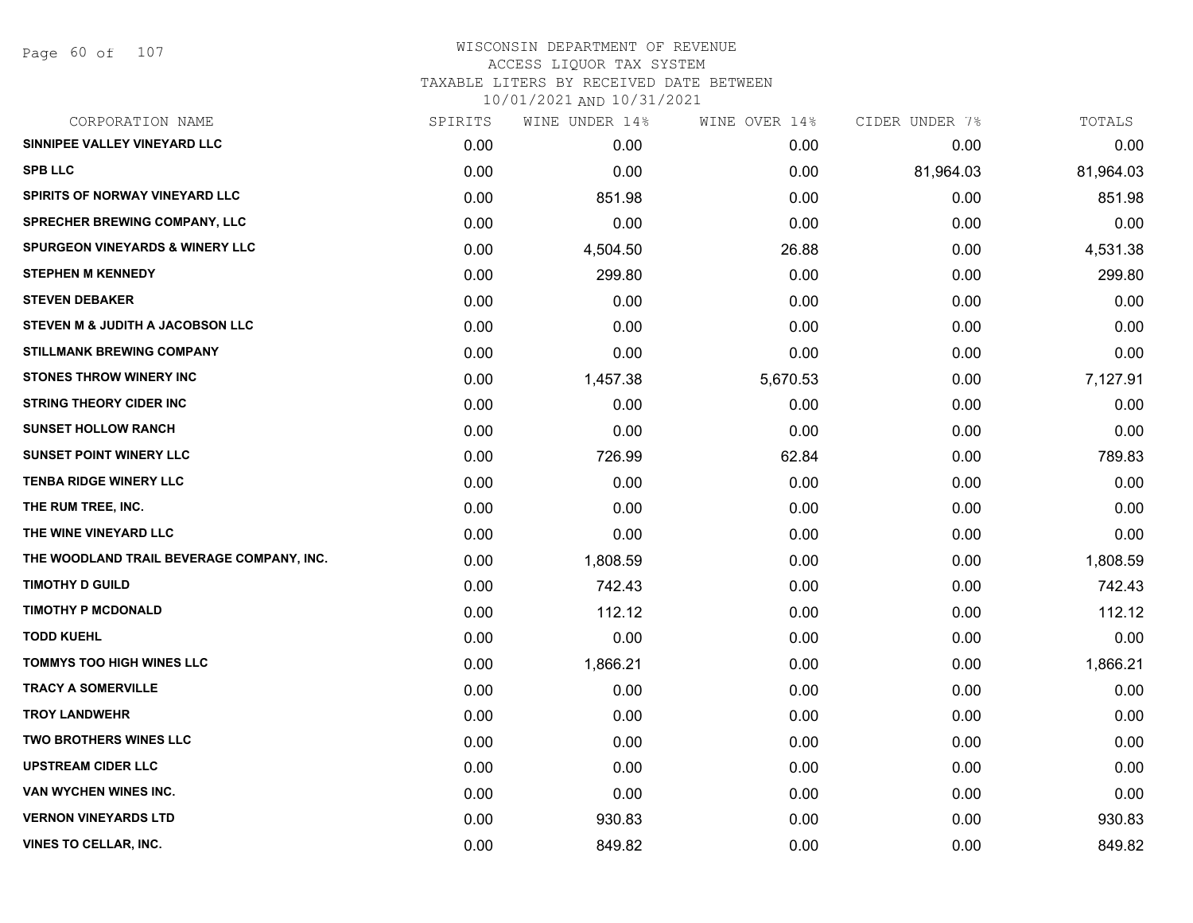# WISCONSIN DEPARTMENT OF REVENUE
## ACCESS LIQUOR TAX SYSTEM
### TAXABLE LITERS BY RECEIVED DATE BETWEEN 10/01/2021 AND 10/31/2021

| CORPORATION NAME | SPIRITS | WINE UNDER 14% | WINE OVER 14% | CIDER UNDER 7% | TOTALS |
|---|---|---|---|---|---|
| SINNIPEE VALLEY VINEYARD LLC | 0.00 | 0.00 | 0.00 | 0.00 | 0.00 |
| SPB LLC | 0.00 | 0.00 | 0.00 | 81,964.03 | 81,964.03 |
| SPIRITS OF NORWAY VINEYARD LLC | 0.00 | 851.98 | 0.00 | 0.00 | 851.98 |
| SPRECHER BREWING COMPANY, LLC | 0.00 | 0.00 | 0.00 | 0.00 | 0.00 |
| SPURGEON VINEYARDS & WINERY LLC | 0.00 | 4,504.50 | 26.88 | 0.00 | 4,531.38 |
| STEPHEN M KENNEDY | 0.00 | 299.80 | 0.00 | 0.00 | 299.80 |
| STEVEN DEBAKER | 0.00 | 0.00 | 0.00 | 0.00 | 0.00 |
| STEVEN M & JUDITH A JACOBSON LLC | 0.00 | 0.00 | 0.00 | 0.00 | 0.00 |
| STILLMANK BREWING COMPANY | 0.00 | 0.00 | 0.00 | 0.00 | 0.00 |
| STONES THROW WINERY INC | 0.00 | 1,457.38 | 5,670.53 | 0.00 | 7,127.91 |
| STRING THEORY CIDER INC | 0.00 | 0.00 | 0.00 | 0.00 | 0.00 |
| SUNSET HOLLOW RANCH | 0.00 | 0.00 | 0.00 | 0.00 | 0.00 |
| SUNSET POINT WINERY LLC | 0.00 | 726.99 | 62.84 | 0.00 | 789.83 |
| TENBA RIDGE WINERY LLC | 0.00 | 0.00 | 0.00 | 0.00 | 0.00 |
| THE RUM TREE, INC. | 0.00 | 0.00 | 0.00 | 0.00 | 0.00 |
| THE WINE VINEYARD LLC | 0.00 | 0.00 | 0.00 | 0.00 | 0.00 |
| THE WOODLAND TRAIL BEVERAGE COMPANY, INC. | 0.00 | 1,808.59 | 0.00 | 0.00 | 1,808.59 |
| TIMOTHY D GUILD | 0.00 | 742.43 | 0.00 | 0.00 | 742.43 |
| TIMOTHY P MCDONALD | 0.00 | 112.12 | 0.00 | 0.00 | 112.12 |
| TODD KUEHL | 0.00 | 0.00 | 0.00 | 0.00 | 0.00 |
| TOMMYS TOO HIGH WINES LLC | 0.00 | 1,866.21 | 0.00 | 0.00 | 1,866.21 |
| TRACY A SOMERVILLE | 0.00 | 0.00 | 0.00 | 0.00 | 0.00 |
| TROY LANDWEHR | 0.00 | 0.00 | 0.00 | 0.00 | 0.00 |
| TWO BROTHERS WINES LLC | 0.00 | 0.00 | 0.00 | 0.00 | 0.00 |
| UPSTREAM CIDER LLC | 0.00 | 0.00 | 0.00 | 0.00 | 0.00 |
| VAN WYCHEN WINES INC. | 0.00 | 0.00 | 0.00 | 0.00 | 0.00 |
| VERNON VINEYARDS LTD | 0.00 | 930.83 | 0.00 | 0.00 | 930.83 |
| VINES TO CELLAR, INC. | 0.00 | 849.82 | 0.00 | 0.00 | 849.82 |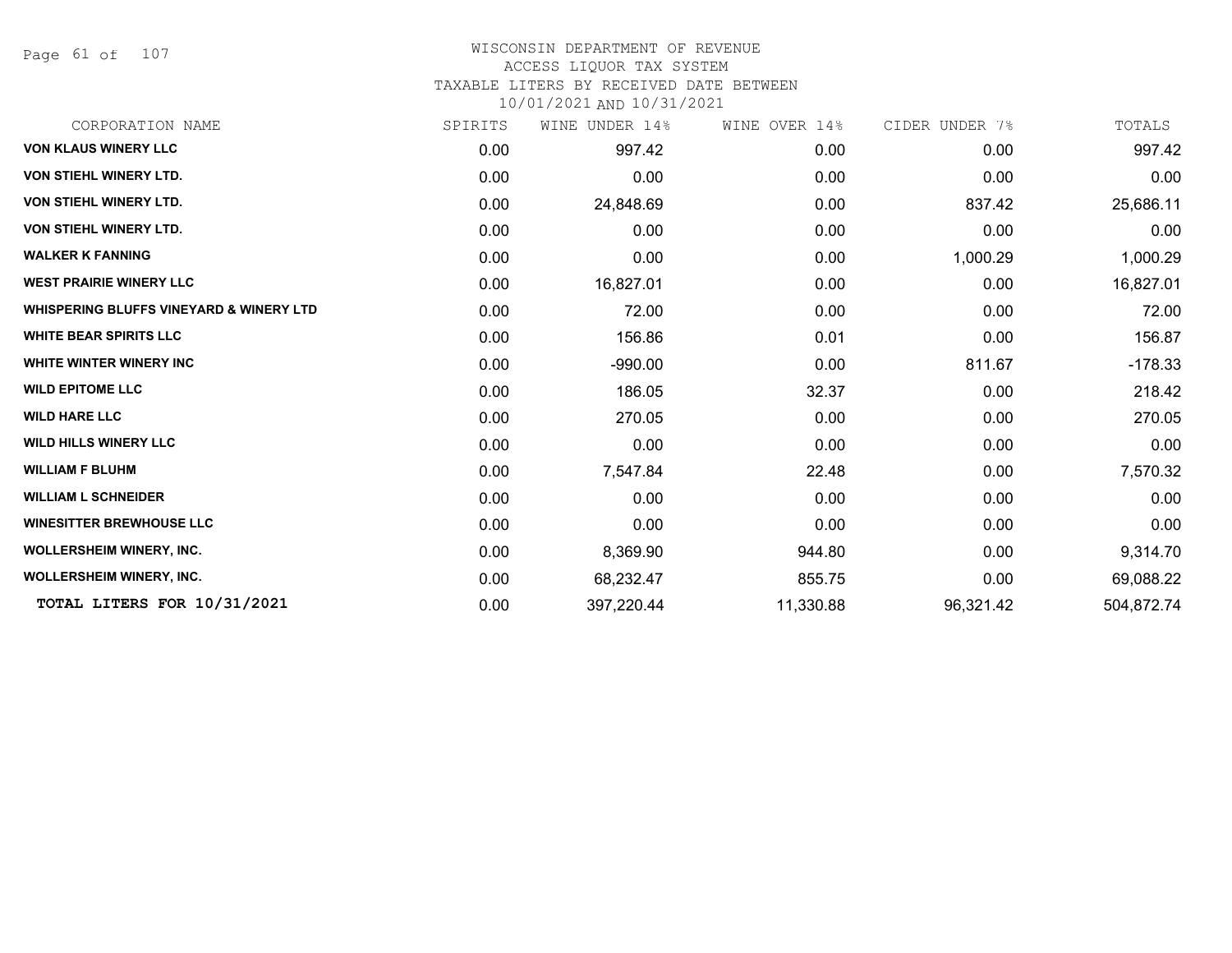WISCONSIN DEPARTMENT OF REVENUE
ACCESS LIQUOR TAX SYSTEM
TAXABLE LITERS BY RECEIVED DATE BETWEEN
10/01/2021 AND 10/31/2021

| CORPORATION NAME | SPIRITS | WINE UNDER 14% | WINE OVER 14% | CIDER UNDER 7% | TOTALS |
|---|---|---|---|---|---|
| **VON KLAUS WINERY LLC** | 0.00 | 997.42 | 0.00 | 0.00 | 997.42 |
| **VON STIEHL WINERY LTD.** | 0.00 | 0.00 | 0.00 | 0.00 | 0.00 |
| **VON STIEHL WINERY LTD.** | 0.00 | 24,848.69 | 0.00 | 837.42 | 25,686.11 |
| **VON STIEHL WINERY LTD.** | 0.00 | 0.00 | 0.00 | 0.00 | 0.00 |
| **WALKER K FANNING** | 0.00 | 0.00 | 0.00 | 1,000.29 | 1,000.29 |
| **WEST PRAIRIE WINERY LLC** | 0.00 | 16,827.01 | 0.00 | 0.00 | 16,827.01 |
| **WHISPERING BLUFFS VINEYARD & WINERY LTD** | 0.00 | 72.00 | 0.00 | 0.00 | 72.00 |
| **WHITE BEAR SPIRITS LLC** | 0.00 | 156.86 | 0.01 | 0.00 | 156.87 |
| **WHITE WINTER WINERY INC** | 0.00 | -990.00 | 0.00 | 811.67 | -178.33 |
| **WILD EPITOME LLC** | 0.00 | 186.05 | 32.37 | 0.00 | 218.42 |
| **WILD HARE LLC** | 0.00 | 270.05 | 0.00 | 0.00 | 270.05 |
| **WILD HILLS WINERY LLC** | 0.00 | 0.00 | 0.00 | 0.00 | 0.00 |
| **WILLIAM F BLUHM** | 0.00 | 7,547.84 | 22.48 | 0.00 | 7,570.32 |
| **WILLIAM L SCHNEIDER** | 0.00 | 0.00 | 0.00 | 0.00 | 0.00 |
| **WINESITTER BREWHOUSE LLC** | 0.00 | 0.00 | 0.00 | 0.00 | 0.00 |
| **WOLLERSHEIM WINERY, INC.** | 0.00 | 8,369.90 | 944.80 | 0.00 | 9,314.70 |
| **WOLLERSHEIM WINERY, INC.** | 0.00 | 68,232.47 | 855.75 | 0.00 | 69,088.22 |
| **TOTAL LITERS FOR 10/31/2021** | 0.00 | 397,220.44 | 11,330.88 | 96,321.42 | 504,872.74 |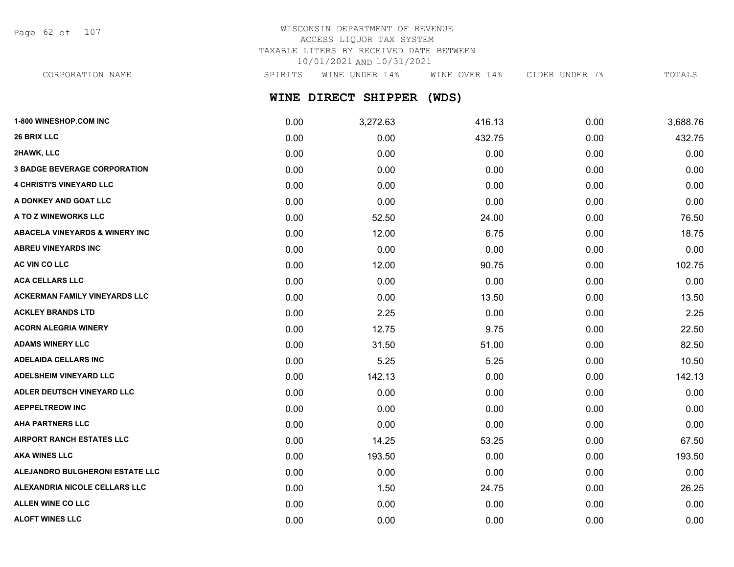WISCONSIN DEPARTMENT OF REVENUE
ACCESS LIQUOR TAX SYSTEM
TAXABLE LITERS BY RECEIVED DATE BETWEEN
10/01/2021 AND 10/31/2021

## WINE DIRECT SHIPPER (WDS)

| CORPORATION NAME | SPIRITS | WINE UNDER 14% | WINE OVER 14% | CIDER UNDER 7% | TOTALS |
|---|---|---|---|---|---|
| 1-800 WINESHOP.COM INC | 0.00 | 3,272.63 | 416.13 | 0.00 | 3,688.76 |
| 26 BRIX LLC | 0.00 | 0.00 | 432.75 | 0.00 | 432.75 |
| 2HAWK, LLC | 0.00 | 0.00 | 0.00 | 0.00 | 0.00 |
| 3 BADGE BEVERAGE CORPORATION | 0.00 | 0.00 | 0.00 | 0.00 | 0.00 |
| 4 CHRISTI'S VINEYARD LLC | 0.00 | 0.00 | 0.00 | 0.00 | 0.00 |
| A DONKEY AND GOAT LLC | 0.00 | 0.00 | 0.00 | 0.00 | 0.00 |
| A TO Z WINEWORKS LLC | 0.00 | 52.50 | 24.00 | 0.00 | 76.50 |
| ABACELA VINEYARDS & WINERY INC | 0.00 | 12.00 | 6.75 | 0.00 | 18.75 |
| ABREU VINEYARDS INC | 0.00 | 0.00 | 0.00 | 0.00 | 0.00 |
| AC VIN CO LLC | 0.00 | 12.00 | 90.75 | 0.00 | 102.75 |
| ACA CELLARS LLC | 0.00 | 0.00 | 0.00 | 0.00 | 0.00 |
| ACKERMAN FAMILY VINEYARDS LLC | 0.00 | 0.00 | 13.50 | 0.00 | 13.50 |
| ACKLEY BRANDS LTD | 0.00 | 2.25 | 0.00 | 0.00 | 2.25 |
| ACORN ALEGRIA WINERY | 0.00 | 12.75 | 9.75 | 0.00 | 22.50 |
| ADAMS WINERY LLC | 0.00 | 31.50 | 51.00 | 0.00 | 82.50 |
| ADELAIDA CELLARS INC | 0.00 | 5.25 | 5.25 | 0.00 | 10.50 |
| ADELSHEIM VINEYARD LLC | 0.00 | 142.13 | 0.00 | 0.00 | 142.13 |
| ADLER DEUTSCH VINEYARD LLC | 0.00 | 0.00 | 0.00 | 0.00 | 0.00 |
| AEPPELTREOW INC | 0.00 | 0.00 | 0.00 | 0.00 | 0.00 |
| AHA PARTNERS LLC | 0.00 | 0.00 | 0.00 | 0.00 | 0.00 |
| AIRPORT RANCH ESTATES LLC | 0.00 | 14.25 | 53.25 | 0.00 | 67.50 |
| AKA WINES LLC | 0.00 | 193.50 | 0.00 | 0.00 | 193.50 |
| ALEJANDRO BULGHERONI ESTATE LLC | 0.00 | 0.00 | 0.00 | 0.00 | 0.00 |
| ALEXANDRIA NICOLE CELLARS LLC | 0.00 | 1.50 | 24.75 | 0.00 | 26.25 |
| ALLEN WINE CO LLC | 0.00 | 0.00 | 0.00 | 0.00 | 0.00 |
| ALOFT WINES LLC | 0.00 | 0.00 | 0.00 | 0.00 | 0.00 |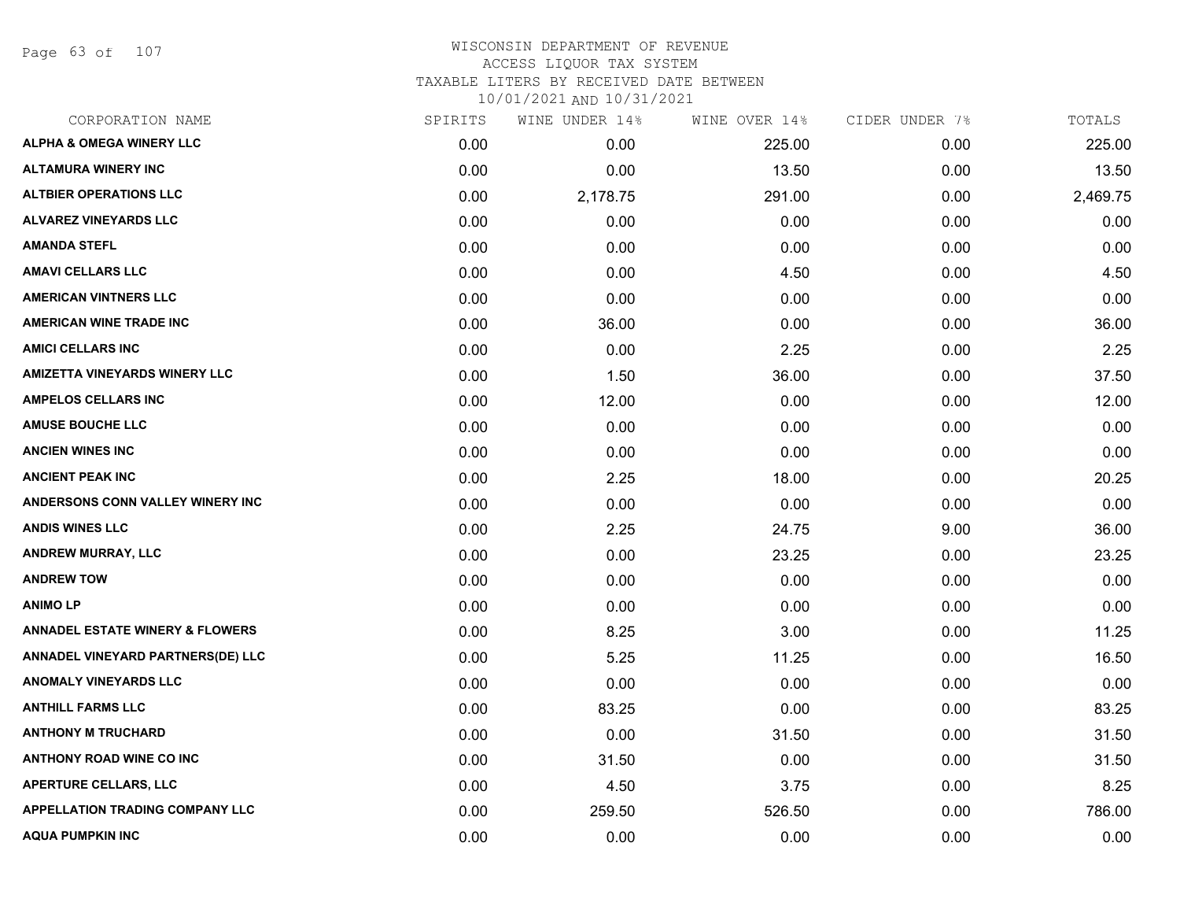# WISCONSIN DEPARTMENT OF REVENUE
## ACCESS LIQUOR TAX SYSTEM
### TAXABLE LITERS BY RECEIVED DATE BETWEEN 10/01/2021 AND 10/31/2021

| CORPORATION NAME | SPIRITS | WINE UNDER 14% | WINE OVER 14% | CIDER UNDER 7% | TOTALS |
|---|---|---|---|---|---|
| ALPHA & OMEGA WINERY LLC | 0.00 | 0.00 | 225.00 | 0.00 | 225.00 |
| ALTAMURA WINERY INC | 0.00 | 0.00 | 13.50 | 0.00 | 13.50 |
| ALTBIER OPERATIONS LLC | 0.00 | 2,178.75 | 291.00 | 0.00 | 2,469.75 |
| ALVAREZ VINEYARDS LLC | 0.00 | 0.00 | 0.00 | 0.00 | 0.00 |
| AMANDA STEFL | 0.00 | 0.00 | 0.00 | 0.00 | 0.00 |
| AMAVI CELLARS LLC | 0.00 | 0.00 | 4.50 | 0.00 | 4.50 |
| AMERICAN VINTNERS LLC | 0.00 | 0.00 | 0.00 | 0.00 | 0.00 |
| AMERICAN WINE TRADE INC | 0.00 | 36.00 | 0.00 | 0.00 | 36.00 |
| AMICI CELLARS INC | 0.00 | 0.00 | 2.25 | 0.00 | 2.25 |
| AMIZETTA VINEYARDS WINERY LLC | 0.00 | 1.50 | 36.00 | 0.00 | 37.50 |
| AMPELOS CELLARS INC | 0.00 | 12.00 | 0.00 | 0.00 | 12.00 |
| AMUSE BOUCHE LLC | 0.00 | 0.00 | 0.00 | 0.00 | 0.00 |
| ANCIEN WINES INC | 0.00 | 0.00 | 0.00 | 0.00 | 0.00 |
| ANCIENT PEAK INC | 0.00 | 2.25 | 18.00 | 0.00 | 20.25 |
| ANDERSONS CONN VALLEY WINERY INC | 0.00 | 0.00 | 0.00 | 0.00 | 0.00 |
| ANDIS WINES LLC | 0.00 | 2.25 | 24.75 | 9.00 | 36.00 |
| ANDREW MURRAY, LLC | 0.00 | 0.00 | 23.25 | 0.00 | 23.25 |
| ANDREW TOW | 0.00 | 0.00 | 0.00 | 0.00 | 0.00 |
| ANIMO LP | 0.00 | 0.00 | 0.00 | 0.00 | 0.00 |
| ANNADEL ESTATE WINERY & FLOWERS | 0.00 | 8.25 | 3.00 | 0.00 | 11.25 |
| ANNADEL VINEYARD PARTNERS(DE) LLC | 0.00 | 5.25 | 11.25 | 0.00 | 16.50 |
| ANOMALY VINEYARDS LLC | 0.00 | 0.00 | 0.00 | 0.00 | 0.00 |
| ANTHILL FARMS LLC | 0.00 | 83.25 | 0.00 | 0.00 | 83.25 |
| ANTHONY M TRUCHARD | 0.00 | 0.00 | 31.50 | 0.00 | 31.50 |
| ANTHONY ROAD WINE CO INC | 0.00 | 31.50 | 0.00 | 0.00 | 31.50 |
| APERTURE CELLARS, LLC | 0.00 | 4.50 | 3.75 | 0.00 | 8.25 |
| APPELLATION TRADING COMPANY LLC | 0.00 | 259.50 | 526.50 | 0.00 | 786.00 |
| AQUA PUMPKIN INC | 0.00 | 0.00 | 0.00 | 0.00 | 0.00 |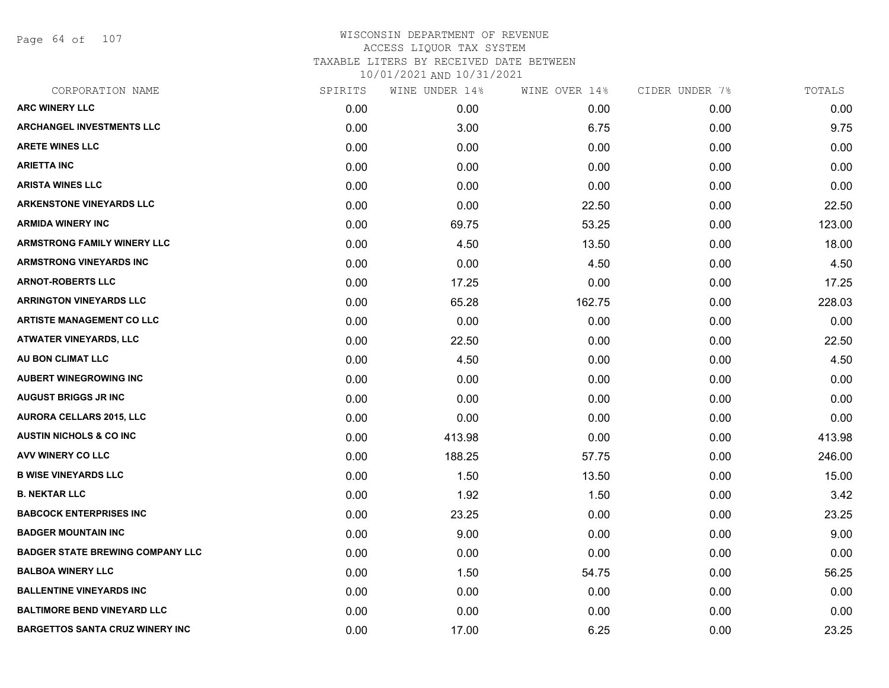WISCONSIN DEPARTMENT OF REVENUE
ACCESS LIQUOR TAX SYSTEM
TAXABLE LITERS BY RECEIVED DATE BETWEEN
10/01/2021 AND 10/31/2021

| CORPORATION NAME | SPIRITS | WINE UNDER 14% | WINE OVER 14% | CIDER UNDER 7% | TOTALS |
|---|---|---|---|---|---|
| ARC WINERY LLC | 0.00 | 0.00 | 0.00 | 0.00 | 0.00 |
| ARCHANGEL INVESTMENTS LLC | 0.00 | 3.00 | 6.75 | 0.00 | 9.75 |
| ARETE WINES LLC | 0.00 | 0.00 | 0.00 | 0.00 | 0.00 |
| ARIETTA INC | 0.00 | 0.00 | 0.00 | 0.00 | 0.00 |
| ARISTA WINES LLC | 0.00 | 0.00 | 0.00 | 0.00 | 0.00 |
| ARKENSTONE VINEYARDS LLC | 0.00 | 0.00 | 22.50 | 0.00 | 22.50 |
| ARMIDA WINERY INC | 0.00 | 69.75 | 53.25 | 0.00 | 123.00 |
| ARMSTRONG FAMILY WINERY LLC | 0.00 | 4.50 | 13.50 | 0.00 | 18.00 |
| ARMSTRONG VINEYARDS INC | 0.00 | 0.00 | 4.50 | 0.00 | 4.50 |
| ARNOT-ROBERTS LLC | 0.00 | 17.25 | 0.00 | 0.00 | 17.25 |
| ARRINGTON VINEYARDS LLC | 0.00 | 65.28 | 162.75 | 0.00 | 228.03 |
| ARTISTE MANAGEMENT CO LLC | 0.00 | 0.00 | 0.00 | 0.00 | 0.00 |
| ATWATER VINEYARDS, LLC | 0.00 | 22.50 | 0.00 | 0.00 | 22.50 |
| AU BON CLIMAT LLC | 0.00 | 4.50 | 0.00 | 0.00 | 4.50 |
| AUBERT WINEGROWING INC | 0.00 | 0.00 | 0.00 | 0.00 | 0.00 |
| AUGUST BRIGGS JR INC | 0.00 | 0.00 | 0.00 | 0.00 | 0.00 |
| AURORA CELLARS 2015, LLC | 0.00 | 0.00 | 0.00 | 0.00 | 0.00 |
| AUSTIN NICHOLS & CO INC | 0.00 | 413.98 | 0.00 | 0.00 | 413.98 |
| AVV WINERY CO LLC | 0.00 | 188.25 | 57.75 | 0.00 | 246.00 |
| B WISE VINEYARDS LLC | 0.00 | 1.50 | 13.50 | 0.00 | 15.00 |
| B. NEKTAR LLC | 0.00 | 1.92 | 1.50 | 0.00 | 3.42 |
| BABCOCK ENTERPRISES INC | 0.00 | 23.25 | 0.00 | 0.00 | 23.25 |
| BADGER MOUNTAIN INC | 0.00 | 9.00 | 0.00 | 0.00 | 9.00 |
| BADGER STATE BREWING COMPANY LLC | 0.00 | 0.00 | 0.00 | 0.00 | 0.00 |
| BALBOA WINERY LLC | 0.00 | 1.50 | 54.75 | 0.00 | 56.25 |
| BALLENTINE VINEYARDS INC | 0.00 | 0.00 | 0.00 | 0.00 | 0.00 |
| BALTIMORE BEND VINEYARD LLC | 0.00 | 0.00 | 0.00 | 0.00 | 0.00 |
| BARGETTOS SANTA CRUZ WINERY INC | 0.00 | 17.00 | 6.25 | 0.00 | 23.25 |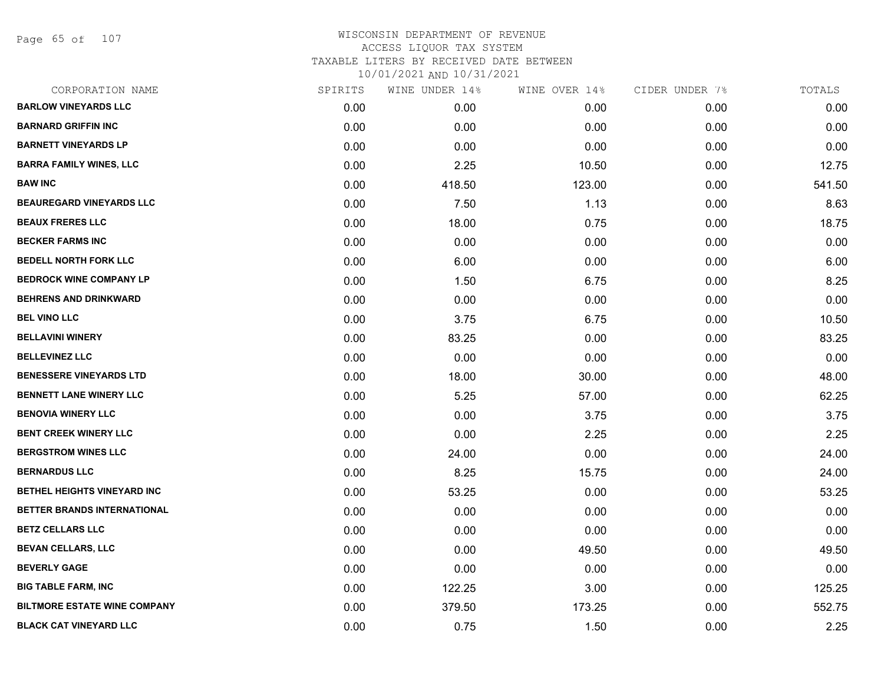# WISCONSIN DEPARTMENT OF REVENUE
ACCESS LIQUOR TAX SYSTEM
TAXABLE LITERS BY RECEIVED DATE BETWEEN
10/01/2021 AND 10/31/2021

| CORPORATION NAME | SPIRITS | WINE UNDER 14% | WINE OVER 14% | CIDER UNDER 7% | TOTALS |
|---|---|---|---|---|---|
| BARLOW VINEYARDS LLC | 0.00 | 0.00 | 0.00 | 0.00 | 0.00 |
| BARNARD GRIFFIN INC | 0.00 | 0.00 | 0.00 | 0.00 | 0.00 |
| BARNETT VINEYARDS LP | 0.00 | 0.00 | 0.00 | 0.00 | 0.00 |
| BARRA FAMILY WINES, LLC | 0.00 | 2.25 | 10.50 | 0.00 | 12.75 |
| BAW INC | 0.00 | 418.50 | 123.00 | 0.00 | 541.50 |
| BEAUREGARD VINEYARDS LLC | 0.00 | 7.50 | 1.13 | 0.00 | 8.63 |
| BEAUX FRERES LLC | 0.00 | 18.00 | 0.75 | 0.00 | 18.75 |
| BECKER FARMS INC | 0.00 | 0.00 | 0.00 | 0.00 | 0.00 |
| BEDELL NORTH FORK LLC | 0.00 | 6.00 | 0.00 | 0.00 | 6.00 |
| BEDROCK WINE COMPANY LP | 0.00 | 1.50 | 6.75 | 0.00 | 8.25 |
| BEHRENS AND DRINKWARD | 0.00 | 0.00 | 0.00 | 0.00 | 0.00 |
| BEL VINO LLC | 0.00 | 3.75 | 6.75 | 0.00 | 10.50 |
| BELLAVINI WINERY | 0.00 | 83.25 | 0.00 | 0.00 | 83.25 |
| BELLEVINEZ LLC | 0.00 | 0.00 | 0.00 | 0.00 | 0.00 |
| BENESSERE VINEYARDS LTD | 0.00 | 18.00 | 30.00 | 0.00 | 48.00 |
| BENNETT LANE WINERY LLC | 0.00 | 5.25 | 57.00 | 0.00 | 62.25 |
| BENOVIA WINERY LLC | 0.00 | 0.00 | 3.75 | 0.00 | 3.75 |
| BENT CREEK WINERY LLC | 0.00 | 0.00 | 2.25 | 0.00 | 2.25 |
| BERGSTROM WINES LLC | 0.00 | 24.00 | 0.00 | 0.00 | 24.00 |
| BERNARDUS LLC | 0.00 | 8.25 | 15.75 | 0.00 | 24.00 |
| BETHEL HEIGHTS VINEYARD INC | 0.00 | 53.25 | 0.00 | 0.00 | 53.25 |
| BETTER BRANDS INTERNATIONAL | 0.00 | 0.00 | 0.00 | 0.00 | 0.00 |
| BETZ CELLARS LLC | 0.00 | 0.00 | 0.00 | 0.00 | 0.00 |
| BEVAN CELLARS, LLC | 0.00 | 0.00 | 49.50 | 0.00 | 49.50 |
| BEVERLY GAGE | 0.00 | 0.00 | 0.00 | 0.00 | 0.00 |
| BIG TABLE FARM, INC | 0.00 | 122.25 | 3.00 | 0.00 | 125.25 |
| BILTMORE ESTATE WINE COMPANY | 0.00 | 379.50 | 173.25 | 0.00 | 552.75 |
| BLACK CAT VINEYARD LLC | 0.00 | 0.75 | 1.50 | 0.00 | 2.25 |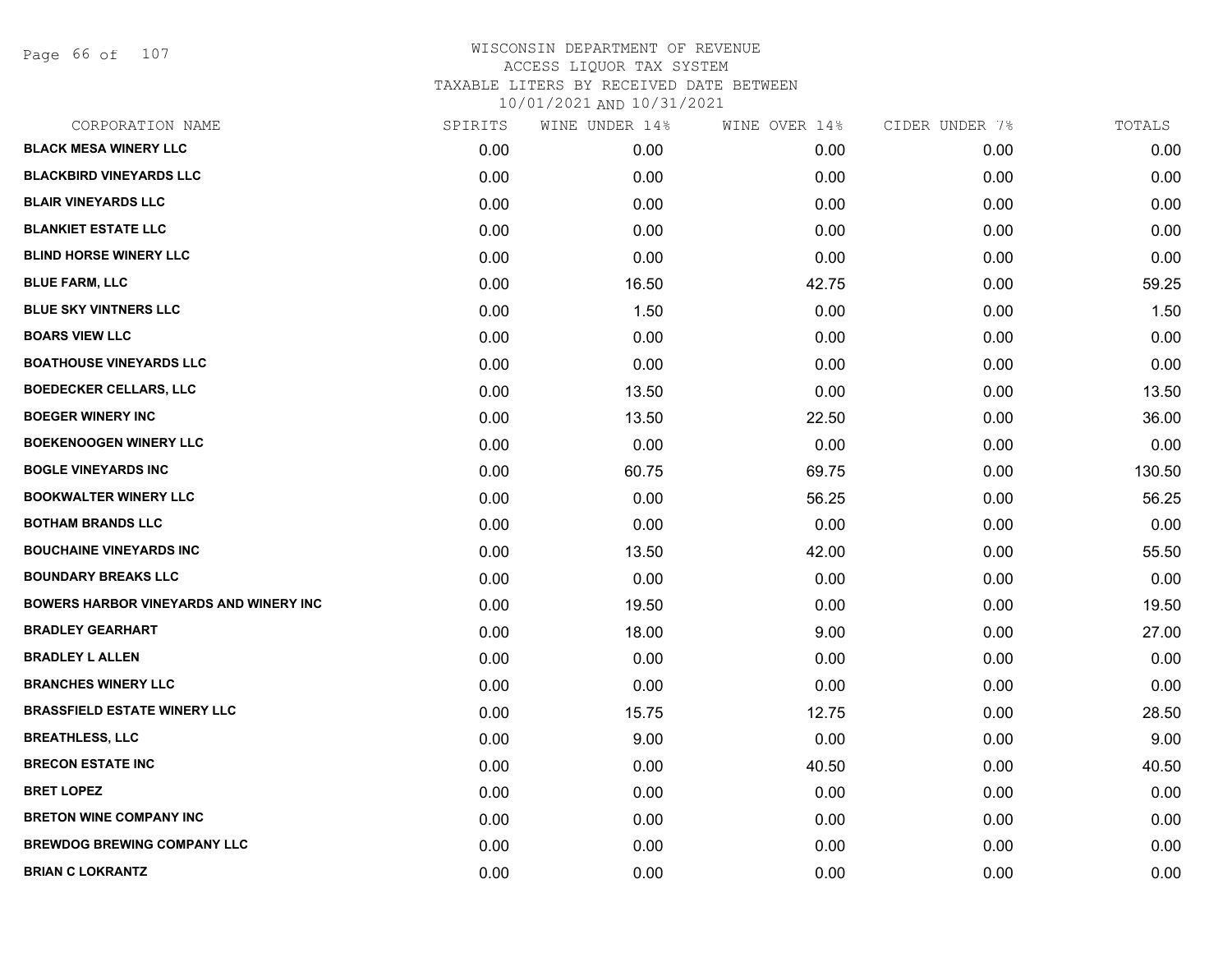# WISCONSIN DEPARTMENT OF REVENUE
## ACCESS LIQUOR TAX SYSTEM
## TAXABLE LITERS BY RECEIVED DATE BETWEEN 10/01/2021 AND 10/31/2021

| CORPORATION NAME | SPIRITS | WINE UNDER 14% | WINE OVER 14% | CIDER UNDER 7% | TOTALS |
|---|---|---|---|---|---|
| BLACK MESA WINERY LLC | 0.00 | 0.00 | 0.00 | 0.00 | 0.00 |
| BLACKBIRD VINEYARDS LLC | 0.00 | 0.00 | 0.00 | 0.00 | 0.00 |
| BLAIR VINEYARDS LLC | 0.00 | 0.00 | 0.00 | 0.00 | 0.00 |
| BLANKIET ESTATE LLC | 0.00 | 0.00 | 0.00 | 0.00 | 0.00 |
| BLIND HORSE WINERY LLC | 0.00 | 0.00 | 0.00 | 0.00 | 0.00 |
| BLUE FARM, LLC | 0.00 | 16.50 | 42.75 | 0.00 | 59.25 |
| BLUE SKY VINTNERS LLC | 0.00 | 1.50 | 0.00 | 0.00 | 1.50 |
| BOARS VIEW LLC | 0.00 | 0.00 | 0.00 | 0.00 | 0.00 |
| BOATHOUSE VINEYARDS LLC | 0.00 | 0.00 | 0.00 | 0.00 | 0.00 |
| BOEDECKER CELLARS, LLC | 0.00 | 13.50 | 0.00 | 0.00 | 13.50 |
| BOEGER WINERY INC | 0.00 | 13.50 | 22.50 | 0.00 | 36.00 |
| BOEKENOOGEN WINERY LLC | 0.00 | 0.00 | 0.00 | 0.00 | 0.00 |
| BOGLE VINEYARDS INC | 0.00 | 60.75 | 69.75 | 0.00 | 130.50 |
| BOOKWALTER WINERY LLC | 0.00 | 0.00 | 56.25 | 0.00 | 56.25 |
| BOTHAM BRANDS LLC | 0.00 | 0.00 | 0.00 | 0.00 | 0.00 |
| BOUCHAINE VINEYARDS INC | 0.00 | 13.50 | 42.00 | 0.00 | 55.50 |
| BOUNDARY BREAKS LLC | 0.00 | 0.00 | 0.00 | 0.00 | 0.00 |
| BOWERS HARBOR VINEYARDS AND WINERY INC | 0.00 | 19.50 | 0.00 | 0.00 | 19.50 |
| BRADLEY GEARHART | 0.00 | 18.00 | 9.00 | 0.00 | 27.00 |
| BRADLEY L ALLEN | 0.00 | 0.00 | 0.00 | 0.00 | 0.00 |
| BRANCHES WINERY LLC | 0.00 | 0.00 | 0.00 | 0.00 | 0.00 |
| BRASSFIELD ESTATE WINERY LLC | 0.00 | 15.75 | 12.75 | 0.00 | 28.50 |
| BREATHLESS, LLC | 0.00 | 9.00 | 0.00 | 0.00 | 9.00 |
| BRECON ESTATE INC | 0.00 | 0.00 | 40.50 | 0.00 | 40.50 |
| BRET LOPEZ | 0.00 | 0.00 | 0.00 | 0.00 | 0.00 |
| BRETON WINE COMPANY INC | 0.00 | 0.00 | 0.00 | 0.00 | 0.00 |
| BREWDOG BREWING COMPANY LLC | 0.00 | 0.00 | 0.00 | 0.00 | 0.00 |
| BRIAN C LOKRANTZ | 0.00 | 0.00 | 0.00 | 0.00 | 0.00 |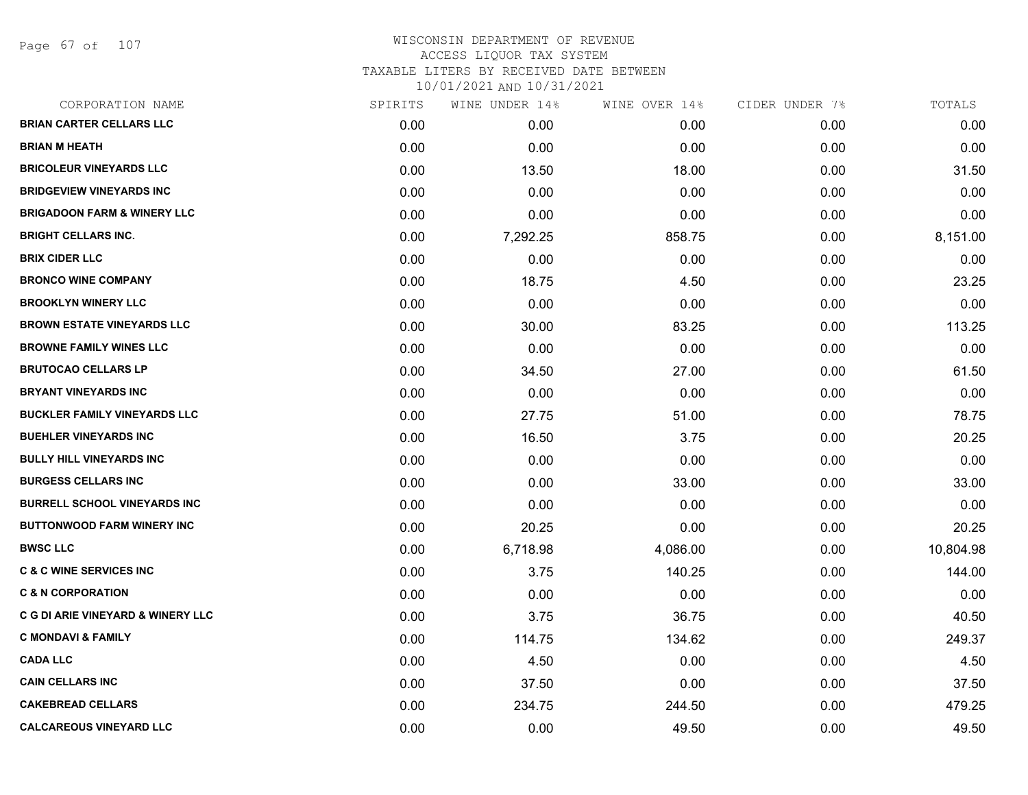WISCONSIN DEPARTMENT OF REVENUE
ACCESS LIQUOR TAX SYSTEM
TAXABLE LITERS BY RECEIVED DATE BETWEEN
10/01/2021 AND 10/31/2021

| CORPORATION NAME | SPIRITS | WINE UNDER 14% | WINE OVER 14% | CIDER UNDER 7% | TOTALS |
|---|---|---|---|---|---|
| BRIAN CARTER CELLARS LLC | 0.00 | 0.00 | 0.00 | 0.00 | 0.00 |
| BRIAN M HEATH | 0.00 | 0.00 | 0.00 | 0.00 | 0.00 |
| BRICOLEUR VINEYARDS LLC | 0.00 | 13.50 | 18.00 | 0.00 | 31.50 |
| BRIDGEVIEW VINEYARDS INC | 0.00 | 0.00 | 0.00 | 0.00 | 0.00 |
| BRIGADOON FARM & WINERY LLC | 0.00 | 0.00 | 0.00 | 0.00 | 0.00 |
| BRIGHT CELLARS INC. | 0.00 | 7,292.25 | 858.75 | 0.00 | 8,151.00 |
| BRIX CIDER LLC | 0.00 | 0.00 | 0.00 | 0.00 | 0.00 |
| BRONCO WINE COMPANY | 0.00 | 18.75 | 4.50 | 0.00 | 23.25 |
| BROOKLYN WINERY LLC | 0.00 | 0.00 | 0.00 | 0.00 | 0.00 |
| BROWN ESTATE VINEYARDS LLC | 0.00 | 30.00 | 83.25 | 0.00 | 113.25 |
| BROWNE FAMILY WINES LLC | 0.00 | 0.00 | 0.00 | 0.00 | 0.00 |
| BRUTOCAO CELLARS LP | 0.00 | 34.50 | 27.00 | 0.00 | 61.50 |
| BRYANT VINEYARDS INC | 0.00 | 0.00 | 0.00 | 0.00 | 0.00 |
| BUCKLER FAMILY VINEYARDS LLC | 0.00 | 27.75 | 51.00 | 0.00 | 78.75 |
| BUEHLER VINEYARDS INC | 0.00 | 16.50 | 3.75 | 0.00 | 20.25 |
| BULLY HILL VINEYARDS INC | 0.00 | 0.00 | 0.00 | 0.00 | 0.00 |
| BURGESS CELLARS INC | 0.00 | 0.00 | 33.00 | 0.00 | 33.00 |
| BURRELL SCHOOL VINEYARDS INC | 0.00 | 0.00 | 0.00 | 0.00 | 0.00 |
| BUTTONWOOD FARM WINERY INC | 0.00 | 20.25 | 0.00 | 0.00 | 20.25 |
| BWSC LLC | 0.00 | 6,718.98 | 4,086.00 | 0.00 | 10,804.98 |
| C & C WINE SERVICES INC | 0.00 | 3.75 | 140.25 | 0.00 | 144.00 |
| C & N CORPORATION | 0.00 | 0.00 | 0.00 | 0.00 | 0.00 |
| C G DI ARIE VINEYARD & WINERY LLC | 0.00 | 3.75 | 36.75 | 0.00 | 40.50 |
| C MONDAVI & FAMILY | 0.00 | 114.75 | 134.62 | 0.00 | 249.37 |
| CADA LLC | 0.00 | 4.50 | 0.00 | 0.00 | 4.50 |
| CAIN CELLARS INC | 0.00 | 37.50 | 0.00 | 0.00 | 37.50 |
| CAKEBREAD CELLARS | 0.00 | 234.75 | 244.50 | 0.00 | 479.25 |
| CALCAREOUS VINEYARD LLC | 0.00 | 0.00 | 49.50 | 0.00 | 49.50 |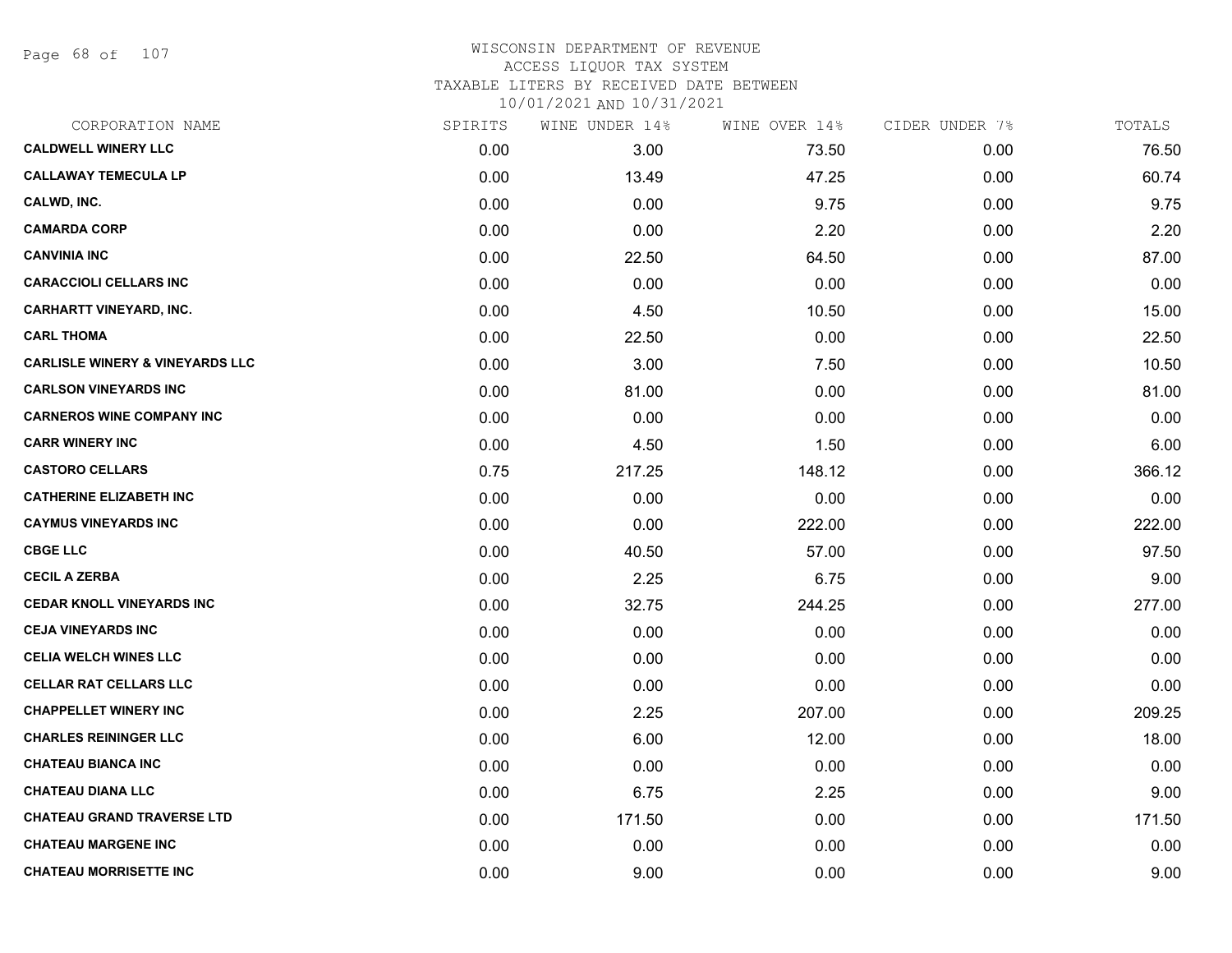# WISCONSIN DEPARTMENT OF REVENUE
## ACCESS LIQUOR TAX SYSTEM
### TAXABLE LITERS BY RECEIVED DATE BETWEEN 10/01/2021 AND 10/31/2021

| CORPORATION NAME | SPIRITS | WINE UNDER 14% | WINE OVER 14% | CIDER UNDER 7% | TOTALS |
|---|---|---|---|---|---|
| CALDWELL WINERY LLC | 0.00 | 3.00 | 73.50 | 0.00 | 76.50 |
| CALLAWAY TEMECULA LP | 0.00 | 13.49 | 47.25 | 0.00 | 60.74 |
| CALWD, INC. | 0.00 | 0.00 | 9.75 | 0.00 | 9.75 |
| CAMARDA CORP | 0.00 | 0.00 | 2.20 | 0.00 | 2.20 |
| CANVINIA INC | 0.00 | 22.50 | 64.50 | 0.00 | 87.00 |
| CARACCIOLI CELLARS INC | 0.00 | 0.00 | 0.00 | 0.00 | 0.00 |
| CARHARTT VINEYARD, INC. | 0.00 | 4.50 | 10.50 | 0.00 | 15.00 |
| CARL THOMA | 0.00 | 22.50 | 0.00 | 0.00 | 22.50 |
| CARLISLE WINERY & VINEYARDS LLC | 0.00 | 3.00 | 7.50 | 0.00 | 10.50 |
| CARLSON VINEYARDS INC | 0.00 | 81.00 | 0.00 | 0.00 | 81.00 |
| CARNEROS WINE COMPANY INC | 0.00 | 0.00 | 0.00 | 0.00 | 0.00 |
| CARR WINERY INC | 0.00 | 4.50 | 1.50 | 0.00 | 6.00 |
| CASTORO CELLARS | 0.75 | 217.25 | 148.12 | 0.00 | 366.12 |
| CATHERINE ELIZABETH INC | 0.00 | 0.00 | 0.00 | 0.00 | 0.00 |
| CAYMUS VINEYARDS INC | 0.00 | 0.00 | 222.00 | 0.00 | 222.00 |
| CBGE LLC | 0.00 | 40.50 | 57.00 | 0.00 | 97.50 |
| CECIL A ZERBA | 0.00 | 2.25 | 6.75 | 0.00 | 9.00 |
| CEDAR KNOLL VINEYARDS INC | 0.00 | 32.75 | 244.25 | 0.00 | 277.00 |
| CEJA VINEYARDS INC | 0.00 | 0.00 | 0.00 | 0.00 | 0.00 |
| CELIA WELCH WINES LLC | 0.00 | 0.00 | 0.00 | 0.00 | 0.00 |
| CELLAR RAT CELLARS LLC | 0.00 | 0.00 | 0.00 | 0.00 | 0.00 |
| CHAPPELLET WINERY INC | 0.00 | 2.25 | 207.00 | 0.00 | 209.25 |
| CHARLES REININGER LLC | 0.00 | 6.00 | 12.00 | 0.00 | 18.00 |
| CHATEAU BIANCA INC | 0.00 | 0.00 | 0.00 | 0.00 | 0.00 |
| CHATEAU DIANA LLC | 0.00 | 6.75 | 2.25 | 0.00 | 9.00 |
| CHATEAU GRAND TRAVERSE LTD | 0.00 | 171.50 | 0.00 | 0.00 | 171.50 |
| CHATEAU MARGENE INC | 0.00 | 0.00 | 0.00 | 0.00 | 0.00 |
| CHATEAU MORRISETTE INC | 0.00 | 9.00 | 0.00 | 0.00 | 9.00 |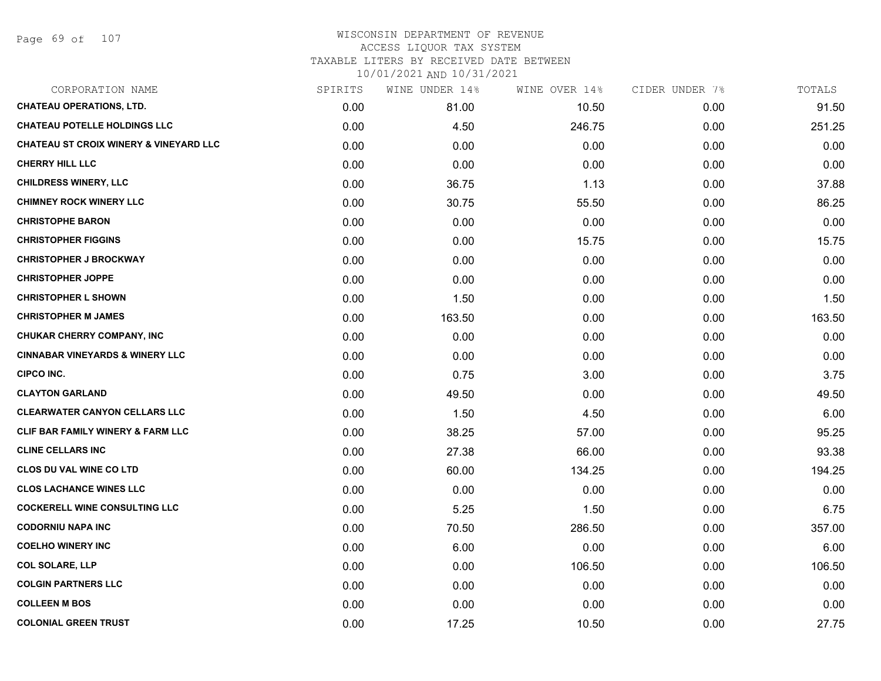# WISCONSIN DEPARTMENT OF REVENUE
## ACCESS LIQUOR TAX SYSTEM
### TAXABLE LITERS BY RECEIVED DATE BETWEEN 10/01/2021 AND 10/31/2021

| CORPORATION NAME | SPIRITS | WINE UNDER 14% | WINE OVER 14% | CIDER UNDER 7% | TOTALS |
|---|---|---|---|---|---|
| CHATEAU OPERATIONS, LTD. | 0.00 | 81.00 | 10.50 | 0.00 | 91.50 |
| CHATEAU POTELLE HOLDINGS LLC | 0.00 | 4.50 | 246.75 | 0.00 | 251.25 |
| CHATEAU ST CROIX WINERY & VINEYARD LLC | 0.00 | 0.00 | 0.00 | 0.00 | 0.00 |
| CHERRY HILL LLC | 0.00 | 0.00 | 0.00 | 0.00 | 0.00 |
| CHILDRESS WINERY, LLC | 0.00 | 36.75 | 1.13 | 0.00 | 37.88 |
| CHIMNEY ROCK WINERY LLC | 0.00 | 30.75 | 55.50 | 0.00 | 86.25 |
| CHRISTOPHE BARON | 0.00 | 0.00 | 0.00 | 0.00 | 0.00 |
| CHRISTOPHER FIGGINS | 0.00 | 0.00 | 15.75 | 0.00 | 15.75 |
| CHRISTOPHER J BROCKWAY | 0.00 | 0.00 | 0.00 | 0.00 | 0.00 |
| CHRISTOPHER JOPPE | 0.00 | 0.00 | 0.00 | 0.00 | 0.00 |
| CHRISTOPHER L SHOWN | 0.00 | 1.50 | 0.00 | 0.00 | 1.50 |
| CHRISTOPHER M JAMES | 0.00 | 163.50 | 0.00 | 0.00 | 163.50 |
| CHUKAR CHERRY COMPANY, INC | 0.00 | 0.00 | 0.00 | 0.00 | 0.00 |
| CINNABAR VINEYARDS & WINERY LLC | 0.00 | 0.00 | 0.00 | 0.00 | 0.00 |
| CIPCO INC. | 0.00 | 0.75 | 3.00 | 0.00 | 3.75 |
| CLAYTON GARLAND | 0.00 | 49.50 | 0.00 | 0.00 | 49.50 |
| CLEARWATER CANYON CELLARS LLC | 0.00 | 1.50 | 4.50 | 0.00 | 6.00 |
| CLIF BAR FAMILY WINERY & FARM LLC | 0.00 | 38.25 | 57.00 | 0.00 | 95.25 |
| CLINE CELLARS INC | 0.00 | 27.38 | 66.00 | 0.00 | 93.38 |
| CLOS DU VAL WINE CO LTD | 0.00 | 60.00 | 134.25 | 0.00 | 194.25 |
| CLOS LACHANCE WINES LLC | 0.00 | 0.00 | 0.00 | 0.00 | 0.00 |
| COCKERELL WINE CONSULTING LLC | 0.00 | 5.25 | 1.50 | 0.00 | 6.75 |
| CODORNIU NAPA INC | 0.00 | 70.50 | 286.50 | 0.00 | 357.00 |
| COELHO WINERY INC | 0.00 | 6.00 | 0.00 | 0.00 | 6.00 |
| COL SOLARE, LLP | 0.00 | 0.00 | 106.50 | 0.00 | 106.50 |
| COLGIN PARTNERS LLC | 0.00 | 0.00 | 0.00 | 0.00 | 0.00 |
| COLLEEN M BOS | 0.00 | 0.00 | 0.00 | 0.00 | 0.00 |
| COLONIAL GREEN TRUST | 0.00 | 17.25 | 10.50 | 0.00 | 27.75 |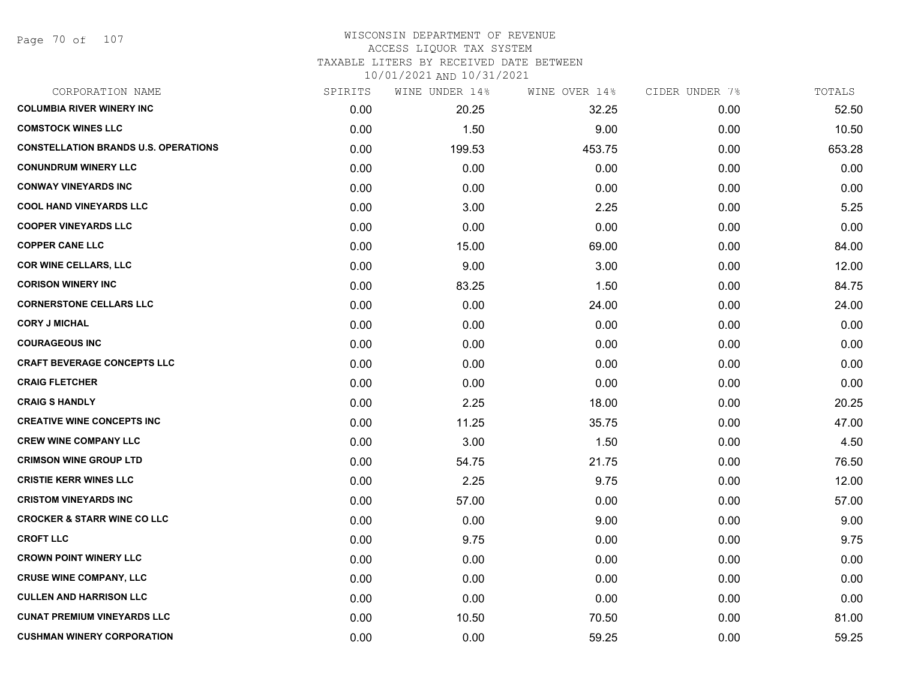# WISCONSIN DEPARTMENT OF REVENUE
ACCESS LIQUOR TAX SYSTEM
TAXABLE LITERS BY RECEIVED DATE BETWEEN
10/01/2021 AND 10/31/2021

| CORPORATION NAME | SPIRITS | WINE UNDER 14% | WINE OVER 14% | CIDER UNDER 7% | TOTALS |
|---|---|---|---|---|---|
| COLUMBIA RIVER WINERY INC | 0.00 | 20.25 | 32.25 | 0.00 | 52.50 |
| COMSTOCK WINES LLC | 0.00 | 1.50 | 9.00 | 0.00 | 10.50 |
| CONSTELLATION BRANDS U.S. OPERATIONS | 0.00 | 199.53 | 453.75 | 0.00 | 653.28 |
| CONUNDRUM WINERY LLC | 0.00 | 0.00 | 0.00 | 0.00 | 0.00 |
| CONWAY VINEYARDS INC | 0.00 | 0.00 | 0.00 | 0.00 | 0.00 |
| COOL HAND VINEYARDS LLC | 0.00 | 3.00 | 2.25 | 0.00 | 5.25 |
| COOPER VINEYARDS LLC | 0.00 | 0.00 | 0.00 | 0.00 | 0.00 |
| COPPER CANE LLC | 0.00 | 15.00 | 69.00 | 0.00 | 84.00 |
| COR WINE CELLARS, LLC | 0.00 | 9.00 | 3.00 | 0.00 | 12.00 |
| CORISON WINERY INC | 0.00 | 83.25 | 1.50 | 0.00 | 84.75 |
| CORNERSTONE CELLARS LLC | 0.00 | 0.00 | 24.00 | 0.00 | 24.00 |
| CORY J MICHAL | 0.00 | 0.00 | 0.00 | 0.00 | 0.00 |
| COURAGEOUS INC | 0.00 | 0.00 | 0.00 | 0.00 | 0.00 |
| CRAFT BEVERAGE CONCEPTS LLC | 0.00 | 0.00 | 0.00 | 0.00 | 0.00 |
| CRAIG FLETCHER | 0.00 | 0.00 | 0.00 | 0.00 | 0.00 |
| CRAIG S HANDLY | 0.00 | 2.25 | 18.00 | 0.00 | 20.25 |
| CREATIVE WINE CONCEPTS INC | 0.00 | 11.25 | 35.75 | 0.00 | 47.00 |
| CREW WINE COMPANY LLC | 0.00 | 3.00 | 1.50 | 0.00 | 4.50 |
| CRIMSON WINE GROUP LTD | 0.00 | 54.75 | 21.75 | 0.00 | 76.50 |
| CRISTIE KERR WINES LLC | 0.00 | 2.25 | 9.75 | 0.00 | 12.00 |
| CRISTOM VINEYARDS INC | 0.00 | 57.00 | 0.00 | 0.00 | 57.00 |
| CROCKER & STARR WINE CO LLC | 0.00 | 0.00 | 9.00 | 0.00 | 9.00 |
| CROFT LLC | 0.00 | 9.75 | 0.00 | 0.00 | 9.75 |
| CROWN POINT WINERY LLC | 0.00 | 0.00 | 0.00 | 0.00 | 0.00 |
| CRUSE WINE COMPANY, LLC | 0.00 | 0.00 | 0.00 | 0.00 | 0.00 |
| CULLEN AND HARRISON LLC | 0.00 | 0.00 | 0.00 | 0.00 | 0.00 |
| CUNAT PREMIUM VINEYARDS LLC | 0.00 | 10.50 | 70.50 | 0.00 | 81.00 |
| CUSHMAN WINERY CORPORATION | 0.00 | 0.00 | 59.25 | 0.00 | 59.25 |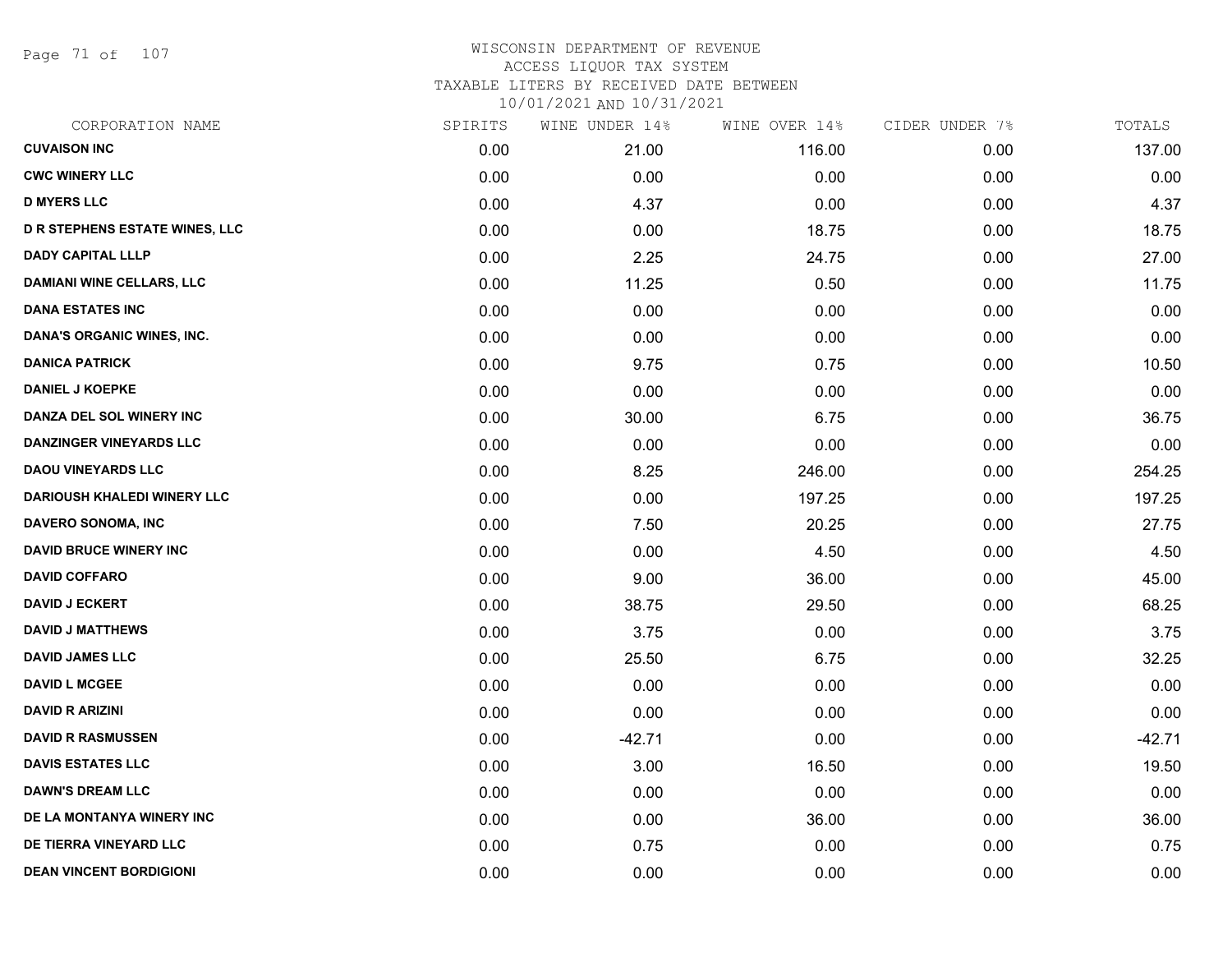# WISCONSIN DEPARTMENT OF REVENUE
## ACCESS LIQUOR TAX SYSTEM
## TAXABLE LITERS BY RECEIVED DATE BETWEEN 10/01/2021 AND 10/31/2021

| CORPORATION NAME | SPIRITS | WINE UNDER 14% | WINE OVER 14% | CIDER UNDER 7% | TOTALS |
|---|---|---|---|---|---|
| CUVAISON INC | 0.00 | 21.00 | 116.00 | 0.00 | 137.00 |
| CWC WINERY LLC | 0.00 | 0.00 | 0.00 | 0.00 | 0.00 |
| D MYERS LLC | 0.00 | 4.37 | 0.00 | 0.00 | 4.37 |
| D R STEPHENS ESTATE WINES, LLC | 0.00 | 0.00 | 18.75 | 0.00 | 18.75 |
| DADY CAPITAL LLLP | 0.00 | 2.25 | 24.75 | 0.00 | 27.00 |
| DAMIANI WINE CELLARS, LLC | 0.00 | 11.25 | 0.50 | 0.00 | 11.75 |
| DANA ESTATES INC | 0.00 | 0.00 | 0.00 | 0.00 | 0.00 |
| DANA'S ORGANIC WINES, INC. | 0.00 | 0.00 | 0.00 | 0.00 | 0.00 |
| DANICA PATRICK | 0.00 | 9.75 | 0.75 | 0.00 | 10.50 |
| DANIEL J KOEPKE | 0.00 | 0.00 | 0.00 | 0.00 | 0.00 |
| DANZA DEL SOL WINERY INC | 0.00 | 30.00 | 6.75 | 0.00 | 36.75 |
| DANZINGER VINEYARDS LLC | 0.00 | 0.00 | 0.00 | 0.00 | 0.00 |
| DAOU VINEYARDS LLC | 0.00 | 8.25 | 246.00 | 0.00 | 254.25 |
| DARIOUSH KHALEDI WINERY LLC | 0.00 | 0.00 | 197.25 | 0.00 | 197.25 |
| DAVERO SONOMA, INC | 0.00 | 7.50 | 20.25 | 0.00 | 27.75 |
| DAVID BRUCE WINERY INC | 0.00 | 0.00 | 4.50 | 0.00 | 4.50 |
| DAVID COFFARO | 0.00 | 9.00 | 36.00 | 0.00 | 45.00 |
| DAVID J ECKERT | 0.00 | 38.75 | 29.50 | 0.00 | 68.25 |
| DAVID J MATTHEWS | 0.00 | 3.75 | 0.00 | 0.00 | 3.75 |
| DAVID JAMES LLC | 0.00 | 25.50 | 6.75 | 0.00 | 32.25 |
| DAVID L MCGEE | 0.00 | 0.00 | 0.00 | 0.00 | 0.00 |
| DAVID R ARIZINI | 0.00 | 0.00 | 0.00 | 0.00 | 0.00 |
| DAVID R RASMUSSEN | 0.00 | -42.71 | 0.00 | 0.00 | -42.71 |
| DAVIS ESTATES LLC | 0.00 | 3.00 | 16.50 | 0.00 | 19.50 |
| DAWN'S DREAM LLC | 0.00 | 0.00 | 0.00 | 0.00 | 0.00 |
| DE LA MONTANYA WINERY INC | 0.00 | 0.00 | 36.00 | 0.00 | 36.00 |
| DE TIERRA VINEYARD LLC | 0.00 | 0.75 | 0.00 | 0.00 | 0.75 |
| DEAN VINCENT BORDIGIONI | 0.00 | 0.00 | 0.00 | 0.00 | 0.00 |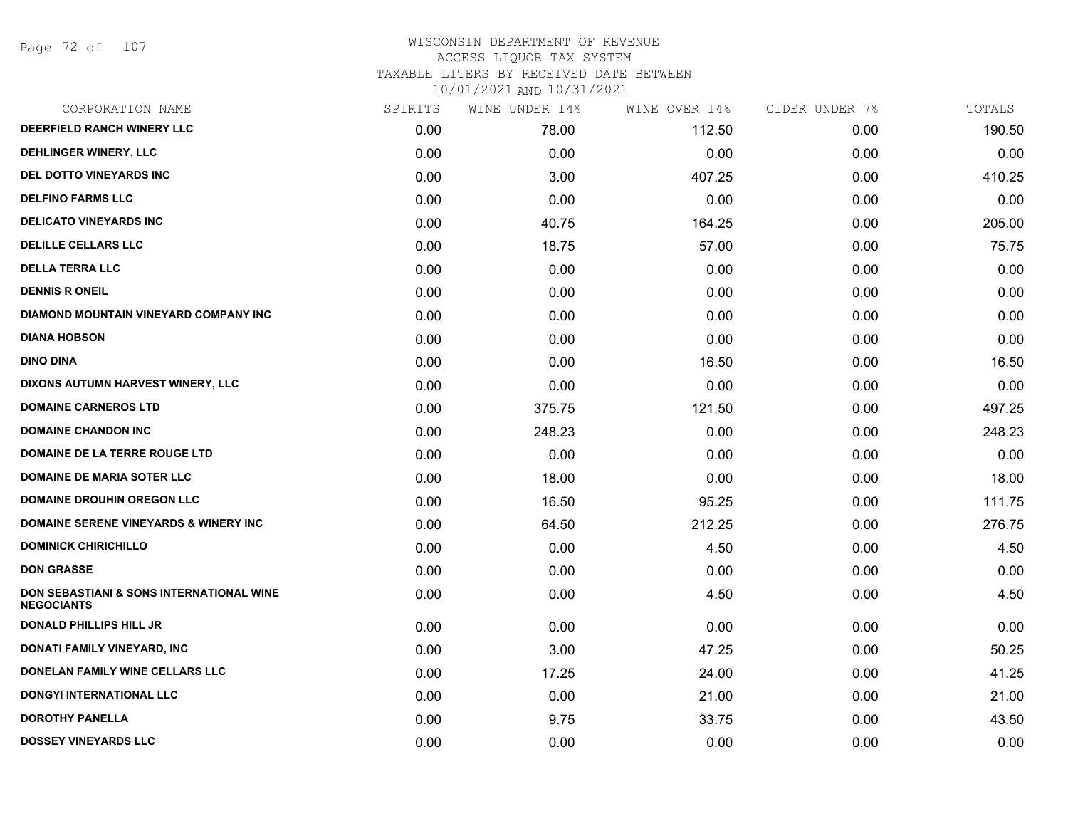WISCONSIN DEPARTMENT OF REVENUE
ACCESS LIQUOR TAX SYSTEM
TAXABLE LITERS BY RECEIVED DATE BETWEEN
10/01/2021 AND 10/31/2021

| CORPORATION NAME | SPIRITS | WINE UNDER 14% | WINE OVER 14% | CIDER UNDER 7% | TOTALS |
|---|---|---|---|---|---|
| DEERFIELD RANCH WINERY LLC | 0.00 | 78.00 | 112.50 | 0.00 | 190.50 |
| DEHLINGER WINERY, LLC | 0.00 | 0.00 | 0.00 | 0.00 | 0.00 |
| DEL DOTTO VINEYARDS INC | 0.00 | 3.00 | 407.25 | 0.00 | 410.25 |
| DELFINO FARMS LLC | 0.00 | 0.00 | 0.00 | 0.00 | 0.00 |
| DELICATO VINEYARDS INC | 0.00 | 40.75 | 164.25 | 0.00 | 205.00 |
| DELILLE CELLARS LLC | 0.00 | 18.75 | 57.00 | 0.00 | 75.75 |
| DELLA TERRA LLC | 0.00 | 0.00 | 0.00 | 0.00 | 0.00 |
| DENNIS R ONEIL | 0.00 | 0.00 | 0.00 | 0.00 | 0.00 |
| DIAMOND MOUNTAIN VINEYARD COMPANY INC | 0.00 | 0.00 | 0.00 | 0.00 | 0.00 |
| DIANA HOBSON | 0.00 | 0.00 | 0.00 | 0.00 | 0.00 |
| DINO DINA | 0.00 | 0.00 | 16.50 | 0.00 | 16.50 |
| DIXONS AUTUMN HARVEST WINERY, LLC | 0.00 | 0.00 | 0.00 | 0.00 | 0.00 |
| DOMAINE CARNEROS LTD | 0.00 | 375.75 | 121.50 | 0.00 | 497.25 |
| DOMAINE CHANDON INC | 0.00 | 248.23 | 0.00 | 0.00 | 248.23 |
| DOMAINE DE LA TERRE ROUGE LTD | 0.00 | 0.00 | 0.00 | 0.00 | 0.00 |
| DOMAINE DE MARIA SOTER LLC | 0.00 | 18.00 | 0.00 | 0.00 | 18.00 |
| DOMAINE DROUHIN OREGON LLC | 0.00 | 16.50 | 95.25 | 0.00 | 111.75 |
| DOMAINE SERENE VINEYARDS & WINERY INC | 0.00 | 64.50 | 212.25 | 0.00 | 276.75 |
| DOMINICK CHIRICHILLO | 0.00 | 0.00 | 4.50 | 0.00 | 4.50 |
| DON GRASSE | 0.00 | 0.00 | 0.00 | 0.00 | 0.00 |
| DON SEBASTIANI & SONS INTERNATIONAL WINE NEGOCIANTS | 0.00 | 0.00 | 4.50 | 0.00 | 4.50 |
| DONALD PHILLIPS HILL JR | 0.00 | 0.00 | 0.00 | 0.00 | 0.00 |
| DONATI FAMILY VINEYARD, INC | 0.00 | 3.00 | 47.25 | 0.00 | 50.25 |
| DONELAN FAMILY WINE CELLARS LLC | 0.00 | 17.25 | 24.00 | 0.00 | 41.25 |
| DONGYI INTERNATIONAL LLC | 0.00 | 0.00 | 21.00 | 0.00 | 21.00 |
| DOROTHY PANELLA | 0.00 | 9.75 | 33.75 | 0.00 | 43.50 |
| DOSSEY VINEYARDS LLC | 0.00 | 0.00 | 0.00 | 0.00 | 0.00 |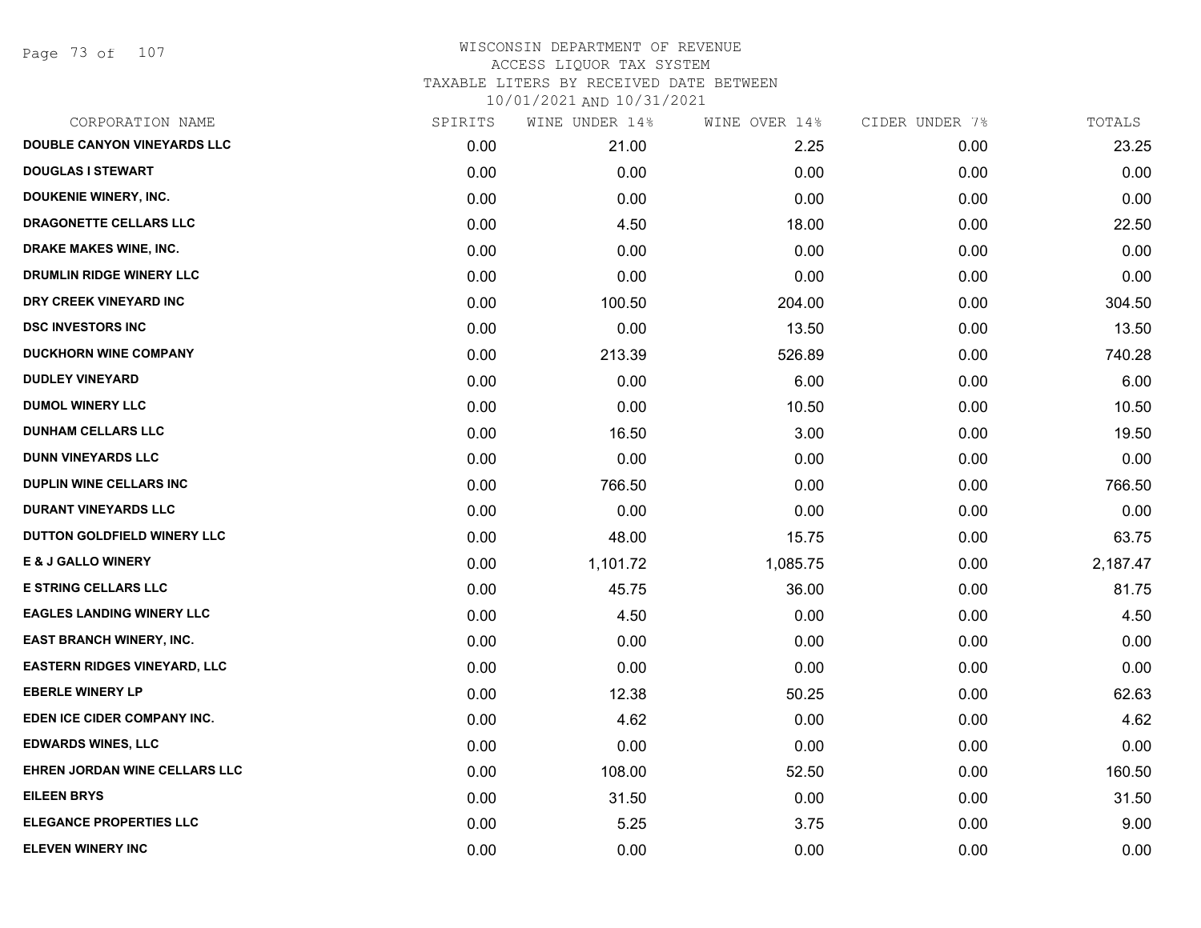WISCONSIN DEPARTMENT OF REVENUE
ACCESS LIQUOR TAX SYSTEM
TAXABLE LITERS BY RECEIVED DATE BETWEEN
10/01/2021 AND 10/31/2021

| CORPORATION NAME | SPIRITS | WINE UNDER 14% | WINE OVER 14% | CIDER UNDER 7% | TOTALS |
|---|---|---|---|---|---|
| DOUBLE CANYON VINEYARDS LLC | 0.00 | 21.00 | 2.25 | 0.00 | 23.25 |
| DOUGLAS I STEWART | 0.00 | 0.00 | 0.00 | 0.00 | 0.00 |
| DOUKENIE WINERY, INC. | 0.00 | 0.00 | 0.00 | 0.00 | 0.00 |
| DRAGONETTE CELLARS LLC | 0.00 | 4.50 | 18.00 | 0.00 | 22.50 |
| DRAKE MAKES WINE, INC. | 0.00 | 0.00 | 0.00 | 0.00 | 0.00 |
| DRUMLIN RIDGE WINERY LLC | 0.00 | 0.00 | 0.00 | 0.00 | 0.00 |
| DRY CREEK VINEYARD INC | 0.00 | 100.50 | 204.00 | 0.00 | 304.50 |
| DSC INVESTORS INC | 0.00 | 0.00 | 13.50 | 0.00 | 13.50 |
| DUCKHORN WINE COMPANY | 0.00 | 213.39 | 526.89 | 0.00 | 740.28 |
| DUDLEY VINEYARD | 0.00 | 0.00 | 6.00 | 0.00 | 6.00 |
| DUMOL WINERY LLC | 0.00 | 0.00 | 10.50 | 0.00 | 10.50 |
| DUNHAM CELLARS LLC | 0.00 | 16.50 | 3.00 | 0.00 | 19.50 |
| DUNN VINEYARDS LLC | 0.00 | 0.00 | 0.00 | 0.00 | 0.00 |
| DUPLIN WINE CELLARS INC | 0.00 | 766.50 | 0.00 | 0.00 | 766.50 |
| DURANT VINEYARDS LLC | 0.00 | 0.00 | 0.00 | 0.00 | 0.00 |
| DUTTON GOLDFIELD WINERY LLC | 0.00 | 48.00 | 15.75 | 0.00 | 63.75 |
| E & J GALLO WINERY | 0.00 | 1,101.72 | 1,085.75 | 0.00 | 2,187.47 |
| E STRING CELLARS LLC | 0.00 | 45.75 | 36.00 | 0.00 | 81.75 |
| EAGLES LANDING WINERY LLC | 0.00 | 4.50 | 0.00 | 0.00 | 4.50 |
| EAST BRANCH WINERY, INC. | 0.00 | 0.00 | 0.00 | 0.00 | 0.00 |
| EASTERN RIDGES VINEYARD, LLC | 0.00 | 0.00 | 0.00 | 0.00 | 0.00 |
| EBERLE WINERY LP | 0.00 | 12.38 | 50.25 | 0.00 | 62.63 |
| EDEN ICE CIDER COMPANY INC. | 0.00 | 4.62 | 0.00 | 0.00 | 4.62 |
| EDWARDS WINES, LLC | 0.00 | 0.00 | 0.00 | 0.00 | 0.00 |
| EHREN JORDAN WINE CELLARS LLC | 0.00 | 108.00 | 52.50 | 0.00 | 160.50 |
| EILEEN BRYS | 0.00 | 31.50 | 0.00 | 0.00 | 31.50 |
| ELEGANCE PROPERTIES LLC | 0.00 | 5.25 | 3.75 | 0.00 | 9.00 |
| ELEVEN WINERY INC | 0.00 | 0.00 | 0.00 | 0.00 | 0.00 |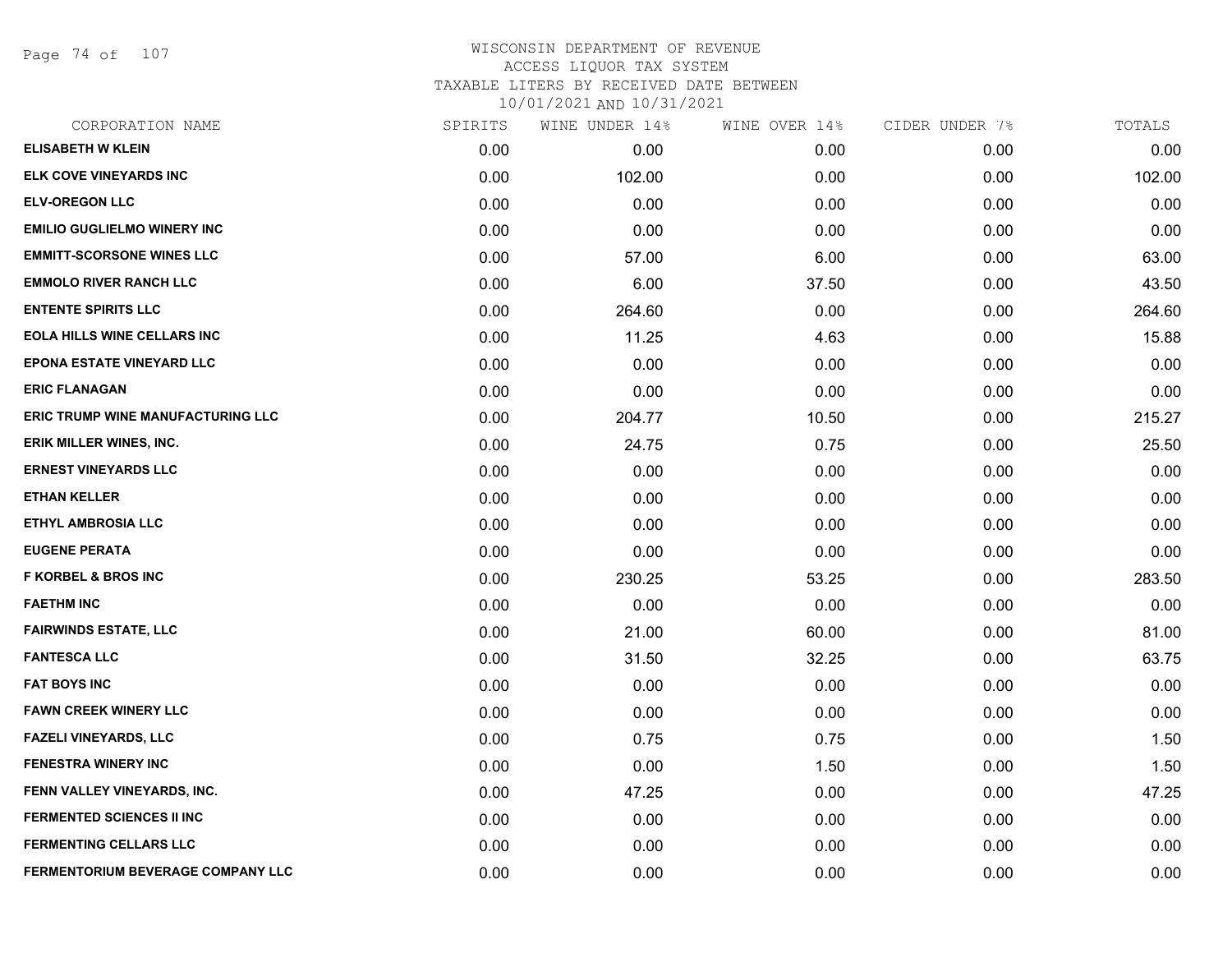# WISCONSIN DEPARTMENT OF REVENUE
ACCESS LIQUOR TAX SYSTEM
TAXABLE LITERS BY RECEIVED DATE BETWEEN
10/01/2021 AND 10/31/2021

| CORPORATION NAME | SPIRITS | WINE UNDER 14% | WINE OVER 14% | CIDER UNDER 7% | TOTALS |
|---|---|---|---|---|---|
| ELISABETH W KLEIN | 0.00 | 0.00 | 0.00 | 0.00 | 0.00 |
| ELK COVE VINEYARDS INC | 0.00 | 102.00 | 0.00 | 0.00 | 102.00 |
| ELV-OREGON LLC | 0.00 | 0.00 | 0.00 | 0.00 | 0.00 |
| EMILIO GUGLIELMO WINERY INC | 0.00 | 0.00 | 0.00 | 0.00 | 0.00 |
| EMMITT-SCORSONE WINES LLC | 0.00 | 57.00 | 6.00 | 0.00 | 63.00 |
| EMMOLO RIVER RANCH LLC | 0.00 | 6.00 | 37.50 | 0.00 | 43.50 |
| ENTENTE SPIRITS LLC | 0.00 | 264.60 | 0.00 | 0.00 | 264.60 |
| EOLA HILLS WINE CELLARS INC | 0.00 | 11.25 | 4.63 | 0.00 | 15.88 |
| EPONA ESTATE VINEYARD LLC | 0.00 | 0.00 | 0.00 | 0.00 | 0.00 |
| ERIC FLANAGAN | 0.00 | 0.00 | 0.00 | 0.00 | 0.00 |
| ERIC TRUMP WINE MANUFACTURING LLC | 0.00 | 204.77 | 10.50 | 0.00 | 215.27 |
| ERIK MILLER WINES, INC. | 0.00 | 24.75 | 0.75 | 0.00 | 25.50 |
| ERNEST VINEYARDS LLC | 0.00 | 0.00 | 0.00 | 0.00 | 0.00 |
| ETHAN KELLER | 0.00 | 0.00 | 0.00 | 0.00 | 0.00 |
| ETHYL AMBROSIA LLC | 0.00 | 0.00 | 0.00 | 0.00 | 0.00 |
| EUGENE PERATA | 0.00 | 0.00 | 0.00 | 0.00 | 0.00 |
| F KORBEL & BROS INC | 0.00 | 230.25 | 53.25 | 0.00 | 283.50 |
| FAETHM INC | 0.00 | 0.00 | 0.00 | 0.00 | 0.00 |
| FAIRWINDS ESTATE, LLC | 0.00 | 21.00 | 60.00 | 0.00 | 81.00 |
| FANTESCA LLC | 0.00 | 31.50 | 32.25 | 0.00 | 63.75 |
| FAT BOYS INC | 0.00 | 0.00 | 0.00 | 0.00 | 0.00 |
| FAWN CREEK WINERY LLC | 0.00 | 0.00 | 0.00 | 0.00 | 0.00 |
| FAZELI VINEYARDS, LLC | 0.00 | 0.75 | 0.75 | 0.00 | 1.50 |
| FENESTRA WINERY INC | 0.00 | 0.00 | 1.50 | 0.00 | 1.50 |
| FENN VALLEY VINEYARDS, INC. | 0.00 | 47.25 | 0.00 | 0.00 | 47.25 |
| FERMENTED SCIENCES II INC | 0.00 | 0.00 | 0.00 | 0.00 | 0.00 |
| FERMENTING CELLARS LLC | 0.00 | 0.00 | 0.00 | 0.00 | 0.00 |
| FERMENTORIUM BEVERAGE COMPANY LLC | 0.00 | 0.00 | 0.00 | 0.00 | 0.00 |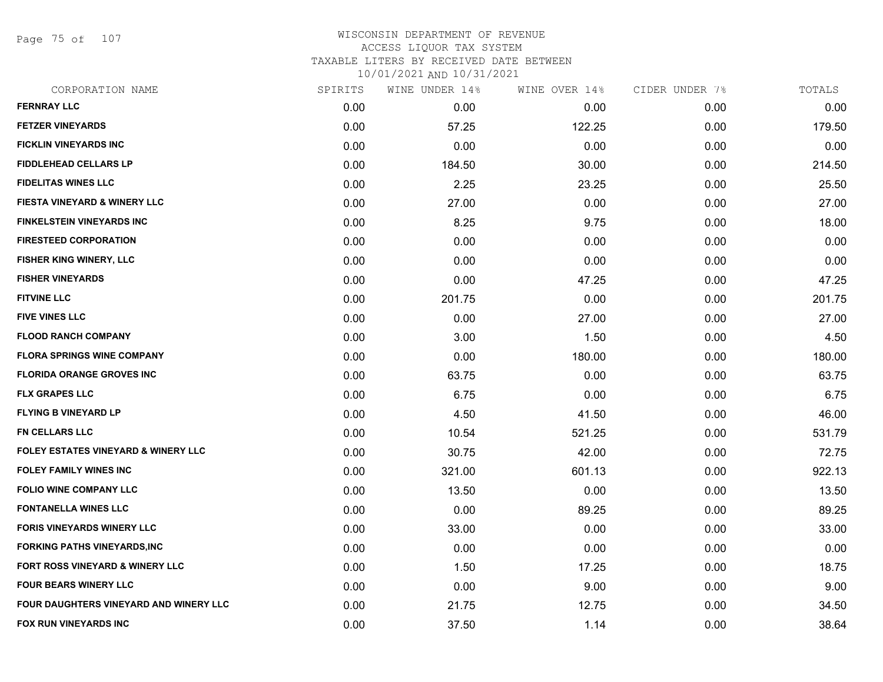# WISCONSIN DEPARTMENT OF REVENUE
ACCESS LIQUOR TAX SYSTEM
TAXABLE LITERS BY RECEIVED DATE BETWEEN
10/01/2021 AND 10/31/2021

| CORPORATION NAME | SPIRITS | WINE UNDER 14% | WINE OVER 14% | CIDER UNDER 7% | TOTALS |
|---|---|---|---|---|---|
| FERNRAY LLC | 0.00 | 0.00 | 0.00 | 0.00 | 0.00 |
| FETZER VINEYARDS | 0.00 | 57.25 | 122.25 | 0.00 | 179.50 |
| FICKLIN VINEYARDS INC | 0.00 | 0.00 | 0.00 | 0.00 | 0.00 |
| FIDDLEHEAD CELLARS LP | 0.00 | 184.50 | 30.00 | 0.00 | 214.50 |
| FIDELITAS WINES LLC | 0.00 | 2.25 | 23.25 | 0.00 | 25.50 |
| FIESTA VINEYARD & WINERY LLC | 0.00 | 27.00 | 0.00 | 0.00 | 27.00 |
| FINKELSTEIN VINEYARDS INC | 0.00 | 8.25 | 9.75 | 0.00 | 18.00 |
| FIRESTEED CORPORATION | 0.00 | 0.00 | 0.00 | 0.00 | 0.00 |
| FISHER KING WINERY, LLC | 0.00 | 0.00 | 0.00 | 0.00 | 0.00 |
| FISHER VINEYARDS | 0.00 | 0.00 | 47.25 | 0.00 | 47.25 |
| FITVINE LLC | 0.00 | 201.75 | 0.00 | 0.00 | 201.75 |
| FIVE VINES LLC | 0.00 | 0.00 | 27.00 | 0.00 | 27.00 |
| FLOOD RANCH COMPANY | 0.00 | 3.00 | 1.50 | 0.00 | 4.50 |
| FLORA SPRINGS WINE COMPANY | 0.00 | 0.00 | 180.00 | 0.00 | 180.00 |
| FLORIDA ORANGE GROVES INC | 0.00 | 63.75 | 0.00 | 0.00 | 63.75 |
| FLX GRAPES LLC | 0.00 | 6.75 | 0.00 | 0.00 | 6.75 |
| FLYING B VINEYARD LP | 0.00 | 4.50 | 41.50 | 0.00 | 46.00 |
| FN CELLARS LLC | 0.00 | 10.54 | 521.25 | 0.00 | 531.79 |
| FOLEY ESTATES VINEYARD & WINERY LLC | 0.00 | 30.75 | 42.00 | 0.00 | 72.75 |
| FOLEY FAMILY WINES INC | 0.00 | 321.00 | 601.13 | 0.00 | 922.13 |
| FOLIO WINE COMPANY LLC | 0.00 | 13.50 | 0.00 | 0.00 | 13.50 |
| FONTANELLA WINES LLC | 0.00 | 0.00 | 89.25 | 0.00 | 89.25 |
| FORIS VINEYARDS WINERY LLC | 0.00 | 33.00 | 0.00 | 0.00 | 33.00 |
| FORKING PATHS VINEYARDS,INC | 0.00 | 0.00 | 0.00 | 0.00 | 0.00 |
| FORT ROSS VINEYARD & WINERY LLC | 0.00 | 1.50 | 17.25 | 0.00 | 18.75 |
| FOUR BEARS WINERY LLC | 0.00 | 0.00 | 9.00 | 0.00 | 9.00 |
| FOUR DAUGHTERS VINEYARD AND WINERY LLC | 0.00 | 21.75 | 12.75 | 0.00 | 34.50 |
| FOX RUN VINEYARDS INC | 0.00 | 37.50 | 1.14 | 0.00 | 38.64 |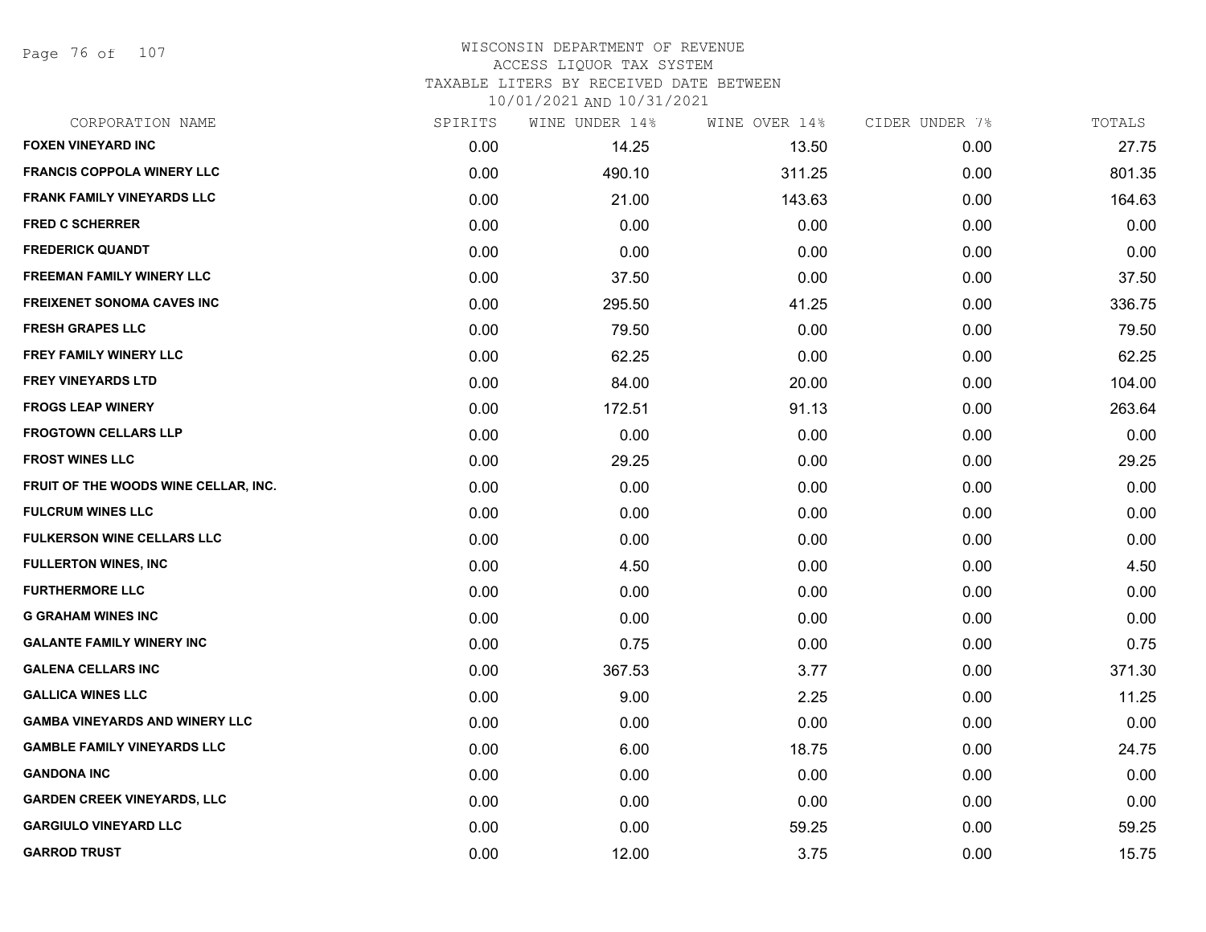WISCONSIN DEPARTMENT OF REVENUE
ACCESS LIQUOR TAX SYSTEM
TAXABLE LITERS BY RECEIVED DATE BETWEEN
10/01/2021 AND 10/31/2021

| CORPORATION NAME | SPIRITS | WINE UNDER 14% | WINE OVER 14% | CIDER UNDER 7% | TOTALS |
|---|---|---|---|---|---|
| FOXEN VINEYARD INC | 0.00 | 14.25 | 13.50 | 0.00 | 27.75 |
| FRANCIS COPPOLA WINERY LLC | 0.00 | 490.10 | 311.25 | 0.00 | 801.35 |
| FRANK FAMILY VINEYARDS LLC | 0.00 | 21.00 | 143.63 | 0.00 | 164.63 |
| FRED C SCHERRER | 0.00 | 0.00 | 0.00 | 0.00 | 0.00 |
| FREDERICK QUANDT | 0.00 | 0.00 | 0.00 | 0.00 | 0.00 |
| FREEMAN FAMILY WINERY LLC | 0.00 | 37.50 | 0.00 | 0.00 | 37.50 |
| FREIXENET SONOMA CAVES INC | 0.00 | 295.50 | 41.25 | 0.00 | 336.75 |
| FRESH GRAPES LLC | 0.00 | 79.50 | 0.00 | 0.00 | 79.50 |
| FREY FAMILY WINERY LLC | 0.00 | 62.25 | 0.00 | 0.00 | 62.25 |
| FREY VINEYARDS LTD | 0.00 | 84.00 | 20.00 | 0.00 | 104.00 |
| FROGS LEAP WINERY | 0.00 | 172.51 | 91.13 | 0.00 | 263.64 |
| FROGTOWN CELLARS LLP | 0.00 | 0.00 | 0.00 | 0.00 | 0.00 |
| FROST WINES LLC | 0.00 | 29.25 | 0.00 | 0.00 | 29.25 |
| FRUIT OF THE WOODS WINE CELLAR, INC. | 0.00 | 0.00 | 0.00 | 0.00 | 0.00 |
| FULCRUM WINES LLC | 0.00 | 0.00 | 0.00 | 0.00 | 0.00 |
| FULKERSON WINE CELLARS LLC | 0.00 | 0.00 | 0.00 | 0.00 | 0.00 |
| FULLERTON WINES, INC | 0.00 | 4.50 | 0.00 | 0.00 | 4.50 |
| FURTHERMORE LLC | 0.00 | 0.00 | 0.00 | 0.00 | 0.00 |
| G GRAHAM WINES INC | 0.00 | 0.00 | 0.00 | 0.00 | 0.00 |
| GALANTE FAMILY WINERY INC | 0.00 | 0.75 | 0.00 | 0.00 | 0.75 |
| GALENA CELLARS INC | 0.00 | 367.53 | 3.77 | 0.00 | 371.30 |
| GALLICA WINES LLC | 0.00 | 9.00 | 2.25 | 0.00 | 11.25 |
| GAMBA VINEYARDS AND WINERY LLC | 0.00 | 0.00 | 0.00 | 0.00 | 0.00 |
| GAMBLE FAMILY VINEYARDS LLC | 0.00 | 6.00 | 18.75 | 0.00 | 24.75 |
| GANDONA INC | 0.00 | 0.00 | 0.00 | 0.00 | 0.00 |
| GARDEN CREEK VINEYARDS, LLC | 0.00 | 0.00 | 0.00 | 0.00 | 0.00 |
| GARGIULO VINEYARD LLC | 0.00 | 0.00 | 59.25 | 0.00 | 59.25 |
| GARROD TRUST | 0.00 | 12.00 | 3.75 | 0.00 | 15.75 |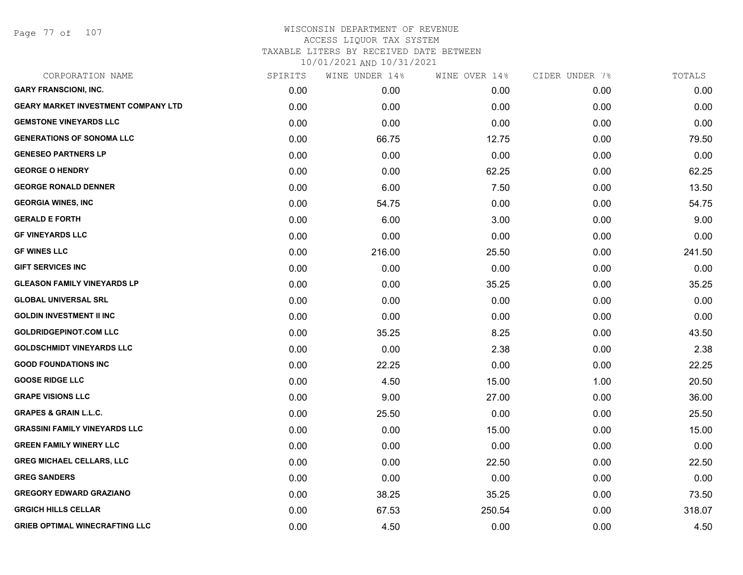WISCONSIN DEPARTMENT OF REVENUE
ACCESS LIQUOR TAX SYSTEM
TAXABLE LITERS BY RECEIVED DATE BETWEEN
10/01/2021 AND 10/31/2021

| CORPORATION NAME | SPIRITS | WINE UNDER 14% | WINE OVER 14% | CIDER UNDER 7% | TOTALS |
|---|---|---|---|---|---|
| GARY FRANSCIONI, INC. | 0.00 | 0.00 | 0.00 | 0.00 | 0.00 |
| GEARY MARKET INVESTMENT COMPANY LTD | 0.00 | 0.00 | 0.00 | 0.00 | 0.00 |
| GEMSTONE VINEYARDS LLC | 0.00 | 0.00 | 0.00 | 0.00 | 0.00 |
| GENERATIONS OF SONOMA LLC | 0.00 | 66.75 | 12.75 | 0.00 | 79.50 |
| GENESEO PARTNERS LP | 0.00 | 0.00 | 0.00 | 0.00 | 0.00 |
| GEORGE O HENDRY | 0.00 | 0.00 | 62.25 | 0.00 | 62.25 |
| GEORGE RONALD DENNER | 0.00 | 6.00 | 7.50 | 0.00 | 13.50 |
| GEORGIA WINES, INC | 0.00 | 54.75 | 0.00 | 0.00 | 54.75 |
| GERALD E FORTH | 0.00 | 6.00 | 3.00 | 0.00 | 9.00 |
| GF VINEYARDS LLC | 0.00 | 0.00 | 0.00 | 0.00 | 0.00 |
| GF WINES LLC | 0.00 | 216.00 | 25.50 | 0.00 | 241.50 |
| GIFT SERVICES INC | 0.00 | 0.00 | 0.00 | 0.00 | 0.00 |
| GLEASON FAMILY VINEYARDS LP | 0.00 | 0.00 | 35.25 | 0.00 | 35.25 |
| GLOBAL UNIVERSAL SRL | 0.00 | 0.00 | 0.00 | 0.00 | 0.00 |
| GOLDIN INVESTMENT II INC | 0.00 | 0.00 | 0.00 | 0.00 | 0.00 |
| GOLDRIDGEPINOT.COM LLC | 0.00 | 35.25 | 8.25 | 0.00 | 43.50 |
| GOLDSCHMIDT VINEYARDS LLC | 0.00 | 0.00 | 2.38 | 0.00 | 2.38 |
| GOOD FOUNDATIONS INC | 0.00 | 22.25 | 0.00 | 0.00 | 22.25 |
| GOOSE RIDGE LLC | 0.00 | 4.50 | 15.00 | 1.00 | 20.50 |
| GRAPE VISIONS LLC | 0.00 | 9.00 | 27.00 | 0.00 | 36.00 |
| GRAPES & GRAIN L.L.C. | 0.00 | 25.50 | 0.00 | 0.00 | 25.50 |
| GRASSINI FAMILY VINEYARDS LLC | 0.00 | 0.00 | 15.00 | 0.00 | 15.00 |
| GREEN FAMILY WINERY LLC | 0.00 | 0.00 | 0.00 | 0.00 | 0.00 |
| GREG MICHAEL CELLARS, LLC | 0.00 | 0.00 | 22.50 | 0.00 | 22.50 |
| GREG SANDERS | 0.00 | 0.00 | 0.00 | 0.00 | 0.00 |
| GREGORY EDWARD GRAZIANO | 0.00 | 38.25 | 35.25 | 0.00 | 73.50 |
| GRGICH HILLS CELLAR | 0.00 | 67.53 | 250.54 | 0.00 | 318.07 |
| GRIEB OPTIMAL WINECRAFTING LLC | 0.00 | 4.50 | 0.00 | 0.00 | 4.50 |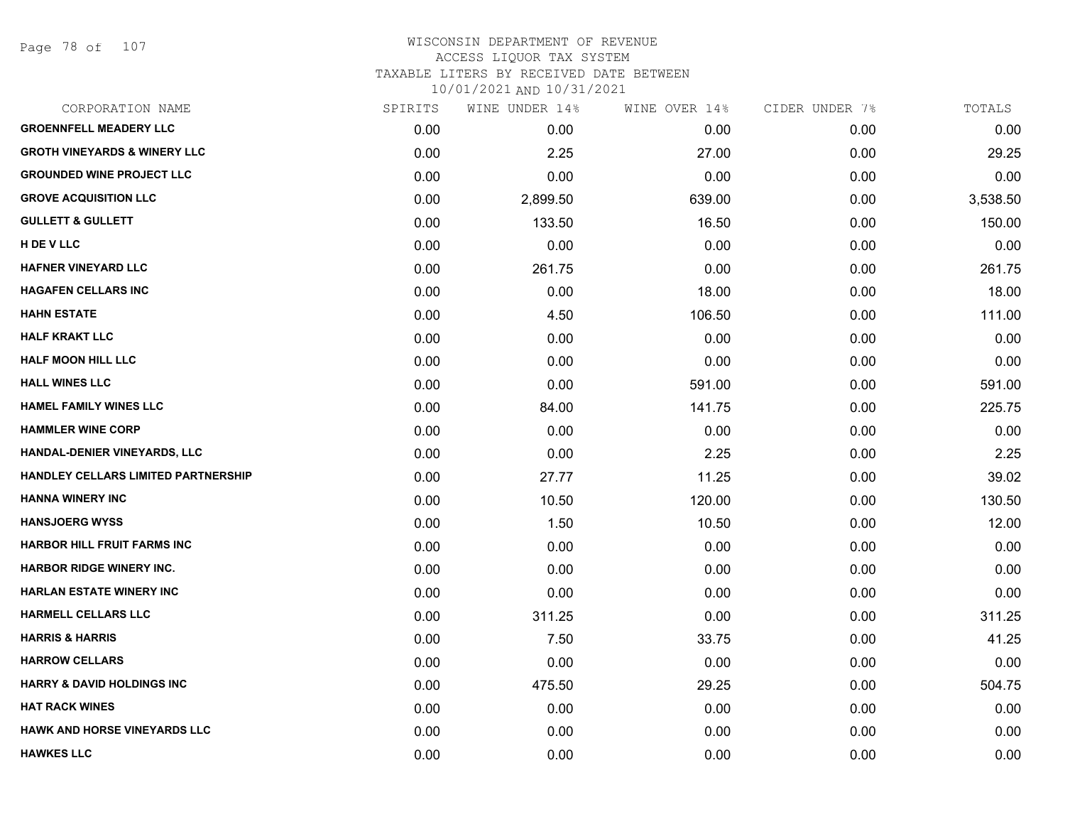# WISCONSIN DEPARTMENT OF REVENUE
## ACCESS LIQUOR TAX SYSTEM
### TAXABLE LITERS BY RECEIVED DATE BETWEEN 10/01/2021 AND 10/31/2021

| CORPORATION NAME | SPIRITS | WINE UNDER 14% | WINE OVER 14% | CIDER UNDER 7% | TOTALS |
|---|---|---|---|---|---|
| **GROENNFELL MEADERY LLC** | 0.00 | 0.00 | 0.00 | 0.00 | 0.00 |
| **GROTH VINEYARDS & WINERY LLC** | 0.00 | 2.25 | 27.00 | 0.00 | 29.25 |
| **GROUNDED WINE PROJECT LLC** | 0.00 | 0.00 | 0.00 | 0.00 | 0.00 |
| **GROVE ACQUISITION LLC** | 0.00 | 2,899.50 | 639.00 | 0.00 | 3,538.50 |
| **GULLETT & GULLETT** | 0.00 | 133.50 | 16.50 | 0.00 | 150.00 |
| **H DE V LLC** | 0.00 | 0.00 | 0.00 | 0.00 | 0.00 |
| **HAFNER VINEYARD LLC** | 0.00 | 261.75 | 0.00 | 0.00 | 261.75 |
| **HAGAFEN CELLARS INC** | 0.00 | 0.00 | 18.00 | 0.00 | 18.00 |
| **HAHN ESTATE** | 0.00 | 4.50 | 106.50 | 0.00 | 111.00 |
| **HALF KRAKT LLC** | 0.00 | 0.00 | 0.00 | 0.00 | 0.00 |
| **HALF MOON HILL LLC** | 0.00 | 0.00 | 0.00 | 0.00 | 0.00 |
| **HALL WINES LLC** | 0.00 | 0.00 | 591.00 | 0.00 | 591.00 |
| **HAMEL FAMILY WINES LLC** | 0.00 | 84.00 | 141.75 | 0.00 | 225.75 |
| **HAMMLER WINE CORP** | 0.00 | 0.00 | 0.00 | 0.00 | 0.00 |
| **HANDAL-DENIER VINEYARDS, LLC** | 0.00 | 0.00 | 2.25 | 0.00 | 2.25 |
| **HANDLEY CELLARS LIMITED PARTNERSHIP** | 0.00 | 27.77 | 11.25 | 0.00 | 39.02 |
| **HANNA WINERY INC** | 0.00 | 10.50 | 120.00 | 0.00 | 130.50 |
| **HANSJOERG WYSS** | 0.00 | 1.50 | 10.50 | 0.00 | 12.00 |
| **HARBOR HILL FRUIT FARMS INC** | 0.00 | 0.00 | 0.00 | 0.00 | 0.00 |
| **HARBOR RIDGE WINERY INC.** | 0.00 | 0.00 | 0.00 | 0.00 | 0.00 |
| **HARLAN ESTATE WINERY INC** | 0.00 | 0.00 | 0.00 | 0.00 | 0.00 |
| **HARMELL CELLARS LLC** | 0.00 | 311.25 | 0.00 | 0.00 | 311.25 |
| **HARRIS & HARRIS** | 0.00 | 7.50 | 33.75 | 0.00 | 41.25 |
| **HARROW CELLARS** | 0.00 | 0.00 | 0.00 | 0.00 | 0.00 |
| **HARRY & DAVID HOLDINGS INC** | 0.00 | 475.50 | 29.25 | 0.00 | 504.75 |
| **HAT RACK WINES** | 0.00 | 0.00 | 0.00 | 0.00 | 0.00 |
| **HAWK AND HORSE VINEYARDS LLC** | 0.00 | 0.00 | 0.00 | 0.00 | 0.00 |
| **HAWKES LLC** | 0.00 | 0.00 | 0.00 | 0.00 | 0.00 |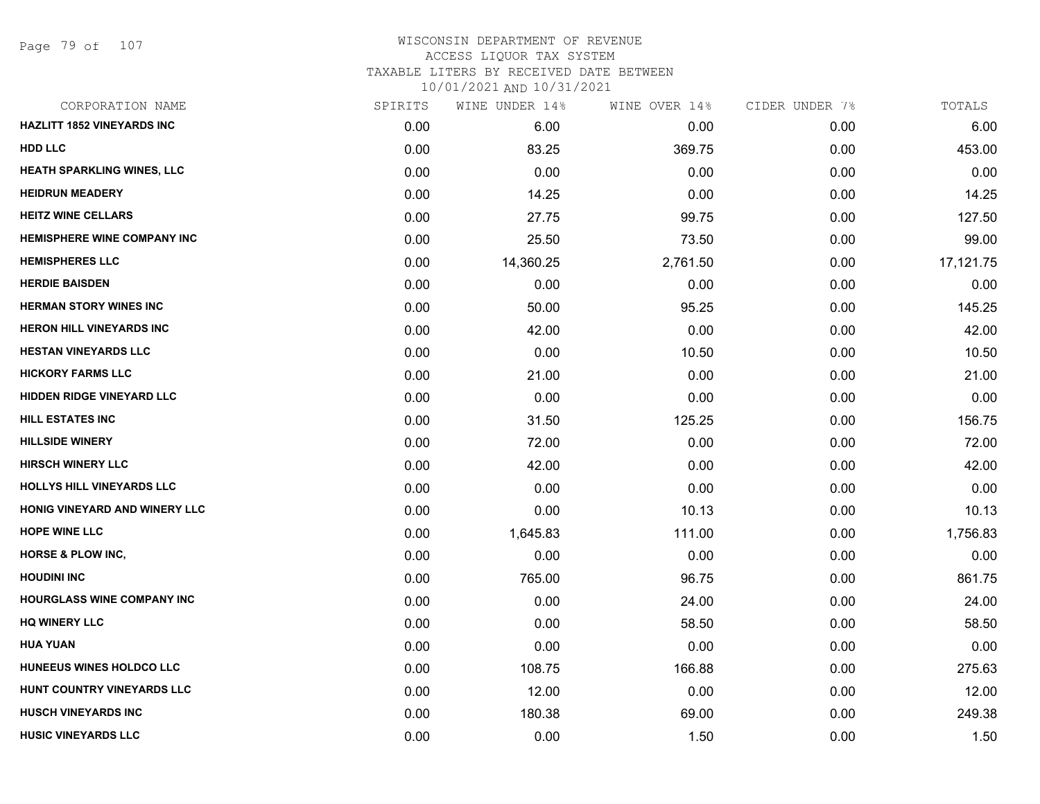WISCONSIN DEPARTMENT OF REVENUE
ACCESS LIQUOR TAX SYSTEM
TAXABLE LITERS BY RECEIVED DATE BETWEEN
10/01/2021 AND 10/31/2021

| CORPORATION NAME | SPIRITS | WINE UNDER 14% | WINE OVER 14% | CIDER UNDER 7% | TOTALS |
|---|---|---|---|---|---|
| HAZLITT 1852 VINEYARDS INC | 0.00 | 6.00 | 0.00 | 0.00 | 6.00 |
| HDD LLC | 0.00 | 83.25 | 369.75 | 0.00 | 453.00 |
| HEATH SPARKLING WINES, LLC | 0.00 | 0.00 | 0.00 | 0.00 | 0.00 |
| HEIDRUN MEADERY | 0.00 | 14.25 | 0.00 | 0.00 | 14.25 |
| HEITZ WINE CELLARS | 0.00 | 27.75 | 99.75 | 0.00 | 127.50 |
| HEMISPHERE WINE COMPANY INC | 0.00 | 25.50 | 73.50 | 0.00 | 99.00 |
| HEMISPHERES LLC | 0.00 | 14,360.25 | 2,761.50 | 0.00 | 17,121.75 |
| HERDIE BAISDEN | 0.00 | 0.00 | 0.00 | 0.00 | 0.00 |
| HERMAN STORY WINES INC | 0.00 | 50.00 | 95.25 | 0.00 | 145.25 |
| HERON HILL VINEYARDS INC | 0.00 | 42.00 | 0.00 | 0.00 | 42.00 |
| HESTAN VINEYARDS LLC | 0.00 | 0.00 | 10.50 | 0.00 | 10.50 |
| HICKORY FARMS LLC | 0.00 | 21.00 | 0.00 | 0.00 | 21.00 |
| HIDDEN RIDGE VINEYARD LLC | 0.00 | 0.00 | 0.00 | 0.00 | 0.00 |
| HILL ESTATES INC | 0.00 | 31.50 | 125.25 | 0.00 | 156.75 |
| HILLSIDE WINERY | 0.00 | 72.00 | 0.00 | 0.00 | 72.00 |
| HIRSCH WINERY LLC | 0.00 | 42.00 | 0.00 | 0.00 | 42.00 |
| HOLLYS HILL VINEYARDS LLC | 0.00 | 0.00 | 0.00 | 0.00 | 0.00 |
| HONIG VINEYARD AND WINERY LLC | 0.00 | 0.00 | 10.13 | 0.00 | 10.13 |
| HOPE WINE LLC | 0.00 | 1,645.83 | 111.00 | 0.00 | 1,756.83 |
| HORSE & PLOW INC, | 0.00 | 0.00 | 0.00 | 0.00 | 0.00 |
| HOUDINI INC | 0.00 | 765.00 | 96.75 | 0.00 | 861.75 |
| HOURGLASS WINE COMPANY INC | 0.00 | 0.00 | 24.00 | 0.00 | 24.00 |
| HQ WINERY LLC | 0.00 | 0.00 | 58.50 | 0.00 | 58.50 |
| HUA YUAN | 0.00 | 0.00 | 0.00 | 0.00 | 0.00 |
| HUNEEUS WINES HOLDCO LLC | 0.00 | 108.75 | 166.88 | 0.00 | 275.63 |
| HUNT COUNTRY VINEYARDS LLC | 0.00 | 12.00 | 0.00 | 0.00 | 12.00 |
| HUSCH VINEYARDS INC | 0.00 | 180.38 | 69.00 | 0.00 | 249.38 |
| HUSIC VINEYARDS LLC | 0.00 | 0.00 | 1.50 | 0.00 | 1.50 |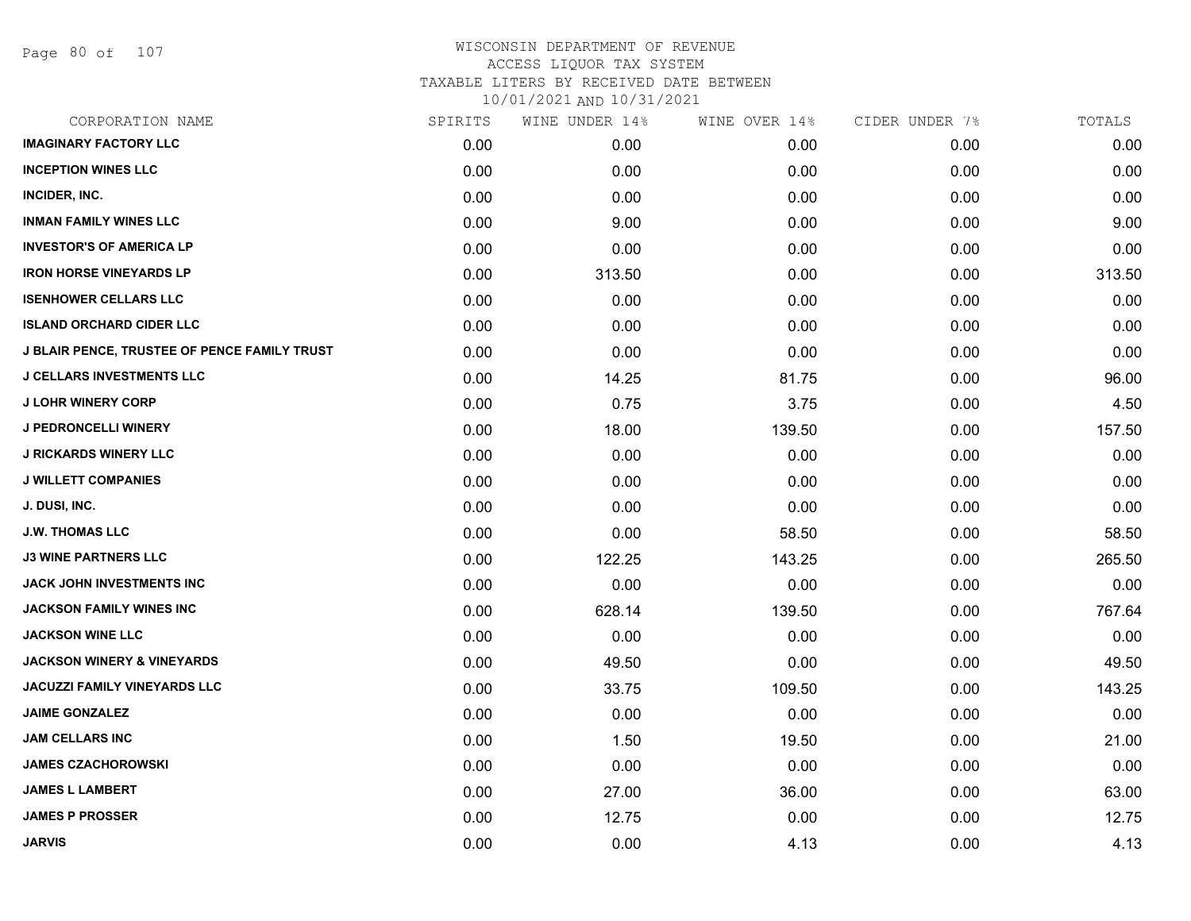# WISCONSIN DEPARTMENT OF REVENUE
## ACCESS LIQUOR TAX SYSTEM
### TAXABLE LITERS BY RECEIVED DATE BETWEEN 10/01/2021 AND 10/31/2021

| CORPORATION NAME | SPIRITS | WINE UNDER 14% | WINE OVER 14% | CIDER UNDER 7% | TOTALS |
|---|---|---|---|---|---|
| IMAGINARY FACTORY LLC | 0.00 | 0.00 | 0.00 | 0.00 | 0.00 |
| INCEPTION WINES LLC | 0.00 | 0.00 | 0.00 | 0.00 | 0.00 |
| INCIDER, INC. | 0.00 | 0.00 | 0.00 | 0.00 | 0.00 |
| INMAN FAMILY WINES LLC | 0.00 | 9.00 | 0.00 | 0.00 | 9.00 |
| INVESTOR'S OF AMERICA LP | 0.00 | 0.00 | 0.00 | 0.00 | 0.00 |
| IRON HORSE VINEYARDS LP | 0.00 | 313.50 | 0.00 | 0.00 | 313.50 |
| ISENHOWER CELLARS LLC | 0.00 | 0.00 | 0.00 | 0.00 | 0.00 |
| ISLAND ORCHARD CIDER LLC | 0.00 | 0.00 | 0.00 | 0.00 | 0.00 |
| J BLAIR PENCE, TRUSTEE OF PENCE FAMILY TRUST | 0.00 | 0.00 | 0.00 | 0.00 | 0.00 |
| J CELLARS INVESTMENTS LLC | 0.00 | 14.25 | 81.75 | 0.00 | 96.00 |
| J LOHR WINERY CORP | 0.00 | 0.75 | 3.75 | 0.00 | 4.50 |
| J PEDRONCELLI WINERY | 0.00 | 18.00 | 139.50 | 0.00 | 157.50 |
| J RICKARDS WINERY LLC | 0.00 | 0.00 | 0.00 | 0.00 | 0.00 |
| J WILLETT COMPANIES | 0.00 | 0.00 | 0.00 | 0.00 | 0.00 |
| J. DUSI, INC. | 0.00 | 0.00 | 0.00 | 0.00 | 0.00 |
| J.W. THOMAS LLC | 0.00 | 0.00 | 58.50 | 0.00 | 58.50 |
| J3 WINE PARTNERS LLC | 0.00 | 122.25 | 143.25 | 0.00 | 265.50 |
| JACK JOHN INVESTMENTS INC | 0.00 | 0.00 | 0.00 | 0.00 | 0.00 |
| JACKSON FAMILY WINES INC | 0.00 | 628.14 | 139.50 | 0.00 | 767.64 |
| JACKSON WINE LLC | 0.00 | 0.00 | 0.00 | 0.00 | 0.00 |
| JACKSON WINERY & VINEYARDS | 0.00 | 49.50 | 0.00 | 0.00 | 49.50 |
| JACUZZI FAMILY VINEYARDS LLC | 0.00 | 33.75 | 109.50 | 0.00 | 143.25 |
| JAIME GONZALEZ | 0.00 | 0.00 | 0.00 | 0.00 | 0.00 |
| JAM CELLARS INC | 0.00 | 1.50 | 19.50 | 0.00 | 21.00 |
| JAMES CZACHOROWSKI | 0.00 | 0.00 | 0.00 | 0.00 | 0.00 |
| JAMES L LAMBERT | 0.00 | 27.00 | 36.00 | 0.00 | 63.00 |
| JAMES P PROSSER | 0.00 | 12.75 | 0.00 | 0.00 | 12.75 |
| JARVIS | 0.00 | 0.00 | 4.13 | 0.00 | 4.13 |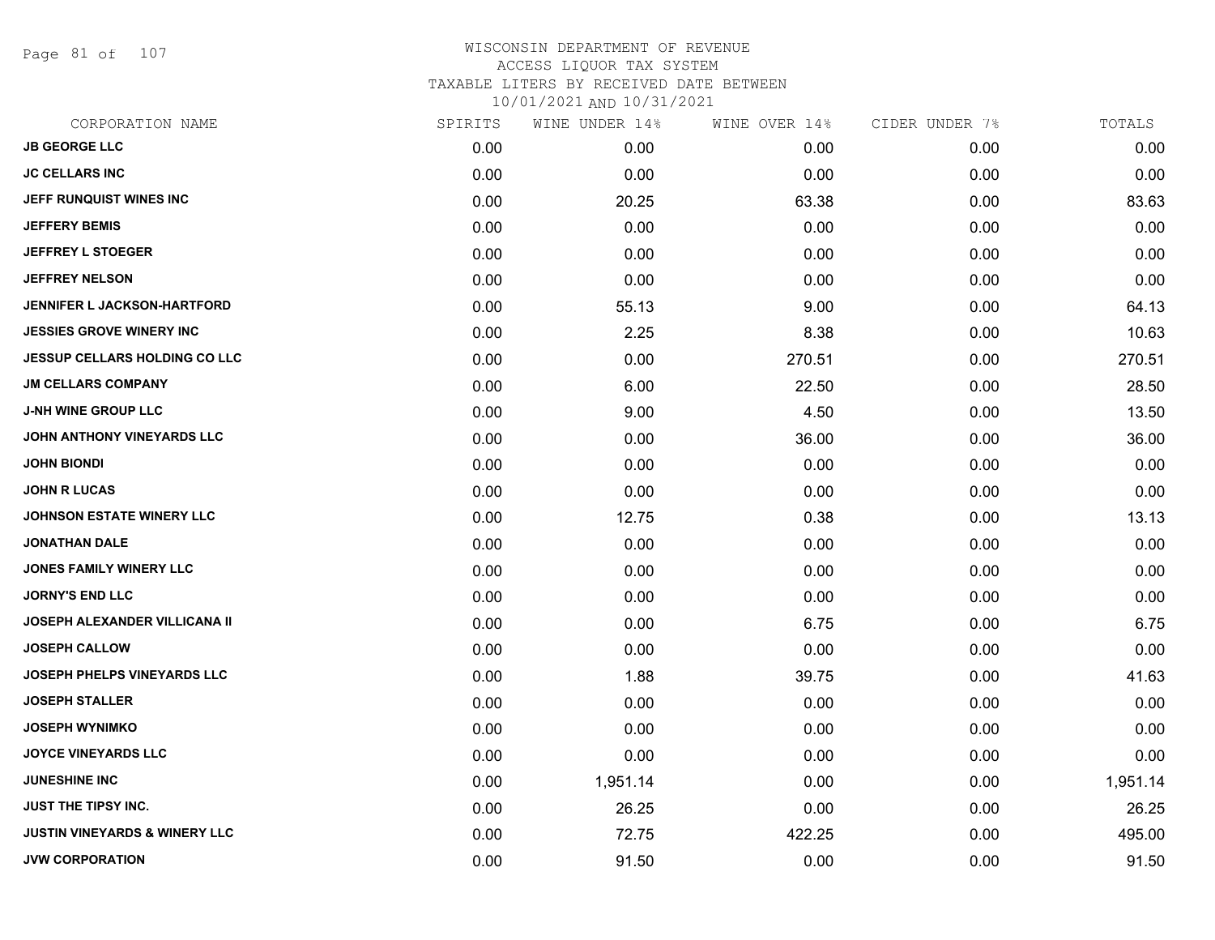# WISCONSIN DEPARTMENT OF REVENUE
## ACCESS LIQUOR TAX SYSTEM
### TAXABLE LITERS BY RECEIVED DATE BETWEEN 10/01/2021 AND 10/31/2021

| CORPORATION NAME | SPIRITS | WINE UNDER 14% | WINE OVER 14% | CIDER UNDER 7% | TOTALS |
|---|---|---|---|---|---|
| JB GEORGE LLC | 0.00 | 0.00 | 0.00 | 0.00 | 0.00 |
| JC CELLARS INC | 0.00 | 0.00 | 0.00 | 0.00 | 0.00 |
| JEFF RUNQUIST WINES INC | 0.00 | 20.25 | 63.38 | 0.00 | 83.63 |
| JEFFERY BEMIS | 0.00 | 0.00 | 0.00 | 0.00 | 0.00 |
| JEFFREY L STOEGER | 0.00 | 0.00 | 0.00 | 0.00 | 0.00 |
| JEFFREY NELSON | 0.00 | 0.00 | 0.00 | 0.00 | 0.00 |
| JENNIFER L JACKSON-HARTFORD | 0.00 | 55.13 | 9.00 | 0.00 | 64.13 |
| JESSIES GROVE WINERY INC | 0.00 | 2.25 | 8.38 | 0.00 | 10.63 |
| JESSUP CELLARS HOLDING CO LLC | 0.00 | 0.00 | 270.51 | 0.00 | 270.51 |
| JM CELLARS COMPANY | 0.00 | 6.00 | 22.50 | 0.00 | 28.50 |
| J-NH WINE GROUP LLC | 0.00 | 9.00 | 4.50 | 0.00 | 13.50 |
| JOHN ANTHONY VINEYARDS LLC | 0.00 | 0.00 | 36.00 | 0.00 | 36.00 |
| JOHN BIONDI | 0.00 | 0.00 | 0.00 | 0.00 | 0.00 |
| JOHN R LUCAS | 0.00 | 0.00 | 0.00 | 0.00 | 0.00 |
| JOHNSON ESTATE WINERY LLC | 0.00 | 12.75 | 0.38 | 0.00 | 13.13 |
| JONATHAN DALE | 0.00 | 0.00 | 0.00 | 0.00 | 0.00 |
| JONES FAMILY WINERY LLC | 0.00 | 0.00 | 0.00 | 0.00 | 0.00 |
| JORNY'S END LLC | 0.00 | 0.00 | 0.00 | 0.00 | 0.00 |
| JOSEPH ALEXANDER VILLICANA II | 0.00 | 0.00 | 6.75 | 0.00 | 6.75 |
| JOSEPH CALLOW | 0.00 | 0.00 | 0.00 | 0.00 | 0.00 |
| JOSEPH PHELPS VINEYARDS LLC | 0.00 | 1.88 | 39.75 | 0.00 | 41.63 |
| JOSEPH STALLER | 0.00 | 0.00 | 0.00 | 0.00 | 0.00 |
| JOSEPH WYNIMKO | 0.00 | 0.00 | 0.00 | 0.00 | 0.00 |
| JOYCE VINEYARDS LLC | 0.00 | 0.00 | 0.00 | 0.00 | 0.00 |
| JUNESHINE INC | 0.00 | 1,951.14 | 0.00 | 0.00 | 1,951.14 |
| JUST THE TIPSY INC. | 0.00 | 26.25 | 0.00 | 0.00 | 26.25 |
| JUSTIN VINEYARDS & WINERY LLC | 0.00 | 72.75 | 422.25 | 0.00 | 495.00 |
| JVW CORPORATION | 0.00 | 91.50 | 0.00 | 0.00 | 91.50 |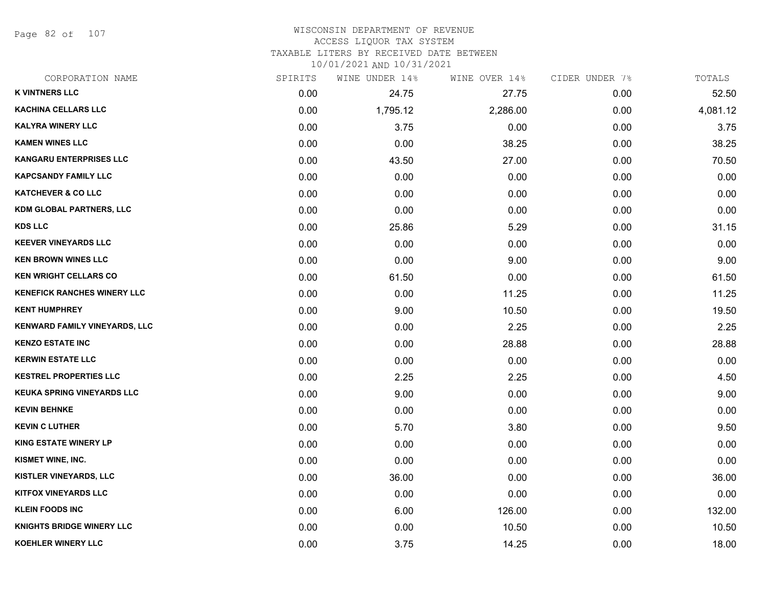# WISCONSIN DEPARTMENT OF REVENUE
## ACCESS LIQUOR TAX SYSTEM
### TAXABLE LITERS BY RECEIVED DATE BETWEEN 10/01/2021 AND 10/31/2021

| CORPORATION NAME | SPIRITS | WINE UNDER 14% | WINE OVER 14% | CIDER UNDER 7% | TOTALS |
|---|---|---|---|---|---|
| K VINTNERS LLC | 0.00 | 24.75 | 27.75 | 0.00 | 52.50 |
| KACHINA CELLARS LLC | 0.00 | 1,795.12 | 2,286.00 | 0.00 | 4,081.12 |
| KALYRA WINERY LLC | 0.00 | 3.75 | 0.00 | 0.00 | 3.75 |
| KAMEN WINES LLC | 0.00 | 0.00 | 38.25 | 0.00 | 38.25 |
| KANGARU ENTERPRISES LLC | 0.00 | 43.50 | 27.00 | 0.00 | 70.50 |
| KAPCSANDY FAMILY LLC | 0.00 | 0.00 | 0.00 | 0.00 | 0.00 |
| KATCHEVER & CO LLC | 0.00 | 0.00 | 0.00 | 0.00 | 0.00 |
| KDM GLOBAL PARTNERS, LLC | 0.00 | 0.00 | 0.00 | 0.00 | 0.00 |
| KDS LLC | 0.00 | 25.86 | 5.29 | 0.00 | 31.15 |
| KEEVER VINEYARDS LLC | 0.00 | 0.00 | 0.00 | 0.00 | 0.00 |
| KEN BROWN WINES LLC | 0.00 | 0.00 | 9.00 | 0.00 | 9.00 |
| KEN WRIGHT CELLARS CO | 0.00 | 61.50 | 0.00 | 0.00 | 61.50 |
| KENEFICK RANCHES WINERY LLC | 0.00 | 0.00 | 11.25 | 0.00 | 11.25 |
| KENT HUMPHREY | 0.00 | 9.00 | 10.50 | 0.00 | 19.50 |
| KENWARD FAMILY VINEYARDS, LLC | 0.00 | 0.00 | 2.25 | 0.00 | 2.25 |
| KENZO ESTATE INC | 0.00 | 0.00 | 28.88 | 0.00 | 28.88 |
| KERWIN ESTATE LLC | 0.00 | 0.00 | 0.00 | 0.00 | 0.00 |
| KESTREL PROPERTIES LLC | 0.00 | 2.25 | 2.25 | 0.00 | 4.50 |
| KEUKA SPRING VINEYARDS LLC | 0.00 | 9.00 | 0.00 | 0.00 | 9.00 |
| KEVIN BEHNKE | 0.00 | 0.00 | 0.00 | 0.00 | 0.00 |
| KEVIN C LUTHER | 0.00 | 5.70 | 3.80 | 0.00 | 9.50 |
| KING ESTATE WINERY LP | 0.00 | 0.00 | 0.00 | 0.00 | 0.00 |
| KISMET WINE, INC. | 0.00 | 0.00 | 0.00 | 0.00 | 0.00 |
| KISTLER VINEYARDS, LLC | 0.00 | 36.00 | 0.00 | 0.00 | 36.00 |
| KITFOX VINEYARDS LLC | 0.00 | 0.00 | 0.00 | 0.00 | 0.00 |
| KLEIN FOODS INC | 0.00 | 6.00 | 126.00 | 0.00 | 132.00 |
| KNIGHTS BRIDGE WINERY LLC | 0.00 | 0.00 | 10.50 | 0.00 | 10.50 |
| KOEHLER WINERY LLC | 0.00 | 3.75 | 14.25 | 0.00 | 18.00 |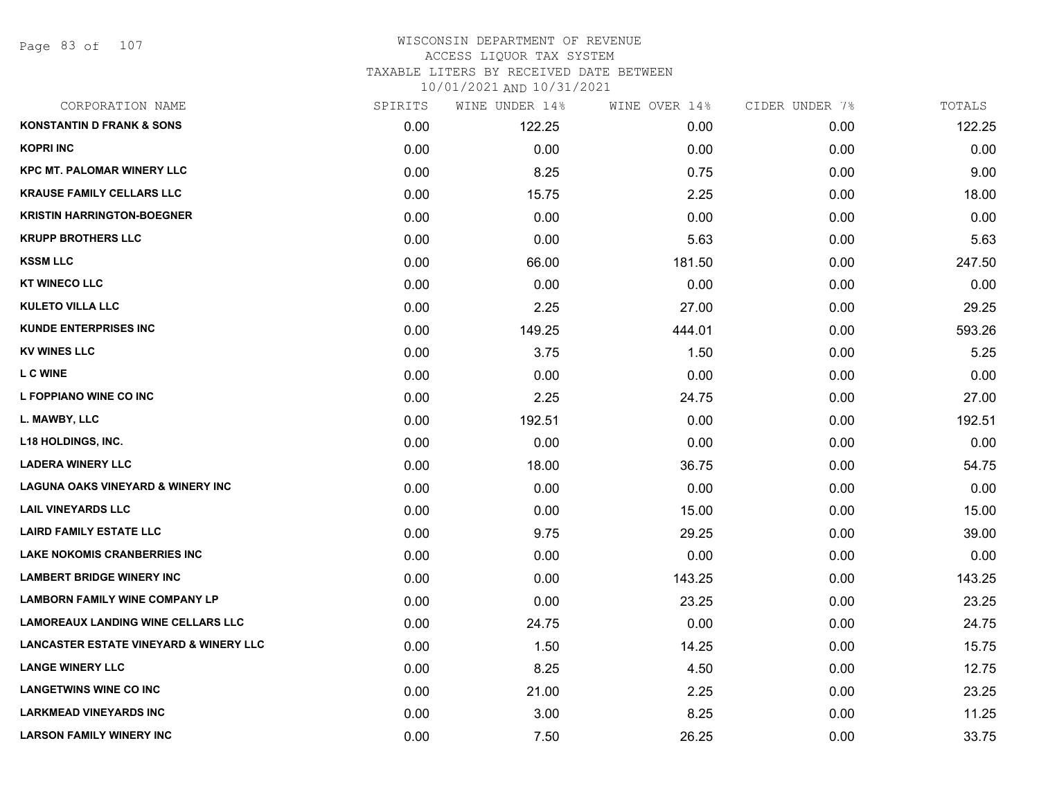WISCONSIN DEPARTMENT OF REVENUE
ACCESS LIQUOR TAX SYSTEM
TAXABLE LITERS BY RECEIVED DATE BETWEEN
10/01/2021 AND 10/31/2021

| CORPORATION NAME | SPIRITS | WINE UNDER 14% | WINE OVER 14% | CIDER UNDER 7% | TOTALS |
|---|---|---|---|---|---|
| **KONSTANTIN D FRANK & SONS** | 0.00 | 122.25 | 0.00 | 0.00 | 122.25 |
| **KOPRI INC** | 0.00 | 0.00 | 0.00 | 0.00 | 0.00 |
| **KPC MT. PALOMAR WINERY LLC** | 0.00 | 8.25 | 0.75 | 0.00 | 9.00 |
| **KRAUSE FAMILY CELLARS LLC** | 0.00 | 15.75 | 2.25 | 0.00 | 18.00 |
| **KRISTIN HARRINGTON-BOEGNER** | 0.00 | 0.00 | 0.00 | 0.00 | 0.00 |
| **KRUPP BROTHERS LLC** | 0.00 | 0.00 | 5.63 | 0.00 | 5.63 |
| **KSSM LLC** | 0.00 | 66.00 | 181.50 | 0.00 | 247.50 |
| **KT WINECO LLC** | 0.00 | 0.00 | 0.00 | 0.00 | 0.00 |
| **KULETO VILLA LLC** | 0.00 | 2.25 | 27.00 | 0.00 | 29.25 |
| **KUNDE ENTERPRISES INC** | 0.00 | 149.25 | 444.01 | 0.00 | 593.26 |
| **KV WINES LLC** | 0.00 | 3.75 | 1.50 | 0.00 | 5.25 |
| **L C WINE** | 0.00 | 0.00 | 0.00 | 0.00 | 0.00 |
| **L FOPPIANO WINE CO INC** | 0.00 | 2.25 | 24.75 | 0.00 | 27.00 |
| **L. MAWBY, LLC** | 0.00 | 192.51 | 0.00 | 0.00 | 192.51 |
| **L18 HOLDINGS, INC.** | 0.00 | 0.00 | 0.00 | 0.00 | 0.00 |
| **LADERA WINERY LLC** | 0.00 | 18.00 | 36.75 | 0.00 | 54.75 |
| **LAGUNA OAKS VINEYARD & WINERY INC** | 0.00 | 0.00 | 0.00 | 0.00 | 0.00 |
| **LAIL VINEYARDS LLC** | 0.00 | 0.00 | 15.00 | 0.00 | 15.00 |
| **LAIRD FAMILY ESTATE LLC** | 0.00 | 9.75 | 29.25 | 0.00 | 39.00 |
| **LAKE NOKOMIS CRANBERRIES INC** | 0.00 | 0.00 | 0.00 | 0.00 | 0.00 |
| **LAMBERT BRIDGE WINERY INC** | 0.00 | 0.00 | 143.25 | 0.00 | 143.25 |
| **LAMBORN FAMILY WINE COMPANY LP** | 0.00 | 0.00 | 23.25 | 0.00 | 23.25 |
| **LAMOREAUX LANDING WINE CELLARS LLC** | 0.00 | 24.75 | 0.00 | 0.00 | 24.75 |
| **LANCASTER ESTATE VINEYARD & WINERY LLC** | 0.00 | 1.50 | 14.25 | 0.00 | 15.75 |
| **LANGE WINERY LLC** | 0.00 | 8.25 | 4.50 | 0.00 | 12.75 |
| **LANGETWINS WINE CO INC** | 0.00 | 21.00 | 2.25 | 0.00 | 23.25 |
| **LARKMEAD VINEYARDS INC** | 0.00 | 3.00 | 8.25 | 0.00 | 11.25 |
| **LARSON FAMILY WINERY INC** | 0.00 | 7.50 | 26.25 | 0.00 | 33.75 |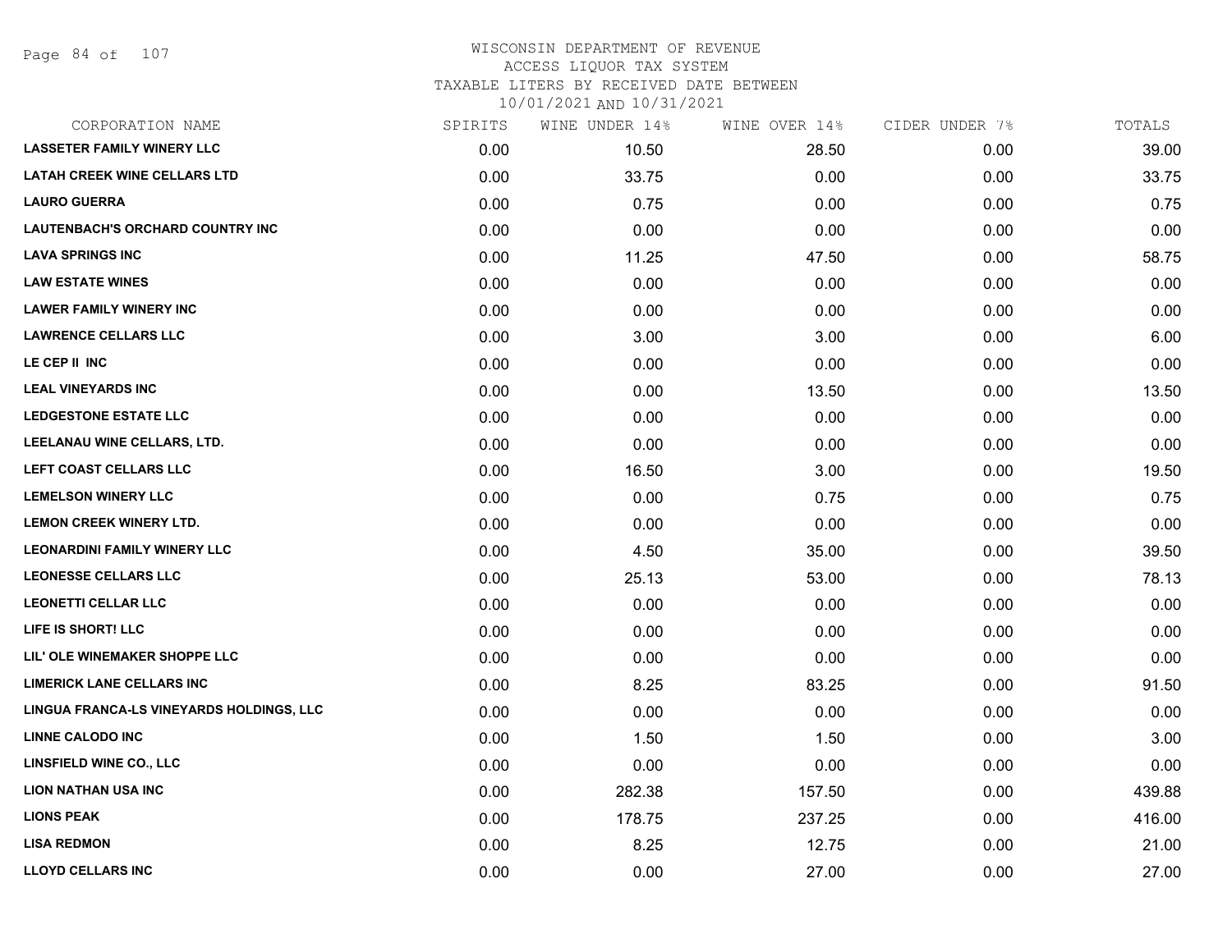WISCONSIN DEPARTMENT OF REVENUE
ACCESS LIQUOR TAX SYSTEM
TAXABLE LITERS BY RECEIVED DATE BETWEEN
10/01/2021 AND 10/31/2021

| CORPORATION NAME | SPIRITS | WINE UNDER 14% | WINE OVER 14% | CIDER UNDER 7% | TOTALS |
|---|---|---|---|---|---|
| LASSETER FAMILY WINERY LLC | 0.00 | 10.50 | 28.50 | 0.00 | 39.00 |
| LATAH CREEK WINE CELLARS LTD | 0.00 | 33.75 | 0.00 | 0.00 | 33.75 |
| LAURO GUERRA | 0.00 | 0.75 | 0.00 | 0.00 | 0.75 |
| LAUTENBACH'S ORCHARD COUNTRY INC | 0.00 | 0.00 | 0.00 | 0.00 | 0.00 |
| LAVA SPRINGS INC | 0.00 | 11.25 | 47.50 | 0.00 | 58.75 |
| LAW ESTATE WINES | 0.00 | 0.00 | 0.00 | 0.00 | 0.00 |
| LAWER FAMILY WINERY INC | 0.00 | 0.00 | 0.00 | 0.00 | 0.00 |
| LAWRENCE CELLARS LLC | 0.00 | 3.00 | 3.00 | 0.00 | 6.00 |
| LE CEP II INC | 0.00 | 0.00 | 0.00 | 0.00 | 0.00 |
| LEAL VINEYARDS INC | 0.00 | 0.00 | 13.50 | 0.00 | 13.50 |
| LEDGESTONE ESTATE LLC | 0.00 | 0.00 | 0.00 | 0.00 | 0.00 |
| LEELANAU WINE CELLARS, LTD. | 0.00 | 0.00 | 0.00 | 0.00 | 0.00 |
| LEFT COAST CELLARS LLC | 0.00 | 16.50 | 3.00 | 0.00 | 19.50 |
| LEMELSON WINERY LLC | 0.00 | 0.00 | 0.75 | 0.00 | 0.75 |
| LEMON CREEK WINERY LTD. | 0.00 | 0.00 | 0.00 | 0.00 | 0.00 |
| LEONARDINI FAMILY WINERY LLC | 0.00 | 4.50 | 35.00 | 0.00 | 39.50 |
| LEONESSE CELLARS LLC | 0.00 | 25.13 | 53.00 | 0.00 | 78.13 |
| LEONETTI CELLAR LLC | 0.00 | 0.00 | 0.00 | 0.00 | 0.00 |
| LIFE IS SHORT! LLC | 0.00 | 0.00 | 0.00 | 0.00 | 0.00 |
| LIL' OLE WINEMAKER SHOPPE LLC | 0.00 | 0.00 | 0.00 | 0.00 | 0.00 |
| LIMERICK LANE CELLARS INC | 0.00 | 8.25 | 83.25 | 0.00 | 91.50 |
| LINGUA FRANCA-LS VINEYARDS HOLDINGS, LLC | 0.00 | 0.00 | 0.00 | 0.00 | 0.00 |
| LINNE CALODO INC | 0.00 | 1.50 | 1.50 | 0.00 | 3.00 |
| LINSFIELD WINE CO., LLC | 0.00 | 0.00 | 0.00 | 0.00 | 0.00 |
| LION NATHAN USA INC | 0.00 | 282.38 | 157.50 | 0.00 | 439.88 |
| LIONS PEAK | 0.00 | 178.75 | 237.25 | 0.00 | 416.00 |
| LISA REDMON | 0.00 | 8.25 | 12.75 | 0.00 | 21.00 |
| LLOYD CELLARS INC | 0.00 | 0.00 | 27.00 | 0.00 | 27.00 |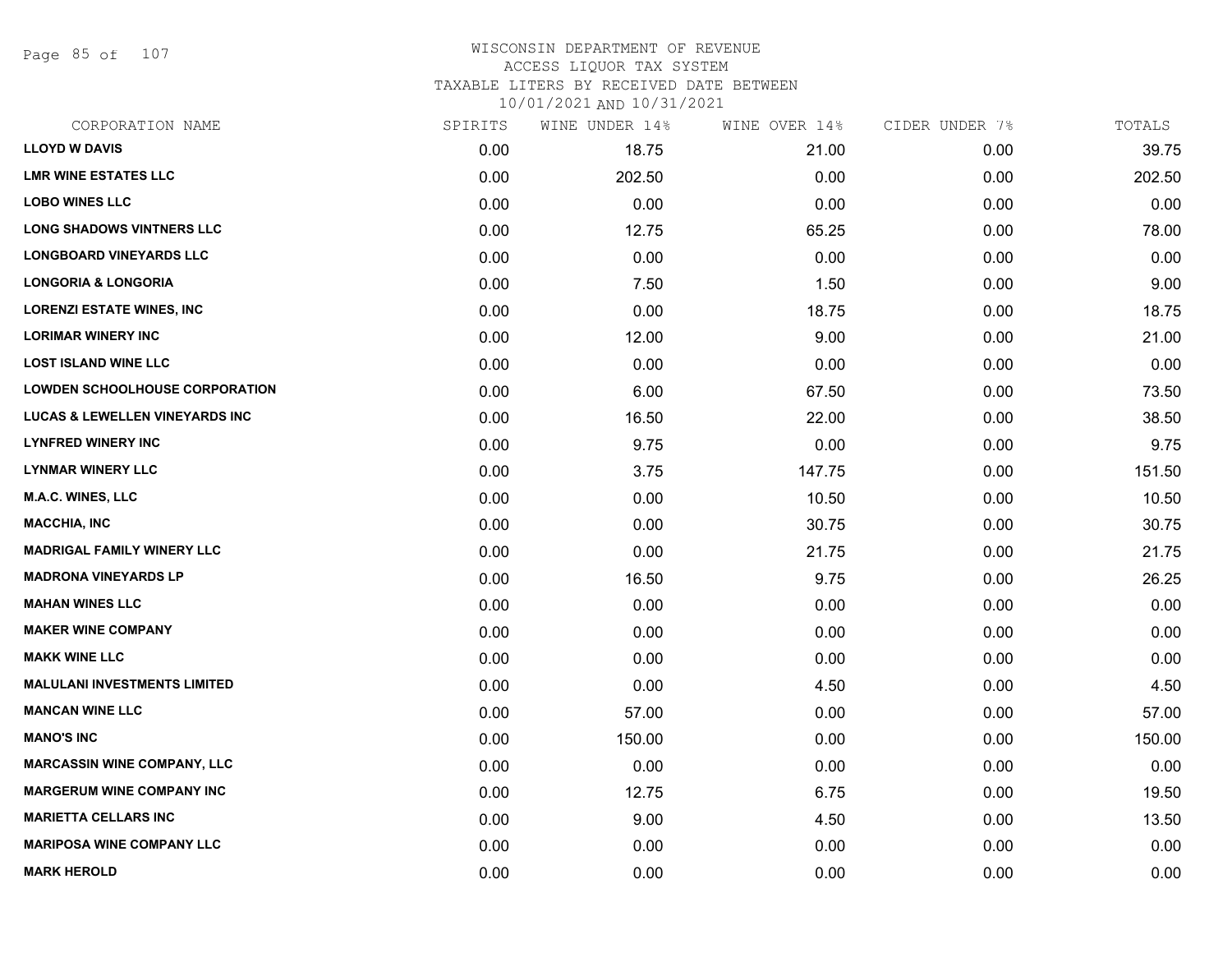# WISCONSIN DEPARTMENT OF REVENUE
## ACCESS LIQUOR TAX SYSTEM
### TAXABLE LITERS BY RECEIVED DATE BETWEEN 10/01/2021 AND 10/31/2021

| CORPORATION NAME | SPIRITS | WINE UNDER 14% | WINE OVER 14% | CIDER UNDER 7% | TOTALS |
|---|---|---|---|---|---|
| LLOYD W DAVIS | 0.00 | 18.75 | 21.00 | 0.00 | 39.75 |
| LMR WINE ESTATES LLC | 0.00 | 202.50 | 0.00 | 0.00 | 202.50 |
| LOBO WINES LLC | 0.00 | 0.00 | 0.00 | 0.00 | 0.00 |
| LONG SHADOWS VINTNERS LLC | 0.00 | 12.75 | 65.25 | 0.00 | 78.00 |
| LONGBOARD VINEYARDS LLC | 0.00 | 0.00 | 0.00 | 0.00 | 0.00 |
| LONGORIA & LONGORIA | 0.00 | 7.50 | 1.50 | 0.00 | 9.00 |
| LORENZI ESTATE WINES, INC | 0.00 | 0.00 | 18.75 | 0.00 | 18.75 |
| LORIMAR WINERY INC | 0.00 | 12.00 | 9.00 | 0.00 | 21.00 |
| LOST ISLAND WINE LLC | 0.00 | 0.00 | 0.00 | 0.00 | 0.00 |
| LOWDEN SCHOOLHOUSE CORPORATION | 0.00 | 6.00 | 67.50 | 0.00 | 73.50 |
| LUCAS & LEWELLEN VINEYARDS INC | 0.00 | 16.50 | 22.00 | 0.00 | 38.50 |
| LYNFRED WINERY INC | 0.00 | 9.75 | 0.00 | 0.00 | 9.75 |
| LYNMAR WINERY LLC | 0.00 | 3.75 | 147.75 | 0.00 | 151.50 |
| M.A.C. WINES, LLC | 0.00 | 0.00 | 10.50 | 0.00 | 10.50 |
| MACCHIA, INC | 0.00 | 0.00 | 30.75 | 0.00 | 30.75 |
| MADRIGAL FAMILY WINERY LLC | 0.00 | 0.00 | 21.75 | 0.00 | 21.75 |
| MADRONA VINEYARDS LP | 0.00 | 16.50 | 9.75 | 0.00 | 26.25 |
| MAHAN WINES LLC | 0.00 | 0.00 | 0.00 | 0.00 | 0.00 |
| MAKER WINE COMPANY | 0.00 | 0.00 | 0.00 | 0.00 | 0.00 |
| MAKK WINE LLC | 0.00 | 0.00 | 0.00 | 0.00 | 0.00 |
| MALULANI INVESTMENTS LIMITED | 0.00 | 0.00 | 4.50 | 0.00 | 4.50 |
| MANCAN WINE LLC | 0.00 | 57.00 | 0.00 | 0.00 | 57.00 |
| MANO'S INC | 0.00 | 150.00 | 0.00 | 0.00 | 150.00 |
| MARCASSIN WINE COMPANY, LLC | 0.00 | 0.00 | 0.00 | 0.00 | 0.00 |
| MARGERUM WINE COMPANY INC | 0.00 | 12.75 | 6.75 | 0.00 | 19.50 |
| MARIETTA CELLARS INC | 0.00 | 9.00 | 4.50 | 0.00 | 13.50 |
| MARIPOSA WINE COMPANY LLC | 0.00 | 0.00 | 0.00 | 0.00 | 0.00 |
| MARK HEROLD | 0.00 | 0.00 | 0.00 | 0.00 | 0.00 |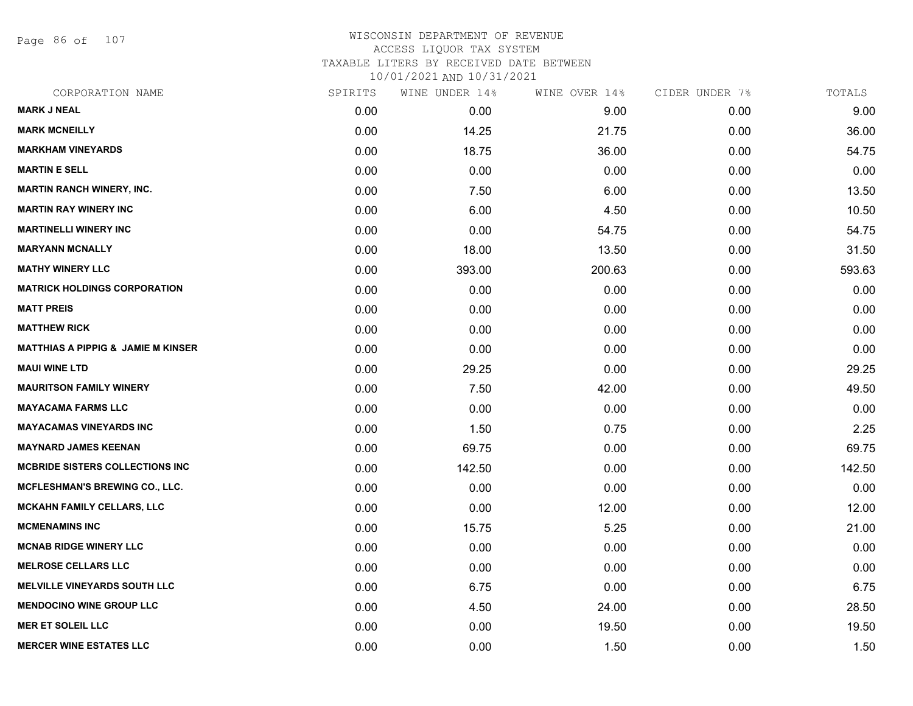WISCONSIN DEPARTMENT OF REVENUE
ACCESS LIQUOR TAX SYSTEM
TAXABLE LITERS BY RECEIVED DATE BETWEEN
10/01/2021 AND 10/31/2021

| CORPORATION NAME | SPIRITS | WINE UNDER 14% | WINE OVER 14% | CIDER UNDER 7% | TOTALS |
|---|---|---|---|---|---|
| MARK J NEAL | 0.00 | 0.00 | 9.00 | 0.00 | 9.00 |
| MARK MCNEILLY | 0.00 | 14.25 | 21.75 | 0.00 | 36.00 |
| MARKHAM VINEYARDS | 0.00 | 18.75 | 36.00 | 0.00 | 54.75 |
| MARTIN E SELL | 0.00 | 0.00 | 0.00 | 0.00 | 0.00 |
| MARTIN RANCH WINERY, INC. | 0.00 | 7.50 | 6.00 | 0.00 | 13.50 |
| MARTIN RAY WINERY INC | 0.00 | 6.00 | 4.50 | 0.00 | 10.50 |
| MARTINELLI WINERY INC | 0.00 | 0.00 | 54.75 | 0.00 | 54.75 |
| MARYANN MCNALLY | 0.00 | 18.00 | 13.50 | 0.00 | 31.50 |
| MATHY WINERY LLC | 0.00 | 393.00 | 200.63 | 0.00 | 593.63 |
| MATRICK HOLDINGS CORPORATION | 0.00 | 0.00 | 0.00 | 0.00 | 0.00 |
| MATT PREIS | 0.00 | 0.00 | 0.00 | 0.00 | 0.00 |
| MATTHEW RICK | 0.00 | 0.00 | 0.00 | 0.00 | 0.00 |
| MATTHIAS A PIPPIG & JAMIE M KINSER | 0.00 | 0.00 | 0.00 | 0.00 | 0.00 |
| MAUI WINE LTD | 0.00 | 29.25 | 0.00 | 0.00 | 29.25 |
| MAURITSON FAMILY WINERY | 0.00 | 7.50 | 42.00 | 0.00 | 49.50 |
| MAYACAMA FARMS LLC | 0.00 | 0.00 | 0.00 | 0.00 | 0.00 |
| MAYACAMAS VINEYARDS INC | 0.00 | 1.50 | 0.75 | 0.00 | 2.25 |
| MAYNARD JAMES KEENAN | 0.00 | 69.75 | 0.00 | 0.00 | 69.75 |
| MCBRIDE SISTERS COLLECTIONS INC | 0.00 | 142.50 | 0.00 | 0.00 | 142.50 |
| MCFLESHMAN'S BREWING CO., LLC. | 0.00 | 0.00 | 0.00 | 0.00 | 0.00 |
| MCKAHN FAMILY CELLARS, LLC | 0.00 | 0.00 | 12.00 | 0.00 | 12.00 |
| MCMENAMINS INC | 0.00 | 15.75 | 5.25 | 0.00 | 21.00 |
| MCNAB RIDGE WINERY LLC | 0.00 | 0.00 | 0.00 | 0.00 | 0.00 |
| MELROSE CELLARS LLC | 0.00 | 0.00 | 0.00 | 0.00 | 0.00 |
| MELVILLE VINEYARDS SOUTH LLC | 0.00 | 6.75 | 0.00 | 0.00 | 6.75 |
| MENDOCINO WINE GROUP LLC | 0.00 | 4.50 | 24.00 | 0.00 | 28.50 |
| MER ET SOLEIL LLC | 0.00 | 0.00 | 19.50 | 0.00 | 19.50 |
| MERCER WINE ESTATES LLC | 0.00 | 0.00 | 1.50 | 0.00 | 1.50 |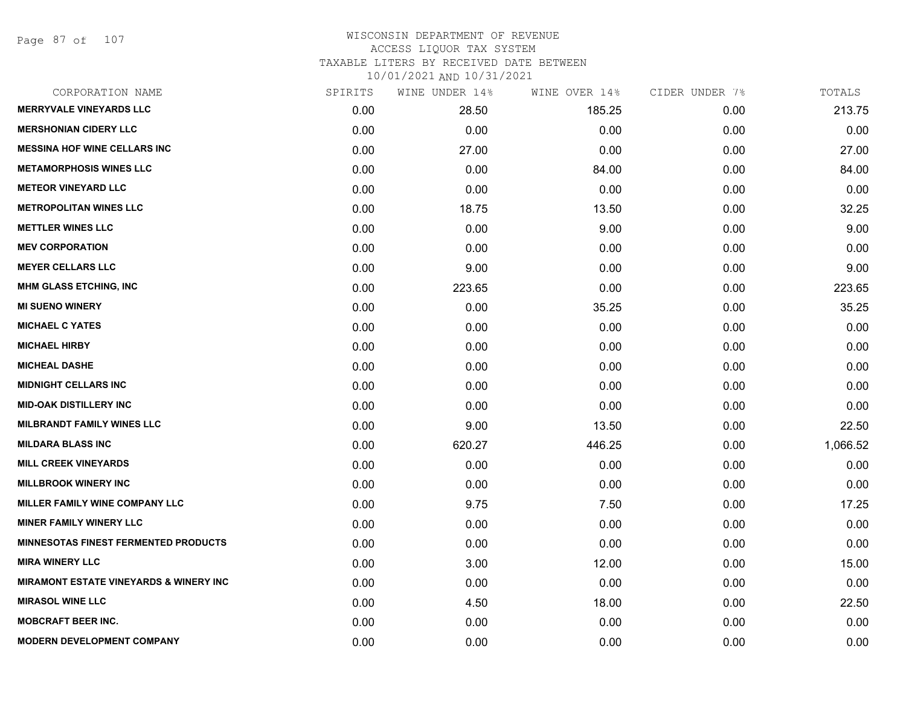# WISCONSIN DEPARTMENT OF REVENUE
## ACCESS LIQUOR TAX SYSTEM
## TAXABLE LITERS BY RECEIVED DATE BETWEEN 10/01/2021 AND 10/31/2021

| CORPORATION NAME | SPIRITS | WINE UNDER 14% | WINE OVER 14% | CIDER UNDER 7% | TOTALS |
|---|---|---|---|---|---|
| MERRYVALE VINEYARDS LLC | 0.00 | 28.50 | 185.25 | 0.00 | 213.75 |
| MERSHONIAN CIDERY LLC | 0.00 | 0.00 | 0.00 | 0.00 | 0.00 |
| MESSINA HOF WINE CELLARS INC | 0.00 | 27.00 | 0.00 | 0.00 | 27.00 |
| METAMORPHOSIS WINES LLC | 0.00 | 0.00 | 84.00 | 0.00 | 84.00 |
| METEOR VINEYARD LLC | 0.00 | 0.00 | 0.00 | 0.00 | 0.00 |
| METROPOLITAN WINES LLC | 0.00 | 18.75 | 13.50 | 0.00 | 32.25 |
| METTLER WINES LLC | 0.00 | 0.00 | 9.00 | 0.00 | 9.00 |
| MEV CORPORATION | 0.00 | 0.00 | 0.00 | 0.00 | 0.00 |
| MEYER CELLARS LLC | 0.00 | 9.00 | 0.00 | 0.00 | 9.00 |
| MHM GLASS ETCHING, INC | 0.00 | 223.65 | 0.00 | 0.00 | 223.65 |
| MI SUENO WINERY | 0.00 | 0.00 | 35.25 | 0.00 | 35.25 |
| MICHAEL C YATES | 0.00 | 0.00 | 0.00 | 0.00 | 0.00 |
| MICHAEL HIRBY | 0.00 | 0.00 | 0.00 | 0.00 | 0.00 |
| MICHEAL DASHE | 0.00 | 0.00 | 0.00 | 0.00 | 0.00 |
| MIDNIGHT CELLARS INC | 0.00 | 0.00 | 0.00 | 0.00 | 0.00 |
| MID-OAK DISTILLERY INC | 0.00 | 0.00 | 0.00 | 0.00 | 0.00 |
| MILBRANDT FAMILY WINES LLC | 0.00 | 9.00 | 13.50 | 0.00 | 22.50 |
| MILDARA BLASS INC | 0.00 | 620.27 | 446.25 | 0.00 | 1,066.52 |
| MILL CREEK VINEYARDS | 0.00 | 0.00 | 0.00 | 0.00 | 0.00 |
| MILLBROOK WINERY INC | 0.00 | 0.00 | 0.00 | 0.00 | 0.00 |
| MILLER FAMILY WINE COMPANY LLC | 0.00 | 9.75 | 7.50 | 0.00 | 17.25 |
| MINER FAMILY WINERY LLC | 0.00 | 0.00 | 0.00 | 0.00 | 0.00 |
| MINNESOTAS FINEST FERMENTED PRODUCTS | 0.00 | 0.00 | 0.00 | 0.00 | 0.00 |
| MIRA WINERY LLC | 0.00 | 3.00 | 12.00 | 0.00 | 15.00 |
| MIRAMONT ESTATE VINEYARDS & WINERY INC | 0.00 | 0.00 | 0.00 | 0.00 | 0.00 |
| MIRASOL WINE LLC | 0.00 | 4.50 | 18.00 | 0.00 | 22.50 |
| MOBCRAFT BEER INC. | 0.00 | 0.00 | 0.00 | 0.00 | 0.00 |
| MODERN DEVELOPMENT COMPANY | 0.00 | 0.00 | 0.00 | 0.00 | 0.00 |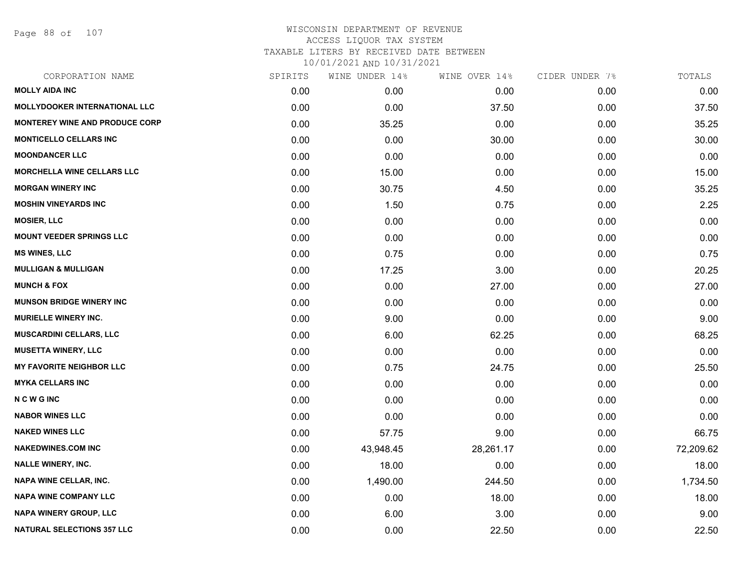WISCONSIN DEPARTMENT OF REVENUE
ACCESS LIQUOR TAX SYSTEM
TAXABLE LITERS BY RECEIVED DATE BETWEEN
10/01/2021 AND 10/31/2021

| CORPORATION NAME | SPIRITS | WINE UNDER 14% | WINE OVER 14% | CIDER UNDER 7% | TOTALS |
|---|---|---|---|---|---|
| MOLLY AIDA INC | 0.00 | 0.00 | 0.00 | 0.00 | 0.00 |
| MOLLYDOOKER INTERNATIONAL LLC | 0.00 | 0.00 | 37.50 | 0.00 | 37.50 |
| MONTEREY WINE AND PRODUCE CORP | 0.00 | 35.25 | 0.00 | 0.00 | 35.25 |
| MONTICELLO CELLARS INC | 0.00 | 0.00 | 30.00 | 0.00 | 30.00 |
| MOONDANCER LLC | 0.00 | 0.00 | 0.00 | 0.00 | 0.00 |
| MORCHELLA WINE CELLARS LLC | 0.00 | 15.00 | 0.00 | 0.00 | 15.00 |
| MORGAN WINERY INC | 0.00 | 30.75 | 4.50 | 0.00 | 35.25 |
| MOSHIN VINEYARDS INC | 0.00 | 1.50 | 0.75 | 0.00 | 2.25 |
| MOSIER, LLC | 0.00 | 0.00 | 0.00 | 0.00 | 0.00 |
| MOUNT VEEDER SPRINGS LLC | 0.00 | 0.00 | 0.00 | 0.00 | 0.00 |
| MS WINES, LLC | 0.00 | 0.75 | 0.00 | 0.00 | 0.75 |
| MULLIGAN & MULLIGAN | 0.00 | 17.25 | 3.00 | 0.00 | 20.25 |
| MUNCH & FOX | 0.00 | 0.00 | 27.00 | 0.00 | 27.00 |
| MUNSON BRIDGE WINERY INC | 0.00 | 0.00 | 0.00 | 0.00 | 0.00 |
| MURIELLE WINERY INC. | 0.00 | 9.00 | 0.00 | 0.00 | 9.00 |
| MUSCARDINI CELLARS, LLC | 0.00 | 6.00 | 62.25 | 0.00 | 68.25 |
| MUSETTA WINERY, LLC | 0.00 | 0.00 | 0.00 | 0.00 | 0.00 |
| MY FAVORITE NEIGHBOR LLC | 0.00 | 0.75 | 24.75 | 0.00 | 25.50 |
| MYKA CELLARS INC | 0.00 | 0.00 | 0.00 | 0.00 | 0.00 |
| N C W G INC | 0.00 | 0.00 | 0.00 | 0.00 | 0.00 |
| NABOR WINES LLC | 0.00 | 0.00 | 0.00 | 0.00 | 0.00 |
| NAKED WINES LLC | 0.00 | 57.75 | 9.00 | 0.00 | 66.75 |
| NAKEDWINES.COM INC | 0.00 | 43,948.45 | 28,261.17 | 0.00 | 72,209.62 |
| NALLE WINERY, INC. | 0.00 | 18.00 | 0.00 | 0.00 | 18.00 |
| NAPA WINE CELLAR, INC. | 0.00 | 1,490.00 | 244.50 | 0.00 | 1,734.50 |
| NAPA WINE COMPANY LLC | 0.00 | 0.00 | 18.00 | 0.00 | 18.00 |
| NAPA WINERY GROUP, LLC | 0.00 | 6.00 | 3.00 | 0.00 | 9.00 |
| NATURAL SELECTIONS 357 LLC | 0.00 | 0.00 | 22.50 | 0.00 | 22.50 |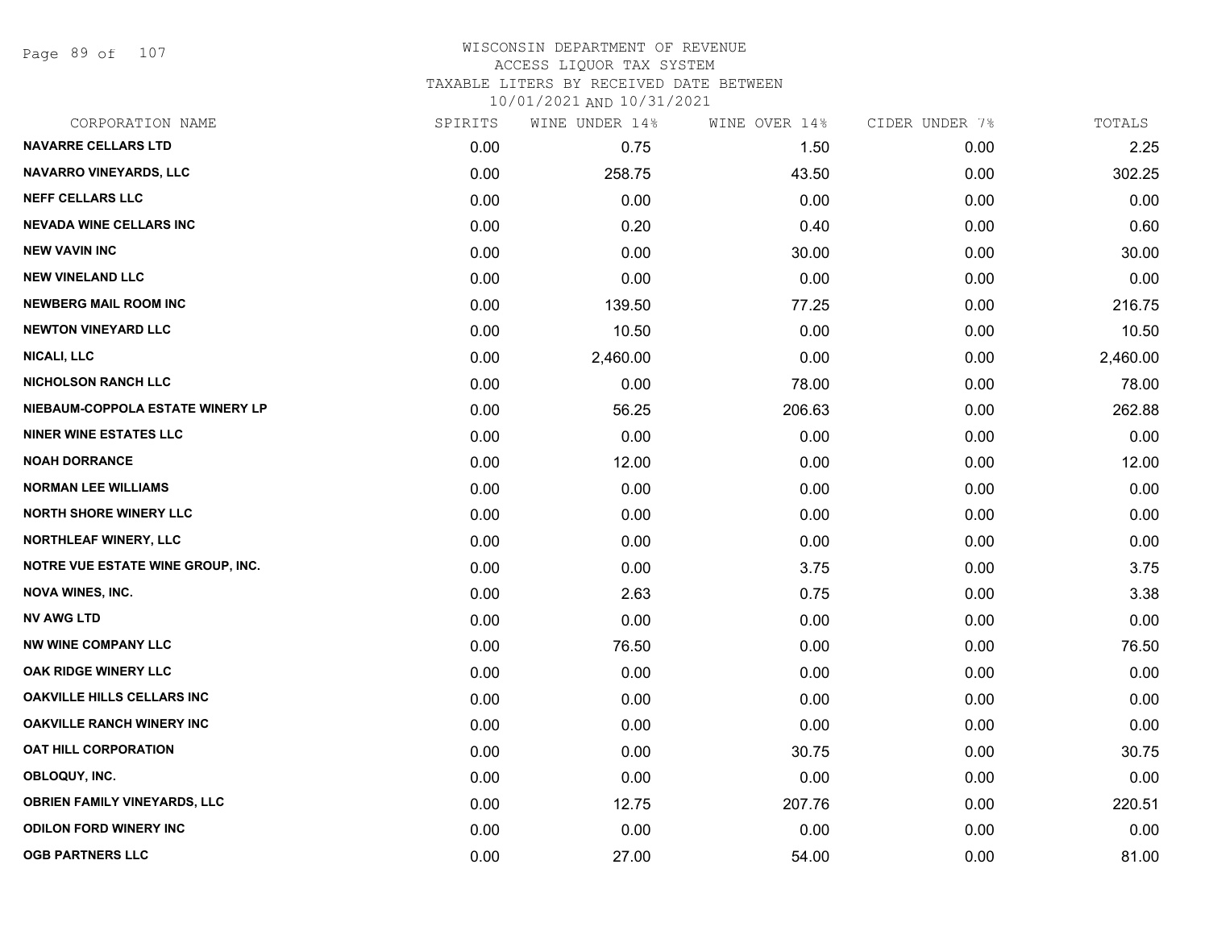# WISCONSIN DEPARTMENT OF REVENUE
## ACCESS LIQUOR TAX SYSTEM
## TAXABLE LITERS BY RECEIVED DATE BETWEEN
## 10/01/2021 AND 10/31/2021

| CORPORATION NAME | SPIRITS | WINE UNDER 14% | WINE OVER 14% | CIDER UNDER 7% | TOTALS |
|---|---|---|---|---|---|
| NAVARRE CELLARS LTD | 0.00 | 0.75 | 1.50 | 0.00 | 2.25 |
| NAVARRO VINEYARDS, LLC | 0.00 | 258.75 | 43.50 | 0.00 | 302.25 |
| NEFF CELLARS LLC | 0.00 | 0.00 | 0.00 | 0.00 | 0.00 |
| NEVADA WINE CELLARS INC | 0.00 | 0.20 | 0.40 | 0.00 | 0.60 |
| NEW VAVIN INC | 0.00 | 0.00 | 30.00 | 0.00 | 30.00 |
| NEW VINELAND LLC | 0.00 | 0.00 | 0.00 | 0.00 | 0.00 |
| NEWBERG MAIL ROOM INC | 0.00 | 139.50 | 77.25 | 0.00 | 216.75 |
| NEWTON VINEYARD LLC | 0.00 | 10.50 | 0.00 | 0.00 | 10.50 |
| NICALI, LLC | 0.00 | 2,460.00 | 0.00 | 0.00 | 2,460.00 |
| NICHOLSON RANCH LLC | 0.00 | 0.00 | 78.00 | 0.00 | 78.00 |
| NIEBAUM-COPPOLA ESTATE WINERY LP | 0.00 | 56.25 | 206.63 | 0.00 | 262.88 |
| NINER WINE ESTATES LLC | 0.00 | 0.00 | 0.00 | 0.00 | 0.00 |
| NOAH DORRANCE | 0.00 | 12.00 | 0.00 | 0.00 | 12.00 |
| NORMAN LEE WILLIAMS | 0.00 | 0.00 | 0.00 | 0.00 | 0.00 |
| NORTH SHORE WINERY LLC | 0.00 | 0.00 | 0.00 | 0.00 | 0.00 |
| NORTHLEAF WINERY, LLC | 0.00 | 0.00 | 0.00 | 0.00 | 0.00 |
| NOTRE VUE ESTATE WINE GROUP, INC. | 0.00 | 0.00 | 3.75 | 0.00 | 3.75 |
| NOVA WINES, INC. | 0.00 | 2.63 | 0.75 | 0.00 | 3.38 |
| NV AWG LTD | 0.00 | 0.00 | 0.00 | 0.00 | 0.00 |
| NW WINE COMPANY LLC | 0.00 | 76.50 | 0.00 | 0.00 | 76.50 |
| OAK RIDGE WINERY LLC | 0.00 | 0.00 | 0.00 | 0.00 | 0.00 |
| OAKVILLE HILLS CELLARS INC | 0.00 | 0.00 | 0.00 | 0.00 | 0.00 |
| OAKVILLE RANCH WINERY INC | 0.00 | 0.00 | 0.00 | 0.00 | 0.00 |
| OAT HILL CORPORATION | 0.00 | 0.00 | 30.75 | 0.00 | 30.75 |
| OBLOQUY, INC. | 0.00 | 0.00 | 0.00 | 0.00 | 0.00 |
| OBRIEN FAMILY VINEYARDS, LLC | 0.00 | 12.75 | 207.76 | 0.00 | 220.51 |
| ODILON FORD WINERY INC | 0.00 | 0.00 | 0.00 | 0.00 | 0.00 |
| OGB PARTNERS LLC | 0.00 | 27.00 | 54.00 | 0.00 | 81.00 |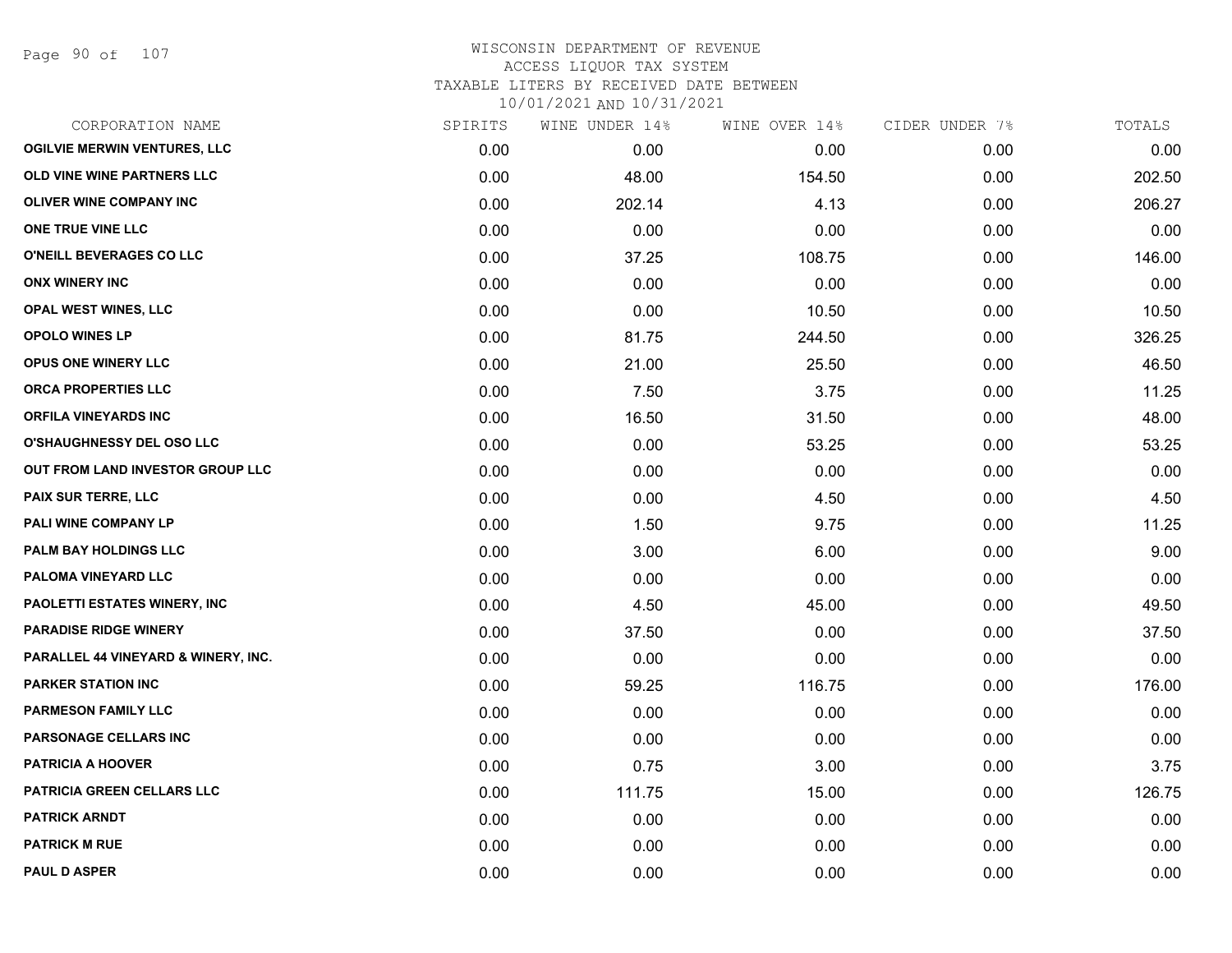# WISCONSIN DEPARTMENT OF REVENUE
## ACCESS LIQUOR TAX SYSTEM
## TAXABLE LITERS BY RECEIVED DATE BETWEEN
## 10/01/2021 AND 10/31/2021

| CORPORATION NAME | SPIRITS | WINE UNDER 14% | WINE OVER 14% | CIDER UNDER 7% | TOTALS |
|---|---|---|---|---|---|
| OGILVIE MERWIN VENTURES, LLC | 0.00 | 0.00 | 0.00 | 0.00 | 0.00 |
| OLD VINE WINE PARTNERS LLC | 0.00 | 48.00 | 154.50 | 0.00 | 202.50 |
| OLIVER WINE COMPANY INC | 0.00 | 202.14 | 4.13 | 0.00 | 206.27 |
| ONE TRUE VINE LLC | 0.00 | 0.00 | 0.00 | 0.00 | 0.00 |
| O'NEILL BEVERAGES CO LLC | 0.00 | 37.25 | 108.75 | 0.00 | 146.00 |
| ONX WINERY INC | 0.00 | 0.00 | 0.00 | 0.00 | 0.00 |
| OPAL WEST WINES, LLC | 0.00 | 0.00 | 10.50 | 0.00 | 10.50 |
| OPOLO WINES LP | 0.00 | 81.75 | 244.50 | 0.00 | 326.25 |
| OPUS ONE WINERY LLC | 0.00 | 21.00 | 25.50 | 0.00 | 46.50 |
| ORCA PROPERTIES LLC | 0.00 | 7.50 | 3.75 | 0.00 | 11.25 |
| ORFILA VINEYARDS INC | 0.00 | 16.50 | 31.50 | 0.00 | 48.00 |
| O'SHAUGHNESSY DEL OSO LLC | 0.00 | 0.00 | 53.25 | 0.00 | 53.25 |
| OUT FROM LAND INVESTOR GROUP LLC | 0.00 | 0.00 | 0.00 | 0.00 | 0.00 |
| PAIX SUR TERRE, LLC | 0.00 | 0.00 | 4.50 | 0.00 | 4.50 |
| PALI WINE COMPANY LP | 0.00 | 1.50 | 9.75 | 0.00 | 11.25 |
| PALM BAY HOLDINGS LLC | 0.00 | 3.00 | 6.00 | 0.00 | 9.00 |
| PALOMA VINEYARD LLC | 0.00 | 0.00 | 0.00 | 0.00 | 0.00 |
| PAOLETTI ESTATES WINERY, INC | 0.00 | 4.50 | 45.00 | 0.00 | 49.50 |
| PARADISE RIDGE WINERY | 0.00 | 37.50 | 0.00 | 0.00 | 37.50 |
| PARALLEL 44 VINEYARD & WINERY, INC. | 0.00 | 0.00 | 0.00 | 0.00 | 0.00 |
| PARKER STATION INC | 0.00 | 59.25 | 116.75 | 0.00 | 176.00 |
| PARMESON FAMILY LLC | 0.00 | 0.00 | 0.00 | 0.00 | 0.00 |
| PARSONAGE CELLARS INC | 0.00 | 0.00 | 0.00 | 0.00 | 0.00 |
| PATRICIA A HOOVER | 0.00 | 0.75 | 3.00 | 0.00 | 3.75 |
| PATRICIA GREEN CELLARS LLC | 0.00 | 111.75 | 15.00 | 0.00 | 126.75 |
| PATRICK ARNDT | 0.00 | 0.00 | 0.00 | 0.00 | 0.00 |
| PATRICK M RUE | 0.00 | 0.00 | 0.00 | 0.00 | 0.00 |
| PAUL D ASPER | 0.00 | 0.00 | 0.00 | 0.00 | 0.00 |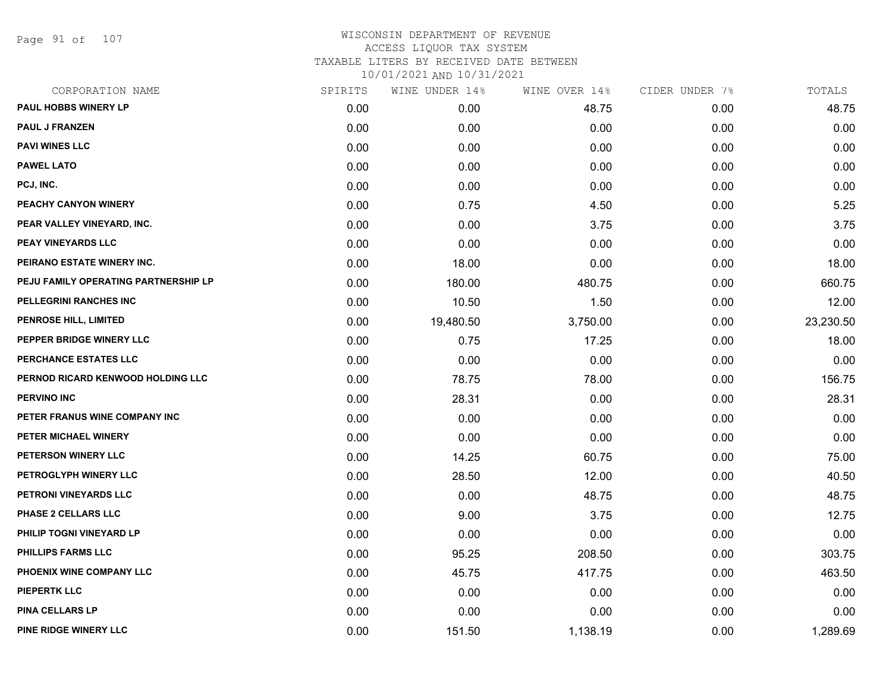WISCONSIN DEPARTMENT OF REVENUE
ACCESS LIQUOR TAX SYSTEM
TAXABLE LITERS BY RECEIVED DATE BETWEEN
10/01/2021 AND 10/31/2021

| CORPORATION NAME | SPIRITS | WINE UNDER 14% | WINE OVER 14% | CIDER UNDER 7% | TOTALS |
|---|---|---|---|---|---|
| PAUL HOBBS WINERY LP | 0.00 | 0.00 | 48.75 | 0.00 | 48.75 |
| PAUL J FRANZEN | 0.00 | 0.00 | 0.00 | 0.00 | 0.00 |
| PAVI WINES LLC | 0.00 | 0.00 | 0.00 | 0.00 | 0.00 |
| PAWEL LATO | 0.00 | 0.00 | 0.00 | 0.00 | 0.00 |
| PCJ, INC. | 0.00 | 0.00 | 0.00 | 0.00 | 0.00 |
| PEACHY CANYON WINERY | 0.00 | 0.75 | 4.50 | 0.00 | 5.25 |
| PEAR VALLEY VINEYARD, INC. | 0.00 | 0.00 | 3.75 | 0.00 | 3.75 |
| PEAY VINEYARDS LLC | 0.00 | 0.00 | 0.00 | 0.00 | 0.00 |
| PEIRANO ESTATE WINERY INC. | 0.00 | 18.00 | 0.00 | 0.00 | 18.00 |
| PEJU FAMILY OPERATING PARTNERSHIP LP | 0.00 | 180.00 | 480.75 | 0.00 | 660.75 |
| PELLEGRINI RANCHES INC | 0.00 | 10.50 | 1.50 | 0.00 | 12.00 |
| PENROSE HILL, LIMITED | 0.00 | 19,480.50 | 3,750.00 | 0.00 | 23,230.50 |
| PEPPER BRIDGE WINERY LLC | 0.00 | 0.75 | 17.25 | 0.00 | 18.00 |
| PERCHANCE ESTATES LLC | 0.00 | 0.00 | 0.00 | 0.00 | 0.00 |
| PERNOD RICARD KENWOOD HOLDING LLC | 0.00 | 78.75 | 78.00 | 0.00 | 156.75 |
| PERVINO INC | 0.00 | 28.31 | 0.00 | 0.00 | 28.31 |
| PETER FRANUS WINE COMPANY INC | 0.00 | 0.00 | 0.00 | 0.00 | 0.00 |
| PETER MICHAEL WINERY | 0.00 | 0.00 | 0.00 | 0.00 | 0.00 |
| PETERSON WINERY LLC | 0.00 | 14.25 | 60.75 | 0.00 | 75.00 |
| PETROGLYPH WINERY LLC | 0.00 | 28.50 | 12.00 | 0.00 | 40.50 |
| PETRONI VINEYARDS LLC | 0.00 | 0.00 | 48.75 | 0.00 | 48.75 |
| PHASE 2 CELLARS LLC | 0.00 | 9.00 | 3.75 | 0.00 | 12.75 |
| PHILIP TOGNI VINEYARD LP | 0.00 | 0.00 | 0.00 | 0.00 | 0.00 |
| PHILLIPS FARMS LLC | 0.00 | 95.25 | 208.50 | 0.00 | 303.75 |
| PHOENIX WINE COMPANY LLC | 0.00 | 45.75 | 417.75 | 0.00 | 463.50 |
| PIEPERTK LLC | 0.00 | 0.00 | 0.00 | 0.00 | 0.00 |
| PINA CELLARS LP | 0.00 | 0.00 | 0.00 | 0.00 | 0.00 |
| PINE RIDGE WINERY LLC | 0.00 | 151.50 | 1,138.19 | 0.00 | 1,289.69 |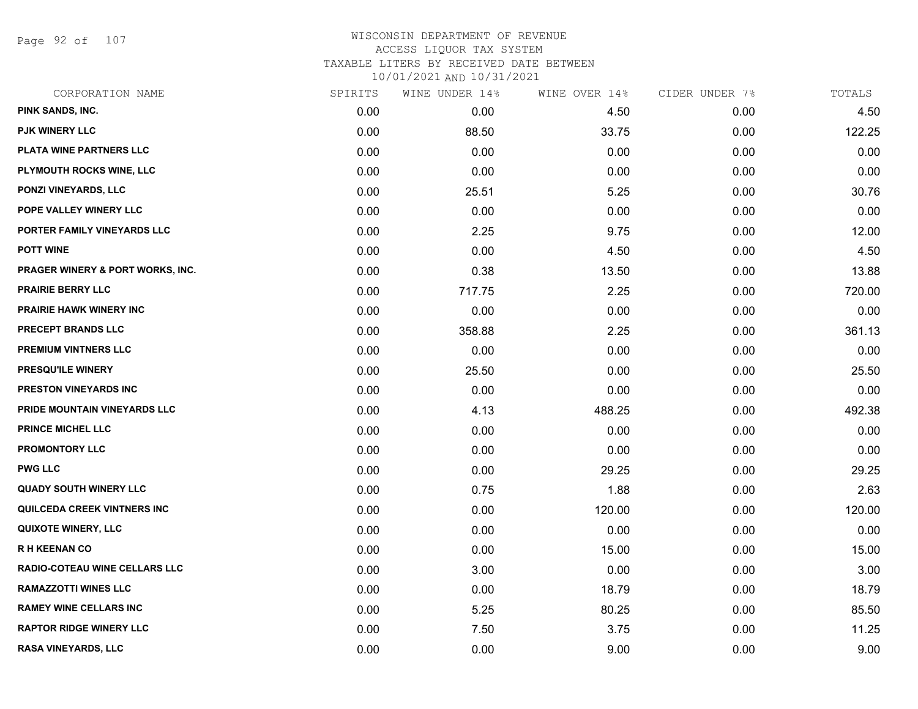WISCONSIN DEPARTMENT OF REVENUE
ACCESS LIQUOR TAX SYSTEM
TAXABLE LITERS BY RECEIVED DATE BETWEEN
10/01/2021 AND 10/31/2021

| CORPORATION NAME | SPIRITS | WINE UNDER 14% | WINE OVER 14% | CIDER UNDER 7% | TOTALS |
|---|---|---|---|---|---|
| PINK SANDS, INC. | 0.00 | 0.00 | 4.50 | 0.00 | 4.50 |
| PJK WINERY LLC | 0.00 | 88.50 | 33.75 | 0.00 | 122.25 |
| PLATA WINE PARTNERS LLC | 0.00 | 0.00 | 0.00 | 0.00 | 0.00 |
| PLYMOUTH ROCKS WINE, LLC | 0.00 | 0.00 | 0.00 | 0.00 | 0.00 |
| PONZI VINEYARDS, LLC | 0.00 | 25.51 | 5.25 | 0.00 | 30.76 |
| POPE VALLEY WINERY LLC | 0.00 | 0.00 | 0.00 | 0.00 | 0.00 |
| PORTER FAMILY VINEYARDS LLC | 0.00 | 2.25 | 9.75 | 0.00 | 12.00 |
| POTT WINE | 0.00 | 0.00 | 4.50 | 0.00 | 4.50 |
| PRAGER WINERY & PORT WORKS, INC. | 0.00 | 0.38 | 13.50 | 0.00 | 13.88 |
| PRAIRIE BERRY LLC | 0.00 | 717.75 | 2.25 | 0.00 | 720.00 |
| PRAIRIE HAWK WINERY INC | 0.00 | 0.00 | 0.00 | 0.00 | 0.00 |
| PRECEPT BRANDS LLC | 0.00 | 358.88 | 2.25 | 0.00 | 361.13 |
| PREMIUM VINTNERS LLC | 0.00 | 0.00 | 0.00 | 0.00 | 0.00 |
| PRESQU'ILE WINERY | 0.00 | 25.50 | 0.00 | 0.00 | 25.50 |
| PRESTON VINEYARDS INC | 0.00 | 0.00 | 0.00 | 0.00 | 0.00 |
| PRIDE MOUNTAIN VINEYARDS LLC | 0.00 | 4.13 | 488.25 | 0.00 | 492.38 |
| PRINCE MICHEL LLC | 0.00 | 0.00 | 0.00 | 0.00 | 0.00 |
| PROMONTORY LLC | 0.00 | 0.00 | 0.00 | 0.00 | 0.00 |
| PWG LLC | 0.00 | 0.00 | 29.25 | 0.00 | 29.25 |
| QUADY SOUTH WINERY LLC | 0.00 | 0.75 | 1.88 | 0.00 | 2.63 |
| QUILCEDA CREEK VINTNERS INC | 0.00 | 0.00 | 120.00 | 0.00 | 120.00 |
| QUIXOTE WINERY, LLC | 0.00 | 0.00 | 0.00 | 0.00 | 0.00 |
| R H KEENAN CO | 0.00 | 0.00 | 15.00 | 0.00 | 15.00 |
| RADIO-COTEAU WINE CELLARS LLC | 0.00 | 3.00 | 0.00 | 0.00 | 3.00 |
| RAMAZZOTTI WINES LLC | 0.00 | 0.00 | 18.79 | 0.00 | 18.79 |
| RAMEY WINE CELLARS INC | 0.00 | 5.25 | 80.25 | 0.00 | 85.50 |
| RAPTOR RIDGE WINERY LLC | 0.00 | 7.50 | 3.75 | 0.00 | 11.25 |
| RASA VINEYARDS, LLC | 0.00 | 0.00 | 9.00 | 0.00 | 9.00 |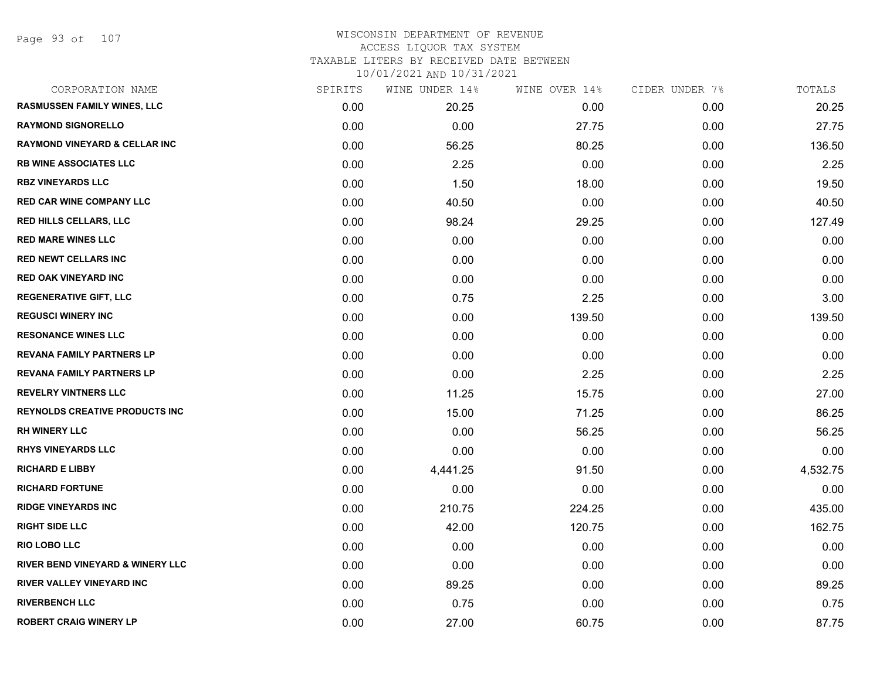# WISCONSIN DEPARTMENT OF REVENUE
## ACCESS LIQUOR TAX SYSTEM
### TAXABLE LITERS BY RECEIVED DATE BETWEEN 10/01/2021 AND 10/31/2021

| CORPORATION NAME | SPIRITS | WINE UNDER 14% | WINE OVER 14% | CIDER UNDER 7% | TOTALS |
|---|---|---|---|---|---|
| RASMUSSEN FAMILY WINES, LLC | 0.00 | 20.25 | 0.00 | 0.00 | 20.25 |
| RAYMOND SIGNORELLO | 0.00 | 0.00 | 27.75 | 0.00 | 27.75 |
| RAYMOND VINEYARD & CELLAR INC | 0.00 | 56.25 | 80.25 | 0.00 | 136.50 |
| RB WINE ASSOCIATES LLC | 0.00 | 2.25 | 0.00 | 0.00 | 2.25 |
| RBZ VINEYARDS LLC | 0.00 | 1.50 | 18.00 | 0.00 | 19.50 |
| RED CAR WINE COMPANY LLC | 0.00 | 40.50 | 0.00 | 0.00 | 40.50 |
| RED HILLS CELLARS, LLC | 0.00 | 98.24 | 29.25 | 0.00 | 127.49 |
| RED MARE WINES LLC | 0.00 | 0.00 | 0.00 | 0.00 | 0.00 |
| RED NEWT CELLARS INC | 0.00 | 0.00 | 0.00 | 0.00 | 0.00 |
| RED OAK VINEYARD INC | 0.00 | 0.00 | 0.00 | 0.00 | 0.00 |
| REGENERATIVE GIFT, LLC | 0.00 | 0.75 | 2.25 | 0.00 | 3.00 |
| REGUSCI WINERY INC | 0.00 | 0.00 | 139.50 | 0.00 | 139.50 |
| RESONANCE WINES LLC | 0.00 | 0.00 | 0.00 | 0.00 | 0.00 |
| REVANA FAMILY PARTNERS LP | 0.00 | 0.00 | 0.00 | 0.00 | 0.00 |
| REVANA FAMILY PARTNERS LP | 0.00 | 0.00 | 2.25 | 0.00 | 2.25 |
| REVELRY VINTNERS LLC | 0.00 | 11.25 | 15.75 | 0.00 | 27.00 |
| REYNOLDS CREATIVE PRODUCTS INC | 0.00 | 15.00 | 71.25 | 0.00 | 86.25 |
| RH WINERY LLC | 0.00 | 0.00 | 56.25 | 0.00 | 56.25 |
| RHYS VINEYARDS LLC | 0.00 | 0.00 | 0.00 | 0.00 | 0.00 |
| RICHARD E LIBBY | 0.00 | 4,441.25 | 91.50 | 0.00 | 4,532.75 |
| RICHARD FORTUNE | 0.00 | 0.00 | 0.00 | 0.00 | 0.00 |
| RIDGE VINEYARDS INC | 0.00 | 210.75 | 224.25 | 0.00 | 435.00 |
| RIGHT SIDE LLC | 0.00 | 42.00 | 120.75 | 0.00 | 162.75 |
| RIO LOBO LLC | 0.00 | 0.00 | 0.00 | 0.00 | 0.00 |
| RIVER BEND VINEYARD & WINERY LLC | 0.00 | 0.00 | 0.00 | 0.00 | 0.00 |
| RIVER VALLEY VINEYARD INC | 0.00 | 89.25 | 0.00 | 0.00 | 89.25 |
| RIVERBENCH LLC | 0.00 | 0.75 | 0.00 | 0.00 | 0.75 |
| ROBERT CRAIG WINERY LP | 0.00 | 27.00 | 60.75 | 0.00 | 87.75 |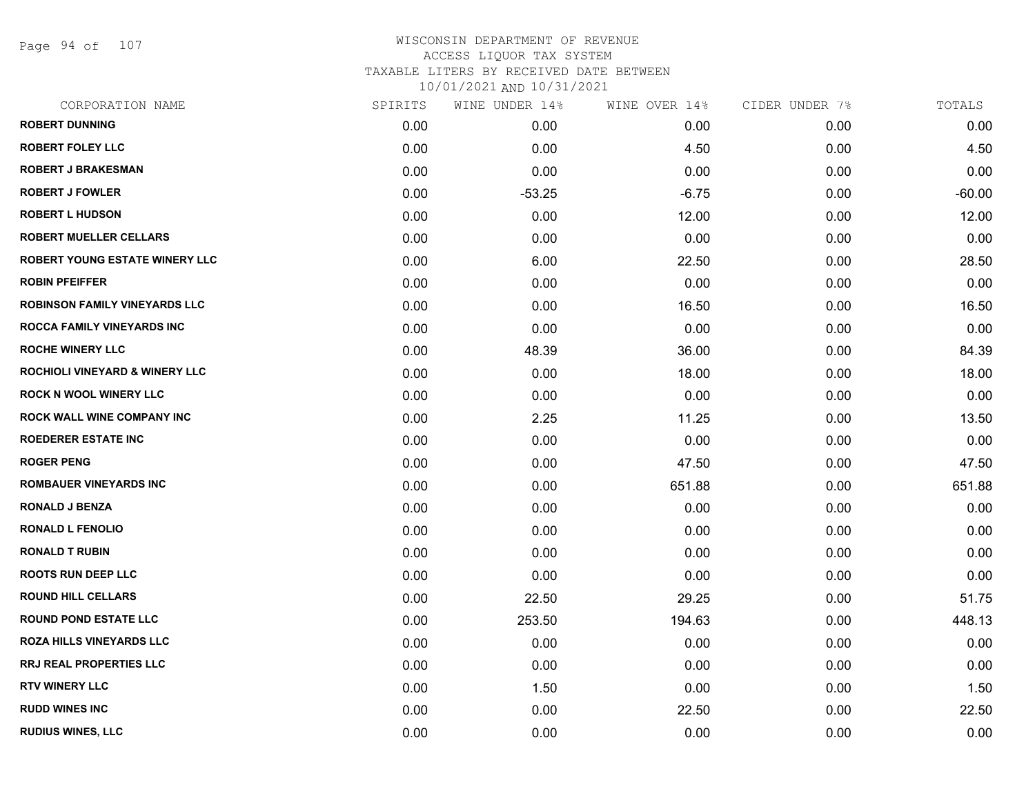# WISCONSIN DEPARTMENT OF REVENUE
ACCESS LIQUOR TAX SYSTEM
TAXABLE LITERS BY RECEIVED DATE BETWEEN
10/01/2021 AND 10/31/2021

| CORPORATION NAME | SPIRITS | WINE UNDER 14% | WINE OVER 14% | CIDER UNDER 7% | TOTALS |
|---|---|---|---|---|---|
| ROBERT DUNNING | 0.00 | 0.00 | 0.00 | 0.00 | 0.00 |
| ROBERT FOLEY LLC | 0.00 | 0.00 | 4.50 | 0.00 | 4.50 |
| ROBERT J BRAKESMAN | 0.00 | 0.00 | 0.00 | 0.00 | 0.00 |
| ROBERT J FOWLER | 0.00 | -53.25 | -6.75 | 0.00 | -60.00 |
| ROBERT L HUDSON | 0.00 | 0.00 | 12.00 | 0.00 | 12.00 |
| ROBERT MUELLER CELLARS | 0.00 | 0.00 | 0.00 | 0.00 | 0.00 |
| ROBERT YOUNG ESTATE WINERY LLC | 0.00 | 6.00 | 22.50 | 0.00 | 28.50 |
| ROBIN PFEIFFER | 0.00 | 0.00 | 0.00 | 0.00 | 0.00 |
| ROBINSON FAMILY VINEYARDS LLC | 0.00 | 0.00 | 16.50 | 0.00 | 16.50 |
| ROCCA FAMILY VINEYARDS INC | 0.00 | 0.00 | 0.00 | 0.00 | 0.00 |
| ROCHE WINERY LLC | 0.00 | 48.39 | 36.00 | 0.00 | 84.39 |
| ROCHIOLI VINEYARD & WINERY LLC | 0.00 | 0.00 | 18.00 | 0.00 | 18.00 |
| ROCK N WOOL WINERY LLC | 0.00 | 0.00 | 0.00 | 0.00 | 0.00 |
| ROCK WALL WINE COMPANY INC | 0.00 | 2.25 | 11.25 | 0.00 | 13.50 |
| ROEDERER ESTATE INC | 0.00 | 0.00 | 0.00 | 0.00 | 0.00 |
| ROGER PENG | 0.00 | 0.00 | 47.50 | 0.00 | 47.50 |
| ROMBAUER VINEYARDS INC | 0.00 | 0.00 | 651.88 | 0.00 | 651.88 |
| RONALD J BENZA | 0.00 | 0.00 | 0.00 | 0.00 | 0.00 |
| RONALD L FENOLIO | 0.00 | 0.00 | 0.00 | 0.00 | 0.00 |
| RONALD T RUBIN | 0.00 | 0.00 | 0.00 | 0.00 | 0.00 |
| ROOTS RUN DEEP LLC | 0.00 | 0.00 | 0.00 | 0.00 | 0.00 |
| ROUND HILL CELLARS | 0.00 | 22.50 | 29.25 | 0.00 | 51.75 |
| ROUND POND ESTATE LLC | 0.00 | 253.50 | 194.63 | 0.00 | 448.13 |
| ROZA HILLS VINEYARDS LLC | 0.00 | 0.00 | 0.00 | 0.00 | 0.00 |
| RRJ REAL PROPERTIES LLC | 0.00 | 0.00 | 0.00 | 0.00 | 0.00 |
| RTV WINERY LLC | 0.00 | 1.50 | 0.00 | 0.00 | 1.50 |
| RUDD WINES INC | 0.00 | 0.00 | 22.50 | 0.00 | 22.50 |
| RUDIUS WINES, LLC | 0.00 | 0.00 | 0.00 | 0.00 | 0.00 |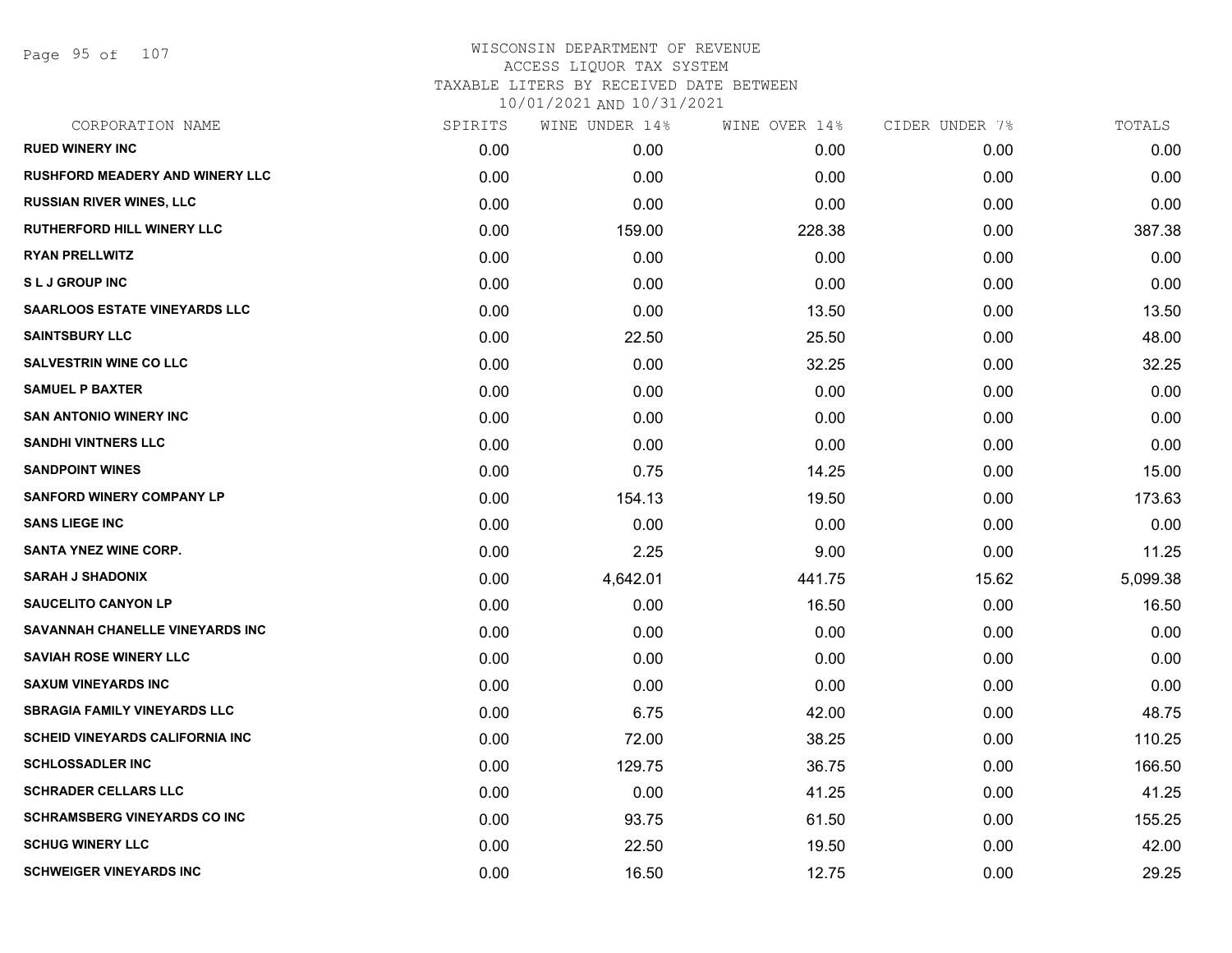WISCONSIN DEPARTMENT OF REVENUE
ACCESS LIQUOR TAX SYSTEM
TAXABLE LITERS BY RECEIVED DATE BETWEEN
10/01/2021 AND 10/31/2021

| CORPORATION NAME | SPIRITS | WINE UNDER 14% | WINE OVER 14% | CIDER UNDER 7% | TOTALS |
|---|---|---|---|---|---|
| RUED WINERY INC | 0.00 | 0.00 | 0.00 | 0.00 | 0.00 |
| RUSHFORD MEADERY AND WINERY LLC | 0.00 | 0.00 | 0.00 | 0.00 | 0.00 |
| RUSSIAN RIVER WINES, LLC | 0.00 | 0.00 | 0.00 | 0.00 | 0.00 |
| RUTHERFORD HILL WINERY LLC | 0.00 | 159.00 | 228.38 | 0.00 | 387.38 |
| RYAN PRELLWITZ | 0.00 | 0.00 | 0.00 | 0.00 | 0.00 |
| S L J GROUP INC | 0.00 | 0.00 | 0.00 | 0.00 | 0.00 |
| SAARLOOS ESTATE VINEYARDS LLC | 0.00 | 0.00 | 13.50 | 0.00 | 13.50 |
| SAINTSBURY LLC | 0.00 | 22.50 | 25.50 | 0.00 | 48.00 |
| SALVESTRIN WINE CO LLC | 0.00 | 0.00 | 32.25 | 0.00 | 32.25 |
| SAMUEL P BAXTER | 0.00 | 0.00 | 0.00 | 0.00 | 0.00 |
| SAN ANTONIO WINERY INC | 0.00 | 0.00 | 0.00 | 0.00 | 0.00 |
| SANDHI VINTNERS LLC | 0.00 | 0.00 | 0.00 | 0.00 | 0.00 |
| SANDPOINT WINES | 0.00 | 0.75 | 14.25 | 0.00 | 15.00 |
| SANFORD WINERY COMPANY LP | 0.00 | 154.13 | 19.50 | 0.00 | 173.63 |
| SANS LIEGE INC | 0.00 | 0.00 | 0.00 | 0.00 | 0.00 |
| SANTA YNEZ WINE CORP. | 0.00 | 2.25 | 9.00 | 0.00 | 11.25 |
| SARAH J SHADONIX | 0.00 | 4,642.01 | 441.75 | 15.62 | 5,099.38 |
| SAUCELITO CANYON LP | 0.00 | 0.00 | 16.50 | 0.00 | 16.50 |
| SAVANNAH CHANELLE VINEYARDS INC | 0.00 | 0.00 | 0.00 | 0.00 | 0.00 |
| SAVIAH ROSE WINERY LLC | 0.00 | 0.00 | 0.00 | 0.00 | 0.00 |
| SAXUM VINEYARDS INC | 0.00 | 0.00 | 0.00 | 0.00 | 0.00 |
| SBRAGIA FAMILY VINEYARDS LLC | 0.00 | 6.75 | 42.00 | 0.00 | 48.75 |
| SCHEID VINEYARDS CALIFORNIA INC | 0.00 | 72.00 | 38.25 | 0.00 | 110.25 |
| SCHLOSSADLER INC | 0.00 | 129.75 | 36.75 | 0.00 | 166.50 |
| SCHRADER CELLARS LLC | 0.00 | 0.00 | 41.25 | 0.00 | 41.25 |
| SCHRAMSBERG VINEYARDS CO INC | 0.00 | 93.75 | 61.50 | 0.00 | 155.25 |
| SCHUG WINERY LLC | 0.00 | 22.50 | 19.50 | 0.00 | 42.00 |
| SCHWEIGER VINEYARDS INC | 0.00 | 16.50 | 12.75 | 0.00 | 29.25 |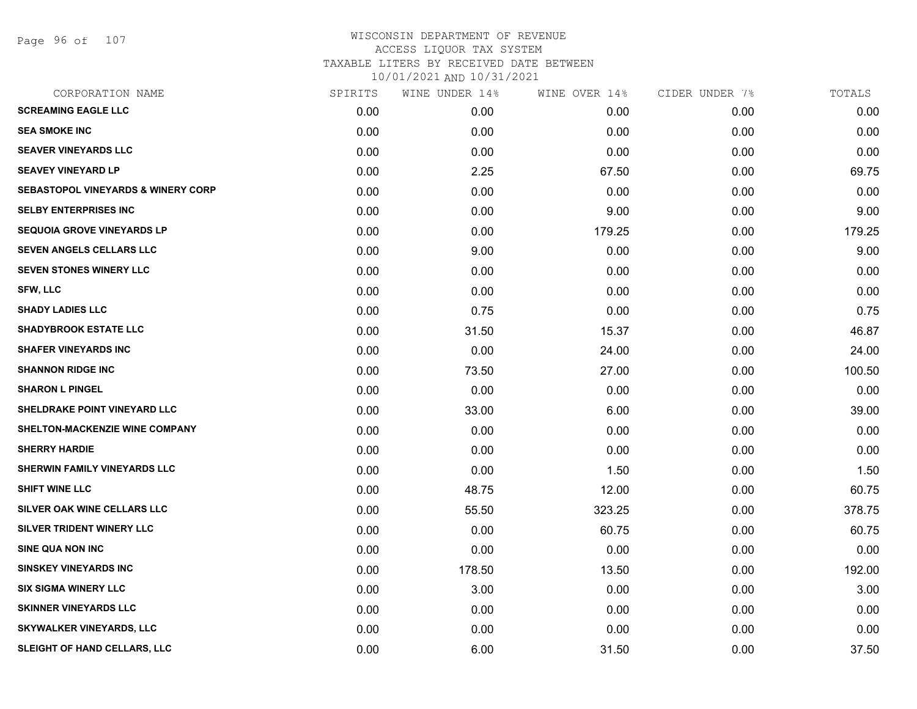# WISCONSIN DEPARTMENT OF REVENUE
## ACCESS LIQUOR TAX SYSTEM
## TAXABLE LITERS BY RECEIVED DATE BETWEEN 10/01/2021 AND 10/31/2021

| CORPORATION NAME | SPIRITS | WINE UNDER 14% | WINE OVER 14% | CIDER UNDER 7% | TOTALS |
|---|---|---|---|---|---|
| SCREAMING EAGLE LLC | 0.00 | 0.00 | 0.00 | 0.00 | 0.00 |
| SEA SMOKE INC | 0.00 | 0.00 | 0.00 | 0.00 | 0.00 |
| SEAVER VINEYARDS LLC | 0.00 | 0.00 | 0.00 | 0.00 | 0.00 |
| SEAVEY VINEYARD LP | 0.00 | 2.25 | 67.50 | 0.00 | 69.75 |
| SEBASTOPOL VINEYARDS & WINERY CORP | 0.00 | 0.00 | 0.00 | 0.00 | 0.00 |
| SELBY ENTERPRISES INC | 0.00 | 0.00 | 9.00 | 0.00 | 9.00 |
| SEQUOIA GROVE VINEYARDS LP | 0.00 | 0.00 | 179.25 | 0.00 | 179.25 |
| SEVEN ANGELS CELLARS LLC | 0.00 | 9.00 | 0.00 | 0.00 | 9.00 |
| SEVEN STONES WINERY LLC | 0.00 | 0.00 | 0.00 | 0.00 | 0.00 |
| SFW, LLC | 0.00 | 0.00 | 0.00 | 0.00 | 0.00 |
| SHADY LADIES LLC | 0.00 | 0.75 | 0.00 | 0.00 | 0.75 |
| SHADYBROOK ESTATE LLC | 0.00 | 31.50 | 15.37 | 0.00 | 46.87 |
| SHAFER VINEYARDS INC | 0.00 | 0.00 | 24.00 | 0.00 | 24.00 |
| SHANNON RIDGE INC | 0.00 | 73.50 | 27.00 | 0.00 | 100.50 |
| SHARON L PINGEL | 0.00 | 0.00 | 0.00 | 0.00 | 0.00 |
| SHELDRAKE POINT VINEYARD LLC | 0.00 | 33.00 | 6.00 | 0.00 | 39.00 |
| SHELTON-MACKENZIE WINE COMPANY | 0.00 | 0.00 | 0.00 | 0.00 | 0.00 |
| SHERRY HARDIE | 0.00 | 0.00 | 0.00 | 0.00 | 0.00 |
| SHERWIN FAMILY VINEYARDS LLC | 0.00 | 0.00 | 1.50 | 0.00 | 1.50 |
| SHIFT WINE LLC | 0.00 | 48.75 | 12.00 | 0.00 | 60.75 |
| SILVER OAK WINE CELLARS LLC | 0.00 | 55.50 | 323.25 | 0.00 | 378.75 |
| SILVER TRIDENT WINERY LLC | 0.00 | 0.00 | 60.75 | 0.00 | 60.75 |
| SINE QUA NON INC | 0.00 | 0.00 | 0.00 | 0.00 | 0.00 |
| SINSKEY VINEYARDS INC | 0.00 | 178.50 | 13.50 | 0.00 | 192.00 |
| SIX SIGMA WINERY LLC | 0.00 | 3.00 | 0.00 | 0.00 | 3.00 |
| SKINNER VINEYARDS LLC | 0.00 | 0.00 | 0.00 | 0.00 | 0.00 |
| SKYWALKER VINEYARDS, LLC | 0.00 | 0.00 | 0.00 | 0.00 | 0.00 |
| SLEIGHT OF HAND CELLARS, LLC | 0.00 | 6.00 | 31.50 | 0.00 | 37.50 |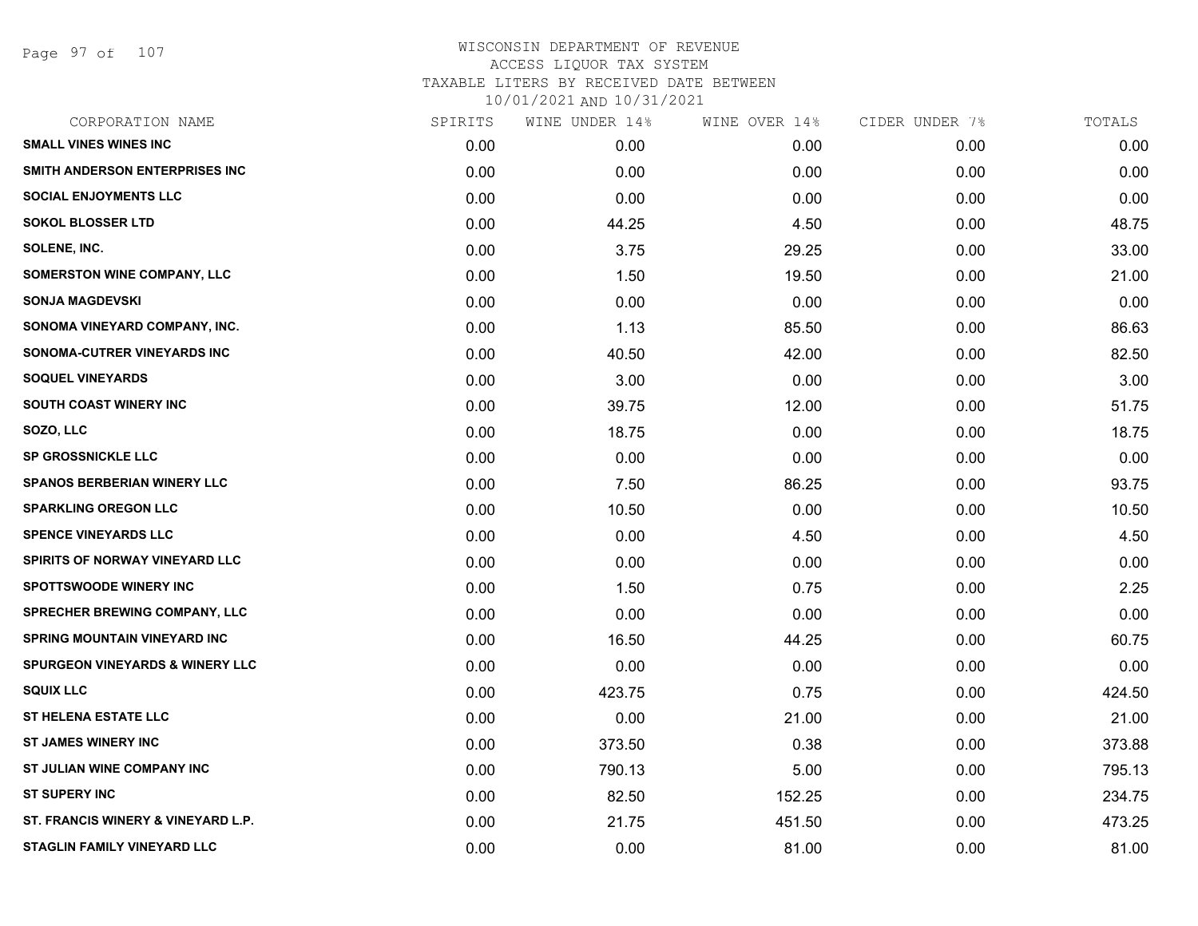# WISCONSIN DEPARTMENT OF REVENUE
## ACCESS LIQUOR TAX SYSTEM
## TAXABLE LITERS BY RECEIVED DATE BETWEEN 10/01/2021 AND 10/31/2021

| CORPORATION NAME | SPIRITS | WINE UNDER 14% | WINE OVER 14% | CIDER UNDER 7% | TOTALS |
|---|---|---|---|---|---|
| SMALL VINES WINES INC | 0.00 | 0.00 | 0.00 | 0.00 | 0.00 |
| SMITH ANDERSON ENTERPRISES INC | 0.00 | 0.00 | 0.00 | 0.00 | 0.00 |
| SOCIAL ENJOYMENTS LLC | 0.00 | 0.00 | 0.00 | 0.00 | 0.00 |
| SOKOL BLOSSER LTD | 0.00 | 44.25 | 4.50 | 0.00 | 48.75 |
| SOLENE, INC. | 0.00 | 3.75 | 29.25 | 0.00 | 33.00 |
| SOMERSTON WINE COMPANY, LLC | 0.00 | 1.50 | 19.50 | 0.00 | 21.00 |
| SONJA MAGDEVSKI | 0.00 | 0.00 | 0.00 | 0.00 | 0.00 |
| SONOMA VINEYARD COMPANY, INC. | 0.00 | 1.13 | 85.50 | 0.00 | 86.63 |
| SONOMA-CUTRER VINEYARDS INC | 0.00 | 40.50 | 42.00 | 0.00 | 82.50 |
| SOQUEL VINEYARDS | 0.00 | 3.00 | 0.00 | 0.00 | 3.00 |
| SOUTH COAST WINERY INC | 0.00 | 39.75 | 12.00 | 0.00 | 51.75 |
| SOZO, LLC | 0.00 | 18.75 | 0.00 | 0.00 | 18.75 |
| SP GROSSNICKLE LLC | 0.00 | 0.00 | 0.00 | 0.00 | 0.00 |
| SPANOS BERBERIAN WINERY LLC | 0.00 | 7.50 | 86.25 | 0.00 | 93.75 |
| SPARKLING OREGON LLC | 0.00 | 10.50 | 0.00 | 0.00 | 10.50 |
| SPENCE VINEYARDS LLC | 0.00 | 0.00 | 4.50 | 0.00 | 4.50 |
| SPIRITS OF NORWAY VINEYARD LLC | 0.00 | 0.00 | 0.00 | 0.00 | 0.00 |
| SPOTTSWOODE WINERY INC | 0.00 | 1.50 | 0.75 | 0.00 | 2.25 |
| SPRECHER BREWING COMPANY, LLC | 0.00 | 0.00 | 0.00 | 0.00 | 0.00 |
| SPRING MOUNTAIN VINEYARD INC | 0.00 | 16.50 | 44.25 | 0.00 | 60.75 |
| SPURGEON VINEYARDS & WINERY LLC | 0.00 | 0.00 | 0.00 | 0.00 | 0.00 |
| SQUIX LLC | 0.00 | 423.75 | 0.75 | 0.00 | 424.50 |
| ST HELENA ESTATE LLC | 0.00 | 0.00 | 21.00 | 0.00 | 21.00 |
| ST JAMES WINERY INC | 0.00 | 373.50 | 0.38 | 0.00 | 373.88 |
| ST JULIAN WINE COMPANY INC | 0.00 | 790.13 | 5.00 | 0.00 | 795.13 |
| ST SUPERY INC | 0.00 | 82.50 | 152.25 | 0.00 | 234.75 |
| ST. FRANCIS WINERY & VINEYARD L.P. | 0.00 | 21.75 | 451.50 | 0.00 | 473.25 |
| STAGLIN FAMILY VINEYARD LLC | 0.00 | 0.00 | 81.00 | 0.00 | 81.00 |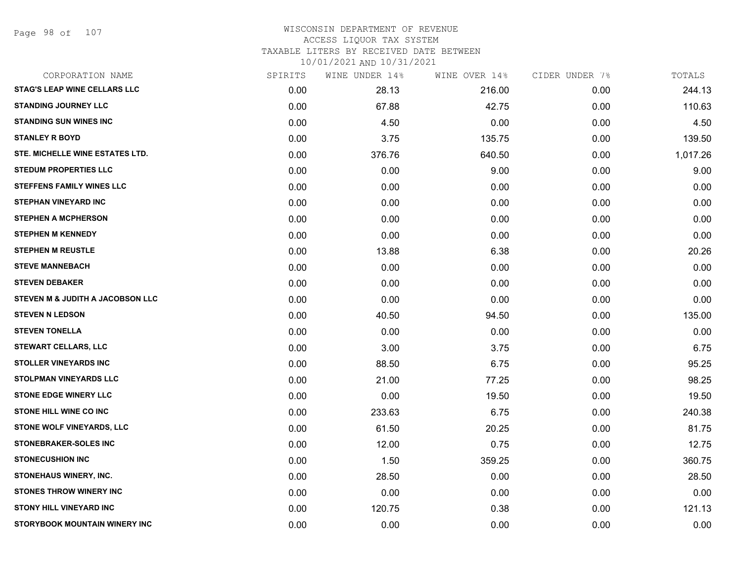# WISCONSIN DEPARTMENT OF REVENUE
ACCESS LIQUOR TAX SYSTEM
TAXABLE LITERS BY RECEIVED DATE BETWEEN
10/01/2021 AND 10/31/2021

| CORPORATION NAME | SPIRITS | WINE UNDER 14% | WINE OVER 14% | CIDER UNDER 7% | TOTALS |
|---|---|---|---|---|---|
| STAG'S LEAP WINE CELLARS LLC | 0.00 | 28.13 | 216.00 | 0.00 | 244.13 |
| STANDING JOURNEY LLC | 0.00 | 67.88 | 42.75 | 0.00 | 110.63 |
| STANDING SUN WINES INC | 0.00 | 4.50 | 0.00 | 0.00 | 4.50 |
| STANLEY R BOYD | 0.00 | 3.75 | 135.75 | 0.00 | 139.50 |
| STE. MICHELLE WINE ESTATES LTD. | 0.00 | 376.76 | 640.50 | 0.00 | 1,017.26 |
| STEDUM PROPERTIES LLC | 0.00 | 0.00 | 9.00 | 0.00 | 9.00 |
| STEFFENS FAMILY WINES LLC | 0.00 | 0.00 | 0.00 | 0.00 | 0.00 |
| STEPHAN VINEYARD INC | 0.00 | 0.00 | 0.00 | 0.00 | 0.00 |
| STEPHEN A MCPHERSON | 0.00 | 0.00 | 0.00 | 0.00 | 0.00 |
| STEPHEN M KENNEDY | 0.00 | 0.00 | 0.00 | 0.00 | 0.00 |
| STEPHEN M REUSTLE | 0.00 | 13.88 | 6.38 | 0.00 | 20.26 |
| STEVE MANNEBACH | 0.00 | 0.00 | 0.00 | 0.00 | 0.00 |
| STEVEN DEBAKER | 0.00 | 0.00 | 0.00 | 0.00 | 0.00 |
| STEVEN M & JUDITH A JACOBSON LLC | 0.00 | 0.00 | 0.00 | 0.00 | 0.00 |
| STEVEN N LEDSON | 0.00 | 40.50 | 94.50 | 0.00 | 135.00 |
| STEVEN TONELLA | 0.00 | 0.00 | 0.00 | 0.00 | 0.00 |
| STEWART CELLARS, LLC | 0.00 | 3.00 | 3.75 | 0.00 | 6.75 |
| STOLLER VINEYARDS INC | 0.00 | 88.50 | 6.75 | 0.00 | 95.25 |
| STOLPMAN VINEYARDS LLC | 0.00 | 21.00 | 77.25 | 0.00 | 98.25 |
| STONE EDGE WINERY LLC | 0.00 | 0.00 | 19.50 | 0.00 | 19.50 |
| STONE HILL WINE CO INC | 0.00 | 233.63 | 6.75 | 0.00 | 240.38 |
| STONE WOLF VINEYARDS, LLC | 0.00 | 61.50 | 20.25 | 0.00 | 81.75 |
| STONEBRAKER-SOLES INC | 0.00 | 12.00 | 0.75 | 0.00 | 12.75 |
| STONECUSHION INC | 0.00 | 1.50 | 359.25 | 0.00 | 360.75 |
| STONEHAUS WINERY, INC. | 0.00 | 28.50 | 0.00 | 0.00 | 28.50 |
| STONES THROW WINERY INC | 0.00 | 0.00 | 0.00 | 0.00 | 0.00 |
| STONY HILL VINEYARD INC | 0.00 | 120.75 | 0.38 | 0.00 | 121.13 |
| STORYBOOK MOUNTAIN WINERY INC | 0.00 | 0.00 | 0.00 | 0.00 | 0.00 |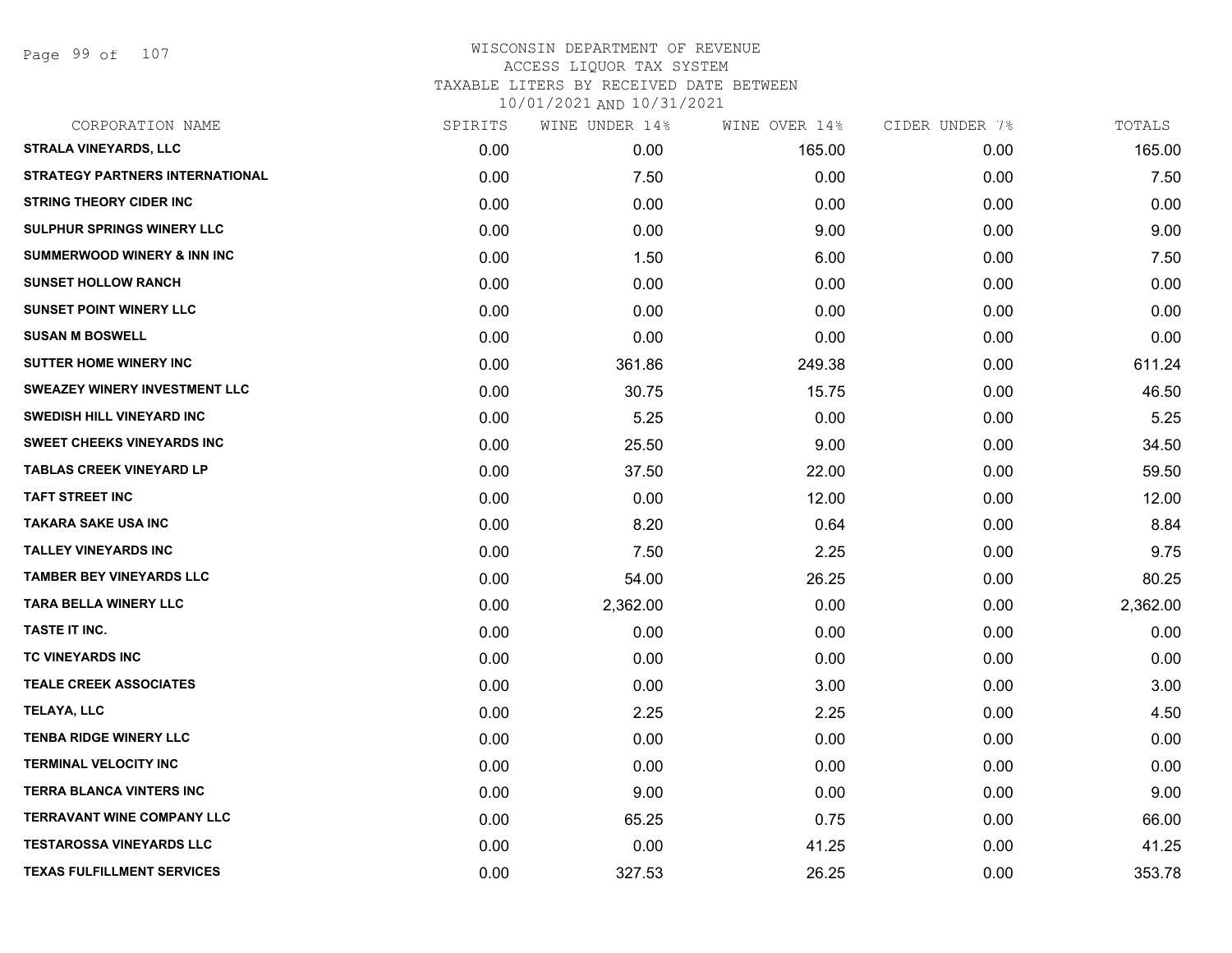WISCONSIN DEPARTMENT OF REVENUE
ACCESS LIQUOR TAX SYSTEM
TAXABLE LITERS BY RECEIVED DATE BETWEEN
10/01/2021 AND 10/31/2021

| CORPORATION NAME | SPIRITS | WINE UNDER 14% | WINE OVER 14% | CIDER UNDER 7% | TOTALS |
|---|---|---|---|---|---|
| STRALA VINEYARDS, LLC | 0.00 | 0.00 | 165.00 | 0.00 | 165.00 |
| STRATEGY PARTNERS INTERNATIONAL | 0.00 | 7.50 | 0.00 | 0.00 | 7.50 |
| STRING THEORY CIDER INC | 0.00 | 0.00 | 0.00 | 0.00 | 0.00 |
| SULPHUR SPRINGS WINERY LLC | 0.00 | 0.00 | 9.00 | 0.00 | 9.00 |
| SUMMERWOOD WINERY & INN INC | 0.00 | 1.50 | 6.00 | 0.00 | 7.50 |
| SUNSET HOLLOW RANCH | 0.00 | 0.00 | 0.00 | 0.00 | 0.00 |
| SUNSET POINT WINERY LLC | 0.00 | 0.00 | 0.00 | 0.00 | 0.00 |
| SUSAN M BOSWELL | 0.00 | 0.00 | 0.00 | 0.00 | 0.00 |
| SUTTER HOME WINERY INC | 0.00 | 361.86 | 249.38 | 0.00 | 611.24 |
| SWEAZEY WINERY INVESTMENT LLC | 0.00 | 30.75 | 15.75 | 0.00 | 46.50 |
| SWEDISH HILL VINEYARD INC | 0.00 | 5.25 | 0.00 | 0.00 | 5.25 |
| SWEET CHEEKS VINEYARDS INC | 0.00 | 25.50 | 9.00 | 0.00 | 34.50 |
| TABLAS CREEK VINEYARD LP | 0.00 | 37.50 | 22.00 | 0.00 | 59.50 |
| TAFT STREET INC | 0.00 | 0.00 | 12.00 | 0.00 | 12.00 |
| TAKARA SAKE USA INC | 0.00 | 8.20 | 0.64 | 0.00 | 8.84 |
| TALLEY VINEYARDS INC | 0.00 | 7.50 | 2.25 | 0.00 | 9.75 |
| TAMBER BEY VINEYARDS LLC | 0.00 | 54.00 | 26.25 | 0.00 | 80.25 |
| TARA BELLA WINERY LLC | 0.00 | 2,362.00 | 0.00 | 0.00 | 2,362.00 |
| TASTE IT INC. | 0.00 | 0.00 | 0.00 | 0.00 | 0.00 |
| TC VINEYARDS INC | 0.00 | 0.00 | 0.00 | 0.00 | 0.00 |
| TEALE CREEK ASSOCIATES | 0.00 | 0.00 | 3.00 | 0.00 | 3.00 |
| TELAYA, LLC | 0.00 | 2.25 | 2.25 | 0.00 | 4.50 |
| TENBA RIDGE WINERY LLC | 0.00 | 0.00 | 0.00 | 0.00 | 0.00 |
| TERMINAL VELOCITY INC | 0.00 | 0.00 | 0.00 | 0.00 | 0.00 |
| TERRA BLANCA VINTERS INC | 0.00 | 9.00 | 0.00 | 0.00 | 9.00 |
| TERRAVANT WINE COMPANY LLC | 0.00 | 65.25 | 0.75 | 0.00 | 66.00 |
| TESTAROSSA VINEYARDS LLC | 0.00 | 0.00 | 41.25 | 0.00 | 41.25 |
| TEXAS FULFILLMENT SERVICES | 0.00 | 327.53 | 26.25 | 0.00 | 353.78 |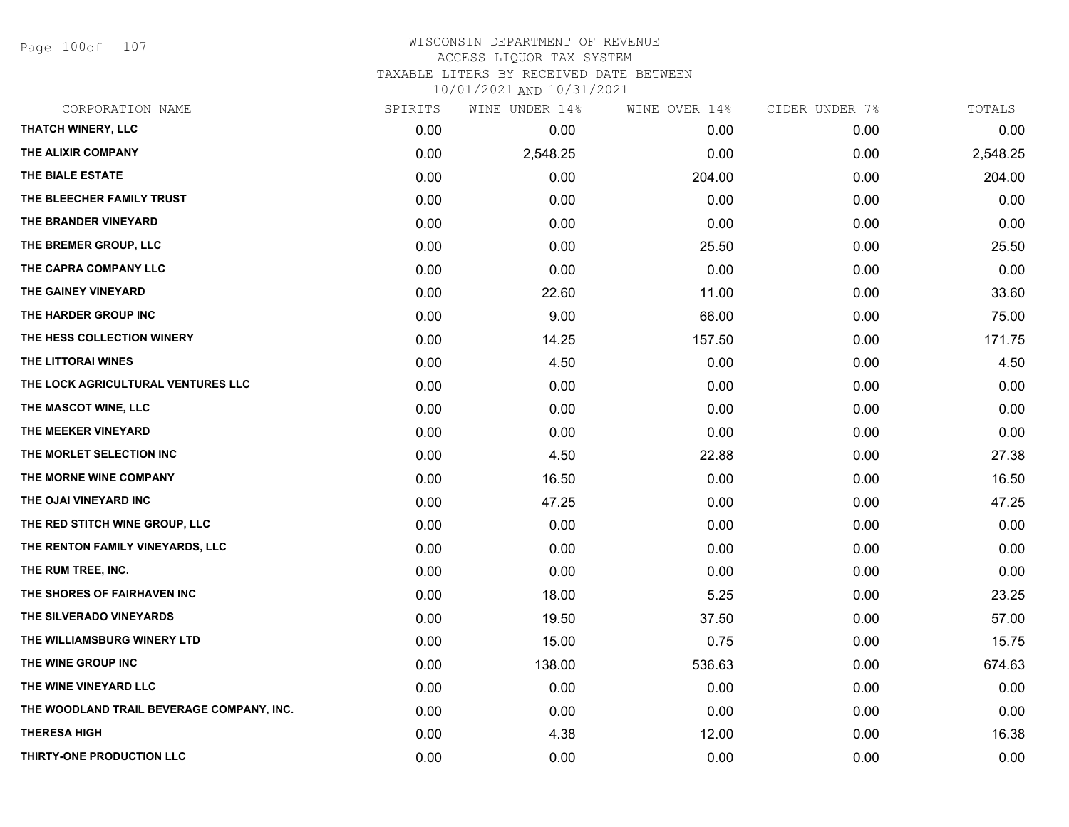WISCONSIN DEPARTMENT OF REVENUE
ACCESS LIQUOR TAX SYSTEM
TAXABLE LITERS BY RECEIVED DATE BETWEEN
10/01/2021 AND 10/31/2021

| CORPORATION NAME | SPIRITS | WINE UNDER 14% | WINE OVER 14% | CIDER UNDER 7% | TOTALS |
|---|---|---|---|---|---|
| THATCH WINERY, LLC | 0.00 | 0.00 | 0.00 | 0.00 | 0.00 |
| THE ALIXIR COMPANY | 0.00 | 2,548.25 | 0.00 | 0.00 | 2,548.25 |
| THE BIALE ESTATE | 0.00 | 0.00 | 204.00 | 0.00 | 204.00 |
| THE BLEECHER FAMILY TRUST | 0.00 | 0.00 | 0.00 | 0.00 | 0.00 |
| THE BRANDER VINEYARD | 0.00 | 0.00 | 0.00 | 0.00 | 0.00 |
| THE BREMER GROUP, LLC | 0.00 | 0.00 | 25.50 | 0.00 | 25.50 |
| THE CAPRA COMPANY LLC | 0.00 | 0.00 | 0.00 | 0.00 | 0.00 |
| THE GAINEY VINEYARD | 0.00 | 22.60 | 11.00 | 0.00 | 33.60 |
| THE HARDER GROUP INC | 0.00 | 9.00 | 66.00 | 0.00 | 75.00 |
| THE HESS COLLECTION WINERY | 0.00 | 14.25 | 157.50 | 0.00 | 171.75 |
| THE LITTORAI WINES | 0.00 | 4.50 | 0.00 | 0.00 | 4.50 |
| THE LOCK AGRICULTURAL VENTURES LLC | 0.00 | 0.00 | 0.00 | 0.00 | 0.00 |
| THE MASCOT WINE, LLC | 0.00 | 0.00 | 0.00 | 0.00 | 0.00 |
| THE MEEKER VINEYARD | 0.00 | 0.00 | 0.00 | 0.00 | 0.00 |
| THE MORLET SELECTION INC | 0.00 | 4.50 | 22.88 | 0.00 | 27.38 |
| THE MORNE WINE COMPANY | 0.00 | 16.50 | 0.00 | 0.00 | 16.50 |
| THE OJAI VINEYARD INC | 0.00 | 47.25 | 0.00 | 0.00 | 47.25 |
| THE RED STITCH WINE GROUP, LLC | 0.00 | 0.00 | 0.00 | 0.00 | 0.00 |
| THE RENTON FAMILY VINEYARDS, LLC | 0.00 | 0.00 | 0.00 | 0.00 | 0.00 |
| THE RUM TREE, INC. | 0.00 | 0.00 | 0.00 | 0.00 | 0.00 |
| THE SHORES OF FAIRHAVEN INC | 0.00 | 18.00 | 5.25 | 0.00 | 23.25 |
| THE SILVERADO VINEYARDS | 0.00 | 19.50 | 37.50 | 0.00 | 57.00 |
| THE WILLIAMSBURG WINERY LTD | 0.00 | 15.00 | 0.75 | 0.00 | 15.75 |
| THE WINE GROUP INC | 0.00 | 138.00 | 536.63 | 0.00 | 674.63 |
| THE WINE VINEYARD LLC | 0.00 | 0.00 | 0.00 | 0.00 | 0.00 |
| THE WOODLAND TRAIL BEVERAGE COMPANY, INC. | 0.00 | 0.00 | 0.00 | 0.00 | 0.00 |
| THERESA HIGH | 0.00 | 4.38 | 12.00 | 0.00 | 16.38 |
| THIRTY-ONE PRODUCTION LLC | 0.00 | 0.00 | 0.00 | 0.00 | 0.00 |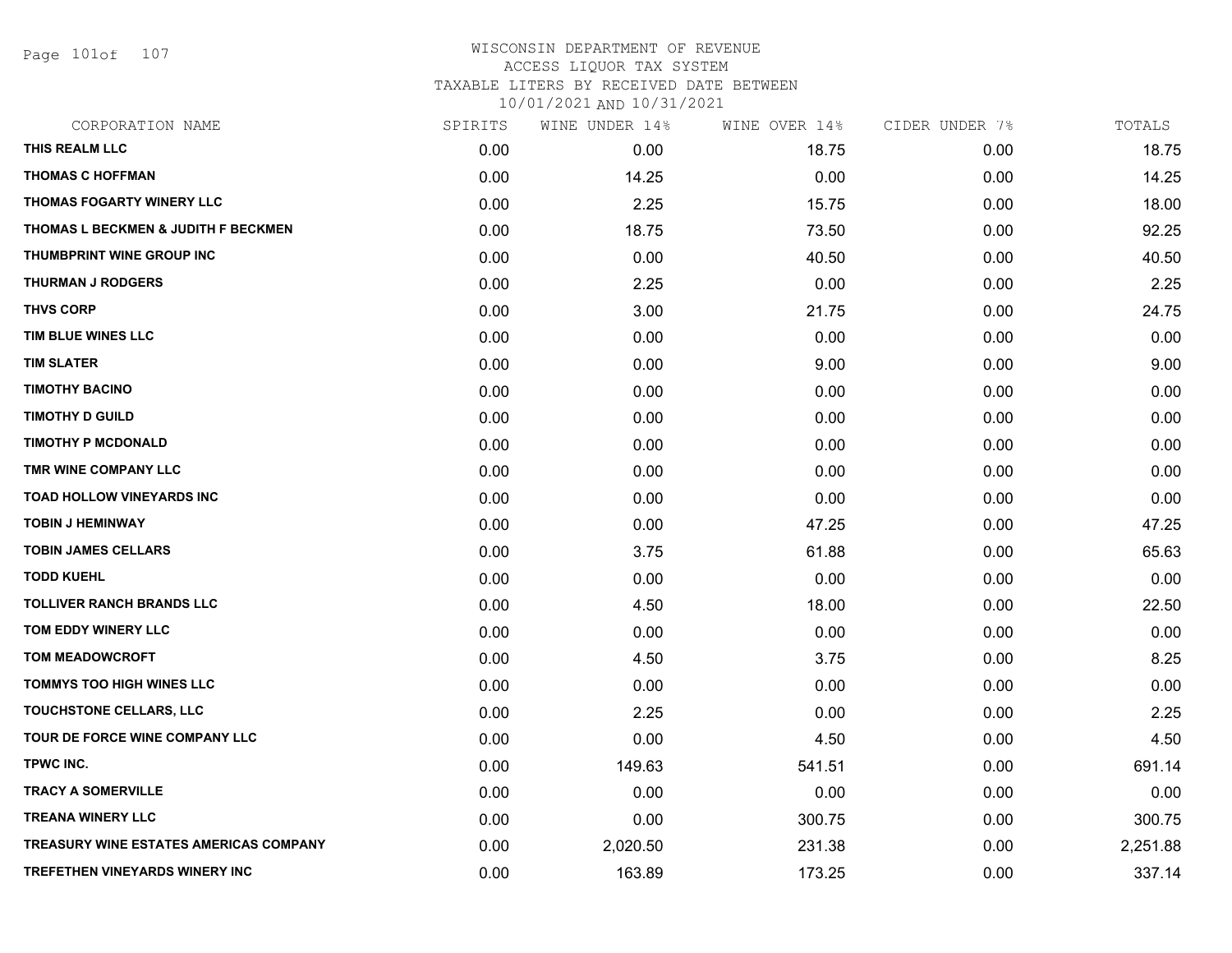# WISCONSIN DEPARTMENT OF REVENUE
## ACCESS LIQUOR TAX SYSTEM
### TAXABLE LITERS BY RECEIVED DATE BETWEEN 10/01/2021 AND 10/31/2021

| CORPORATION NAME | SPIRITS | WINE UNDER 14% | WINE OVER 14% | CIDER UNDER 7% | TOTALS |
|---|---|---|---|---|---|
| THIS REALM LLC | 0.00 | 0.00 | 18.75 | 0.00 | 18.75 |
| THOMAS C HOFFMAN | 0.00 | 14.25 | 0.00 | 0.00 | 14.25 |
| THOMAS FOGARTY WINERY LLC | 0.00 | 2.25 | 15.75 | 0.00 | 18.00 |
| THOMAS L BECKMEN & JUDITH F BECKMEN | 0.00 | 18.75 | 73.50 | 0.00 | 92.25 |
| THUMBPRINT WINE GROUP INC | 0.00 | 0.00 | 40.50 | 0.00 | 40.50 |
| THURMAN J RODGERS | 0.00 | 2.25 | 0.00 | 0.00 | 2.25 |
| THVS CORP | 0.00 | 3.00 | 21.75 | 0.00 | 24.75 |
| TIM BLUE WINES LLC | 0.00 | 0.00 | 0.00 | 0.00 | 0.00 |
| TIM SLATER | 0.00 | 0.00 | 9.00 | 0.00 | 9.00 |
| TIMOTHY BACINO | 0.00 | 0.00 | 0.00 | 0.00 | 0.00 |
| TIMOTHY D GUILD | 0.00 | 0.00 | 0.00 | 0.00 | 0.00 |
| TIMOTHY P MCDONALD | 0.00 | 0.00 | 0.00 | 0.00 | 0.00 |
| TMR WINE COMPANY LLC | 0.00 | 0.00 | 0.00 | 0.00 | 0.00 |
| TOAD HOLLOW VINEYARDS INC | 0.00 | 0.00 | 0.00 | 0.00 | 0.00 |
| TOBIN J HEMINWAY | 0.00 | 0.00 | 47.25 | 0.00 | 47.25 |
| TOBIN JAMES CELLARS | 0.00 | 3.75 | 61.88 | 0.00 | 65.63 |
| TODD KUEHL | 0.00 | 0.00 | 0.00 | 0.00 | 0.00 |
| TOLLIVER RANCH BRANDS LLC | 0.00 | 4.50 | 18.00 | 0.00 | 22.50 |
| TOM EDDY WINERY LLC | 0.00 | 0.00 | 0.00 | 0.00 | 0.00 |
| TOM MEADOWCROFT | 0.00 | 4.50 | 3.75 | 0.00 | 8.25 |
| TOMMYS TOO HIGH WINES LLC | 0.00 | 0.00 | 0.00 | 0.00 | 0.00 |
| TOUCHSTONE CELLARS, LLC | 0.00 | 2.25 | 0.00 | 0.00 | 2.25 |
| TOUR DE FORCE WINE COMPANY LLC | 0.00 | 0.00 | 4.50 | 0.00 | 4.50 |
| TPWC INC. | 0.00 | 149.63 | 541.51 | 0.00 | 691.14 |
| TRACY A SOMERVILLE | 0.00 | 0.00 | 0.00 | 0.00 | 0.00 |
| TREANA WINERY LLC | 0.00 | 0.00 | 300.75 | 0.00 | 300.75 |
| TREASURY WINE ESTATES AMERICAS COMPANY | 0.00 | 2,020.50 | 231.38 | 0.00 | 2,251.88 |
| TREFETHEN VINEYARDS WINERY INC | 0.00 | 163.89 | 173.25 | 0.00 | 337.14 |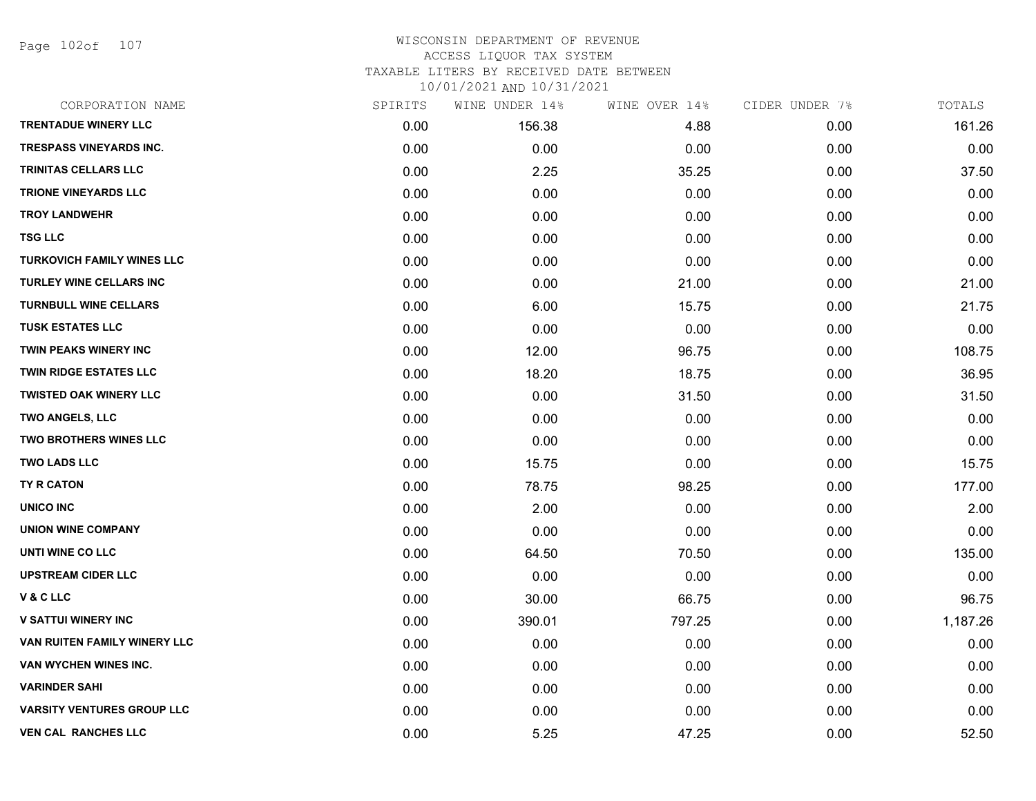WISCONSIN DEPARTMENT OF REVENUE
ACCESS LIQUOR TAX SYSTEM
TAXABLE LITERS BY RECEIVED DATE BETWEEN
10/01/2021 AND 10/31/2021

| CORPORATION NAME | SPIRITS | WINE UNDER 14% | WINE OVER 14% | CIDER UNDER 7% | TOTALS |
|---|---|---|---|---|---|
| TRENTADUE WINERY LLC | 0.00 | 156.38 | 4.88 | 0.00 | 161.26 |
| TRESPASS VINEYARDS INC. | 0.00 | 0.00 | 0.00 | 0.00 | 0.00 |
| TRINITAS CELLARS LLC | 0.00 | 2.25 | 35.25 | 0.00 | 37.50 |
| TRIONE VINEYARDS LLC | 0.00 | 0.00 | 0.00 | 0.00 | 0.00 |
| TROY LANDWEHR | 0.00 | 0.00 | 0.00 | 0.00 | 0.00 |
| TSG LLC | 0.00 | 0.00 | 0.00 | 0.00 | 0.00 |
| TURKOVICH FAMILY WINES LLC | 0.00 | 0.00 | 0.00 | 0.00 | 0.00 |
| TURLEY WINE CELLARS INC | 0.00 | 0.00 | 21.00 | 0.00 | 21.00 |
| TURNBULL WINE CELLARS | 0.00 | 6.00 | 15.75 | 0.00 | 21.75 |
| TUSK ESTATES LLC | 0.00 | 0.00 | 0.00 | 0.00 | 0.00 |
| TWIN PEAKS WINERY INC | 0.00 | 12.00 | 96.75 | 0.00 | 108.75 |
| TWIN RIDGE ESTATES LLC | 0.00 | 18.20 | 18.75 | 0.00 | 36.95 |
| TWISTED OAK WINERY LLC | 0.00 | 0.00 | 31.50 | 0.00 | 31.50 |
| TWO ANGELS, LLC | 0.00 | 0.00 | 0.00 | 0.00 | 0.00 |
| TWO BROTHERS WINES LLC | 0.00 | 0.00 | 0.00 | 0.00 | 0.00 |
| TWO LADS LLC | 0.00 | 15.75 | 0.00 | 0.00 | 15.75 |
| TY R CATON | 0.00 | 78.75 | 98.25 | 0.00 | 177.00 |
| UNICO INC | 0.00 | 2.00 | 0.00 | 0.00 | 2.00 |
| UNION WINE COMPANY | 0.00 | 0.00 | 0.00 | 0.00 | 0.00 |
| UNTI WINE CO LLC | 0.00 | 64.50 | 70.50 | 0.00 | 135.00 |
| UPSTREAM CIDER LLC | 0.00 | 0.00 | 0.00 | 0.00 | 0.00 |
| V & C LLC | 0.00 | 30.00 | 66.75 | 0.00 | 96.75 |
| V SATTUI WINERY INC | 0.00 | 390.01 | 797.25 | 0.00 | 1,187.26 |
| VAN RUITEN FAMILY WINERY LLC | 0.00 | 0.00 | 0.00 | 0.00 | 0.00 |
| VAN WYCHEN WINES INC. | 0.00 | 0.00 | 0.00 | 0.00 | 0.00 |
| VARINDER SAHI | 0.00 | 0.00 | 0.00 | 0.00 | 0.00 |
| VARSITY VENTURES GROUP LLC | 0.00 | 0.00 | 0.00 | 0.00 | 0.00 |
| VEN CAL RANCHES LLC | 0.00 | 5.25 | 47.25 | 0.00 | 52.50 |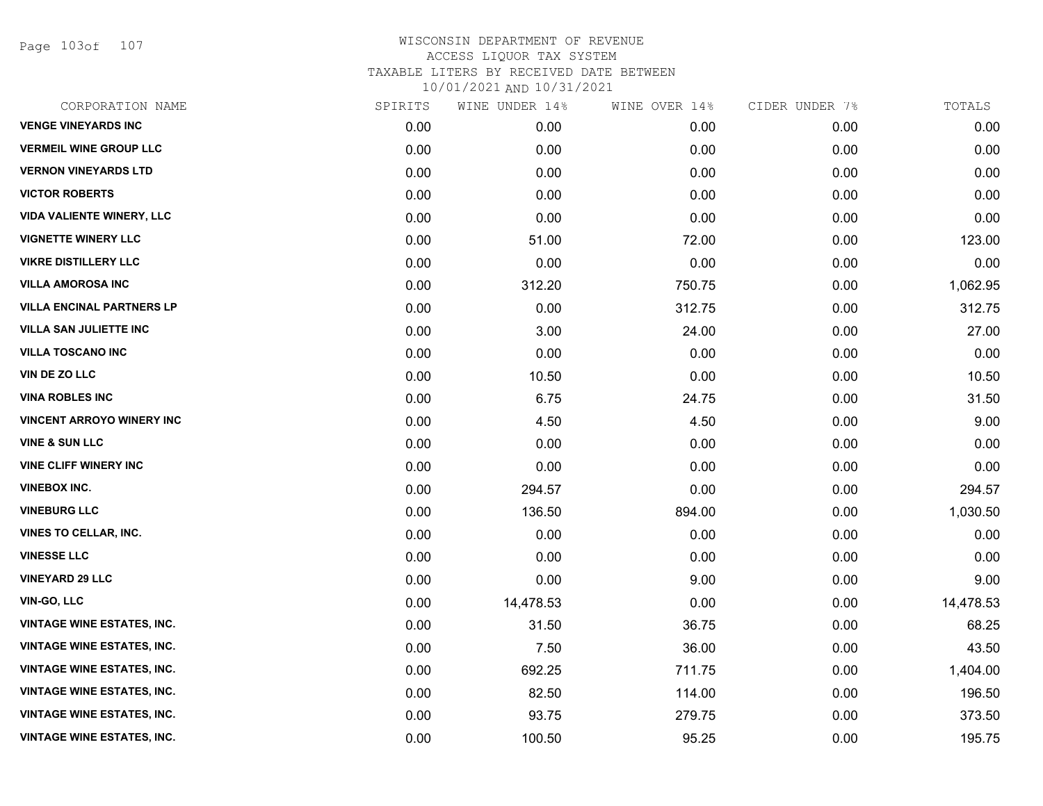# WISCONSIN DEPARTMENT OF REVENUE
## ACCESS LIQUOR TAX SYSTEM
### TAXABLE LITERS BY RECEIVED DATE BETWEEN 10/01/2021 AND 10/31/2021

| CORPORATION NAME | SPIRITS | WINE UNDER 14% | WINE OVER 14% | CIDER UNDER 7% | TOTALS |
|---|---|---|---|---|---|
| VENGE VINEYARDS INC | 0.00 | 0.00 | 0.00 | 0.00 | 0.00 |
| VERMEIL WINE GROUP LLC | 0.00 | 0.00 | 0.00 | 0.00 | 0.00 |
| VERNON VINEYARDS LTD | 0.00 | 0.00 | 0.00 | 0.00 | 0.00 |
| VICTOR ROBERTS | 0.00 | 0.00 | 0.00 | 0.00 | 0.00 |
| VIDA VALIENTE WINERY, LLC | 0.00 | 0.00 | 0.00 | 0.00 | 0.00 |
| VIGNETTE WINERY LLC | 0.00 | 51.00 | 72.00 | 0.00 | 123.00 |
| VIKRE DISTILLERY LLC | 0.00 | 0.00 | 0.00 | 0.00 | 0.00 |
| VILLA AMOROSA INC | 0.00 | 312.20 | 750.75 | 0.00 | 1,062.95 |
| VILLA ENCINAL PARTNERS LP | 0.00 | 0.00 | 312.75 | 0.00 | 312.75 |
| VILLA SAN JULIETTE INC | 0.00 | 3.00 | 24.00 | 0.00 | 27.00 |
| VILLA TOSCANO INC | 0.00 | 0.00 | 0.00 | 0.00 | 0.00 |
| VIN DE ZO LLC | 0.00 | 10.50 | 0.00 | 0.00 | 10.50 |
| VINA ROBLES INC | 0.00 | 6.75 | 24.75 | 0.00 | 31.50 |
| VINCENT ARROYO WINERY INC | 0.00 | 4.50 | 4.50 | 0.00 | 9.00 |
| VINE & SUN LLC | 0.00 | 0.00 | 0.00 | 0.00 | 0.00 |
| VINE CLIFF WINERY INC | 0.00 | 0.00 | 0.00 | 0.00 | 0.00 |
| VINEBOX INC. | 0.00 | 294.57 | 0.00 | 0.00 | 294.57 |
| VINEBURG LLC | 0.00 | 136.50 | 894.00 | 0.00 | 1,030.50 |
| VINES TO CELLAR, INC. | 0.00 | 0.00 | 0.00 | 0.00 | 0.00 |
| VINESSE LLC | 0.00 | 0.00 | 0.00 | 0.00 | 0.00 |
| VINEYARD 29 LLC | 0.00 | 0.00 | 9.00 | 0.00 | 9.00 |
| VIN-GO, LLC | 0.00 | 14,478.53 | 0.00 | 0.00 | 14,478.53 |
| VINTAGE WINE ESTATES, INC. | 0.00 | 31.50 | 36.75 | 0.00 | 68.25 |
| VINTAGE WINE ESTATES, INC. | 0.00 | 7.50 | 36.00 | 0.00 | 43.50 |
| VINTAGE WINE ESTATES, INC. | 0.00 | 692.25 | 711.75 | 0.00 | 1,404.00 |
| VINTAGE WINE ESTATES, INC. | 0.00 | 82.50 | 114.00 | 0.00 | 196.50 |
| VINTAGE WINE ESTATES, INC. | 0.00 | 93.75 | 279.75 | 0.00 | 373.50 |
| VINTAGE WINE ESTATES, INC. | 0.00 | 100.50 | 95.25 | 0.00 | 195.75 |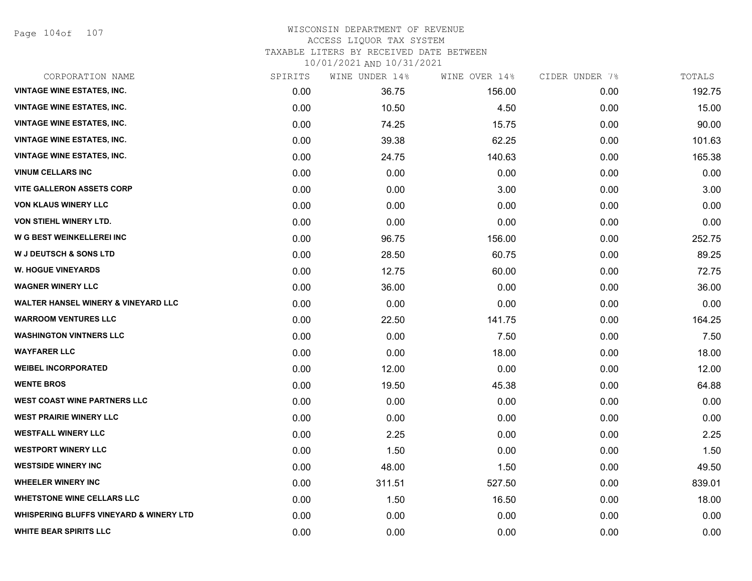# WISCONSIN DEPARTMENT OF REVENUE
ACCESS LIQUOR TAX SYSTEM
TAXABLE LITERS BY RECEIVED DATE BETWEEN
10/01/2021 AND 10/31/2021

| CORPORATION NAME | SPIRITS | WINE UNDER 14% | WINE OVER 14% | CIDER UNDER 7% | TOTALS |
|---|---|---|---|---|---|
| VINTAGE WINE ESTATES, INC. | 0.00 | 36.75 | 156.00 | 0.00 | 192.75 |
| VINTAGE WINE ESTATES, INC. | 0.00 | 10.50 | 4.50 | 0.00 | 15.00 |
| VINTAGE WINE ESTATES, INC. | 0.00 | 74.25 | 15.75 | 0.00 | 90.00 |
| VINTAGE WINE ESTATES, INC. | 0.00 | 39.38 | 62.25 | 0.00 | 101.63 |
| VINTAGE WINE ESTATES, INC. | 0.00 | 24.75 | 140.63 | 0.00 | 165.38 |
| VINUM CELLARS INC | 0.00 | 0.00 | 0.00 | 0.00 | 0.00 |
| VITE GALLERON ASSETS CORP | 0.00 | 0.00 | 3.00 | 0.00 | 3.00 |
| VON KLAUS WINERY LLC | 0.00 | 0.00 | 0.00 | 0.00 | 0.00 |
| VON STIEHL WINERY LTD. | 0.00 | 0.00 | 0.00 | 0.00 | 0.00 |
| W G BEST WEINKELLEREI INC | 0.00 | 96.75 | 156.00 | 0.00 | 252.75 |
| W J DEUTSCH & SONS LTD | 0.00 | 28.50 | 60.75 | 0.00 | 89.25 |
| W. HOGUE VINEYARDS | 0.00 | 12.75 | 60.00 | 0.00 | 72.75 |
| WAGNER WINERY LLC | 0.00 | 36.00 | 0.00 | 0.00 | 36.00 |
| WALTER HANSEL WINERY & VINEYARD LLC | 0.00 | 0.00 | 0.00 | 0.00 | 0.00 |
| WARROOM VENTURES LLC | 0.00 | 22.50 | 141.75 | 0.00 | 164.25 |
| WASHINGTON VINTNERS LLC | 0.00 | 0.00 | 7.50 | 0.00 | 7.50 |
| WAYFARER LLC | 0.00 | 0.00 | 18.00 | 0.00 | 18.00 |
| WEIBEL INCORPORATED | 0.00 | 12.00 | 0.00 | 0.00 | 12.00 |
| WENTE BROS | 0.00 | 19.50 | 45.38 | 0.00 | 64.88 |
| WEST COAST WINE PARTNERS LLC | 0.00 | 0.00 | 0.00 | 0.00 | 0.00 |
| WEST PRAIRIE WINERY LLC | 0.00 | 0.00 | 0.00 | 0.00 | 0.00 |
| WESTFALL WINERY LLC | 0.00 | 2.25 | 0.00 | 0.00 | 2.25 |
| WESTPORT WINERY LLC | 0.00 | 1.50 | 0.00 | 0.00 | 1.50 |
| WESTSIDE WINERY INC | 0.00 | 48.00 | 1.50 | 0.00 | 49.50 |
| WHEELER WINERY INC | 0.00 | 311.51 | 527.50 | 0.00 | 839.01 |
| WHETSTONE WINE CELLARS LLC | 0.00 | 1.50 | 16.50 | 0.00 | 18.00 |
| WHISPERING BLUFFS VINEYARD & WINERY LTD | 0.00 | 0.00 | 0.00 | 0.00 | 0.00 |
| WHITE BEAR SPIRITS LLC | 0.00 | 0.00 | 0.00 | 0.00 | 0.00 |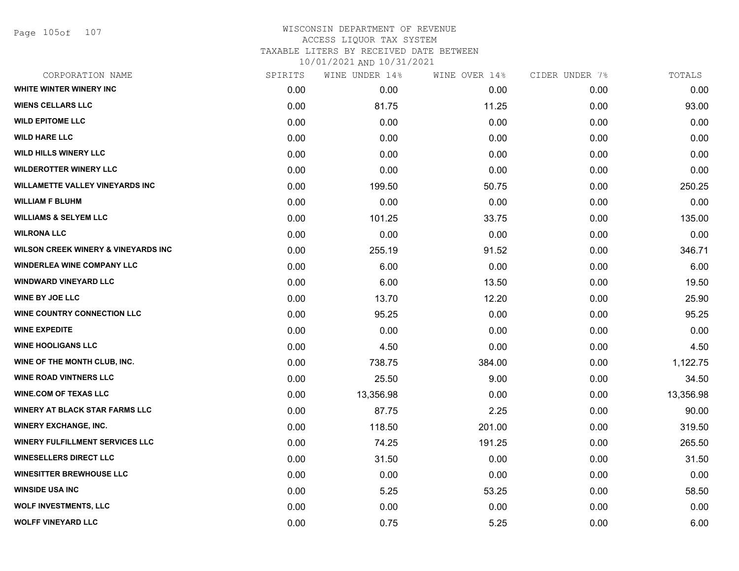# WISCONSIN DEPARTMENT OF REVENUE
## ACCESS LIQUOR TAX SYSTEM
### TAXABLE LITERS BY RECEIVED DATE BETWEEN 10/01/2021 AND 10/31/2021

| CORPORATION NAME | SPIRITS | WINE UNDER 14% | WINE OVER 14% | CIDER UNDER 7% | TOTALS |
|---|---|---|---|---|---|
| WHITE WINTER WINERY INC | 0.00 | 0.00 | 0.00 | 0.00 | 0.00 |
| WIENS CELLARS LLC | 0.00 | 81.75 | 11.25 | 0.00 | 93.00 |
| WILD EPITOME LLC | 0.00 | 0.00 | 0.00 | 0.00 | 0.00 |
| WILD HARE LLC | 0.00 | 0.00 | 0.00 | 0.00 | 0.00 |
| WILD HILLS WINERY LLC | 0.00 | 0.00 | 0.00 | 0.00 | 0.00 |
| WILDEROTTER WINERY LLC | 0.00 | 0.00 | 0.00 | 0.00 | 0.00 |
| WILLAMETTE VALLEY VINEYARDS INC | 0.00 | 199.50 | 50.75 | 0.00 | 250.25 |
| WILLIAM F BLUHM | 0.00 | 0.00 | 0.00 | 0.00 | 0.00 |
| WILLIAMS & SELYEM LLC | 0.00 | 101.25 | 33.75 | 0.00 | 135.00 |
| WILRONA LLC | 0.00 | 0.00 | 0.00 | 0.00 | 0.00 |
| WILSON CREEK WINERY & VINEYARDS INC | 0.00 | 255.19 | 91.52 | 0.00 | 346.71 |
| WINDERLEA WINE COMPANY LLC | 0.00 | 6.00 | 0.00 | 0.00 | 6.00 |
| WINDWARD VINEYARD LLC | 0.00 | 6.00 | 13.50 | 0.00 | 19.50 |
| WINE BY JOE LLC | 0.00 | 13.70 | 12.20 | 0.00 | 25.90 |
| WINE COUNTRY CONNECTION LLC | 0.00 | 95.25 | 0.00 | 0.00 | 95.25 |
| WINE EXPEDITE | 0.00 | 0.00 | 0.00 | 0.00 | 0.00 |
| WINE HOOLIGANS LLC | 0.00 | 4.50 | 0.00 | 0.00 | 4.50 |
| WINE OF THE MONTH CLUB, INC. | 0.00 | 738.75 | 384.00 | 0.00 | 1,122.75 |
| WINE ROAD VINTNERS LLC | 0.00 | 25.50 | 9.00 | 0.00 | 34.50 |
| WINE.COM OF TEXAS LLC | 0.00 | 13,356.98 | 0.00 | 0.00 | 13,356.98 |
| WINERY AT BLACK STAR FARMS LLC | 0.00 | 87.75 | 2.25 | 0.00 | 90.00 |
| WINERY EXCHANGE, INC. | 0.00 | 118.50 | 201.00 | 0.00 | 319.50 |
| WINERY FULFILLMENT SERVICES LLC | 0.00 | 74.25 | 191.25 | 0.00 | 265.50 |
| WINESELLERS DIRECT LLC | 0.00 | 31.50 | 0.00 | 0.00 | 31.50 |
| WINESITTER BREWHOUSE LLC | 0.00 | 0.00 | 0.00 | 0.00 | 0.00 |
| WINSIDE USA INC | 0.00 | 5.25 | 53.25 | 0.00 | 58.50 |
| WOLF INVESTMENTS, LLC | 0.00 | 0.00 | 0.00 | 0.00 | 0.00 |
| WOLFF VINEYARD LLC | 0.00 | 0.75 | 5.25 | 0.00 | 6.00 |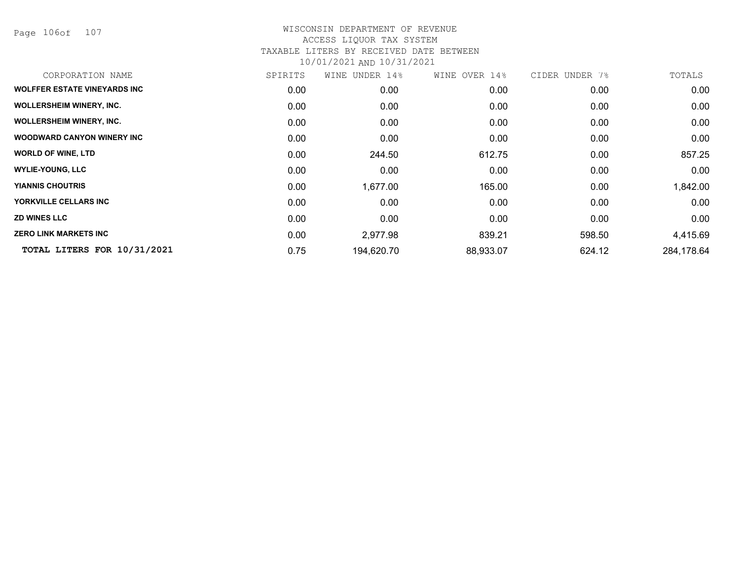# WISCONSIN DEPARTMENT OF REVENUE
## ACCESS LIQUOR TAX SYSTEM
## TAXABLE LITERS BY RECEIVED DATE BETWEEN 10/01/2021 AND 10/31/2021

| CORPORATION NAME | SPIRITS | WINE UNDER 14% | WINE OVER 14% | CIDER UNDER 7% | TOTALS |
|---|---|---|---|---|---|
| **WOLFFER ESTATE VINEYARDS INC** | 0.00 | 0.00 | 0.00 | 0.00 | 0.00 |
| **WOLLERSHEIM WINERY, INC.** | 0.00 | 0.00 | 0.00 | 0.00 | 0.00 |
| **WOLLERSHEIM WINERY, INC.** | 0.00 | 0.00 | 0.00 | 0.00 | 0.00 |
| **WOODWARD CANYON WINERY INC** | 0.00 | 0.00 | 0.00 | 0.00 | 0.00 |
| **WORLD OF WINE, LTD** | 0.00 | 244.50 | 612.75 | 0.00 | 857.25 |
| **WYLIE-YOUNG, LLC** | 0.00 | 0.00 | 0.00 | 0.00 | 0.00 |
| **YIANNIS CHOUTRIS** | 0.00 | 1,677.00 | 165.00 | 0.00 | 1,842.00 |
| **YORKVILLE CELLARS INC** | 0.00 | 0.00 | 0.00 | 0.00 | 0.00 |
| **ZD WINES LLC** | 0.00 | 0.00 | 0.00 | 0.00 | 0.00 |
| **ZERO LINK MARKETS INC** | 0.00 | 2,977.98 | 839.21 | 598.50 | 4,415.69 |
| **TOTAL LITERS FOR 10/31/2021** | 0.75 | 194,620.70 | 88,933.07 | 624.12 | 284,178.64 |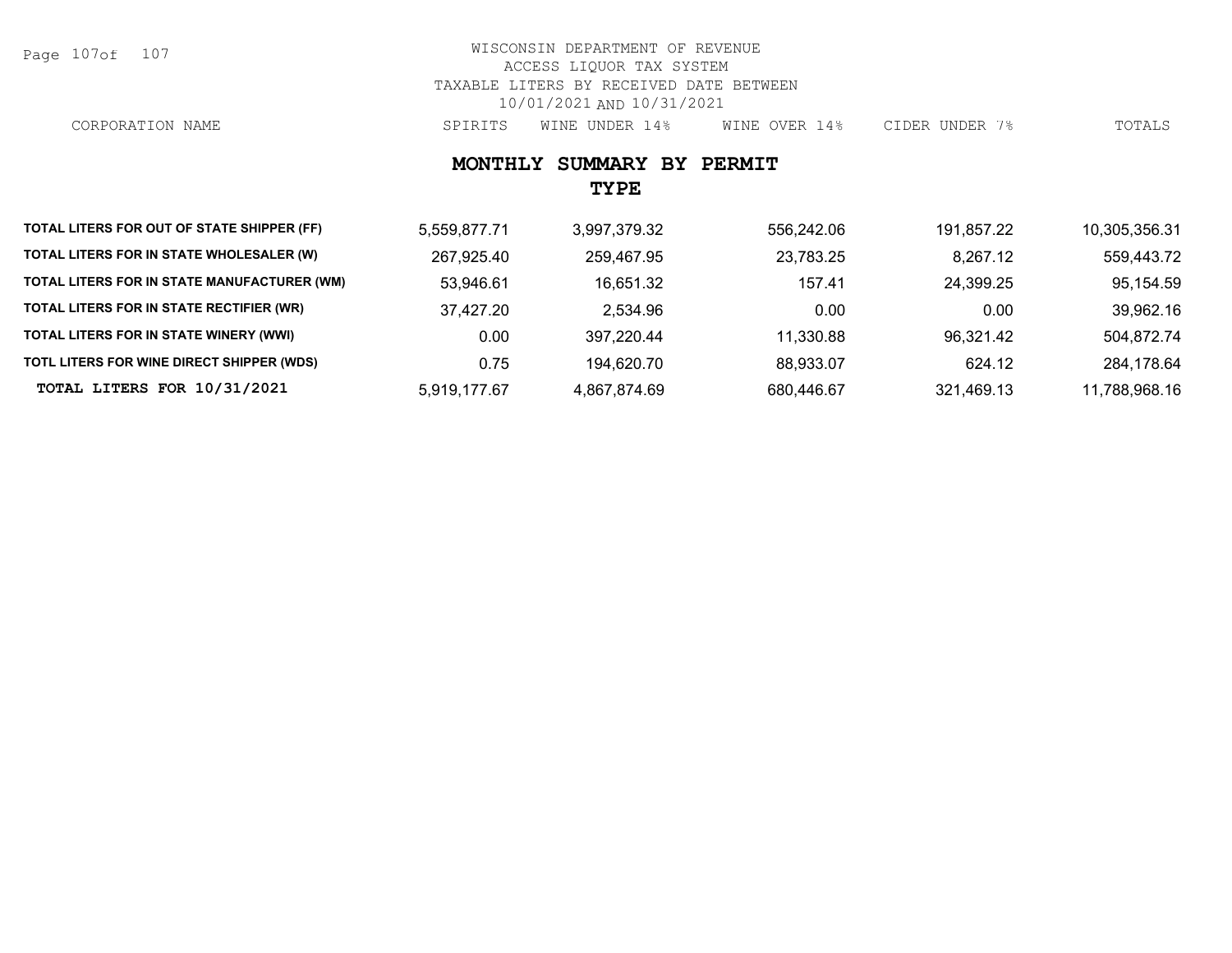WISCONSIN DEPARTMENT OF REVENUE
ACCESS LIQUOR TAX SYSTEM
TAXABLE LITERS BY RECEIVED DATE BETWEEN
10/01/2021 AND 10/31/2021

## MONTHLY SUMMARY BY PERMIT TYPE

| CORPORATION NAME | SPIRITS | WINE UNDER 14% | WINE OVER 14% | CIDER UNDER 7% | TOTALS |
|---|---|---|---|---|---|
| TOTAL LITERS FOR OUT OF STATE SHIPPER (FF) | 5,559,877.71 | 3,997,379.32 | 556,242.06 | 191,857.22 | 10,305,356.31 |
| TOTAL LITERS FOR IN STATE WHOLESALER (W) | 267,925.40 | 259,467.95 | 23,783.25 | 8,267.12 | 559,443.72 |
| TOTAL LITERS FOR IN STATE MANUFACTURER (WM) | 53,946.61 | 16,651.32 | 157.41 | 24,399.25 | 95,154.59 |
| TOTAL LITERS FOR IN STATE RECTIFIER (WR) | 37,427.20 | 2,534.96 | 0.00 | 0.00 | 39,962.16 |
| TOTAL LITERS FOR IN STATE WINERY (WWI) | 0.00 | 397,220.44 | 11,330.88 | 96,321.42 | 504,872.74 |
| TOTL LITERS FOR WINE DIRECT SHIPPER (WDS) | 0.75 | 194,620.70 | 88,933.07 | 624.12 | 284,178.64 |
| **TOTAL LITERS FOR 10/31/2021** | 5,919,177.67 | 4,867,874.69 | 680,446.67 | 321,469.13 | 11,788,968.16 |